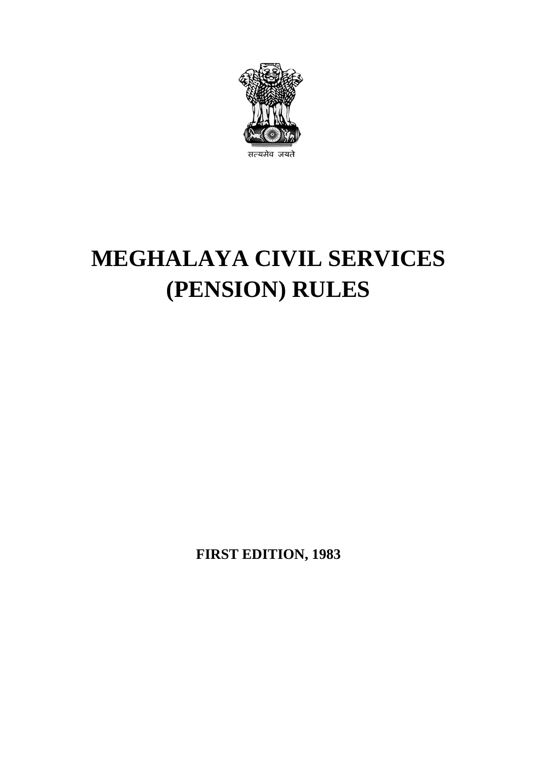सत्यमेव जयते

# MEGHALAYA CIVIL SERVICES (PENSION) RULES

**FIRST EDITION, 1983**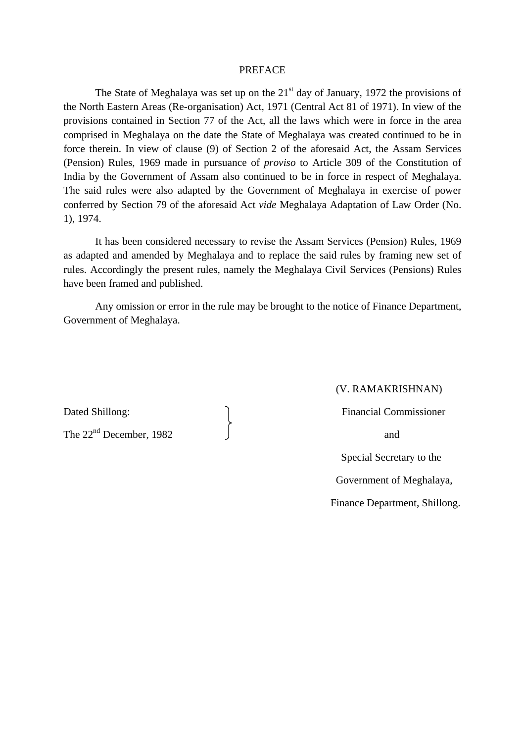# PREFACE

The State of Meghalaya was set up on the 21st day of January, 1972 the provisions of the North Eastern Areas (Re-organisation) Act, 1971 (Central Act 81 of 1971). In view of the provisions contained in Section 77 of the Act, all the laws which were in force in the area comprised in Meghalaya on the date the State of Meghalaya was created continued to be in force therein. In view of clause (9) of Section 2 of the aforesaid Act, the Assam Services (Pension) Rules, 1969 made in pursuance of *proviso* to Article 309 of the Constitution of India by the Government of Assam also continued to be in force in respect of Meghalaya. The said rules were also adapted by the Government of Meghalaya in exercise of power conferred by Section 79 of the aforesaid Act *vide* Meghalaya Adaptation of Law Order (No. 1), 1974.

It has been considered necessary to revise the Assam Services (Pension) Rules, 1969 as adapted and amended by Meghalaya and to replace the said rules by framing new set of rules. Accordingly the present rules, namely the Meghalaya Civil Services (Pensions) Rules have been framed and published.

Any omission or error in the rule may be brought to the notice of Finance Department, Government of Meghalaya.

(V. RAMAKRISHNAN)

Financial Commissioner

and

Special Secretary to the

Government of Meghalaya,

Finance Department, Shillong.

Dated Shillong:

The 22nd December, 1982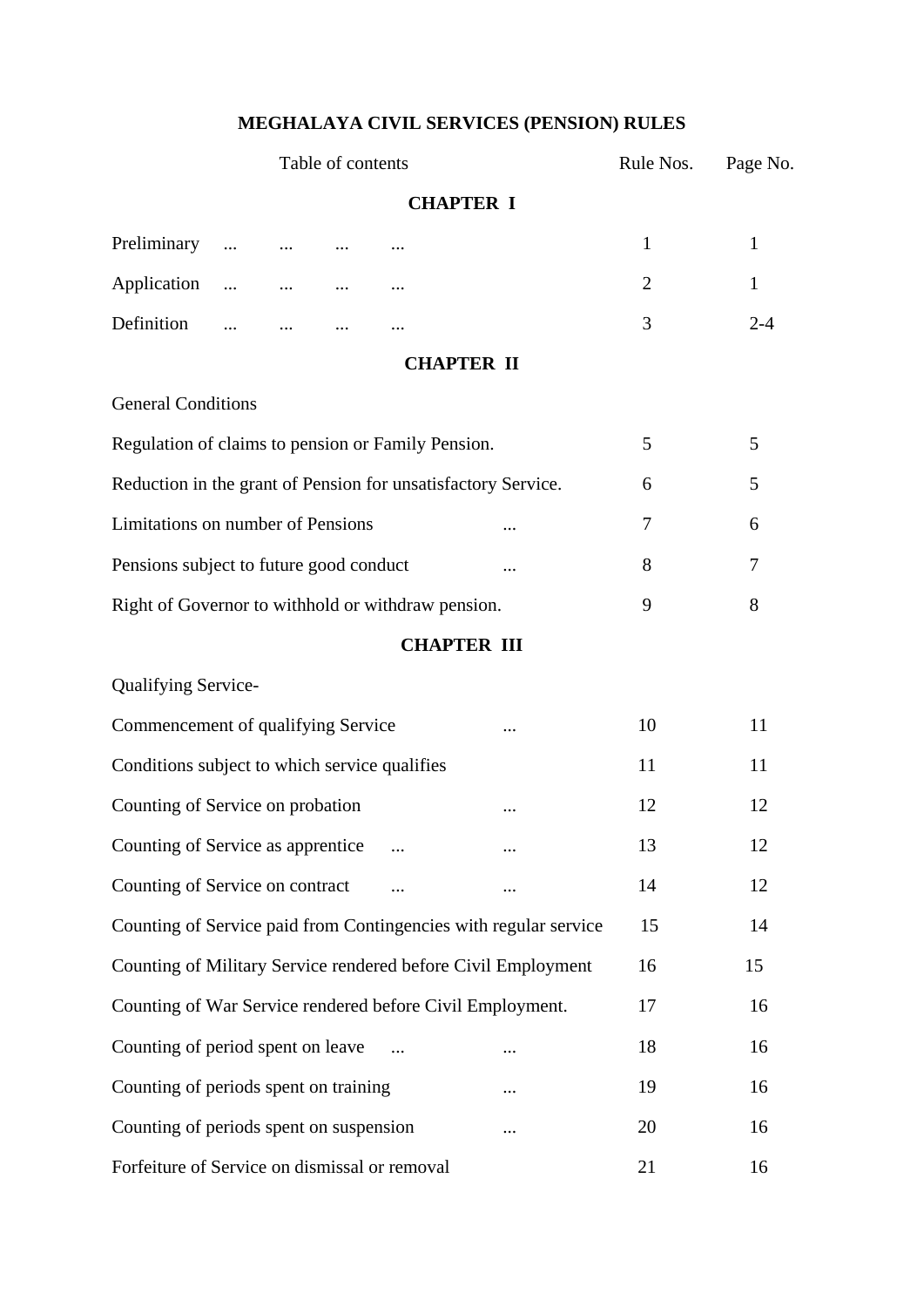# MEGHALAYA CIVIL SERVICES (PENSION) RULES

| Table of contents | Rule Nos. | Page No. |
|---|---|---|
| **CHAPTER I** | | |
| Preliminary ... ... ... ... | 1 | 1 |
| Application ... ... ... ... | 2 | 1 |
| Definition ... ... ... ... | 3 | 2-4 |
| **CHAPTER II** | | |
| General Conditions | | |
| Regulation of claims to pension or Family Pension. | 5 | 5 |
| Reduction in the grant of Pension for unsatisfactory Service. | 6 | 5 |
| Limitations on number of Pensions ... | 7 | 6 |
| Pensions subject to future good conduct ... | 8 | 7 |
| Right of Governor to withhold or withdraw pension. | 9 | 8 |
| **CHAPTER III** | | |
| Qualifying Service- | | |
| Commencement of qualifying Service ... | 10 | 11 |
| Conditions subject to which service qualifies | 11 | 11 |
| Counting of Service on probation ... | 12 | 12 |
| Counting of Service as apprentice ... ... | 13 | 12 |
| Counting of Service on contract ... ... | 14 | 12 |
| Counting of Service paid from Contingencies with regular service | 15 | 14 |
| Counting of Military Service rendered before Civil Employment | 16 | 15 |
| Counting of War Service rendered before Civil Employment. | 17 | 16 |
| Counting of period spent on leave ... ... | 18 | 16 |
| Counting of periods spent on training ... | 19 | 16 |
| Counting of periods spent on suspension ... | 20 | 16 |
| Forfeiture of Service on dismissal or removal | 21 | 16 |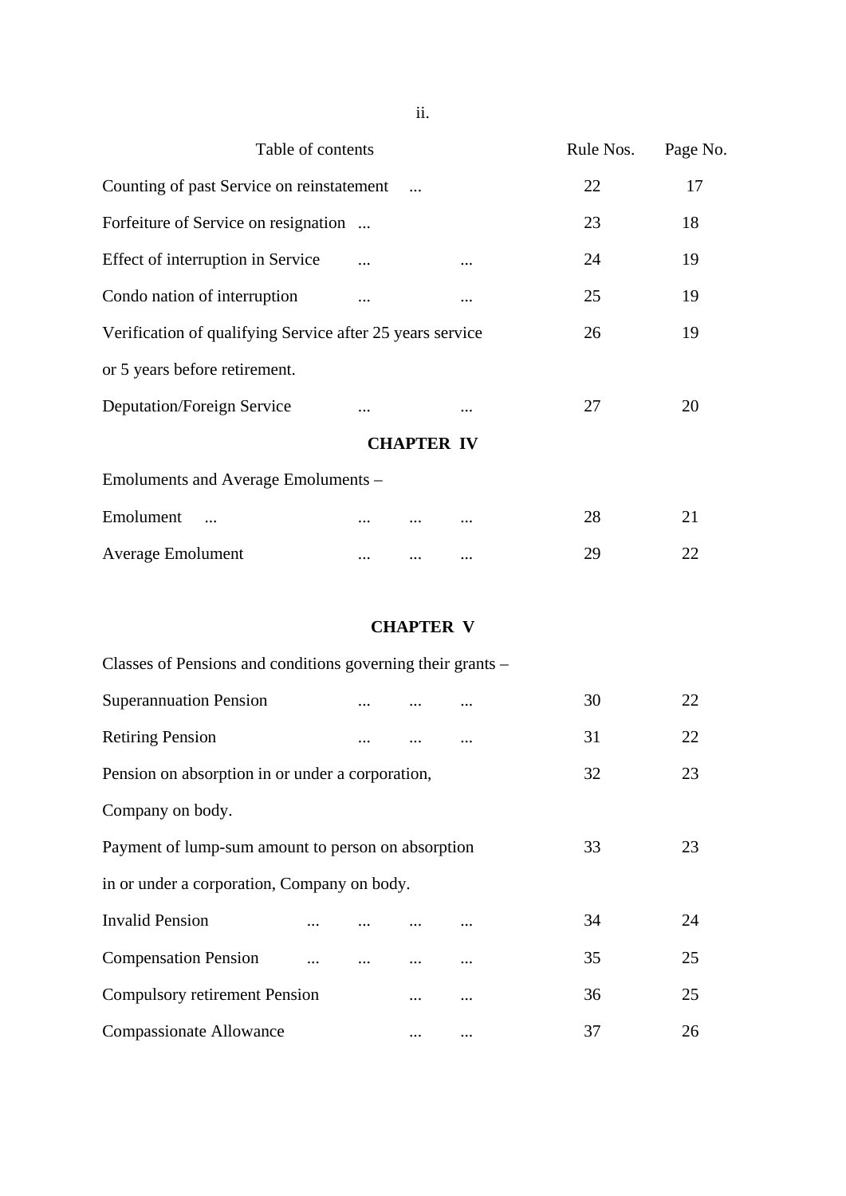| Table of contents | Rule Nos. | Page No. |
|---|---|---|
| Counting of past Service on reinstatement ... | 22 | 17 |
| Forfeiture of Service on resignation ... | 23 | 18 |
| Effect of interruption in Service ... ... | 24 | 19 |
| Condo nation of interruption ... ... | 25 | 19 |
| Verification of qualifying Service after 25 years service or 5 years before retirement. | 26 | 19 |
| Deputation/Foreign Service ... ... | 27 | 20 |
| **CHAPTER IV** | | |
| Emoluments and Average Emoluments – | | |
| Emolument ... ... ... ... | 28 | 21 |
| Average Emolument ... ... ... | 29 | 22 |
| **CHAPTER V** | | |
| Classes of Pensions and conditions governing their grants – | | |
| Superannuation Pension ... ... ... | 30 | 22 |
| Retiring Pension ... ... ... | 31 | 22 |
| Pension on absorption in or under a corporation, Company on body. | 32 | 23 |
| Payment of lump-sum amount to person on absorption in or under a corporation, Company on body. | 33 | 23 |
| Invalid Pension ... ... ... ... | 34 | 24 |
| Compensation Pension ... ... ... ... | 35 | 25 |
| Compulsory retirement Pension ... ... | 36 | 25 |
| Compassionate Allowance ... ... | 37 | 26 |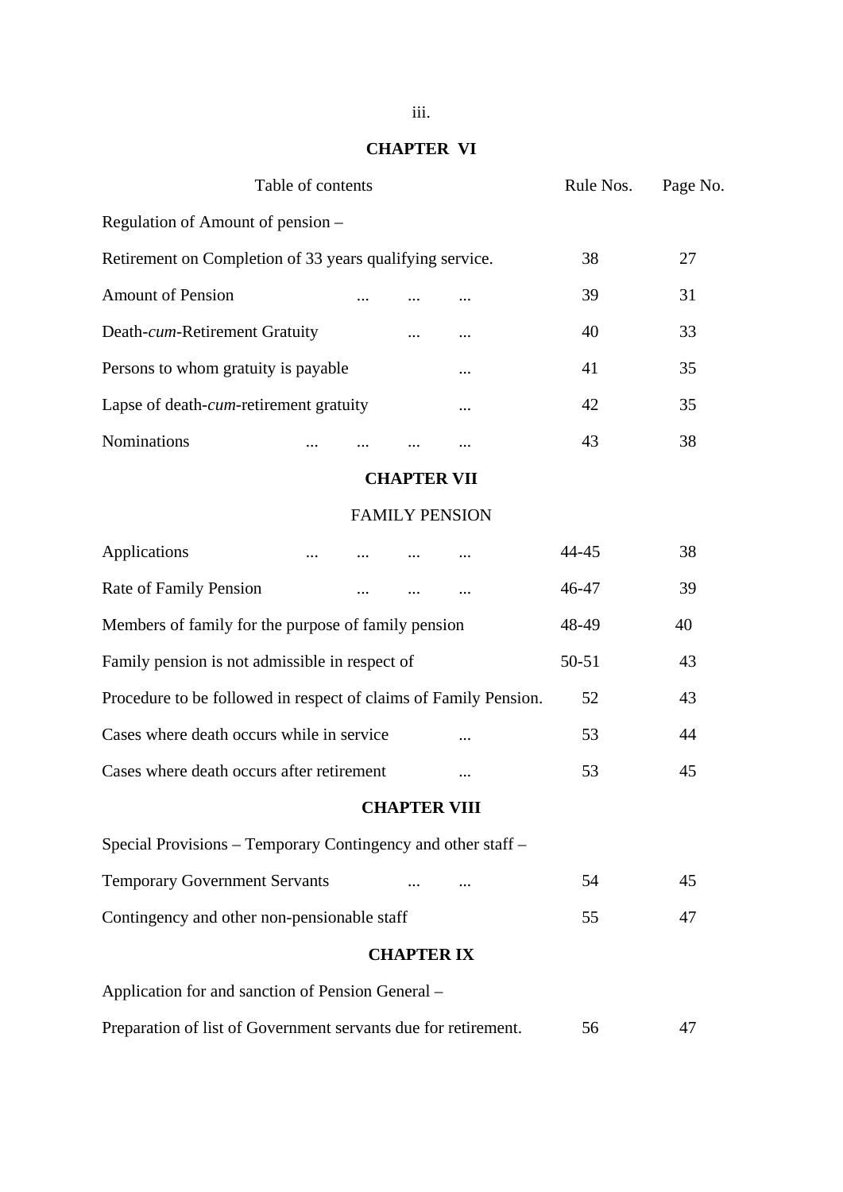## CHAPTER VI

| Table of contents | Rule Nos. | Page No. |
|---|---|---|
| Regulation of Amount of pension – | | |
| Retirement on Completion of 33 years qualifying service. | 38 | 27 |
| Amount of Pension ... ... ... | 39 | 31 |
| Death-*cum*-Retirement Gratuity ... ... | 40 | 33 |
| Persons to whom gratuity is payable ... | 41 | 35 |
| Lapse of death-*cum*-retirement gratuity ... | 42 | 35 |
| Nominations ... ... ... ... | 43 | 38 |

## CHAPTER VII

### FAMILY PENSION

| | Rule Nos. | Page No. |
|---|---|---|
| Applications ... ... ... ... | 44-45 | 38 |
| Rate of Family Pension ... ... ... | 46-47 | 39 |
| Members of family for the purpose of family pension | 48-49 | 40 |
| Family pension is not admissible in respect of | 50-51 | 43 |
| Procedure to be followed in respect of claims of Family Pension. | 52 | 43 |
| Cases where death occurs while in service ... | 53 | 44 |
| Cases where death occurs after retirement ... | 53 | 45 |

## CHAPTER VIII

| | Rule Nos. | Page No. |
|---|---|---|
| Special Provisions – Temporary Contingency and other staff – | | |
| Temporary Government Servants ... ... | 54 | 45 |
| Contingency and other non-pensionable staff | 55 | 47 |

## CHAPTER IX

| | Rule Nos. | Page No. |
|---|---|---|
| Application for and sanction of Pension General – | | |
| Preparation of list of Government servants due for retirement. | 56 | 47 |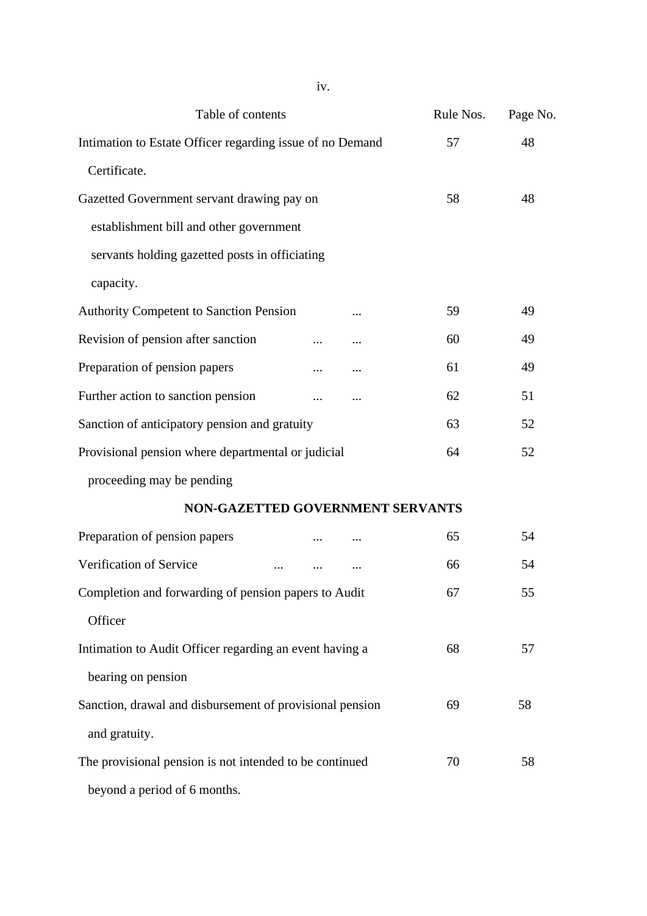| Table of contents | Rule Nos. | Page No. |
|---|---|---|
| Intimation to Estate Officer regarding issue of no Demand Certificate. | 57 | 48 |
| Gazetted Government servant drawing pay on establishment bill and other government servants holding gazetted posts in officiating capacity. | 58 | 48 |
| Authority Competent to Sanction Pension ... | 59 | 49 |
| Revision of pension after sanction ... ... | 60 | 49 |
| Preparation of pension papers ... ... | 61 | 49 |
| Further action to sanction pension ... ... | 62 | 51 |
| Sanction of anticipatory pension and gratuity | 63 | 52 |
| Provisional pension where departmental or judicial proceeding may be pending | 64 | 52 |
| **NON-GAZETTED GOVERNMENT SERVANTS** | | |
| Preparation of pension papers ... ... | 65 | 54 |
| Verification of Service ... ... ... | 66 | 54 |
| Completion and forwarding of pension papers to Audit Officer | 67 | 55 |
| Intimation to Audit Officer regarding an event having a bearing on pension | 68 | 57 |
| Sanction, drawal and disbursement of provisional pension and gratuity. | 69 | 58 |
| The provisional pension is not intended to be continued beyond a period of 6 months. | 70 | 58 |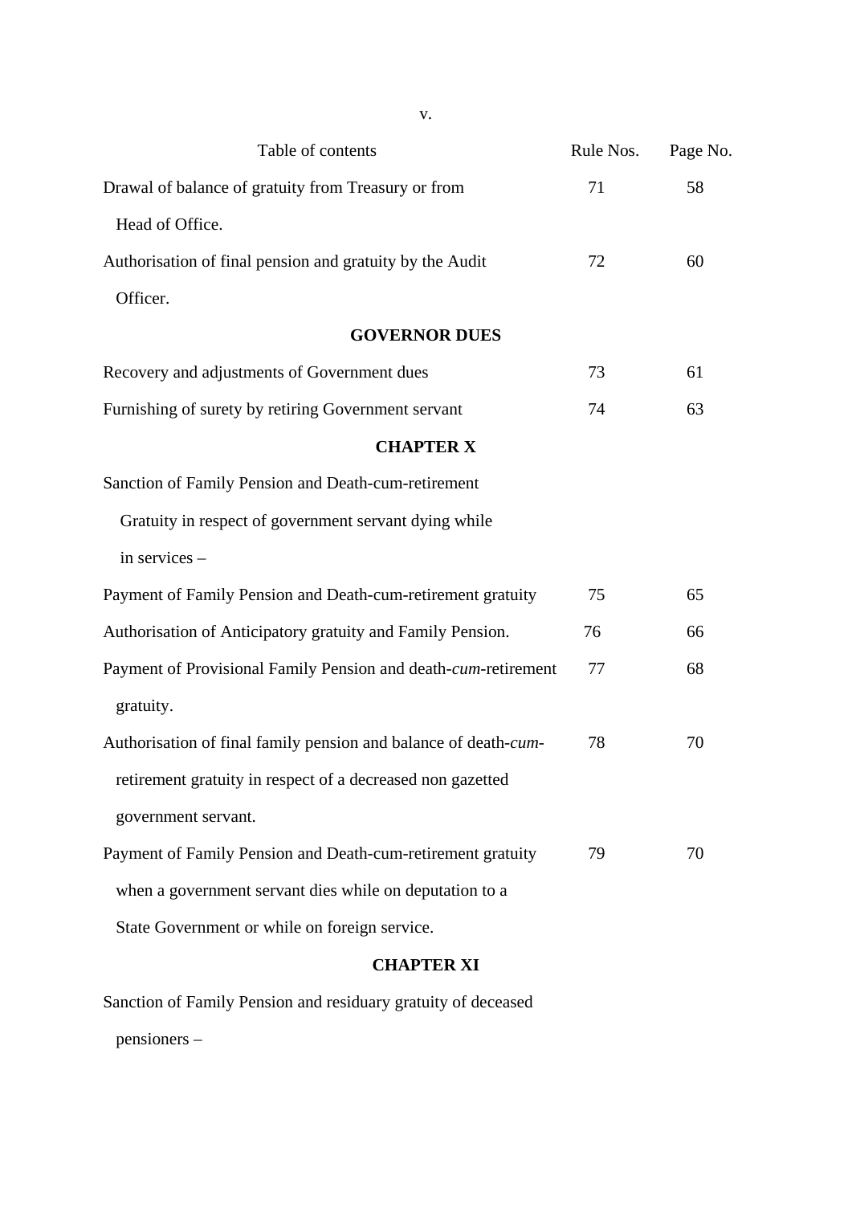| Table of contents | Rule Nos. | Page No. |
|---|---|---|
| Drawal of balance of gratuity from Treasury or from Head of Office. | 71 | 58 |
| Authorisation of final pension and gratuity by the Audit Officer. | 72 | 60 |
| **GOVERNOR DUES** | | |
| Recovery and adjustments of Government dues | 73 | 61 |
| Furnishing of surety by retiring Government servant | 74 | 63 |
| **CHAPTER X** | | |
| Sanction of Family Pension and Death-cum-retirement Gratuity in respect of government servant dying while in services – | | |
| Payment of Family Pension and Death-cum-retirement gratuity | 75 | 65 |
| Authorisation of Anticipatory gratuity and Family Pension. | 76 | 66 |
| Payment of Provisional Family Pension and death-*cum*-retirement gratuity. | 77 | 68 |
| Authorisation of final family pension and balance of death-*cum*-retirement gratuity in respect of a decreased non gazetted government servant. | 78 | 70 |
| Payment of Family Pension and Death-cum-retirement gratuity when a government servant dies while on deputation to a State Government or while on foreign service. | 79 | 70 |
| **CHAPTER XI** | | |
| Sanction of Family Pension and residuary gratuity of deceased pensioners – | | |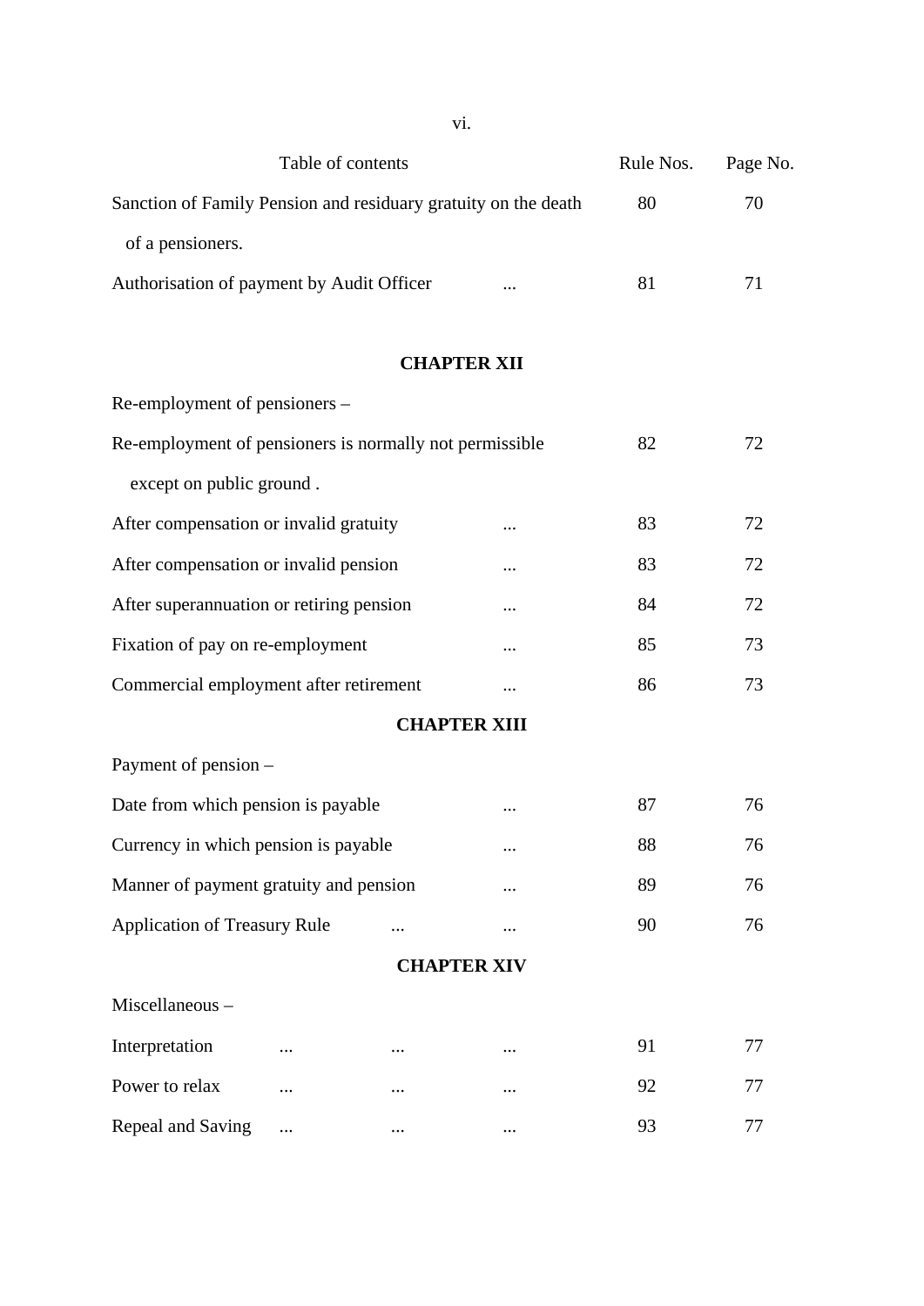| Table of contents | Rule Nos. | Page No. |
|---|---|---|
| Sanction of Family Pension and residuary gratuity on the death of a pensioners. | 80 | 70 |
| Authorisation of payment by Audit Officer ... | 81 | 71 |

**CHAPTER XII**

Re-employment of pensioners –

| | | |
|---|---|---|
| Re-employment of pensioners is normally not permissible except on public ground . | 82 | 72 |
| After compensation or invalid gratuity ... | 83 | 72 |
| After compensation or invalid pension ... | 83 | 72 |
| After superannuation or retiring pension ... | 84 | 72 |
| Fixation of pay on re-employment ... | 85 | 73 |
| Commercial employment after retirement ... | 86 | 73 |

**CHAPTER XIII**

Payment of pension –

| | | |
|---|---|---|
| Date from which pension is payable ... | 87 | 76 |
| Currency in which pension is payable ... | 88 | 76 |
| Manner of payment gratuity and pension ... | 89 | 76 |
| Application of Treasury Rule ... ... | 90 | 76 |

**CHAPTER XIV**

Miscellaneous –

| | | |
|---|---|---|
| Interpretation ... ... ... | 91 | 77 |
| Power to relax ... ... ... | 92 | 77 |
| Repeal and Saving ... ... ... | 93 | 77 |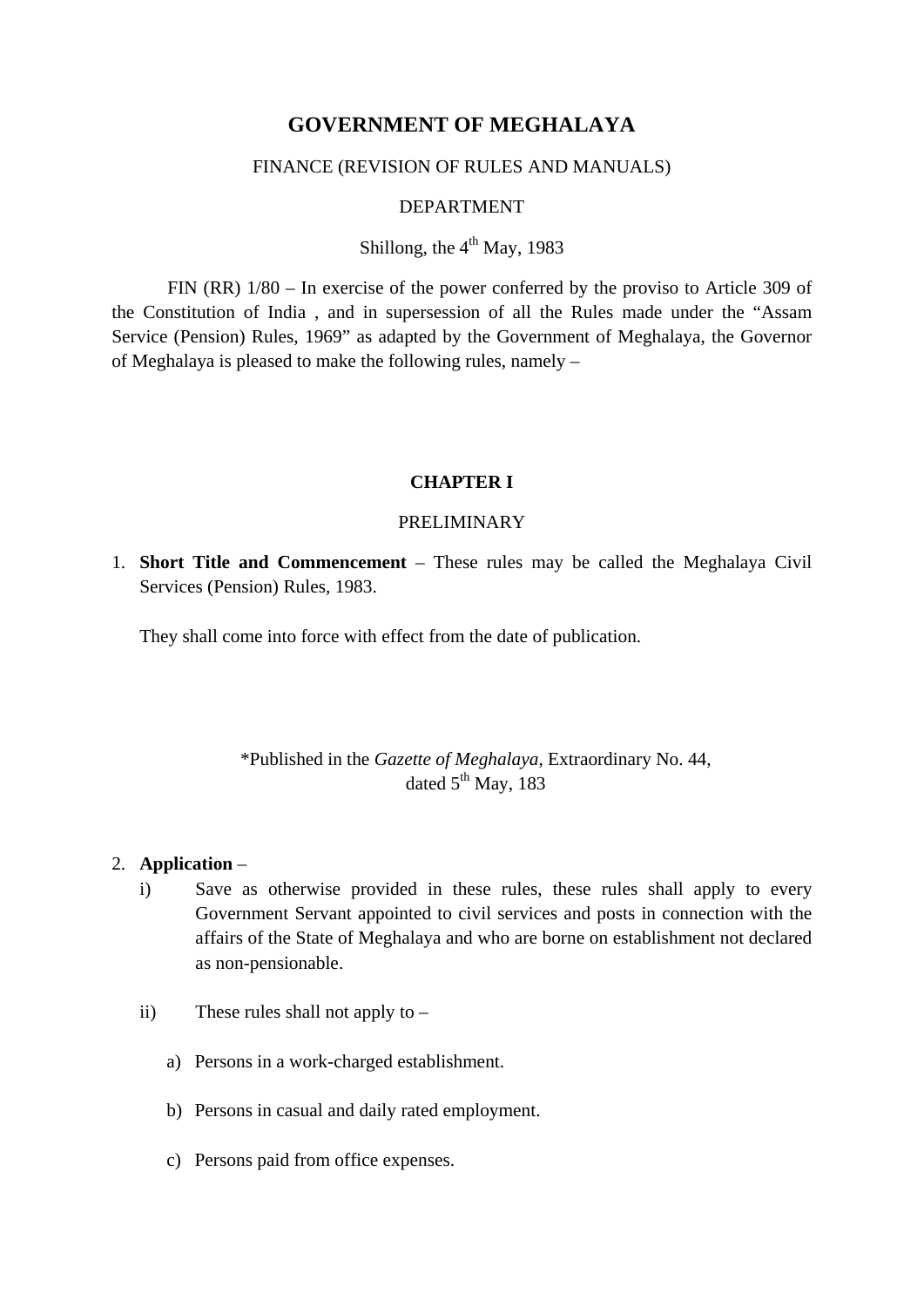# GOVERNMENT OF MEGHALAYA

FINANCE (REVISION OF RULES AND MANUALS)

DEPARTMENT

Shillong, the 4th May, 1983

FIN (RR) 1/80 – In exercise of the power conferred by the proviso to Article 309 of the Constitution of India , and in supersession of all the Rules made under the "Assam Service (Pension) Rules, 1969" as adapted by the Government of Meghalaya, the Governor of Meghalaya is pleased to make the following rules, namely –

## CHAPTER I

### PRELIMINARY

1. **Short Title and Commencement** – These rules may be called the Meghalaya Civil Services (Pension) Rules, 1983.

   They shall come into force with effect from the date of publication.

*Published in the *Gazette of Meghalaya*, Extraordinary No. 44, dated 5th May, 183

2. **Application** –
   i) Save as otherwise provided in these rules, these rules shall apply to every Government Servant appointed to civil services and posts in connection with the affairs of the State of Meghalaya and who are borne on establishment not declared as non-pensionable.

   ii) These rules shall not apply to –

      a) Persons in a work-charged establishment.

      b) Persons in casual and daily rated employment.

      c) Persons paid from office expenses.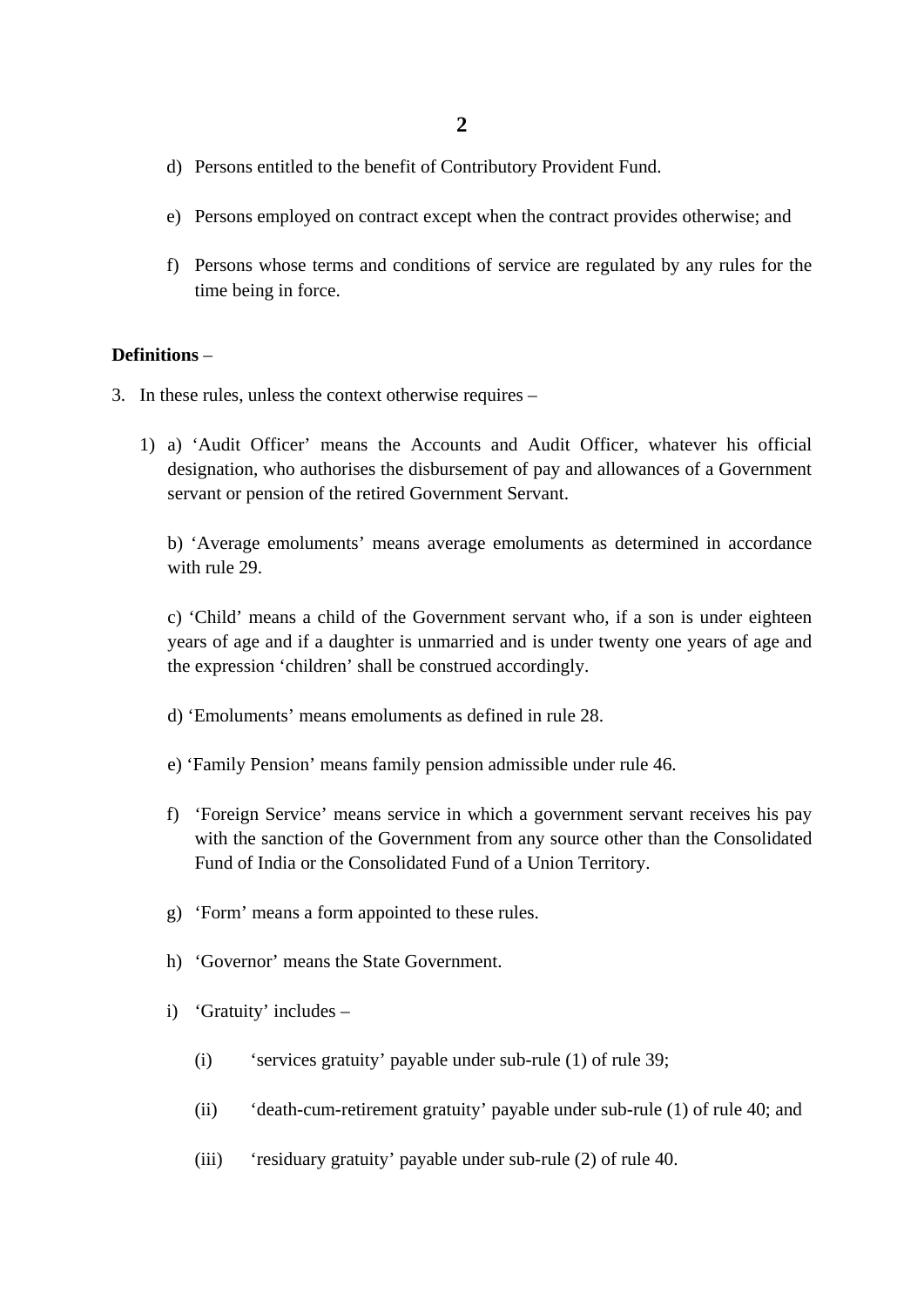d) Persons entitled to the benefit of Contributory Provident Fund.

e) Persons employed on contract except when the contract provides otherwise; and

f) Persons whose terms and conditions of service are regulated by any rules for the time being in force.

**Definitions** –

3. In these rules, unless the context otherwise requires –

1) a) 'Audit Officer' means the Accounts and Audit Officer, whatever his official designation, who authorises the disbursement of pay and allowances of a Government servant or pension of the retired Government Servant.

b) 'Average emoluments' means average emoluments as determined in accordance with rule 29.

c) 'Child' means a child of the Government servant who, if a son is under eighteen years of age and if a daughter is unmarried and is under twenty one years of age and the expression 'children' shall be construed accordingly.

d) 'Emoluments' means emoluments as defined in rule 28.

e) 'Family Pension' means family pension admissible under rule 46.

f) 'Foreign Service' means service in which a government servant receives his pay with the sanction of the Government from any source other than the Consolidated Fund of India or the Consolidated Fund of a Union Territory.

g) 'Form' means a form appointed to these rules.

h) 'Governor' means the State Government.

i) 'Gratuity' includes –

(i) 'services gratuity' payable under sub-rule (1) of rule 39;

(ii) 'death-cum-retirement gratuity' payable under sub-rule (1) of rule 40; and

(iii) 'residuary gratuity' payable under sub-rule (2) of rule 40.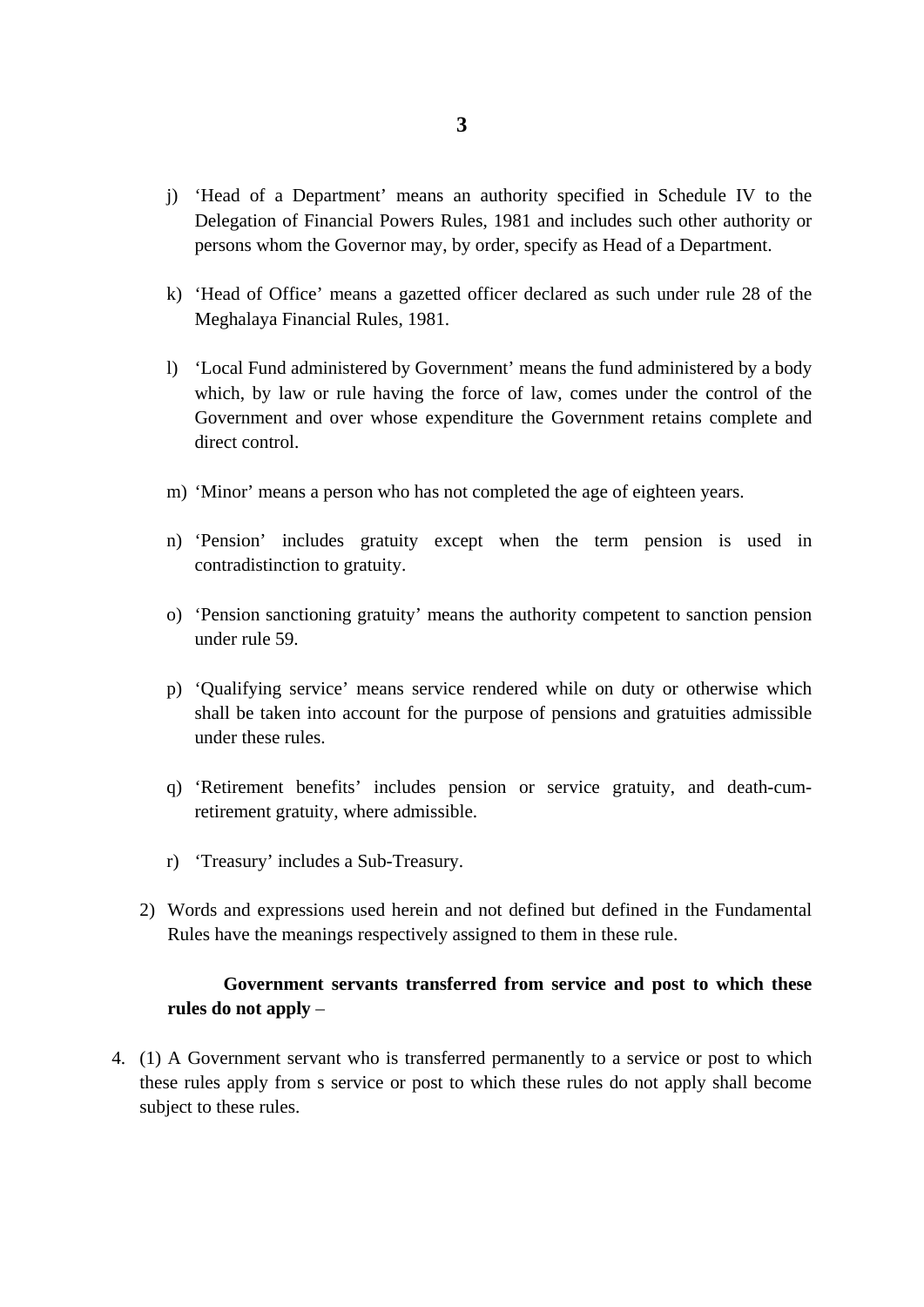j) 'Head of a Department' means an authority specified in Schedule IV to the Delegation of Financial Powers Rules, 1981 and includes such other authority or persons whom the Governor may, by order, specify as Head of a Department.

k) 'Head of Office' means a gazetted officer declared as such under rule 28 of the Meghalaya Financial Rules, 1981.

l) 'Local Fund administered by Government' means the fund administered by a body which, by law or rule having the force of law, comes under the control of the Government and over whose expenditure the Government retains complete and direct control.

m) 'Minor' means a person who has not completed the age of eighteen years.

n) 'Pension' includes gratuity except when the term pension is used in contradistinction to gratuity.

o) 'Pension sanctioning gratuity' means the authority competent to sanction pension under rule 59.

p) 'Qualifying service' means service rendered while on duty or otherwise which shall be taken into account for the purpose of pensions and gratuities admissible under these rules.

q) 'Retirement benefits' includes pension or service gratuity, and death-cum-retirement gratuity, where admissible.

r) 'Treasury' includes a Sub-Treasury.

2) Words and expressions used herein and not defined but defined in the Fundamental Rules have the meanings respectively assigned to them in these rule.

**Government servants transferred from service and post to which these rules do not apply** –

4. (1) A Government servant who is transferred permanently to a service or post to which these rules apply from s service or post to which these rules do not apply shall become subject to these rules.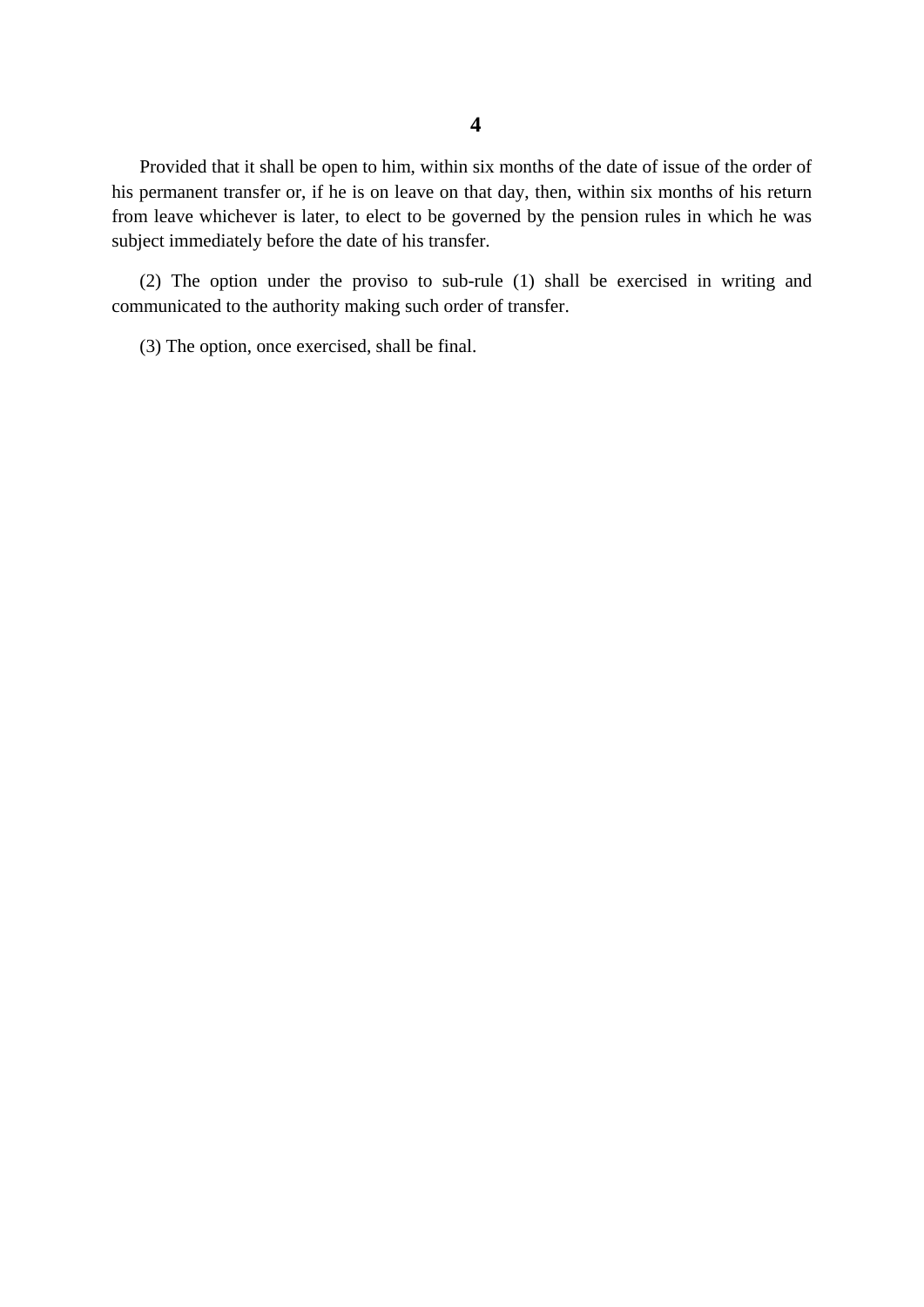Provided that it shall be open to him, within six months of the date of issue of the order of his permanent transfer or, if he is on leave on that day, then, within six months of his return from leave whichever is later, to elect to be governed by the pension rules in which he was subject immediately before the date of his transfer.

(2) The option under the proviso to sub-rule (1) shall be exercised in writing and communicated to the authority making such order of transfer.

(3) The option, once exercised, shall be final.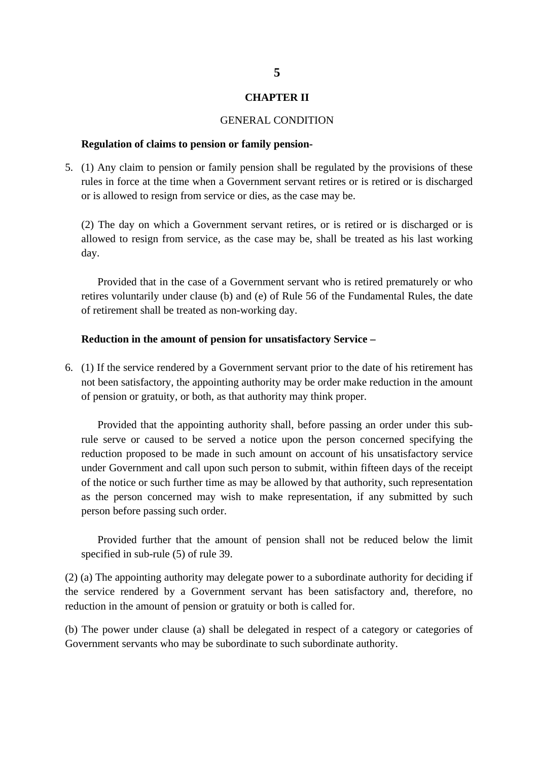## CHAPTER II

GENERAL CONDITION

**Regulation of claims to pension or family pension-**

5. (1) Any claim to pension or family pension shall be regulated by the provisions of these rules in force at the time when a Government servant retires or is retired or is discharged or is allowed to resign from service or dies, as the case may be.

   (2) The day on which a Government servant retires, or is retired or is discharged or is allowed to resign from service, as the case may be, shall be treated as his last working day.

   Provided that in the case of a Government servant who is retired prematurely or who retires voluntarily under clause (b) and (e) of Rule 56 of the Fundamental Rules, the date of retirement shall be treated as non-working day.

**Reduction in the amount of pension for unsatisfactory Service –**

6. (1) If the service rendered by a Government servant prior to the date of his retirement has not been satisfactory, the appointing authority may be order make reduction in the amount of pension or gratuity, or both, as that authority may think proper.

   Provided that the appointing authority shall, before passing an order under this sub-rule serve or caused to be served a notice upon the person concerned specifying the reduction proposed to be made in such amount on account of his unsatisfactory service under Government and call upon such person to submit, within fifteen days of the receipt of the notice or such further time as may be allowed by that authority, such representation as the person concerned may wish to make representation, if any submitted by such person before passing such order.

   Provided further that the amount of pension shall not be reduced below the limit specified in sub-rule (5) of rule 39.

(2) (a) The appointing authority may delegate power to a subordinate authority for deciding if the service rendered by a Government servant has been satisfactory and, therefore, no reduction in the amount of pension or gratuity or both is called for.

(b) The power under clause (a) shall be delegated in respect of a category or categories of Government servants who may be subordinate to such subordinate authority.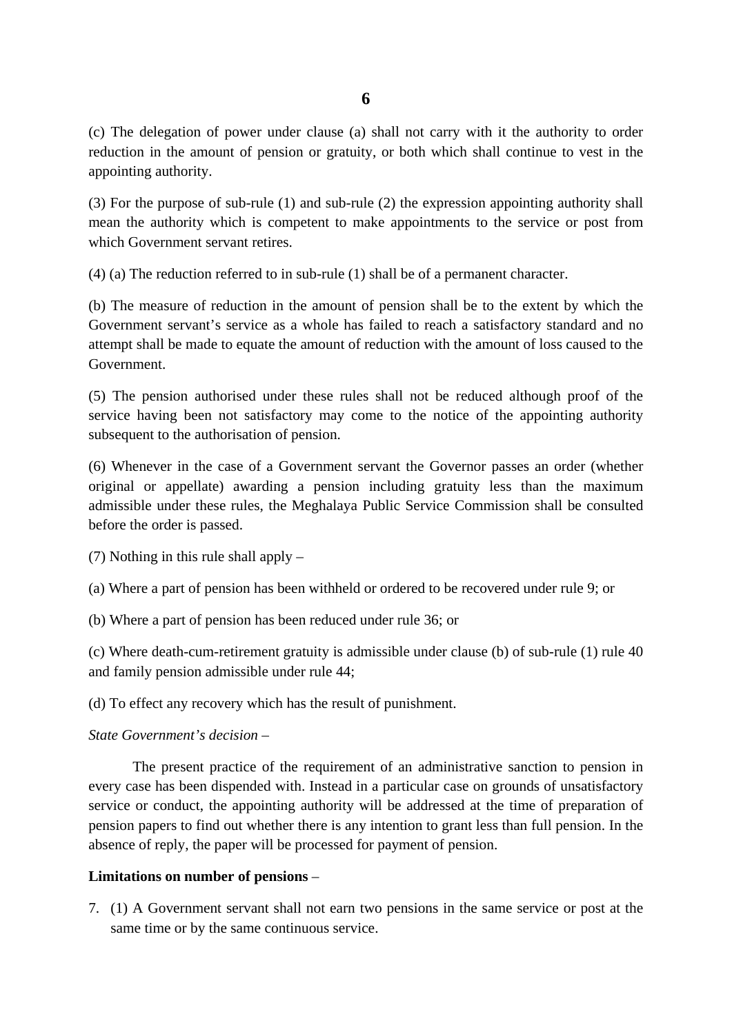(c) The delegation of power under clause (a) shall not carry with it the authority to order reduction in the amount of pension or gratuity, or both which shall continue to vest in the appointing authority.

(3) For the purpose of sub-rule (1) and sub-rule (2) the expression appointing authority shall mean the authority which is competent to make appointments to the service or post from which Government servant retires.

(4) (a) The reduction referred to in sub-rule (1) shall be of a permanent character.

(b) The measure of reduction in the amount of pension shall be to the extent by which the Government servant's service as a whole has failed to reach a satisfactory standard and no attempt shall be made to equate the amount of reduction with the amount of loss caused to the Government.

(5) The pension authorised under these rules shall not be reduced although proof of the service having been not satisfactory may come to the notice of the appointing authority subsequent to the authorisation of pension.

(6) Whenever in the case of a Government servant the Governor passes an order (whether original or appellate) awarding a pension including gratuity less than the maximum admissible under these rules, the Meghalaya Public Service Commission shall be consulted before the order is passed.

(7) Nothing in this rule shall apply –

(a) Where a part of pension has been withheld or ordered to be recovered under rule 9; or

(b) Where a part of pension has been reduced under rule 36; or

(c) Where death-cum-retirement gratuity is admissible under clause (b) of sub-rule (1) rule 40 and family pension admissible under rule 44;

(d) To effect any recovery which has the result of punishment.

*State Government's decision* –

The present practice of the requirement of an administrative sanction to pension in every case has been dispended with. Instead in a particular case on grounds of unsatisfactory service or conduct, the appointing authority will be addressed at the time of preparation of pension papers to find out whether there is any intention to grant less than full pension. In the absence of reply, the paper will be processed for payment of pension.

**Limitations on number of pensions** –

7. (1) A Government servant shall not earn two pensions in the same service or post at the same time or by the same continuous service.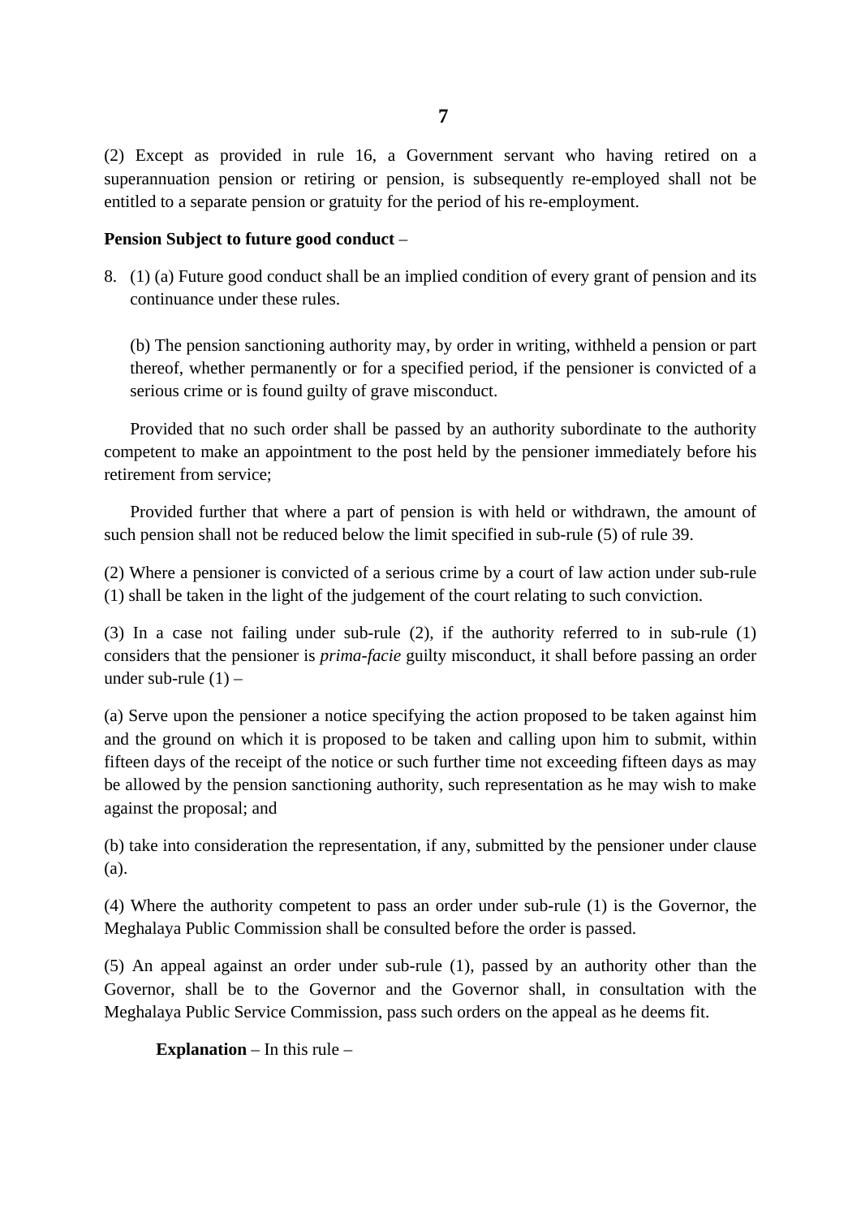(2) Except as provided in rule 16, a Government servant who having retired on a superannuation pension or retiring or pension, is subsequently re-employed shall not be entitled to a separate pension or gratuity for the period of his re-employment.

**Pension Subject to future good conduct** –

8. (1) (a) Future good conduct shall be an implied condition of every grant of pension and its continuance under these rules.

   (b) The pension sanctioning authority may, by order in writing, withheld a pension or part thereof, whether permanently or for a specified period, if the pensioner is convicted of a serious crime or is found guilty of grave misconduct.

Provided that no such order shall be passed by an authority subordinate to the authority competent to make an appointment to the post held by the pensioner immediately before his retirement from service;

Provided further that where a part of pension is with held or withdrawn, the amount of such pension shall not be reduced below the limit specified in sub-rule (5) of rule 39.

(2) Where a pensioner is convicted of a serious crime by a court of law action under sub-rule (1) shall be taken in the light of the judgement of the court relating to such conviction.

(3) In a case not failing under sub-rule (2), if the authority referred to in sub-rule (1) considers that the pensioner is *prima-facie* guilty misconduct, it shall before passing an order under sub-rule (1) –

(a) Serve upon the pensioner a notice specifying the action proposed to be taken against him and the ground on which it is proposed to be taken and calling upon him to submit, within fifteen days of the receipt of the notice or such further time not exceeding fifteen days as may be allowed by the pension sanctioning authority, such representation as he may wish to make against the proposal; and

(b) take into consideration the representation, if any, submitted by the pensioner under clause (a).

(4) Where the authority competent to pass an order under sub-rule (1) is the Governor, the Meghalaya Public Commission shall be consulted before the order is passed.

(5) An appeal against an order under sub-rule (1), passed by an authority other than the Governor, shall be to the Governor and the Governor shall, in consultation with the Meghalaya Public Service Commission, pass such orders on the appeal as he deems fit.

**Explanation** – In this rule –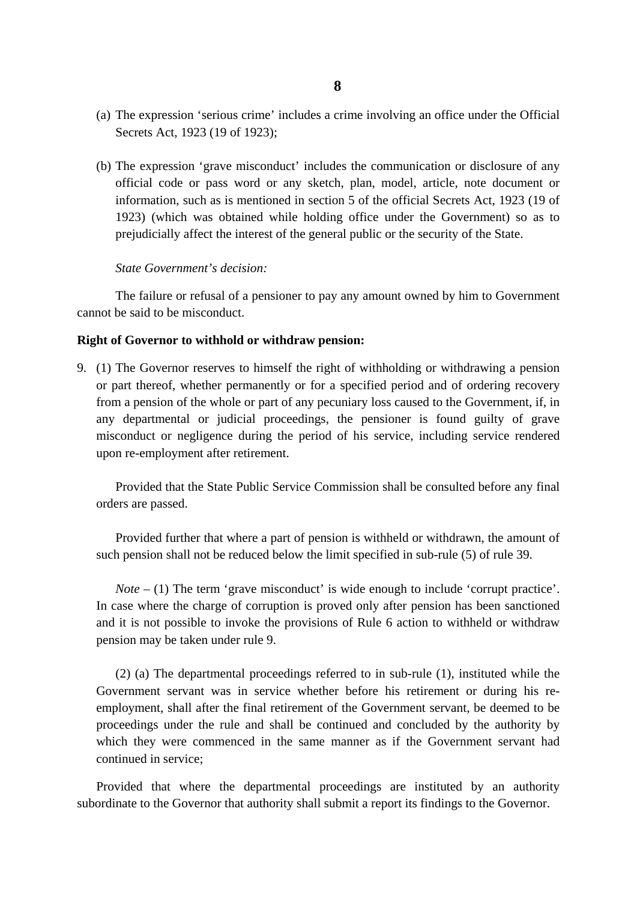(a) The expression 'serious crime' includes a crime involving an office under the Official Secrets Act, 1923 (19 of 1923);

(b) The expression 'grave misconduct' includes the communication or disclosure of any official code or pass word or any sketch, plan, model, article, note document or information, such as is mentioned in section 5 of the official Secrets Act, 1923 (19 of 1923) (which was obtained while holding office under the Government) so as to prejudicially affect the interest of the general public or the security of the State.

*State Government's decision:*

The failure or refusal of a pensioner to pay any amount owned by him to Government cannot be said to be misconduct.

**Right of Governor to withhold or withdraw pension:**

9. (1) The Governor reserves to himself the right of withholding or withdrawing a pension or part thereof, whether permanently or for a specified period and of ordering recovery from a pension of the whole or part of any pecuniary loss caused to the Government, if, in any departmental or judicial proceedings, the pensioner is found guilty of grave misconduct or negligence during the period of his service, including service rendered upon re-employment after retirement.

Provided that the State Public Service Commission shall be consulted before any final orders are passed.

Provided further that where a part of pension is withheld or withdrawn, the amount of such pension shall not be reduced below the limit specified in sub-rule (5) of rule 39.

*Note* – (1) The term 'grave misconduct' is wide enough to include 'corrupt practice'. In case where the charge of corruption is proved only after pension has been sanctioned and it is not possible to invoke the provisions of Rule 6 action to withheld or withdraw pension may be taken under rule 9.

(2) (a) The departmental proceedings referred to in sub-rule (1), instituted while the Government servant was in service whether before his retirement or during his re-employment, shall after the final retirement of the Government servant, be deemed to be proceedings under the rule and shall be continued and concluded by the authority by which they were commenced in the same manner as if the Government servant had continued in service;

Provided that where the departmental proceedings are instituted by an authority subordinate to the Governor that authority shall submit a report its findings to the Governor.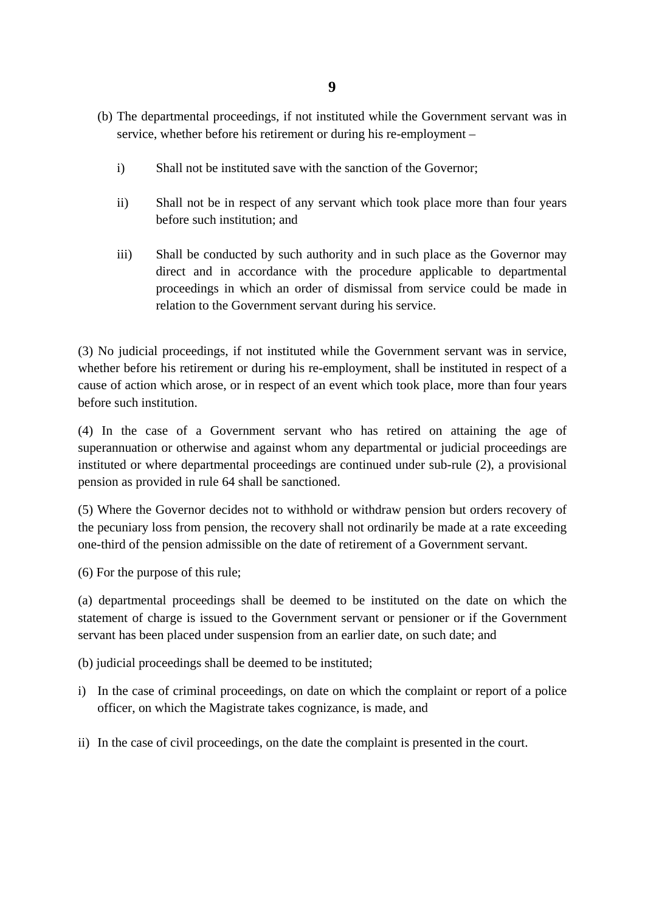(b) The departmental proceedings, if not instituted while the Government servant was in service, whether before his retirement or during his re-employment –

i) Shall not be instituted save with the sanction of the Governor;

ii) Shall not be in respect of any servant which took place more than four years before such institution; and

iii) Shall be conducted by such authority and in such place as the Governor may direct and in accordance with the procedure applicable to departmental proceedings in which an order of dismissal from service could be made in relation to the Government servant during his service.

(3) No judicial proceedings, if not instituted while the Government servant was in service, whether before his retirement or during his re-employment, shall be instituted in respect of a cause of action which arose, or in respect of an event which took place, more than four years before such institution.

(4) In the case of a Government servant who has retired on attaining the age of superannuation or otherwise and against whom any departmental or judicial proceedings are instituted or where departmental proceedings are continued under sub-rule (2), a provisional pension as provided in rule 64 shall be sanctioned.

(5) Where the Governor decides not to withhold or withdraw pension but orders recovery of the pecuniary loss from pension, the recovery shall not ordinarily be made at a rate exceeding one-third of the pension admissible on the date of retirement of a Government servant.

(6) For the purpose of this rule;

(a) departmental proceedings shall be deemed to be instituted on the date on which the statement of charge is issued to the Government servant or pensioner or if the Government servant has been placed under suspension from an earlier date, on such date; and

(b) judicial proceedings shall be deemed to be instituted;

i) In the case of criminal proceedings, on date on which the complaint or report of a police officer, on which the Magistrate takes cognizance, is made, and

ii) In the case of civil proceedings, on the date the complaint is presented in the court.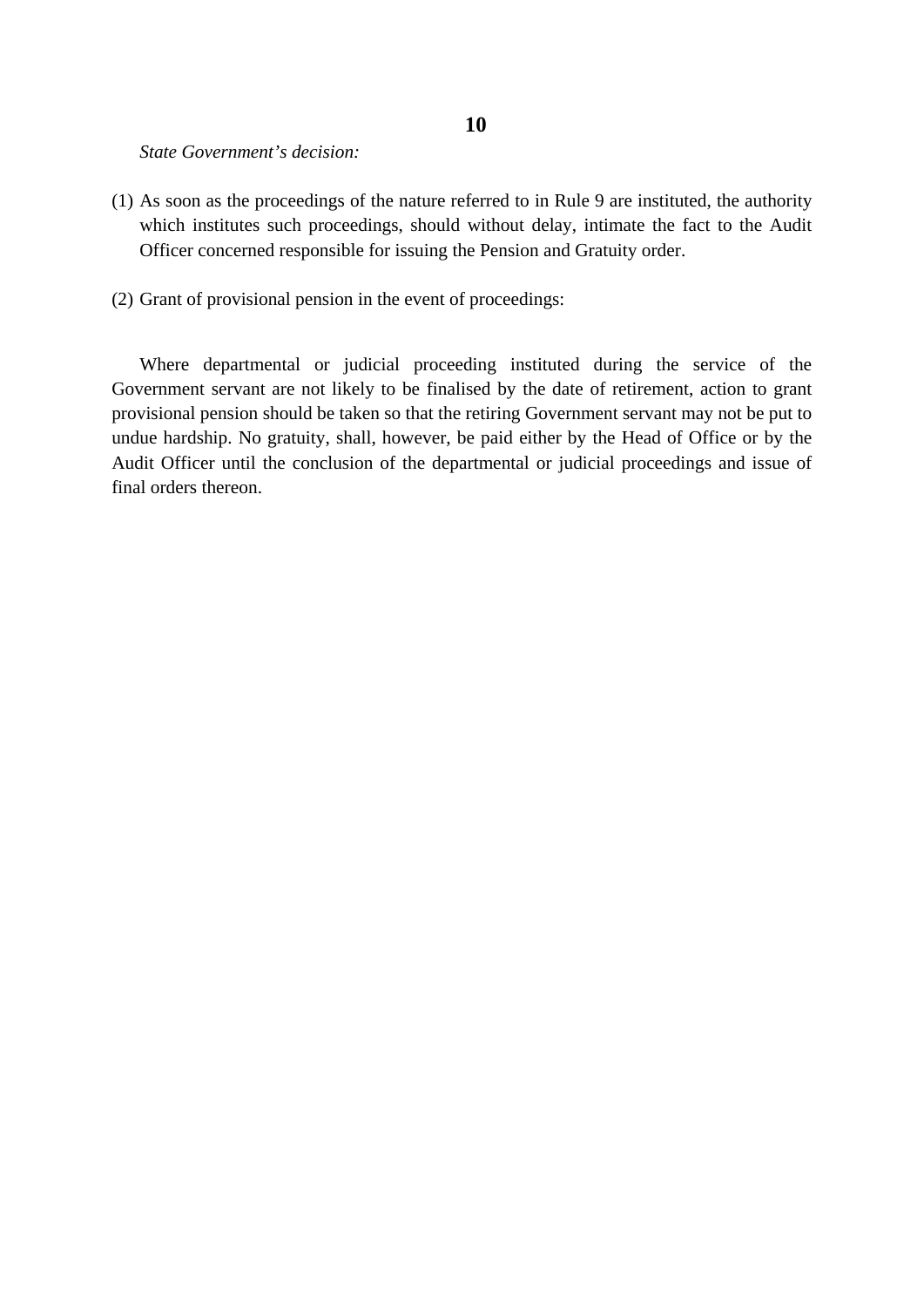*State Government's decision:*

(1) As soon as the proceedings of the nature referred to in Rule 9 are instituted, the authority which institutes such proceedings, should without delay, intimate the fact to the Audit Officer concerned responsible for issuing the Pension and Gratuity order.

(2) Grant of provisional pension in the event of proceedings:

Where departmental or judicial proceeding instituted during the service of the Government servant are not likely to be finalised by the date of retirement, action to grant provisional pension should be taken so that the retiring Government servant may not be put to undue hardship. No gratuity, shall, however, be paid either by the Head of Office or by the Audit Officer until the conclusion of the departmental or judicial proceedings and issue of final orders thereon.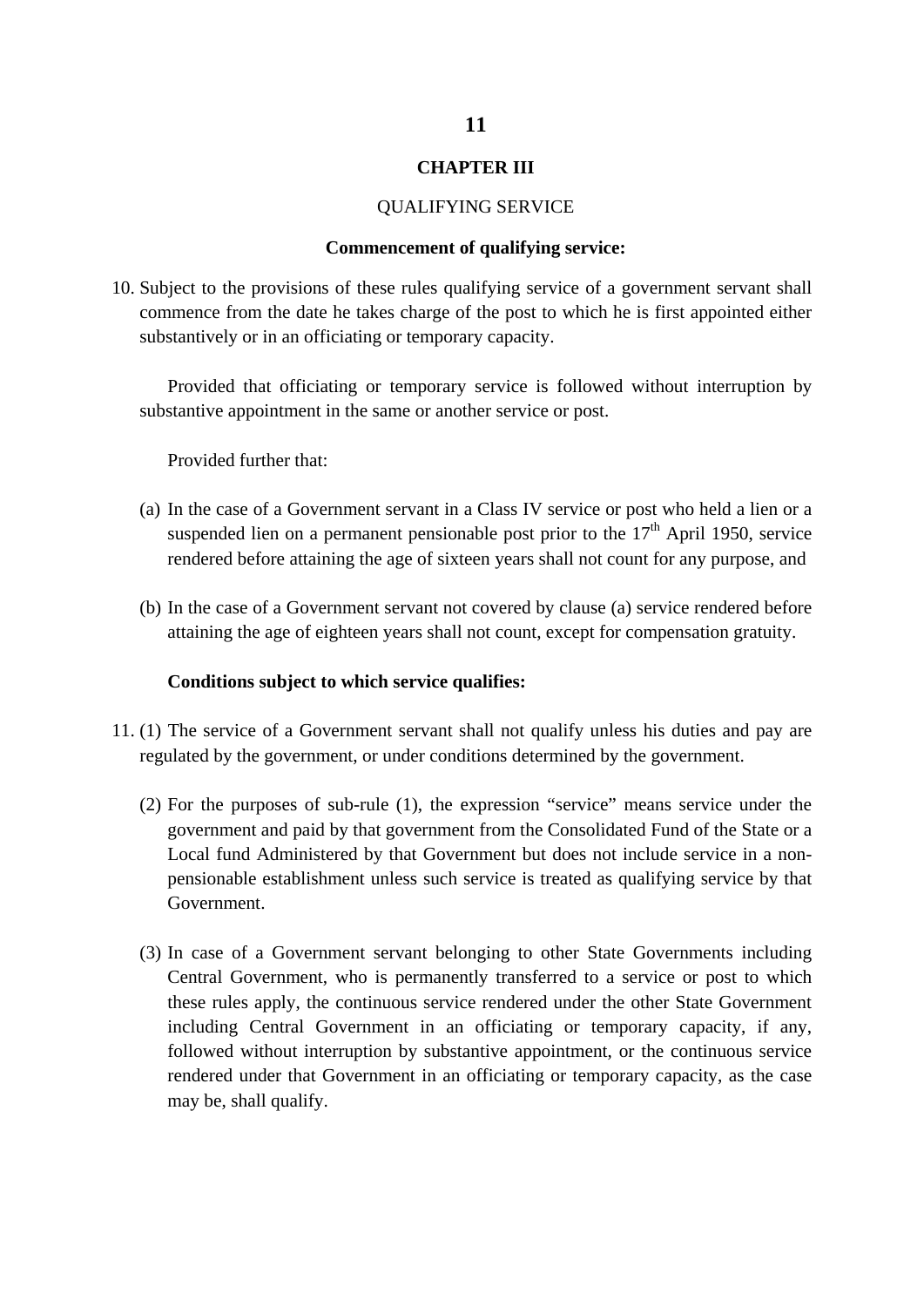## CHAPTER III

QUALIFYING SERVICE

**Commencement of qualifying service:**

10. Subject to the provisions of these rules qualifying service of a government servant shall commence from the date he takes charge of the post to which he is first appointed either substantively or in an officiating or temporary capacity.

    Provided that officiating or temporary service is followed without interruption by substantive appointment in the same or another service or post.

    Provided further that:

    (a) In the case of a Government servant in a Class IV service or post who held a lien or a suspended lien on a permanent pensionable post prior to the 17th April 1950, service rendered before attaining the age of sixteen years shall not count for any purpose, and

    (b) In the case of a Government servant not covered by clause (a) service rendered before attaining the age of eighteen years shall not count, except for compensation gratuity.

**Conditions subject to which service qualifies:**

11. (1) The service of a Government servant shall not qualify unless his duties and pay are regulated by the government, or under conditions determined by the government.

    (2) For the purposes of sub-rule (1), the expression "service" means service under the government and paid by that government from the Consolidated Fund of the State or a Local fund Administered by that Government but does not include service in a non-pensionable establishment unless such service is treated as qualifying service by that Government.

    (3) In case of a Government servant belonging to other State Governments including Central Government, who is permanently transferred to a service or post to which these rules apply, the continuous service rendered under the other State Government including Central Government in an officiating or temporary capacity, if any, followed without interruption by substantive appointment, or the continuous service rendered under that Government in an officiating or temporary capacity, as the case may be, shall qualify.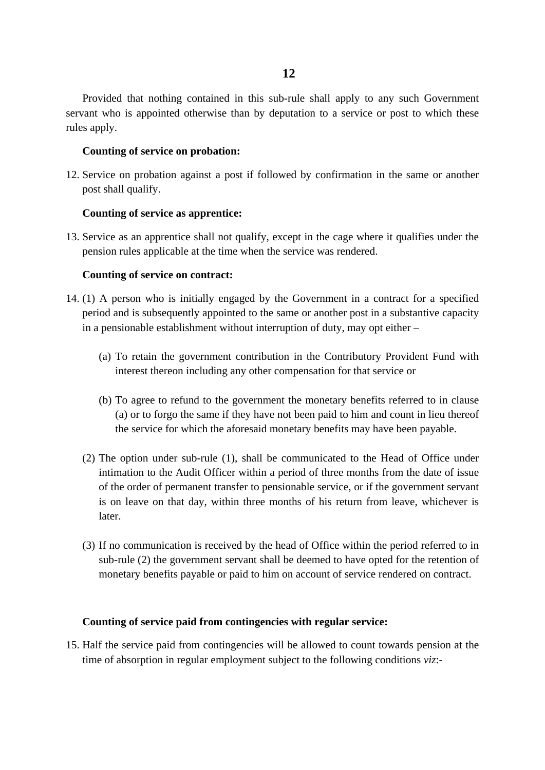Provided that nothing contained in this sub-rule shall apply to any such Government servant who is appointed otherwise than by deputation to a service or post to which these rules apply.

**Counting of service on probation:**

12. Service on probation against a post if followed by confirmation in the same or another post shall qualify.

**Counting of service as apprentice:**

13. Service as an apprentice shall not qualify, except in the cage where it qualifies under the pension rules applicable at the time when the service was rendered.

**Counting of service on contract:**

14. (1) A person who is initially engaged by the Government in a contract for a specified period and is subsequently appointed to the same or another post in a substantive capacity in a pensionable establishment without interruption of duty, may opt either –

    (a) To retain the government contribution in the Contributory Provident Fund with interest thereon including any other compensation for that service or

    (b) To agree to refund to the government the monetary benefits referred to in clause (a) or to forgo the same if they have not been paid to him and count in lieu thereof the service for which the aforesaid monetary benefits may have been payable.

    (2) The option under sub-rule (1), shall be communicated to the Head of Office under intimation to the Audit Officer within a period of three months from the date of issue of the order of permanent transfer to pensionable service, or if the government servant is on leave on that day, within three months of his return from leave, whichever is later.

    (3) If no communication is received by the head of Office within the period referred to in sub-rule (2) the government servant shall be deemed to have opted for the retention of monetary benefits payable or paid to him on account of service rendered on contract.

**Counting of service paid from contingencies with regular service:**

15. Half the service paid from contingencies will be allowed to count towards pension at the time of absorption in regular employment subject to the following conditions *viz*:-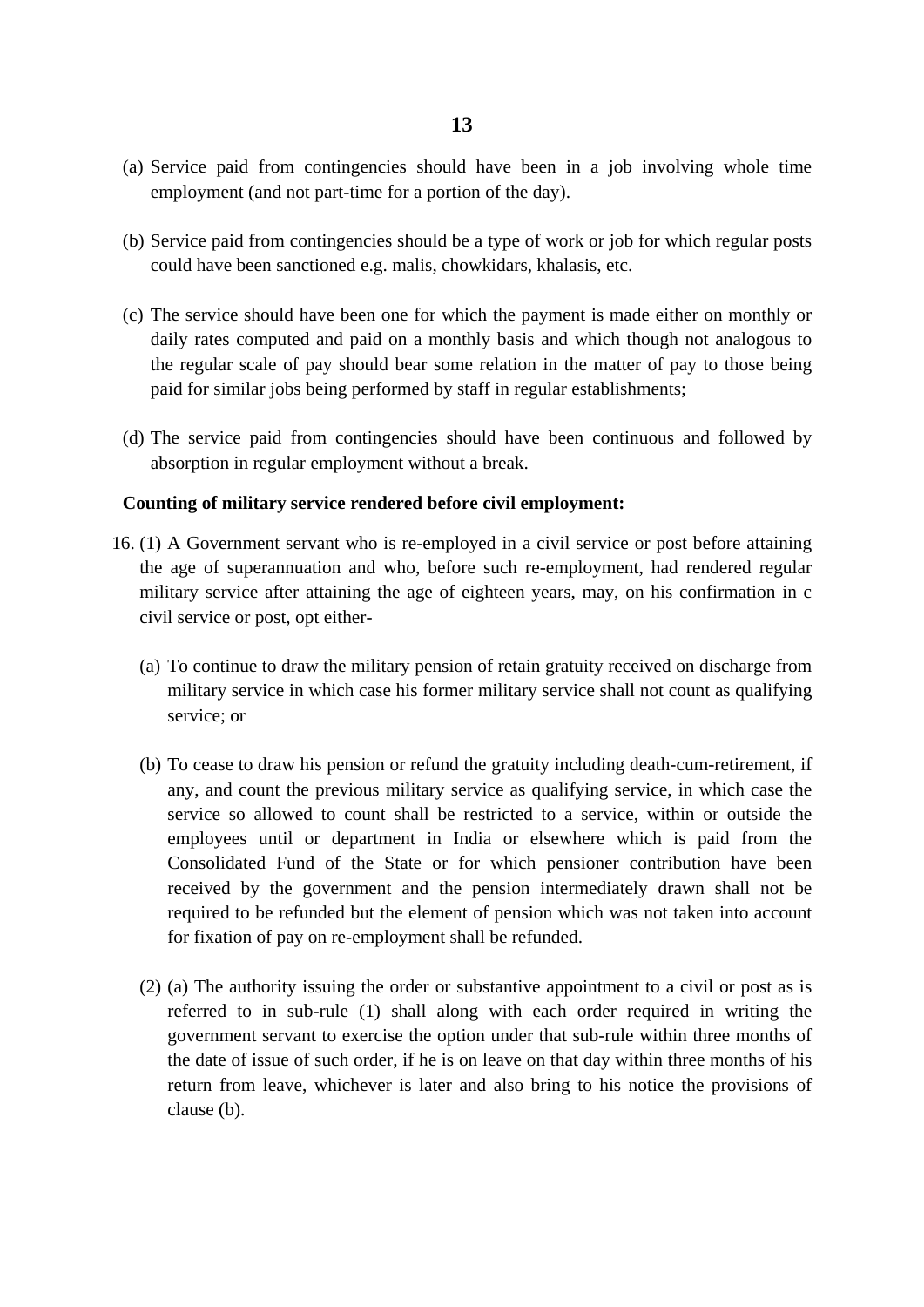(a) Service paid from contingencies should have been in a job involving whole time employment (and not part-time for a portion of the day).

(b) Service paid from contingencies should be a type of work or job for which regular posts could have been sanctioned e.g. malis, chowkidars, khalasis, etc.

(c) The service should have been one for which the payment is made either on monthly or daily rates computed and paid on a monthly basis and which though not analogous to the regular scale of pay should bear some relation in the matter of pay to those being paid for similar jobs being performed by staff in regular establishments;

(d) The service paid from contingencies should have been continuous and followed by absorption in regular employment without a break.

**Counting of military service rendered before civil employment:**

16. (1) A Government servant who is re-employed in a civil service or post before attaining the age of superannuation and who, before such re-employment, had rendered regular military service after attaining the age of eighteen years, may, on his confirmation in c civil service or post, opt either-

   (a) To continue to draw the military pension of retain gratuity received on discharge from military service in which case his former military service shall not count as qualifying service; or

   (b) To cease to draw his pension or refund the gratuity including death-cum-retirement, if any, and count the previous military service as qualifying service, in which case the service so allowed to count shall be restricted to a service, within or outside the employees until or department in India or elsewhere which is paid from the Consolidated Fund of the State or for which pensioner contribution have been received by the government and the pension intermediately drawn shall not be required to be refunded but the element of pension which was not taken into account for fixation of pay on re-employment shall be refunded.

   (2) (a) The authority issuing the order or substantive appointment to a civil or post as is referred to in sub-rule (1) shall along with each order required in writing the government servant to exercise the option under that sub-rule within three months of the date of issue of such order, if he is on leave on that day within three months of his return from leave, whichever is later and also bring to his notice the provisions of clause (b).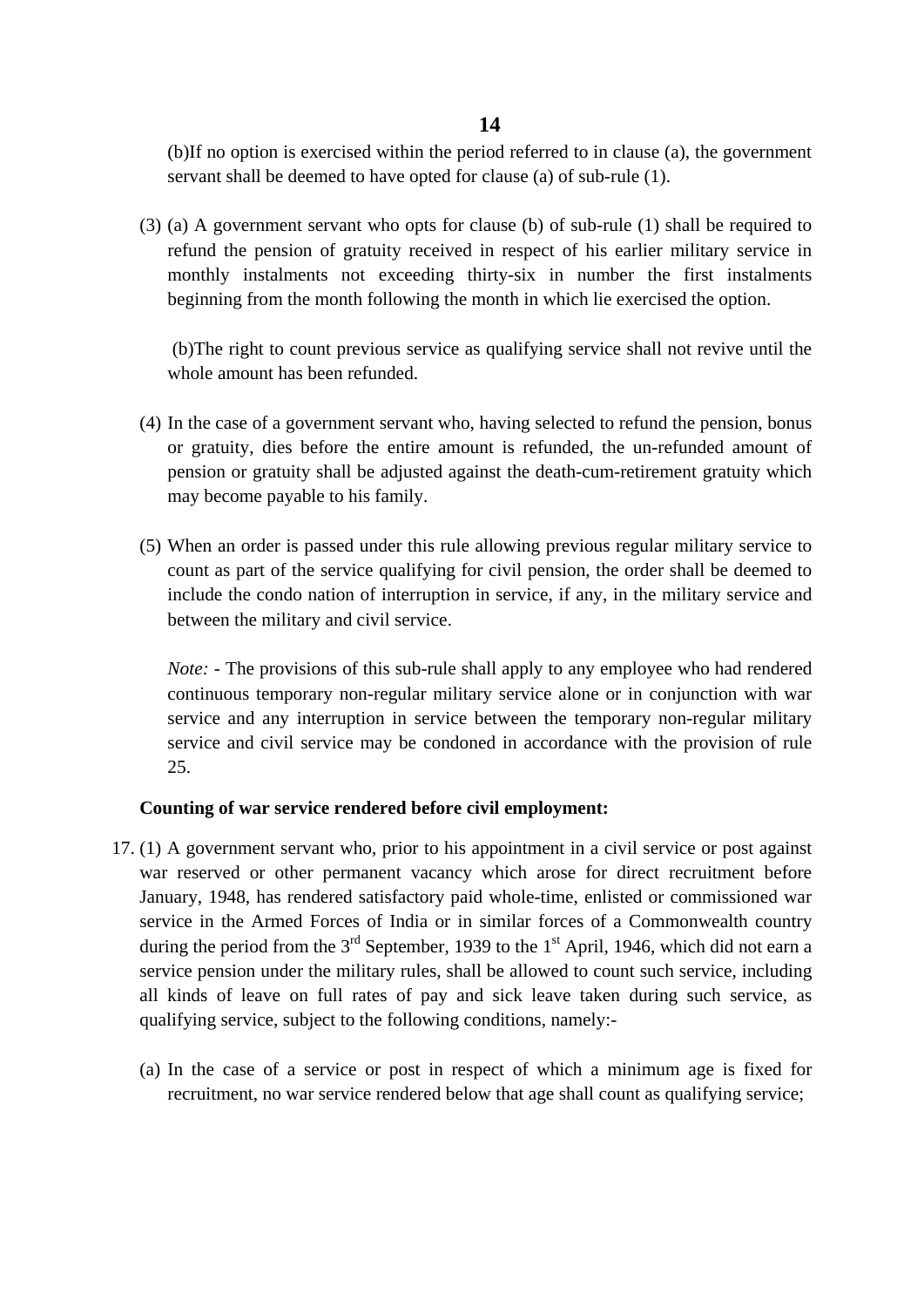(b)If no option is exercised within the period referred to in clause (a), the government servant shall be deemed to have opted for clause (a) of sub-rule (1).

(3) (a) A government servant who opts for clause (b) of sub-rule (1) shall be required to refund the pension of gratuity received in respect of his earlier military service in monthly instalments not exceeding thirty-six in number the first instalments beginning from the month following the month in which lie exercised the option.

(b)The right to count previous service as qualifying service shall not revive until the whole amount has been refunded.

(4) In the case of a government servant who, having selected to refund the pension, bonus or gratuity, dies before the entire amount is refunded, the un-refunded amount of pension or gratuity shall be adjusted against the death-cum-retirement gratuity which may become payable to his family.

(5) When an order is passed under this rule allowing previous regular military service to count as part of the service qualifying for civil pension, the order shall be deemed to include the condo nation of interruption in service, if any, in the military service and between the military and civil service.

*Note:* - The provisions of this sub-rule shall apply to any employee who had rendered continuous temporary non-regular military service alone or in conjunction with war service and any interruption in service between the temporary non-regular military service and civil service may be condoned in accordance with the provision of rule 25.

**Counting of war service rendered before civil employment:**

17. (1) A government servant who, prior to his appointment in a civil service or post against war reserved or other permanent vacancy which arose for direct recruitment before January, 1948, has rendered satisfactory paid whole-time, enlisted or commissioned war service in the Armed Forces of India or in similar forces of a Commonwealth country during the period from the 3rd September, 1939 to the 1st April, 1946, which did not earn a service pension under the military rules, shall be allowed to count such service, including all kinds of leave on full rates of pay and sick leave taken during such service, as qualifying service, subject to the following conditions, namely:-

(a) In the case of a service or post in respect of which a minimum age is fixed for recruitment, no war service rendered below that age shall count as qualifying service;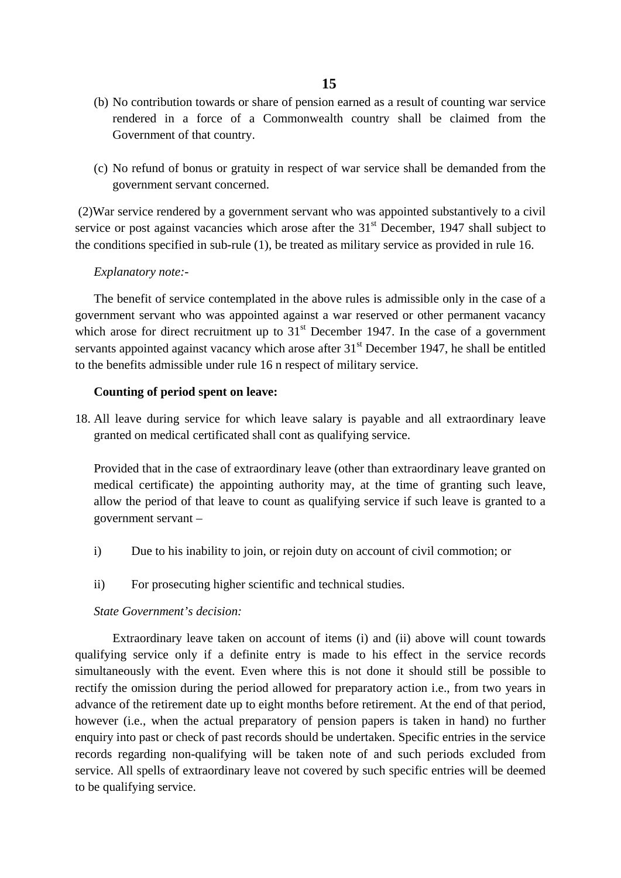(b) No contribution towards or share of pension earned as a result of counting war service rendered in a force of a Commonwealth country shall be claimed from the Government of that country.

(c) No refund of bonus or gratuity in respect of war service shall be demanded from the government servant concerned.

(2)War service rendered by a government servant who was appointed substantively to a civil service or post against vacancies which arose after the 31st December, 1947 shall subject to the conditions specified in sub-rule (1), be treated as military service as provided in rule 16.

*Explanatory note:-*

The benefit of service contemplated in the above rules is admissible only in the case of a government servant who was appointed against a war reserved or other permanent vacancy which arose for direct recruitment up to 31st December 1947. In the case of a government servants appointed against vacancy which arose after 31st December 1947, he shall be entitled to the benefits admissible under rule 16 n respect of military service.

**Counting of period spent on leave:**

18. All leave during service for which leave salary is payable and all extraordinary leave granted on medical certificated shall cont as qualifying service.

Provided that in the case of extraordinary leave (other than extraordinary leave granted on medical certificate) the appointing authority may, at the time of granting such leave, allow the period of that leave to count as qualifying service if such leave is granted to a government servant –

i) Due to his inability to join, or rejoin duty on account of civil commotion; or

ii) For prosecuting higher scientific and technical studies.

*State Government's decision:*

Extraordinary leave taken on account of items (i) and (ii) above will count towards qualifying service only if a definite entry is made to his effect in the service records simultaneously with the event. Even where this is not done it should still be possible to rectify the omission during the period allowed for preparatory action i.e., from two years in advance of the retirement date up to eight months before retirement. At the end of that period, however (i.e., when the actual preparatory of pension papers is taken in hand) no further enquiry into past or check of past records should be undertaken. Specific entries in the service records regarding non-qualifying will be taken note of and such periods excluded from service. All spells of extraordinary leave not covered by such specific entries will be deemed to be qualifying service.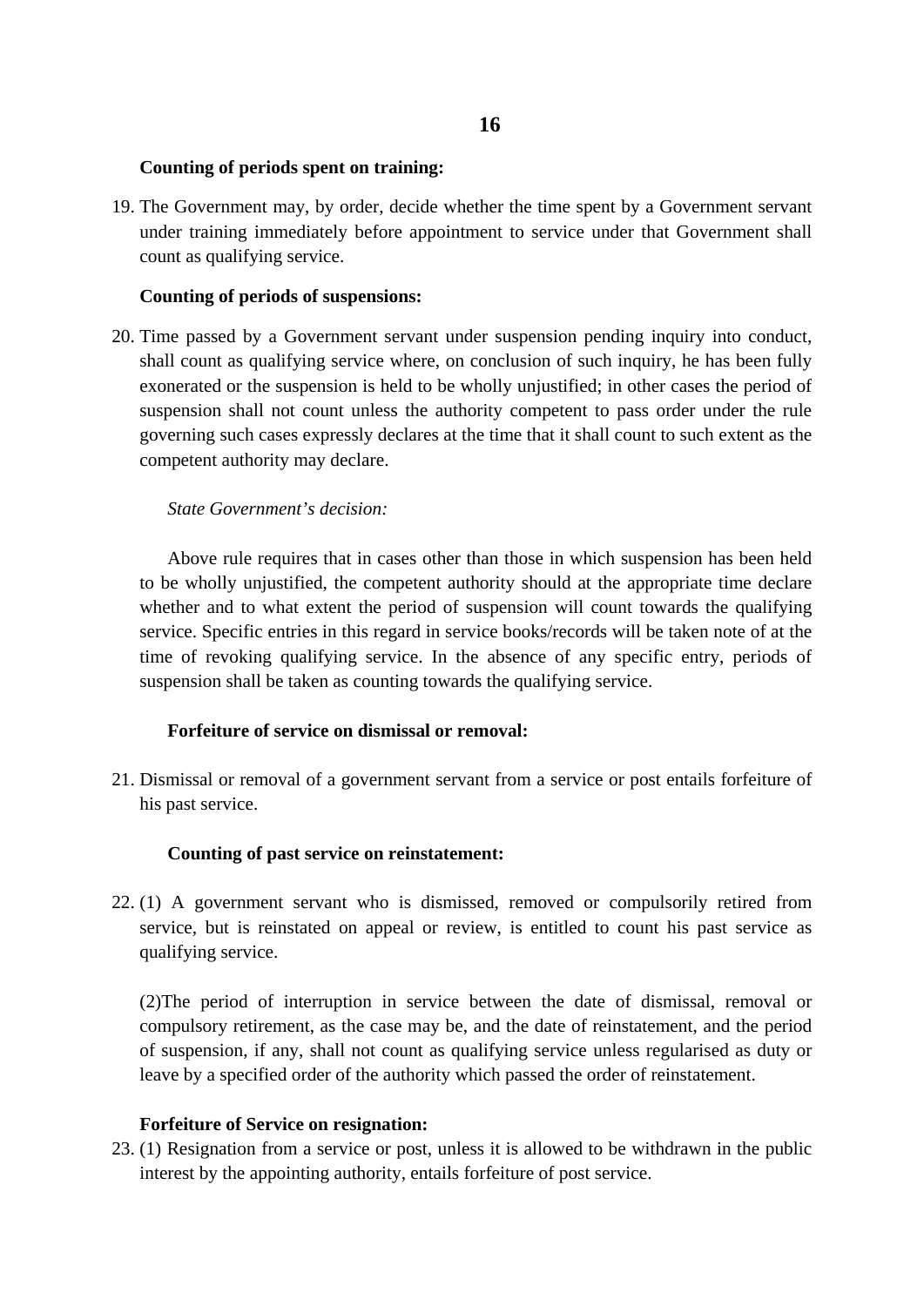**Counting of periods spent on training:**

19. The Government may, by order, decide whether the time spent by a Government servant under training immediately before appointment to service under that Government shall count as qualifying service.

**Counting of periods of suspensions:**

20. Time passed by a Government servant under suspension pending inquiry into conduct, shall count as qualifying service where, on conclusion of such inquiry, he has been fully exonerated or the suspension is held to be wholly unjustified; in other cases the period of suspension shall not count unless the authority competent to pass order under the rule governing such cases expressly declares at the time that it shall count to such extent as the competent authority may declare.

*State Government's decision:*

Above rule requires that in cases other than those in which suspension has been held to be wholly unjustified, the competent authority should at the appropriate time declare whether and to what extent the period of suspension will count towards the qualifying service. Specific entries in this regard in service books/records will be taken note of at the time of revoking qualifying service. In the absence of any specific entry, periods of suspension shall be taken as counting towards the qualifying service.

**Forfeiture of service on dismissal or removal:**

21. Dismissal or removal of a government servant from a service or post entails forfeiture of his past service.

**Counting of past service on reinstatement:**

22. (1) A government servant who is dismissed, removed or compulsorily retired from service, but is reinstated on appeal or review, is entitled to count his past service as qualifying service.

    (2)The period of interruption in service between the date of dismissal, removal or compulsory retirement, as the case may be, and the date of reinstatement, and the period of suspension, if any, shall not count as qualifying service unless regularised as duty or leave by a specified order of the authority which passed the order of reinstatement.

**Forfeiture of Service on resignation:**

23. (1) Resignation from a service or post, unless it is allowed to be withdrawn in the public interest by the appointing authority, entails forfeiture of post service.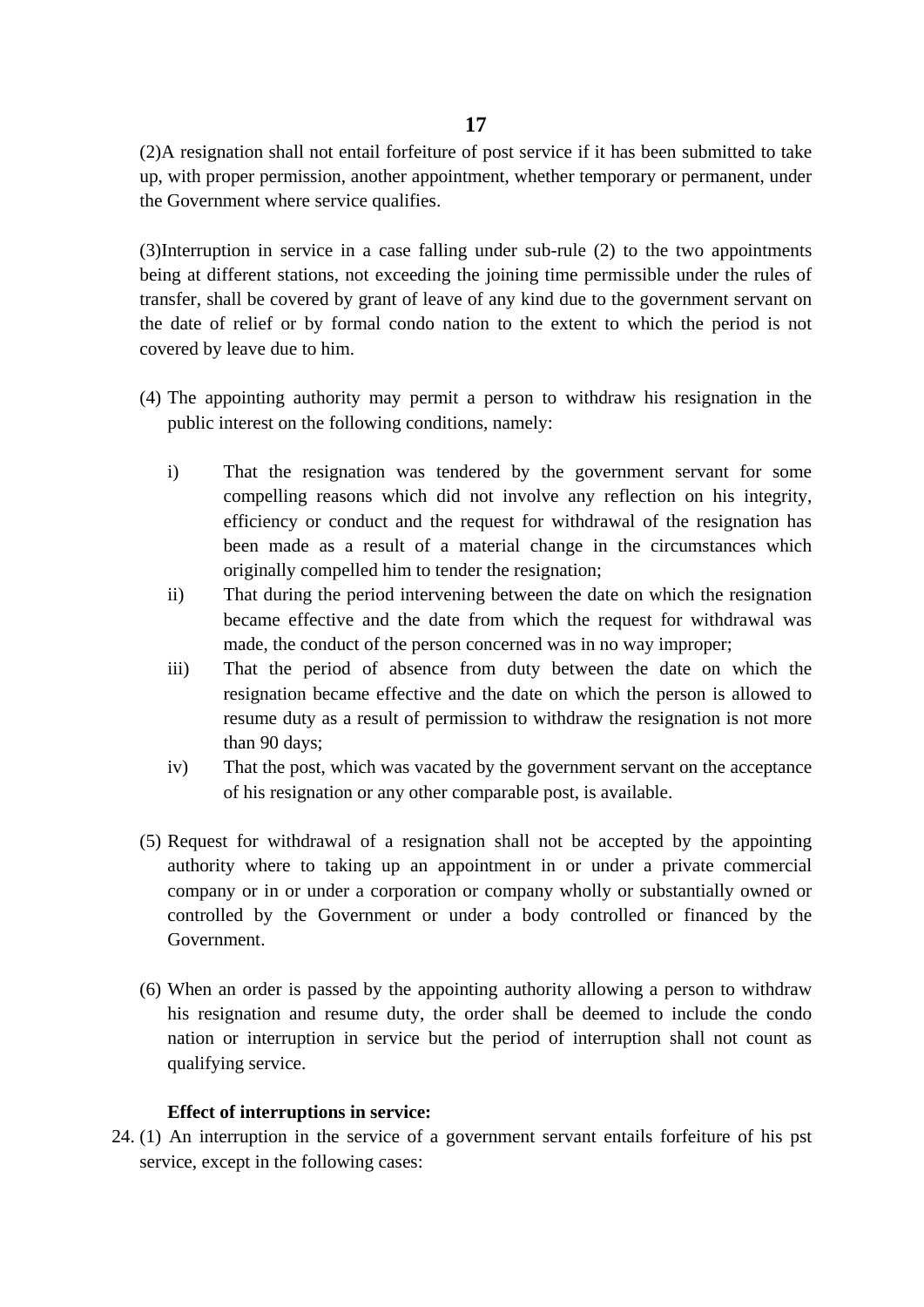(2)A resignation shall not entail forfeiture of post service if it has been submitted to take up, with proper permission, another appointment, whether temporary or permanent, under the Government where service qualifies.

(3)Interruption in service in a case falling under sub-rule (2) to the two appointments being at different stations, not exceeding the joining time permissible under the rules of transfer, shall be covered by grant of leave of any kind due to the government servant on the date of relief or by formal condo nation to the extent to which the period is not covered by leave due to him.

(4) The appointing authority may permit a person to withdraw his resignation in the public interest on the following conditions, namely:

i) That the resignation was tendered by the government servant for some compelling reasons which did not involve any reflection on his integrity, efficiency or conduct and the request for withdrawal of the resignation has been made as a result of a material change in the circumstances which originally compelled him to tender the resignation;

ii) That during the period intervening between the date on which the resignation became effective and the date from which the request for withdrawal was made, the conduct of the person concerned was in no way improper;

iii) That the period of absence from duty between the date on which the resignation became effective and the date on which the person is allowed to resume duty as a result of permission to withdraw the resignation is not more than 90 days;

iv) That the post, which was vacated by the government servant on the acceptance of his resignation or any other comparable post, is available.

(5) Request for withdrawal of a resignation shall not be accepted by the appointing authority where to taking up an appointment in or under a private commercial company or in or under a corporation or company wholly or substantially owned or controlled by the Government or under a body controlled or financed by the Government.

(6) When an order is passed by the appointing authority allowing a person to withdraw his resignation and resume duty, the order shall be deemed to include the condo nation or interruption in service but the period of interruption shall not count as qualifying service.

**Effect of interruptions in service:**

24. (1) An interruption in the service of a government servant entails forfeiture of his pst service, except in the following cases: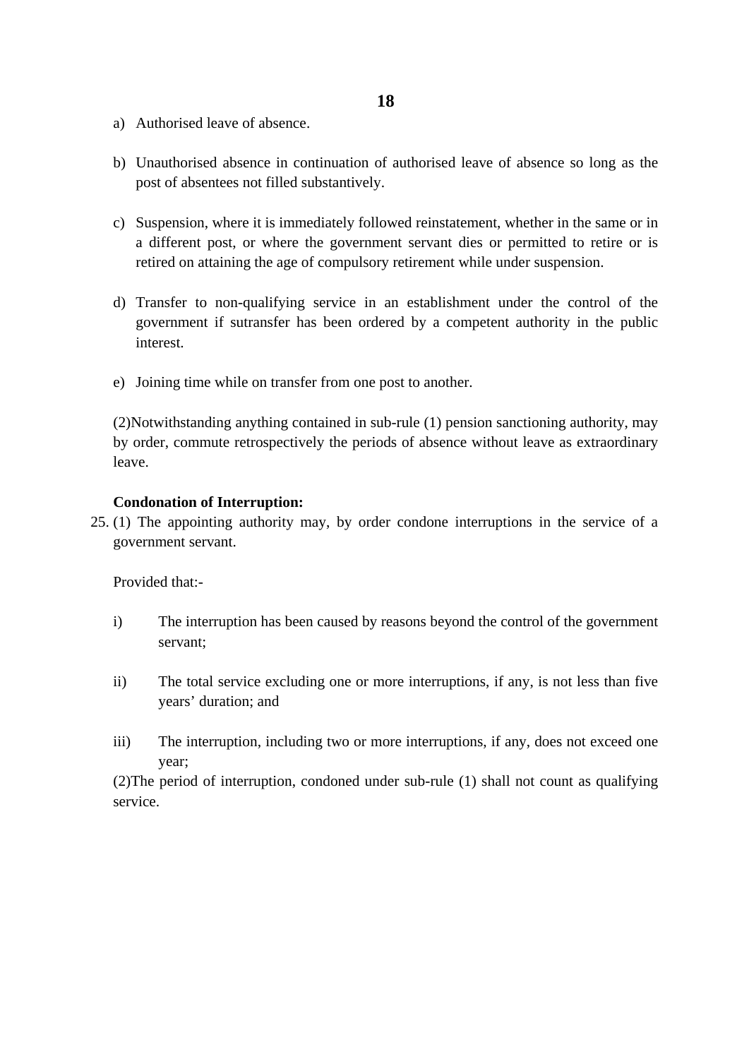a) Authorised leave of absence.

b) Unauthorised absence in continuation of authorised leave of absence so long as the post of absentees not filled substantively.

c) Suspension, where it is immediately followed reinstatement, whether in the same or in a different post, or where the government servant dies or permitted to retire or is retired on attaining the age of compulsory retirement while under suspension.

d) Transfer to non-qualifying service in an establishment under the control of the government if sutransfer has been ordered by a competent authority in the public interest.

e) Joining time while on transfer from one post to another.

(2)Notwithstanding anything contained in sub-rule (1) pension sanctioning authority, may by order, commute retrospectively the periods of absence without leave as extraordinary leave.

**Condonation of Interruption:**

25. (1) The appointing authority may, by order condone interruptions in the service of a government servant.

Provided that:-

i) The interruption has been caused by reasons beyond the control of the government servant;

ii) The total service excluding one or more interruptions, if any, is not less than five years' duration; and

iii) The interruption, including two or more interruptions, if any, does not exceed one year;

(2)The period of interruption, condoned under sub-rule (1) shall not count as qualifying service.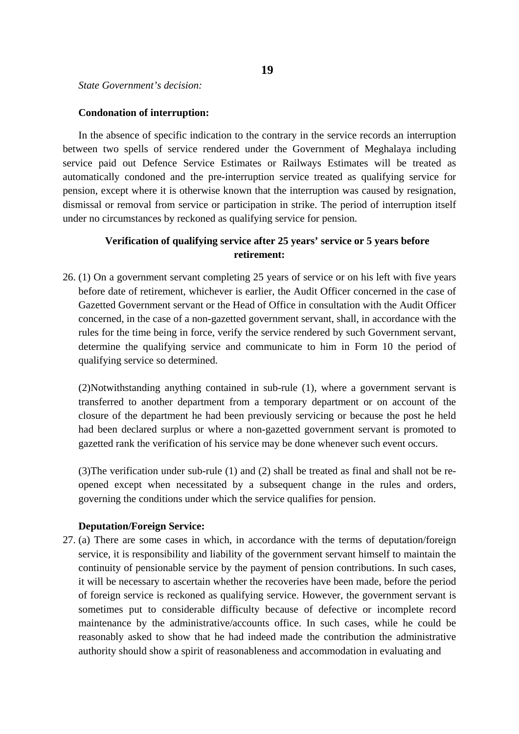*State Government's decision:*

**Condonation of interruption:**

In the absence of specific indication to the contrary in the service records an interruption between two spells of service rendered under the Government of Meghalaya including service paid out Defence Service Estimates or Railways Estimates will be treated as automatically condoned and the pre-interruption service treated as qualifying service for pension, except where it is otherwise known that the interruption was caused by resignation, dismissal or removal from service or participation in strike. The period of interruption itself under no circumstances by reckoned as qualifying service for pension.

**Verification of qualifying service after 25 years' service or 5 years before retirement:**

26. (1) On a government servant completing 25 years of service or on his left with five years before date of retirement, whichever is earlier, the Audit Officer concerned in the case of Gazetted Government servant or the Head of Office in consultation with the Audit Officer concerned, in the case of a non-gazetted government servant, shall, in accordance with the rules for the time being in force, verify the service rendered by such Government servant, determine the qualifying service and communicate to him in Form 10 the period of qualifying service so determined.

(2)Notwithstanding anything contained in sub-rule (1), where a government servant is transferred to another department from a temporary department or on account of the closure of the department he had been previously servicing or because the post he held had been declared surplus or where a non-gazetted government servant is promoted to gazetted rank the verification of his service may be done whenever such event occurs.

(3)The verification under sub-rule (1) and (2) shall be treated as final and shall not be re-opened except when necessitated by a subsequent change in the rules and orders, governing the conditions under which the service qualifies for pension.

**Deputation/Foreign Service:**

27. (a) There are some cases in which, in accordance with the terms of deputation/foreign service, it is responsibility and liability of the government servant himself to maintain the continuity of pensionable service by the payment of pension contributions. In such cases, it will be necessary to ascertain whether the recoveries have been made, before the period of foreign service is reckoned as qualifying service. However, the government servant is sometimes put to considerable difficulty because of defective or incomplete record maintenance by the administrative/accounts office. In such cases, while he could be reasonably asked to show that he had indeed made the contribution the administrative authority should show a spirit of reasonableness and accommodation in evaluating and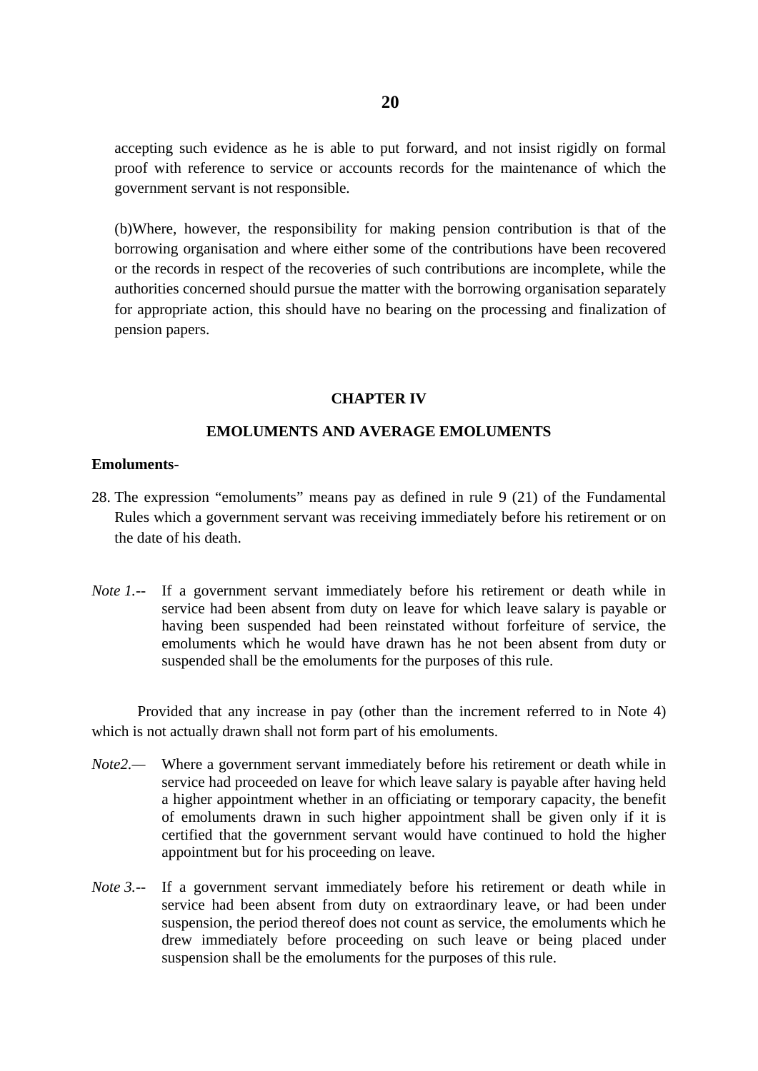accepting such evidence as he is able to put forward, and not insist rigidly on formal proof with reference to service or accounts records for the maintenance of which the government servant is not responsible.

(b)Where, however, the responsibility for making pension contribution is that of the borrowing organisation and where either some of the contributions have been recovered or the records in respect of the recoveries of such contributions are incomplete, while the authorities concerned should pursue the matter with the borrowing organisation separately for appropriate action, this should have no bearing on the processing and finalization of pension papers.

## CHAPTER IV

## EMOLUMENTS AND AVERAGE EMOLUMENTS

**Emoluments-**

28. The expression "emoluments" means pay as defined in rule 9 (21) of the Fundamental Rules which a government servant was receiving immediately before his retirement or on the date of his death.

*Note 1.*-- If a government servant immediately before his retirement or death while in service had been absent from duty on leave for which leave salary is payable or having been suspended had been reinstated without forfeiture of service, the emoluments which he would have drawn has he not been absent from duty or suspended shall be the emoluments for the purposes of this rule.

Provided that any increase in pay (other than the increment referred to in Note 4) which is not actually drawn shall not form part of his emoluments.

*Note2.*— Where a government servant immediately before his retirement or death while in service had proceeded on leave for which leave salary is payable after having held a higher appointment whether in an officiating or temporary capacity, the benefit of emoluments drawn in such higher appointment shall be given only if it is certified that the government servant would have continued to hold the higher appointment but for his proceeding on leave.

*Note 3.*-- If a government servant immediately before his retirement or death while in service had been absent from duty on extraordinary leave, or had been under suspension, the period thereof does not count as service, the emoluments which he drew immediately before proceeding on such leave or being placed under suspension shall be the emoluments for the purposes of this rule.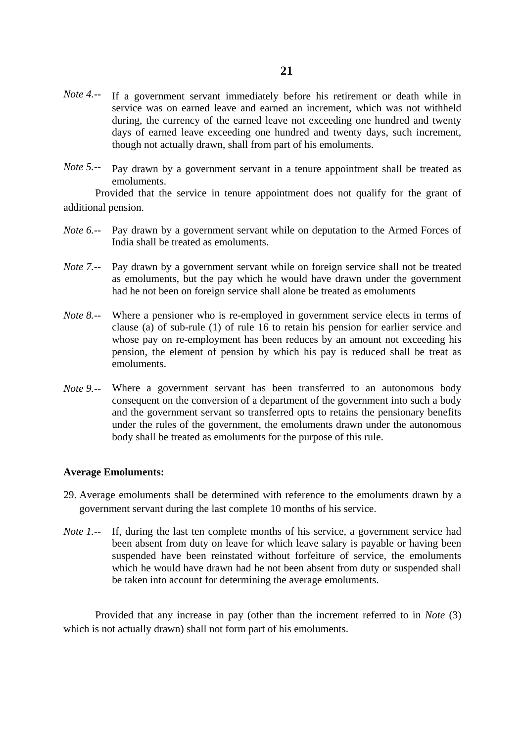*Note 4.--* If a government servant immediately before his retirement or death while in service was on earned leave and earned an increment, which was not withheld during, the currency of the earned leave not exceeding one hundred and twenty days of earned leave exceeding one hundred and twenty days, such increment, though not actually drawn, shall from part of his emoluments.

*Note 5.--* Pay drawn by a government servant in a tenure appointment shall be treated as emoluments.

Provided that the service in tenure appointment does not qualify for the grant of additional pension.

*Note 6.--* Pay drawn by a government servant while on deputation to the Armed Forces of India shall be treated as emoluments.

*Note 7.--* Pay drawn by a government servant while on foreign service shall not be treated as emoluments, but the pay which he would have drawn under the government had he not been on foreign service shall alone be treated as emoluments

*Note 8.--* Where a pensioner who is re-employed in government service elects in terms of clause (a) of sub-rule (1) of rule 16 to retain his pension for earlier service and whose pay on re-employment has been reduces by an amount not exceeding his pension, the element of pension by which his pay is reduced shall be treat as emoluments.

*Note 9.--* Where a government servant has been transferred to an autonomous body consequent on the conversion of a department of the government into such a body and the government servant so transferred opts to retains the pensionary benefits under the rules of the government, the emoluments drawn under the autonomous body shall be treated as emoluments for the purpose of this rule.

**Average Emoluments:**

29. Average emoluments shall be determined with reference to the emoluments drawn by a government servant during the last complete 10 months of his service.

*Note 1.--* If, during the last ten complete months of his service, a government service had been absent from duty on leave for which leave salary is payable or having been suspended have been reinstated without forfeiture of service, the emoluments which he would have drawn had he not been absent from duty or suspended shall be taken into account for determining the average emoluments.

Provided that any increase in pay (other than the increment referred to in *Note* (3) which is not actually drawn) shall not form part of his emoluments.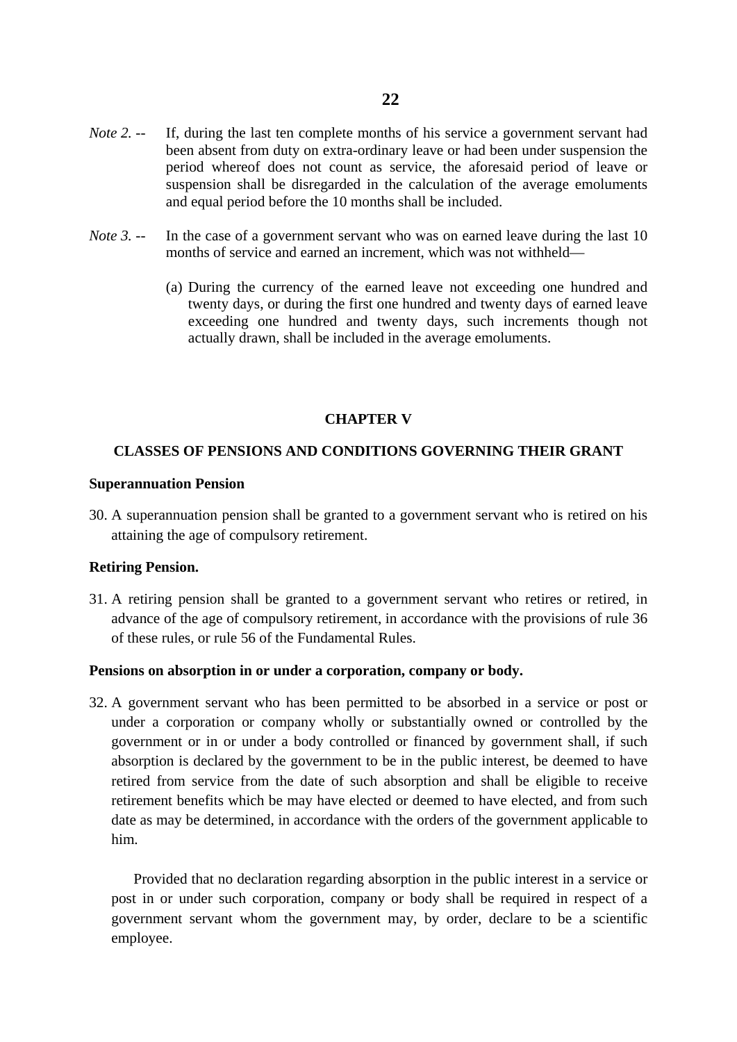*Note 2.* -- If, during the last ten complete months of his service a government servant had been absent from duty on extra-ordinary leave or had been under suspension the period whereof does not count as service, the aforesaid period of leave or suspension shall be disregarded in the calculation of the average emoluments and equal period before the 10 months shall be included.

*Note 3.* -- In the case of a government servant who was on earned leave during the last 10 months of service and earned an increment, which was not withheld—

(a) During the currency of the earned leave not exceeding one hundred and twenty days, or during the first one hundred and twenty days of earned leave exceeding one hundred and twenty days, such increments though not actually drawn, shall be included in the average emoluments.

## CHAPTER V

## CLASSES OF PENSIONS AND CONDITIONS GOVERNING THEIR GRANT

**Superannuation Pension**

30. A superannuation pension shall be granted to a government servant who is retired on his attaining the age of compulsory retirement.

**Retiring Pension.**

31. A retiring pension shall be granted to a government servant who retires or retired, in advance of the age of compulsory retirement, in accordance with the provisions of rule 36 of these rules, or rule 56 of the Fundamental Rules.

**Pensions on absorption in or under a corporation, company or body.**

32. A government servant who has been permitted to be absorbed in a service or post or under a corporation or company wholly or substantially owned or controlled by the government or in or under a body controlled or financed by government shall, if such absorption is declared by the government to be in the public interest, be deemed to have retired from service from the date of such absorption and shall be eligible to receive retirement benefits which be may have elected or deemed to have elected, and from such date as may be determined, in accordance with the orders of the government applicable to him.

Provided that no declaration regarding absorption in the public interest in a service or post in or under such corporation, company or body shall be required in respect of a government servant whom the government may, by order, declare to be a scientific employee.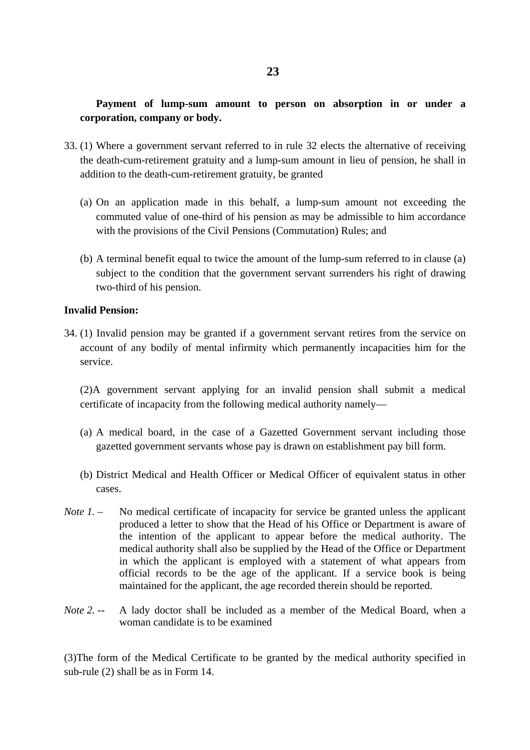**Payment of lump-sum amount to person on absorption in or under a corporation, company or body.**

33. (1) Where a government servant referred to in rule 32 elects the alternative of receiving the death-cum-retirement gratuity and a lump-sum amount in lieu of pension, he shall in addition to the death-cum-retirement gratuity, be granted

    (a) On an application made in this behalf, a lump-sum amount not exceeding the commuted value of one-third of his pension as may be admissible to him accordance with the provisions of the Civil Pensions (Commutation) Rules; and

    (b) A terminal benefit equal to twice the amount of the lump-sum referred to in clause (a) subject to the condition that the government servant surrenders his right of drawing two-third of his pension.

**Invalid Pension:**

34. (1) Invalid pension may be granted if a government servant retires from the service on account of any bodily of mental infirmity which permanently incapacities him for the service.

    (2)A government servant applying for an invalid pension shall submit a medical certificate of incapacity from the following medical authority namely—

    (a) A medical board, in the case of a Gazetted Government servant including those gazetted government servants whose pay is drawn on establishment pay bill form.

    (b) District Medical and Health Officer or Medical Officer of equivalent status in other cases.

*Note 1.* – No medical certificate of incapacity for service be granted unless the applicant produced a letter to show that the Head of his Office or Department is aware of the intention of the applicant to appear before the medical authority. The medical authority shall also be supplied by the Head of the Office or Department in which the applicant is employed with a statement of what appears from official records to be the age of the applicant. If a service book is being maintained for the applicant, the age recorded therein should be reported.

*Note 2.* -- A lady doctor shall be included as a member of the Medical Board, when a woman candidate is to be examined

(3)The form of the Medical Certificate to be granted by the medical authority specified in sub-rule (2) shall be as in Form 14.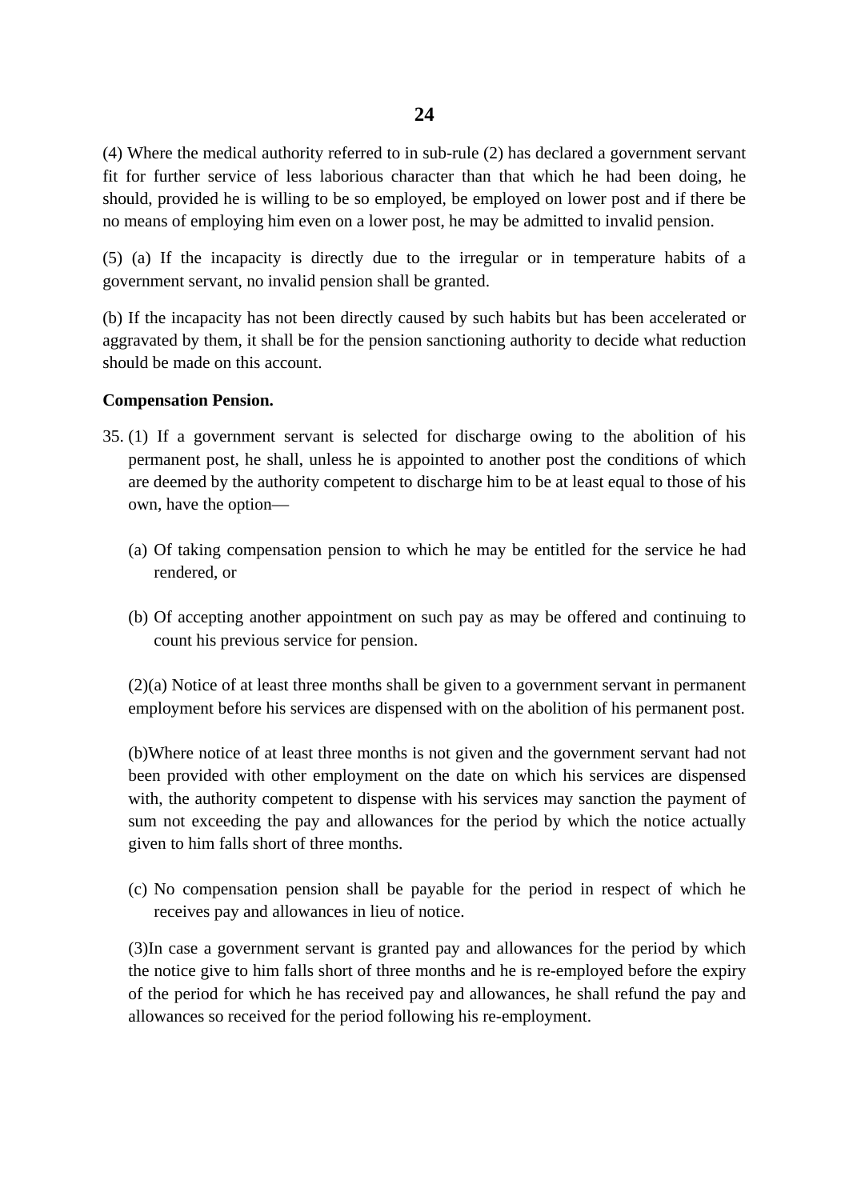(4) Where the medical authority referred to in sub-rule (2) has declared a government servant fit for further service of less laborious character than that which he had been doing, he should, provided he is willing to be so employed, be employed on lower post and if there be no means of employing him even on a lower post, he may be admitted to invalid pension.

(5) (a) If the incapacity is directly due to the irregular or in temperature habits of a government servant, no invalid pension shall be granted.

(b) If the incapacity has not been directly caused by such habits but has been accelerated or aggravated by them, it shall be for the pension sanctioning authority to decide what reduction should be made on this account.

**Compensation Pension.**

35. (1) If a government servant is selected for discharge owing to the abolition of his permanent post, he shall, unless he is appointed to another post the conditions of which are deemed by the authority competent to discharge him to be at least equal to those of his own, have the option—

    (a) Of taking compensation pension to which he may be entitled for the service he had rendered, or

    (b) Of accepting another appointment on such pay as may be offered and continuing to count his previous service for pension.

    (2)(a) Notice of at least three months shall be given to a government servant in permanent employment before his services are dispensed with on the abolition of his permanent post.

    (b)Where notice of at least three months is not given and the government servant had not been provided with other employment on the date on which his services are dispensed with, the authority competent to dispense with his services may sanction the payment of sum not exceeding the pay and allowances for the period by which the notice actually given to him falls short of three months.

    (c) No compensation pension shall be payable for the period in respect of which he receives pay and allowances in lieu of notice.

    (3)In case a government servant is granted pay and allowances for the period by which the notice give to him falls short of three months and he is re-employed before the expiry of the period for which he has received pay and allowances, he shall refund the pay and allowances so received for the period following his re-employment.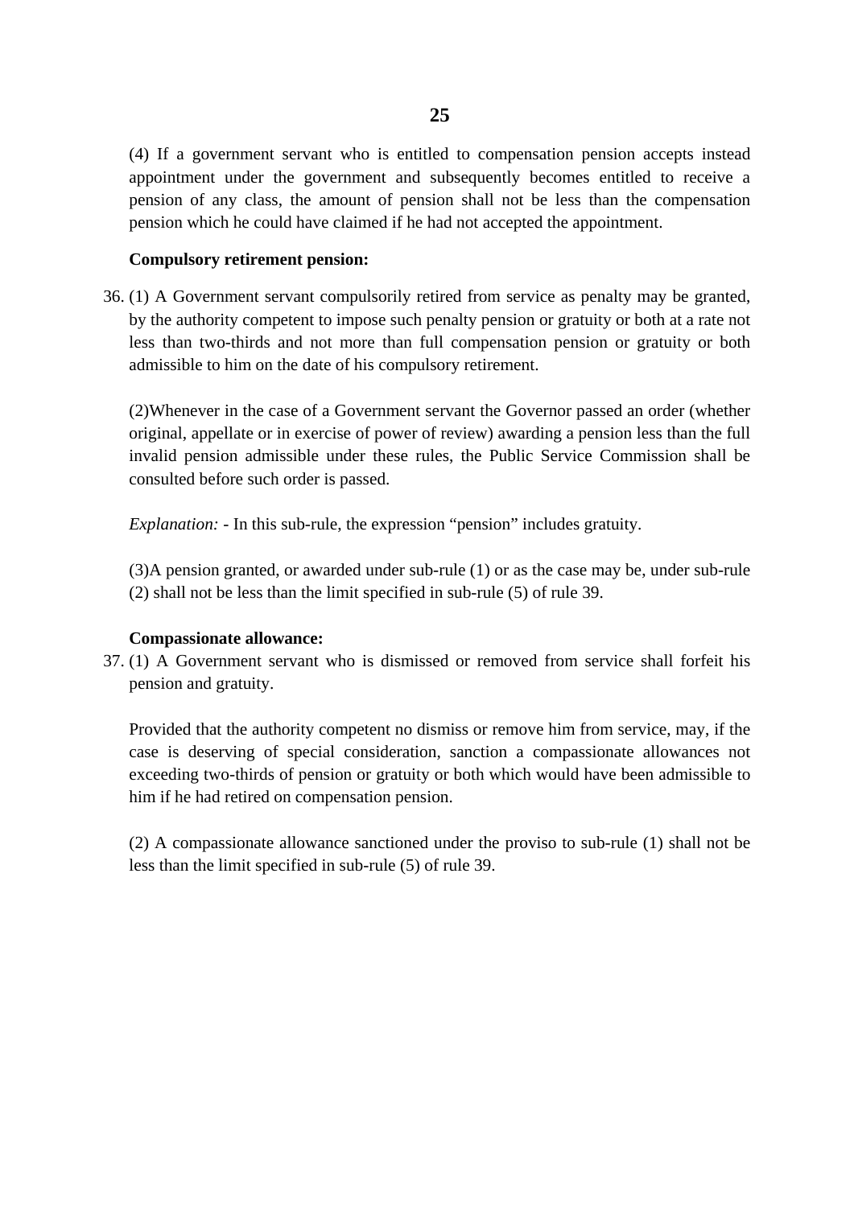(4) If a government servant who is entitled to compensation pension accepts instead appointment under the government and subsequently becomes entitled to receive a pension of any class, the amount of pension shall not be less than the compensation pension which he could have claimed if he had not accepted the appointment.

**Compulsory retirement pension:**

36. (1) A Government servant compulsorily retired from service as penalty may be granted, by the authority competent to impose such penalty pension or gratuity or both at a rate not less than two-thirds and not more than full compensation pension or gratuity or both admissible to him on the date of his compulsory retirement.

(2)Whenever in the case of a Government servant the Governor passed an order (whether original, appellate or in exercise of power of review) awarding a pension less than the full invalid pension admissible under these rules, the Public Service Commission shall be consulted before such order is passed.

*Explanation:* - In this sub-rule, the expression "pension" includes gratuity.

(3)A pension granted, or awarded under sub-rule (1) or as the case may be, under sub-rule (2) shall not be less than the limit specified in sub-rule (5) of rule 39.

**Compassionate allowance:**

37. (1) A Government servant who is dismissed or removed from service shall forfeit his pension and gratuity.

Provided that the authority competent no dismiss or remove him from service, may, if the case is deserving of special consideration, sanction a compassionate allowances not exceeding two-thirds of pension or gratuity or both which would have been admissible to him if he had retired on compensation pension.

(2) A compassionate allowance sanctioned under the proviso to sub-rule (1) shall not be less than the limit specified in sub-rule (5) of rule 39.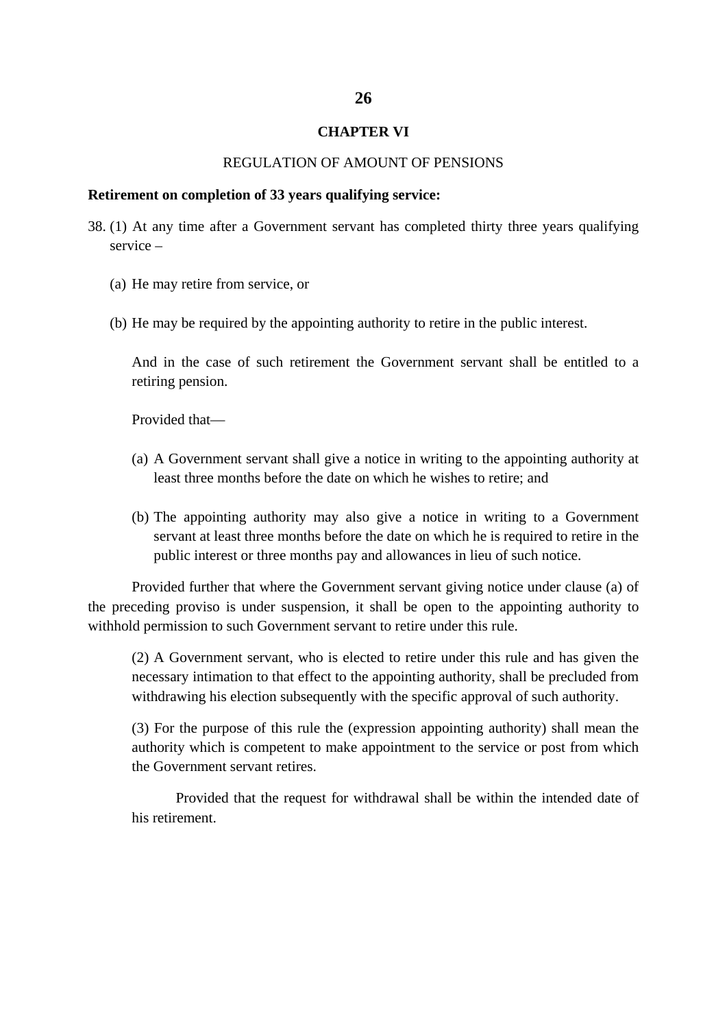## CHAPTER VI

REGULATION OF AMOUNT OF PENSIONS

**Retirement on completion of 33 years qualifying service:**

38. (1) At any time after a Government servant has completed thirty three years qualifying service –

(a) He may retire from service, or

(b) He may be required by the appointing authority to retire in the public interest.

And in the case of such retirement the Government servant shall be entitled to a retiring pension.

Provided that—

(a) A Government servant shall give a notice in writing to the appointing authority at least three months before the date on which he wishes to retire; and

(b) The appointing authority may also give a notice in writing to a Government servant at least three months before the date on which he is required to retire in the public interest or three months pay and allowances in lieu of such notice.

Provided further that where the Government servant giving notice under clause (a) of the preceding proviso is under suspension, it shall be open to the appointing authority to withhold permission to such Government servant to retire under this rule.

(2) A Government servant, who is elected to retire under this rule and has given the necessary intimation to that effect to the appointing authority, shall be precluded from withdrawing his election subsequently with the specific approval of such authority.

(3) For the purpose of this rule the (expression appointing authority) shall mean the authority which is competent to make appointment to the service or post from which the Government servant retires.

Provided that the request for withdrawal shall be within the intended date of his retirement.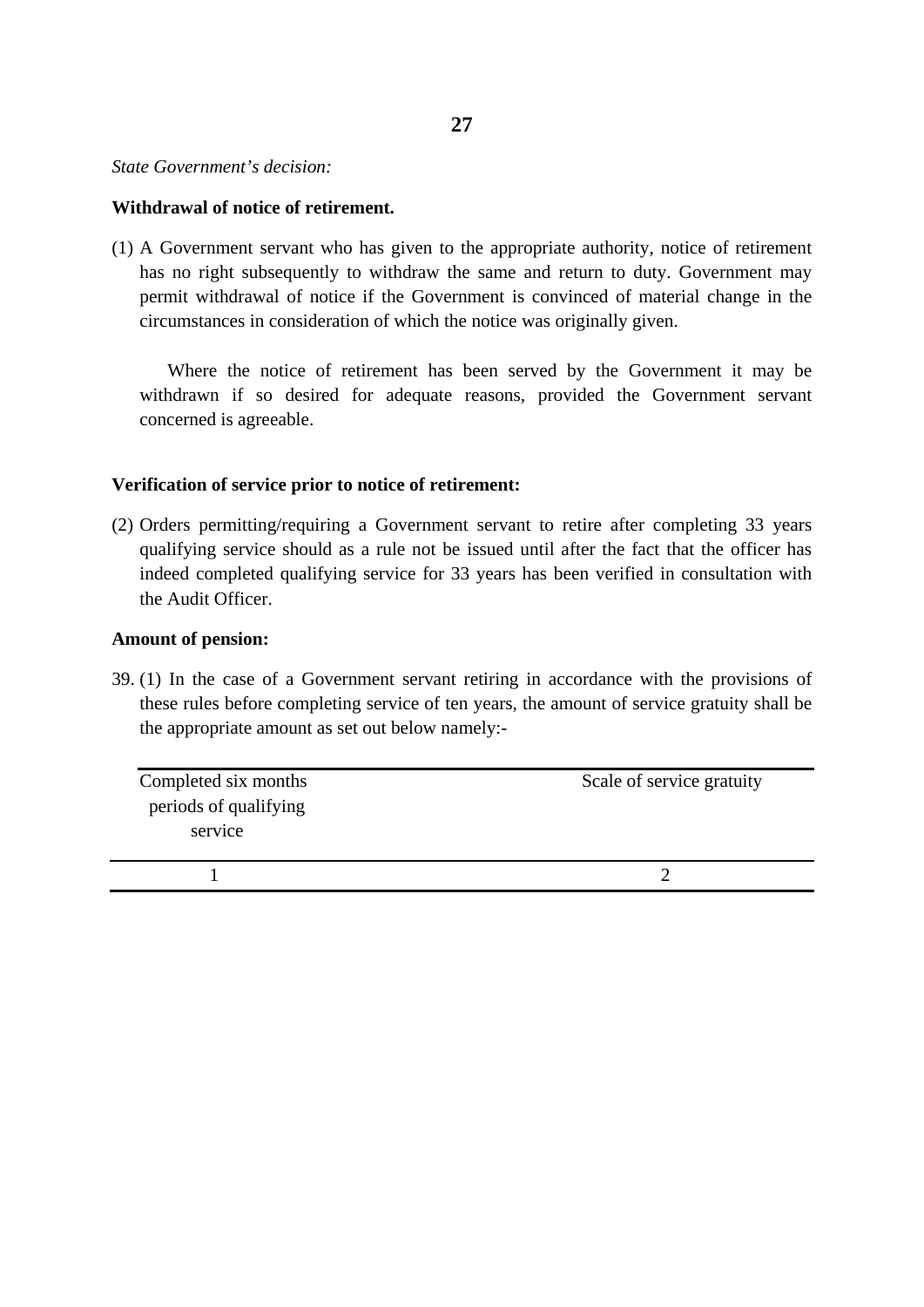*State Government's decision:*

**Withdrawal of notice of retirement.**

(1) A Government servant who has given to the appropriate authority, notice of retirement has no right subsequently to withdraw the same and return to duty. Government may permit withdrawal of notice if the Government is convinced of material change in the circumstances in consideration of which the notice was originally given.

Where the notice of retirement has been served by the Government it may be withdrawn if so desired for adequate reasons, provided the Government servant concerned is agreeable.

**Verification of service prior to notice of retirement:**

(2) Orders permitting/requiring a Government servant to retire after completing 33 years qualifying service should as a rule not be issued until after the fact that the officer has indeed completed qualifying service for 33 years has been verified in consultation with the Audit Officer.

**Amount of pension:**

39. (1) In the case of a Government servant retiring in accordance with the provisions of these rules before completing service of ten years, the amount of service gratuity shall be the appropriate amount as set out below namely:-

| Completed six months periods of qualifying service | Scale of service gratuity |
|---|---|
| 1 | 2 |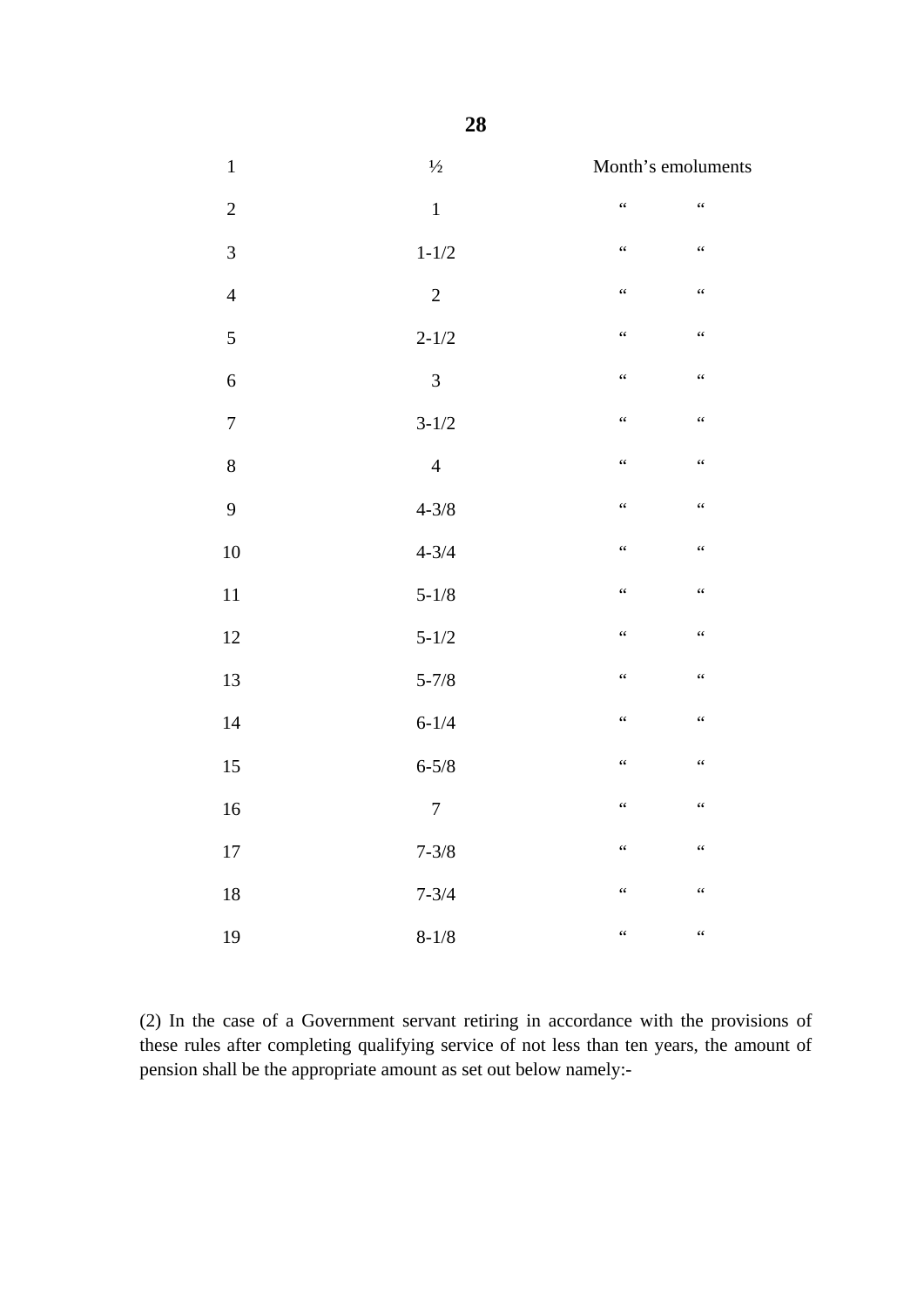| | | |
|---|---|---|
| 1 | ½ | Month's emoluments |
| 2 | 1 | "  " |
| 3 | 1-1/2 | "  " |
| 4 | 2 | "  " |
| 5 | 2-1/2 | "  " |
| 6 | 3 | "  " |
| 7 | 3-1/2 | "  " |
| 8 | 4 | "  " |
| 9 | 4-3/8 | "  " |
| 10 | 4-3/4 | "  " |
| 11 | 5-1/8 | "  " |
| 12 | 5-1/2 | "  " |
| 13 | 5-7/8 | "  " |
| 14 | 6-1/4 | "  " |
| 15 | 6-5/8 | "  " |
| 16 | 7 | "  " |
| 17 | 7-3/8 | "  " |
| 18 | 7-3/4 | "  " |
| 19 | 8-1/8 | "  " |

(2) In the case of a Government servant retiring in accordance with the provisions of these rules after completing qualifying service of not less than ten years, the amount of pension shall be the appropriate amount as set out below namely:-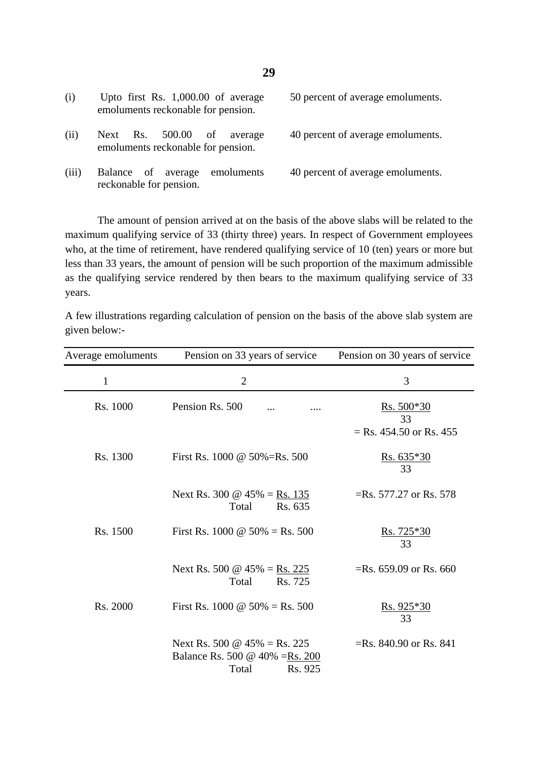| | | |
|---|---|---|
| (i) | Upto first Rs. 1,000.00 of average emoluments reckonable for pension. | 50 percent of average emoluments. |
| (ii) | Next Rs. 500.00 of average emoluments reckonable for pension. | 40 percent of average emoluments. |
| (iii) | Balance of average emoluments reckonable for pension. | 40 percent of average emoluments. |

The amount of pension arrived at on the basis of the above slabs will be related to the maximum qualifying service of 33 (thirty three) years. In respect of Government employees who, at the time of retirement, have rendered qualifying service of 10 (ten) years or more but less than 33 years, the amount of pension will be such proportion of the maximum admissible as the qualifying service rendered by then bears to the maximum qualifying service of 33 years.

A few illustrations regarding calculation of pension on the basis of the above slab system are given below:-

| Average emoluments | Pension on 33 years of service | Pension on 30 years of service |
|---|---|---|
| 1 | 2 | 3 |
| Rs. 1000 | Pension Rs. 500 ... .... | Rs. 500*30 / 33 = Rs. 454.50 or Rs. 455 |
| Rs. 1300 | First Rs. 1000 @ 50%=Rs. 500<br>Next Rs. 300 @ 45% = Rs. 135<br>Total Rs. 635 | Rs. 635*30 / 33<br>=Rs. 577.27 or Rs. 578 |
| Rs. 1500 | First Rs. 1000 @ 50% = Rs. 500<br>Next Rs. 500 @ 45% = Rs. 225<br>Total Rs. 725 | Rs. 725*30 / 33<br>=Rs. 659.09 or Rs. 660 |
| Rs. 2000 | First Rs. 1000 @ 50% = Rs. 500<br>Next Rs. 500 @ 45% = Rs. 225<br>Balance Rs. 500 @ 40% =Rs. 200<br>Total Rs. 925 | Rs. 925*30 / 33<br>=Rs. 840.90 or Rs. 841 |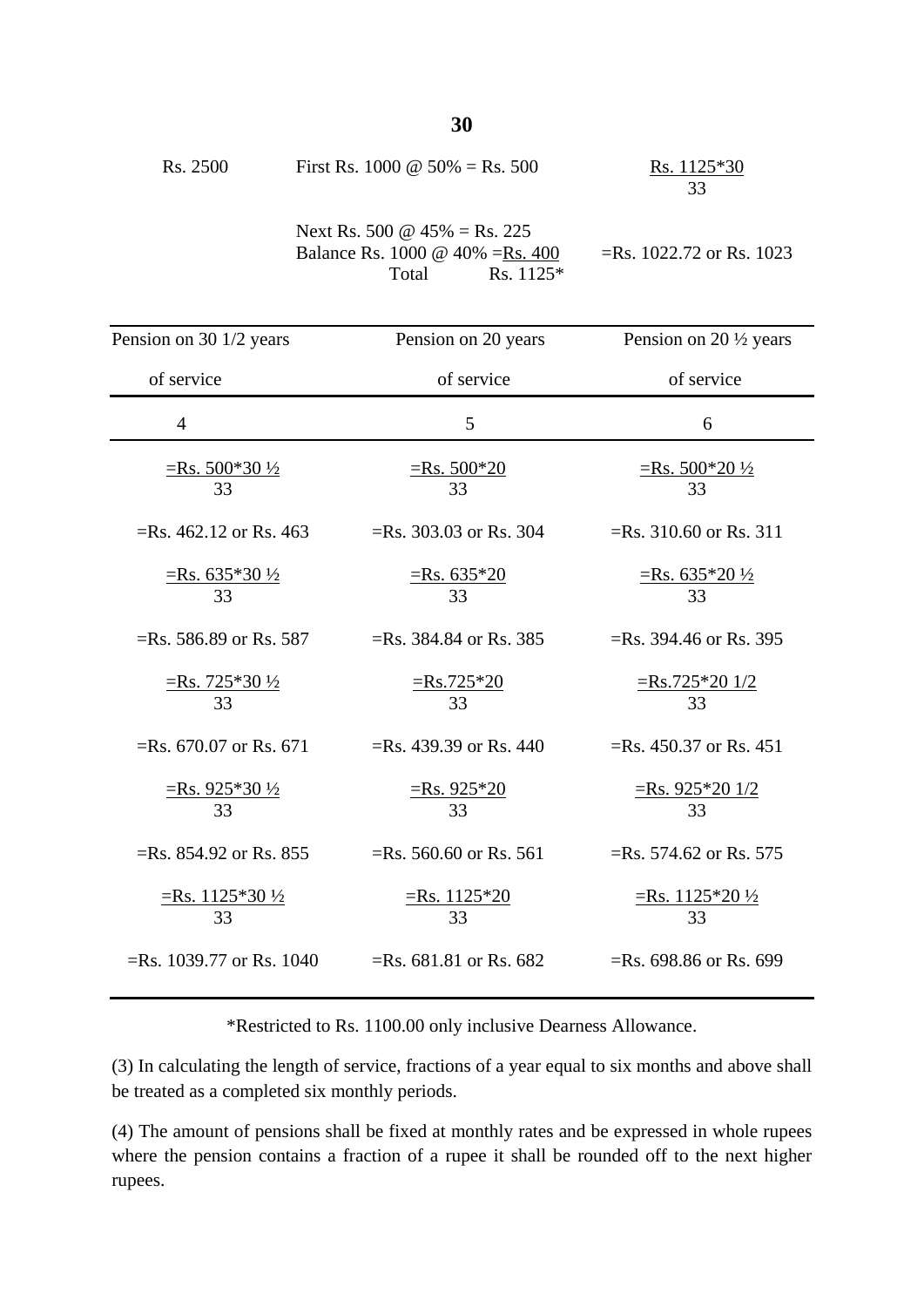| Rs. 2500 | First Rs. 1000 @ 50% = Rs. 500 | $\frac{\text{Rs. } 1125*30}{33}$ |
|---|---|---|
| | Next Rs. 500 @ 45% = Rs. 225 | |
| | Balance Rs. 1000 @ 40% = Rs. 400 | =Rs. 1022.72 or Rs. 1023 |
| | Total Rs. 1125* | |

| Pension on 30 1/2 years of service | Pension on 20 years of service | Pension on 20 ½ years of service |
|---|---|---|
| 4 | 5 | 6 |
| $=\frac{\text{Rs. } 500*30\frac{1}{2}}{33}$ | $=\frac{\text{Rs. } 500*20}{33}$ | $=\frac{\text{Rs. } 500*20\frac{1}{2}}{33}$ |
| =Rs. 462.12 or Rs. 463 | =Rs. 303.03 or Rs. 304 | =Rs. 310.60 or Rs. 311 |
| $=\frac{\text{Rs. } 635*30\frac{1}{2}}{33}$ | $=\frac{\text{Rs. } 635*20}{33}$ | $=\frac{\text{Rs. } 635*20\frac{1}{2}}{33}$ |
| =Rs. 586.89 or Rs. 587 | =Rs. 384.84 or Rs. 385 | =Rs. 394.46 or Rs. 395 |
| $=\frac{\text{Rs. } 725*30\frac{1}{2}}{33}$ | $=\frac{\text{Rs.} 725*20}{33}$ | $=\frac{\text{Rs.} 725*20\ 1/2}{33}$ |
| =Rs. 670.07 or Rs. 671 | =Rs. 439.39 or Rs. 440 | =Rs. 450.37 or Rs. 451 |
| $=\frac{\text{Rs. } 925*30\frac{1}{2}}{33}$ | $=\frac{\text{Rs. } 925*20}{33}$ | $=\frac{\text{Rs. } 925*20\ 1/2}{33}$ |
| =Rs. 854.92 or Rs. 855 | =Rs. 560.60 or Rs. 561 | =Rs. 574.62 or Rs. 575 |
| $=\frac{\text{Rs. } 1125*30\frac{1}{2}}{33}$ | $=\frac{\text{Rs. } 1125*20}{33}$ | $=\frac{\text{Rs. } 1125*20\frac{1}{2}}{33}$ |
| =Rs. 1039.77 or Rs. 1040 | =Rs. 681.81 or Rs. 682 | =Rs. 698.86 or Rs. 699 |

*Restricted to Rs. 1100.00 only inclusive Dearness Allowance.

(3) In calculating the length of service, fractions of a year equal to six months and above shall be treated as a completed six monthly periods.

(4) The amount of pensions shall be fixed at monthly rates and be expressed in whole rupees where the pension contains a fraction of a rupee it shall be rounded off to the next higher rupees.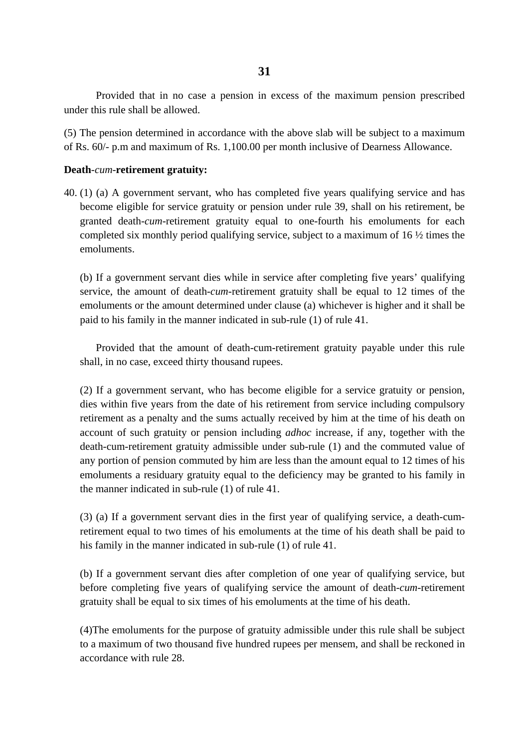Provided that in no case a pension in excess of the maximum pension prescribed under this rule shall be allowed.

(5) The pension determined in accordance with the above slab will be subject to a maximum of Rs. 60/- p.m and maximum of Rs. 1,100.00 per month inclusive of Dearness Allowance.

**Death-*cum*-retirement gratuity:**

40. (1) (a) A government servant, who has completed five years qualifying service and has become eligible for service gratuity or pension under rule 39, shall on his retirement, be granted death-*cum*-retirement gratuity equal to one-fourth his emoluments for each completed six monthly period qualifying service, subject to a maximum of 16 ½ times the emoluments.

(b) If a government servant dies while in service after completing five years' qualifying service, the amount of death-*cum*-retirement gratuity shall be equal to 12 times of the emoluments or the amount determined under clause (a) whichever is higher and it shall be paid to his family in the manner indicated in sub-rule (1) of rule 41.

Provided that the amount of death-cum-retirement gratuity payable under this rule shall, in no case, exceed thirty thousand rupees.

(2) If a government servant, who has become eligible for a service gratuity or pension, dies within five years from the date of his retirement from service including compulsory retirement as a penalty and the sums actually received by him at the time of his death on account of such gratuity or pension including *adhoc* increase, if any, together with the death-cum-retirement gratuity admissible under sub-rule (1) and the commuted value of any portion of pension commuted by him are less than the amount equal to 12 times of his emoluments a residuary gratuity equal to the deficiency may be granted to his family in the manner indicated in sub-rule (1) of rule 41.

(3) (a) If a government servant dies in the first year of qualifying service, a death-cum-retirement equal to two times of his emoluments at the time of his death shall be paid to his family in the manner indicated in sub-rule (1) of rule 41.

(b) If a government servant dies after completion of one year of qualifying service, but before completing five years of qualifying service the amount of death-*cum*-retirement gratuity shall be equal to six times of his emoluments at the time of his death.

(4)The emoluments for the purpose of gratuity admissible under this rule shall be subject to a maximum of two thousand five hundred rupees per mensem, and shall be reckoned in accordance with rule 28.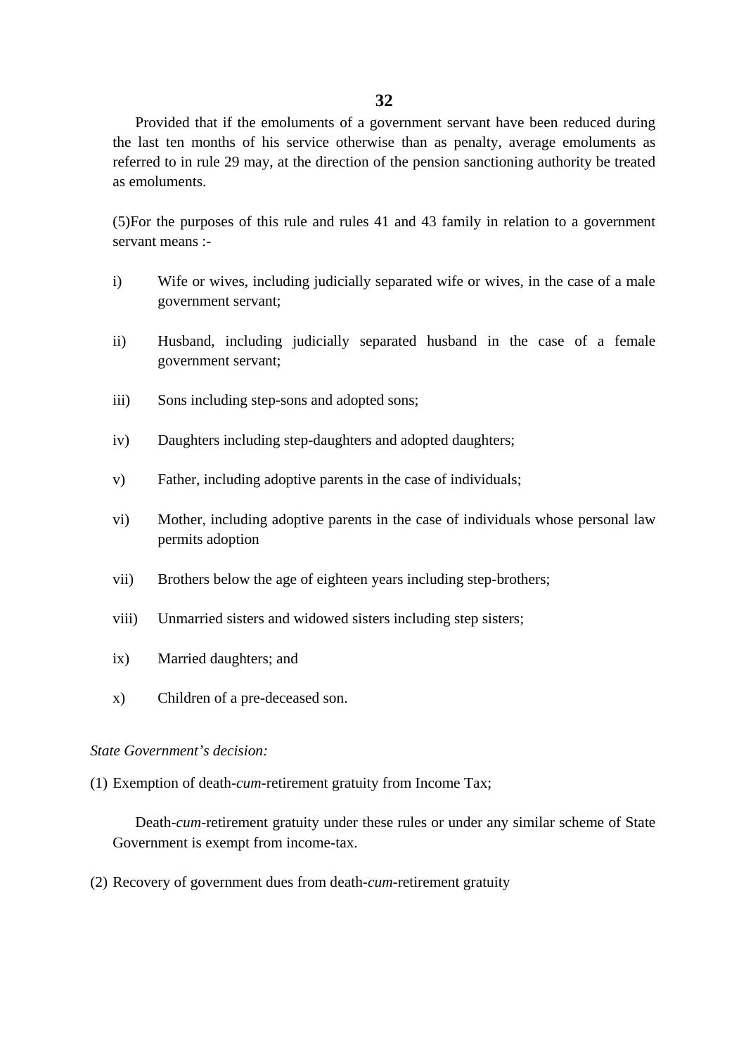Provided that if the emoluments of a government servant have been reduced during the last ten months of his service otherwise than as penalty, average emoluments as referred to in rule 29 may, at the direction of the pension sanctioning authority be treated as emoluments.

(5)For the purposes of this rule and rules 41 and 43 family in relation to a government servant means :-

i) Wife or wives, including judicially separated wife or wives, in the case of a male government servant;

ii) Husband, including judicially separated husband in the case of a female government servant;

iii) Sons including step-sons and adopted sons;

iv) Daughters including step-daughters and adopted daughters;

v) Father, including adoptive parents in the case of individuals;

vi) Mother, including adoptive parents in the case of individuals whose personal law permits adoption

vii) Brothers below the age of eighteen years including step-brothers;

viii) Unmarried sisters and widowed sisters including step sisters;

ix) Married daughters; and

x) Children of a pre-deceased son.

*State Government's decision:*

(1) Exemption of death-*cum*-retirement gratuity from Income Tax;

Death-*cum*-retirement gratuity under these rules or under any similar scheme of State Government is exempt from income-tax.

(2) Recovery of government dues from death-*cum*-retirement gratuity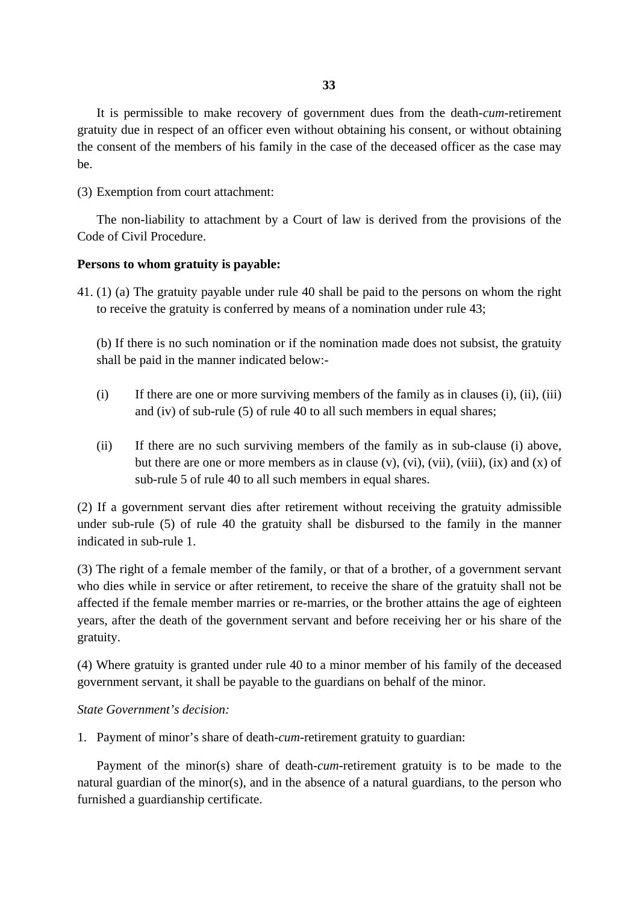It is permissible to make recovery of government dues from the death-*cum*-retirement gratuity due in respect of an officer even without obtaining his consent, or without obtaining the consent of the members of his family in the case of the deceased officer as the case may be.

(3) Exemption from court attachment:

The non-liability to attachment by a Court of law is derived from the provisions of the Code of Civil Procedure.

**Persons to whom gratuity is payable:**

41. (1) (a) The gratuity payable under rule 40 shall be paid to the persons on whom the right to receive the gratuity is conferred by means of a nomination under rule 43;

(b) If there is no such nomination or if the nomination made does not subsist, the gratuity shall be paid in the manner indicated below:-

(i) If there are one or more surviving members of the family as in clauses (i), (ii), (iii) and (iv) of sub-rule (5) of rule 40 to all such members in equal shares;

(ii) If there are no such surviving members of the family as in sub-clause (i) above, but there are one or more members as in clause (v), (vi), (vii), (viii), (ix) and (x) of sub-rule 5 of rule 40 to all such members in equal shares.

(2) If a government servant dies after retirement without receiving the gratuity admissible under sub-rule (5) of rule 40 the gratuity shall be disbursed to the family in the manner indicated in sub-rule 1.

(3) The right of a female member of the family, or that of a brother, of a government servant who dies while in service or after retirement, to receive the share of the gratuity shall not be affected if the female member marries or re-marries, or the brother attains the age of eighteen years, after the death of the government servant and before receiving her or his share of the gratuity.

(4) Where gratuity is granted under rule 40 to a minor member of his family of the deceased government servant, it shall be payable to the guardians on behalf of the minor.

*State Government's decision:*

1. Payment of minor's share of death-*cum*-retirement gratuity to guardian:

Payment of the minor(s) share of death-*cum*-retirement gratuity is to be made to the natural guardian of the minor(s), and in the absence of a natural guardians, to the person who furnished a guardianship certificate.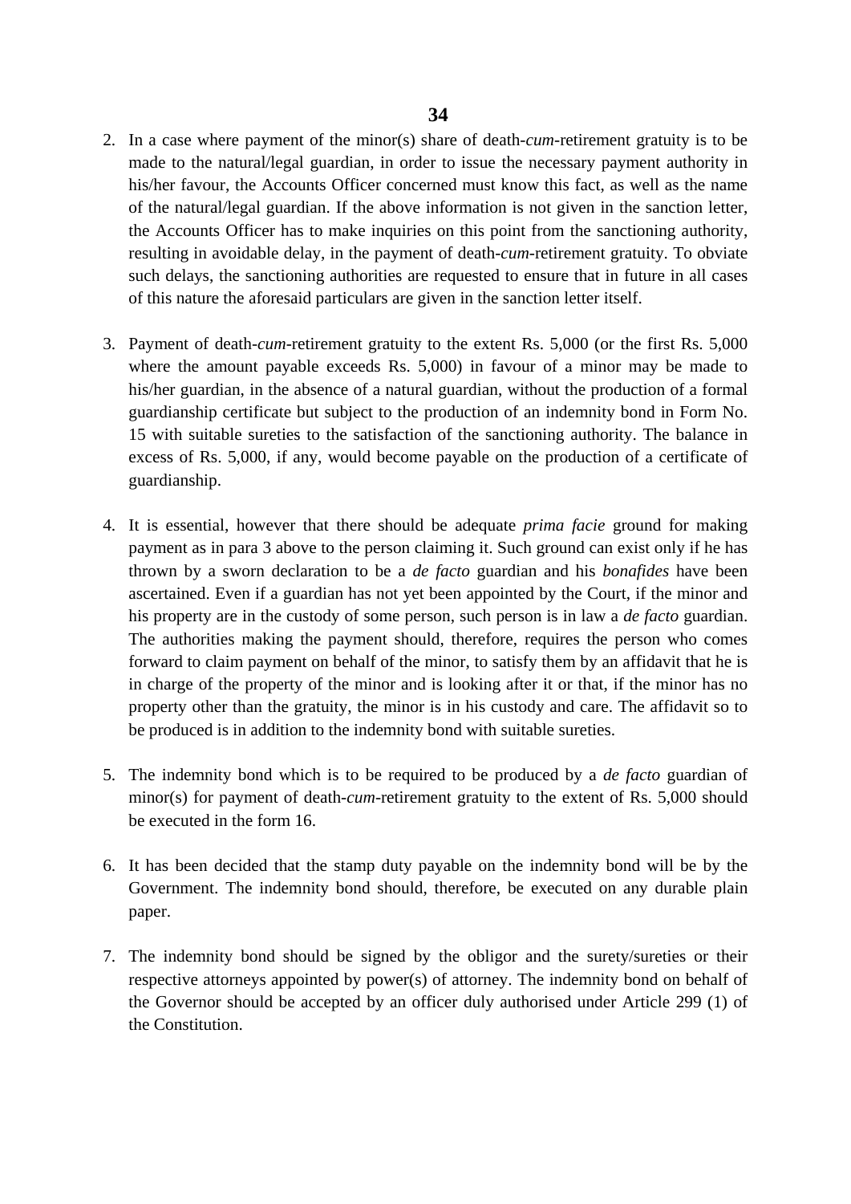2. In a case where payment of the minor(s) share of death-*cum*-retirement gratuity is to be made to the natural/legal guardian, in order to issue the necessary payment authority in his/her favour, the Accounts Officer concerned must know this fact, as well as the name of the natural/legal guardian. If the above information is not given in the sanction letter, the Accounts Officer has to make inquiries on this point from the sanctioning authority, resulting in avoidable delay, in the payment of death-*cum*-retirement gratuity. To obviate such delays, the sanctioning authorities are requested to ensure that in future in all cases of this nature the aforesaid particulars are given in the sanction letter itself.

3. Payment of death-*cum*-retirement gratuity to the extent Rs. 5,000 (or the first Rs. 5,000 where the amount payable exceeds Rs. 5,000) in favour of a minor may be made to his/her guardian, in the absence of a natural guardian, without the production of a formal guardianship certificate but subject to the production of an indemnity bond in Form No. 15 with suitable sureties to the satisfaction of the sanctioning authority. The balance in excess of Rs. 5,000, if any, would become payable on the production of a certificate of guardianship.

4. It is essential, however that there should be adequate *prima facie* ground for making payment as in para 3 above to the person claiming it. Such ground can exist only if he has thrown by a sworn declaration to be a *de facto* guardian and his *bonafides* have been ascertained. Even if a guardian has not yet been appointed by the Court, if the minor and his property are in the custody of some person, such person is in law a *de facto* guardian. The authorities making the payment should, therefore, requires the person who comes forward to claim payment on behalf of the minor, to satisfy them by an affidavit that he is in charge of the property of the minor and is looking after it or that, if the minor has no property other than the gratuity, the minor is in his custody and care. The affidavit so to be produced is in addition to the indemnity bond with suitable sureties.

5. The indemnity bond which is to be required to be produced by a *de facto* guardian of minor(s) for payment of death-*cum*-retirement gratuity to the extent of Rs. 5,000 should be executed in the form 16.

6. It has been decided that the stamp duty payable on the indemnity bond will be by the Government. The indemnity bond should, therefore, be executed on any durable plain paper.

7. The indemnity bond should be signed by the obligor and the surety/sureties or their respective attorneys appointed by power(s) of attorney. The indemnity bond on behalf of the Governor should be accepted by an officer duly authorised under Article 299 (1) of the Constitution.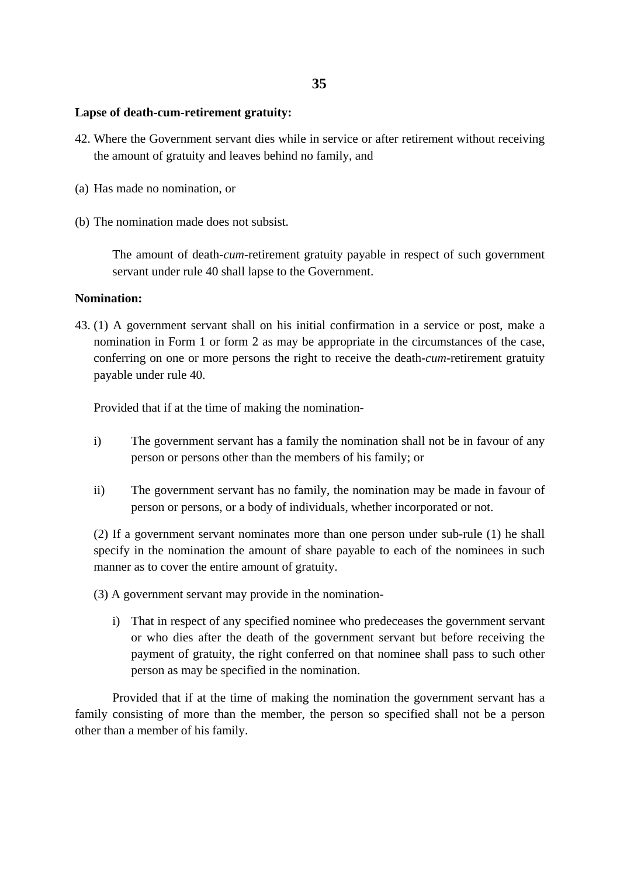**Lapse of death-cum-retirement gratuity:**

42. Where the Government servant dies while in service or after retirement without receiving the amount of gratuity and leaves behind no family, and

(a) Has made no nomination, or

(b) The nomination made does not subsist.

The amount of death-*cum*-retirement gratuity payable in respect of such government servant under rule 40 shall lapse to the Government.

**Nomination:**

43. (1) A government servant shall on his initial confirmation in a service or post, make a nomination in Form 1 or form 2 as may be appropriate in the circumstances of the case, conferring on one or more persons the right to receive the death-*cum*-retirement gratuity payable under rule 40.

Provided that if at the time of making the nomination-

i) The government servant has a family the nomination shall not be in favour of any person or persons other than the members of his family; or

ii) The government servant has no family, the nomination may be made in favour of person or persons, or a body of individuals, whether incorporated or not.

(2) If a government servant nominates more than one person under sub-rule (1) he shall specify in the nomination the amount of share payable to each of the nominees in such manner as to cover the entire amount of gratuity.

(3) A government servant may provide in the nomination-

i) That in respect of any specified nominee who predeceases the government servant or who dies after the death of the government servant but before receiving the payment of gratuity, the right conferred on that nominee shall pass to such other person as may be specified in the nomination.

Provided that if at the time of making the nomination the government servant has a family consisting of more than the member, the person so specified shall not be a person other than a member of his family.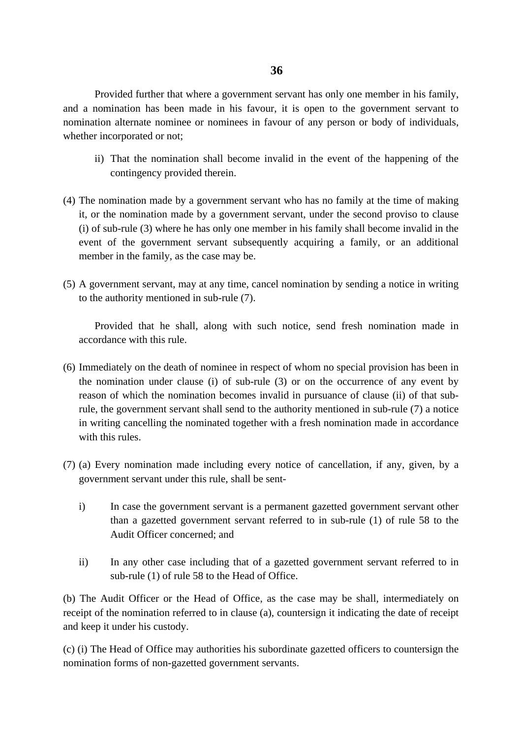Provided further that where a government servant has only one member in his family, and a nomination has been made in his favour, it is open to the government servant to nomination alternate nominee or nominees in favour of any person or body of individuals, whether incorporated or not;

ii) That the nomination shall become invalid in the event of the happening of the contingency provided therein.

(4) The nomination made by a government servant who has no family at the time of making it, or the nomination made by a government servant, under the second proviso to clause (i) of sub-rule (3) where he has only one member in his family shall become invalid in the event of the government servant subsequently acquiring a family, or an additional member in the family, as the case may be.

(5) A government servant, may at any time, cancel nomination by sending a notice in writing to the authority mentioned in sub-rule (7).

Provided that he shall, along with such notice, send fresh nomination made in accordance with this rule.

(6) Immediately on the death of nominee in respect of whom no special provision has been in the nomination under clause (i) of sub-rule (3) or on the occurrence of any event by reason of which the nomination becomes invalid in pursuance of clause (ii) of that sub-rule, the government servant shall send to the authority mentioned in sub-rule (7) a notice in writing cancelling the nominated together with a fresh nomination made in accordance with this rules.

(7) (a) Every nomination made including every notice of cancellation, if any, given, by a government servant under this rule, shall be sent-

i) In case the government servant is a permanent gazetted government servant other than a gazetted government servant referred to in sub-rule (1) of rule 58 to the Audit Officer concerned; and

ii) In any other case including that of a gazetted government servant referred to in sub-rule (1) of rule 58 to the Head of Office.

(b) The Audit Officer or the Head of Office, as the case may be shall, intermediately on receipt of the nomination referred to in clause (a), countersign it indicating the date of receipt and keep it under his custody.

(c) (i) The Head of Office may authorities his subordinate gazetted officers to countersign the nomination forms of non-gazetted government servants.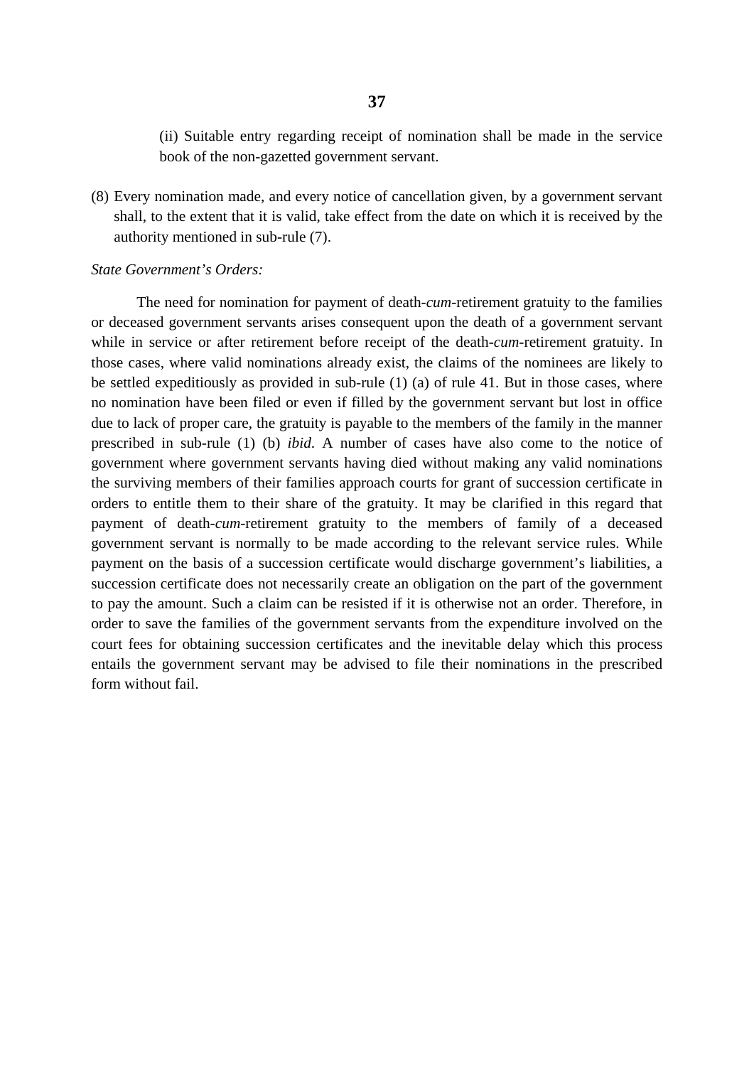(ii) Suitable entry regarding receipt of nomination shall be made in the service book of the non-gazetted government servant.

(8) Every nomination made, and every notice of cancellation given, by a government servant shall, to the extent that it is valid, take effect from the date on which it is received by the authority mentioned in sub-rule (7).

*State Government's Orders:*

The need for nomination for payment of death-*cum*-retirement gratuity to the families or deceased government servants arises consequent upon the death of a government servant while in service or after retirement before receipt of the death-*cum*-retirement gratuity. In those cases, where valid nominations already exist, the claims of the nominees are likely to be settled expeditiously as provided in sub-rule (1) (a) of rule 41. But in those cases, where no nomination have been filed or even if filled by the government servant but lost in office due to lack of proper care, the gratuity is payable to the members of the family in the manner prescribed in sub-rule (1) (b) *ibid.* A number of cases have also come to the notice of government where government servants having died without making any valid nominations the surviving members of their families approach courts for grant of succession certificate in orders to entitle them to their share of the gratuity. It may be clarified in this regard that payment of death-*cum*-retirement gratuity to the members of family of a deceased government servant is normally to be made according to the relevant service rules. While payment on the basis of a succession certificate would discharge government's liabilities, a succession certificate does not necessarily create an obligation on the part of the government to pay the amount. Such a claim can be resisted if it is otherwise not an order. Therefore, in order to save the families of the government servants from the expenditure involved on the court fees for obtaining succession certificates and the inevitable delay which this process entails the government servant may be advised to file their nominations in the prescribed form without fail.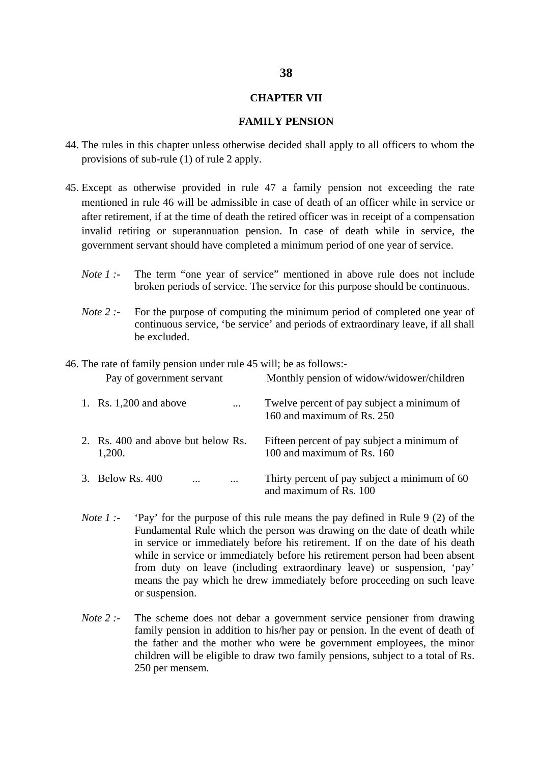## CHAPTER VII

## FAMILY PENSION

44. The rules in this chapter unless otherwise decided shall apply to all officers to whom the provisions of sub-rule (1) of rule 2 apply.

45. Except as otherwise provided in rule 47 a family pension not exceeding the rate mentioned in rule 46 will be admissible in case of death of an officer while in service or after retirement, if at the time of death the retired officer was in receipt of a compensation invalid retiring or superannuation pension. In case of death while in service, the government servant should have completed a minimum period of one year of service.

   *Note 1 :-* The term "one year of service" mentioned in above rule does not include broken periods of service. The service for this purpose should be continuous.

   *Note 2 :-* For the purpose of computing the minimum period of completed one year of continuous service, 'be service' and periods of extraordinary leave, if all shall be excluded.

46. The rate of family pension under rule 45 will; be as follows:-

| Pay of government servant | Monthly pension of widow/widower/children |
|---|---|
| 1. Rs. 1,200 and above ... | Twelve percent of pay subject a minimum of 160 and maximum of Rs. 250 |
| 2. Rs. 400 and above but below Rs. 1,200. | Fifteen percent of pay subject a minimum of 100 and maximum of Rs. 160 |
| 3. Below Rs. 400 ... ... | Thirty percent of pay subject a minimum of 60 and maximum of Rs. 100 |

   *Note 1 :-* 'Pay' for the purpose of this rule means the pay defined in Rule 9 (2) of the Fundamental Rule which the person was drawing on the date of death while in service or immediately before his retirement. If on the date of his death while in service or immediately before his retirement person had been absent from duty on leave (including extraordinary leave) or suspension, 'pay' means the pay which he drew immediately before proceeding on such leave or suspension.

   *Note 2 :-* The scheme does not debar a government service pensioner from drawing family pension in addition to his/her pay or pension. In the event of death of the father and the mother who were be government employees, the minor children will be eligible to draw two family pensions, subject to a total of Rs. 250 per mensem.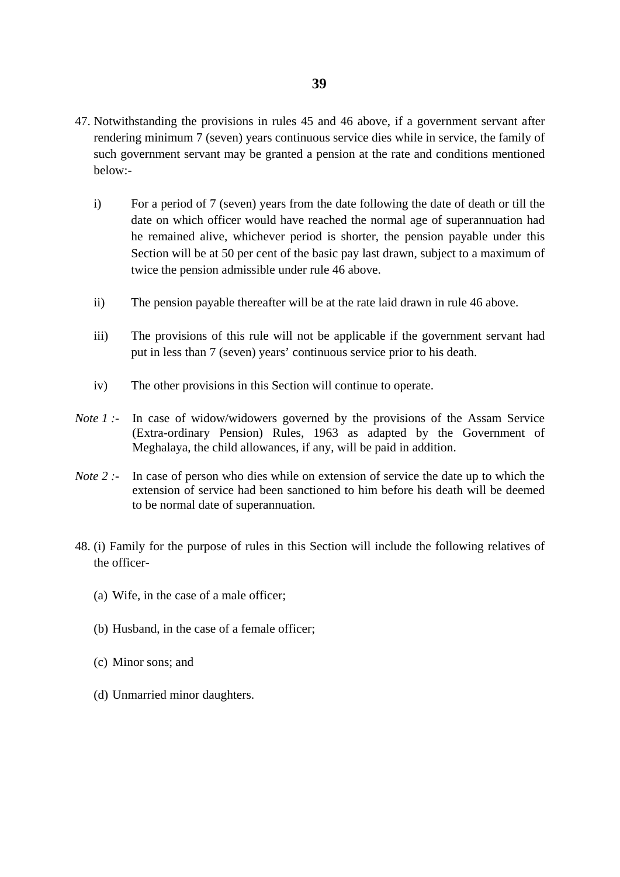47. Notwithstanding the provisions in rules 45 and 46 above, if a government servant after rendering minimum 7 (seven) years continuous service dies while in service, the family of such government servant may be granted a pension at the rate and conditions mentioned below:-

   i) For a period of 7 (seven) years from the date following the date of death or till the date on which officer would have reached the normal age of superannuation had he remained alive, whichever period is shorter, the pension payable under this Section will be at 50 per cent of the basic pay last drawn, subject to a maximum of twice the pension admissible under rule 46 above.

   ii) The pension payable thereafter will be at the rate laid drawn in rule 46 above.

   iii) The provisions of this rule will not be applicable if the government servant had put in less than 7 (seven) years' continuous service prior to his death.

   iv) The other provisions in this Section will continue to operate.

*Note 1 :-* In case of widow/widowers governed by the provisions of the Assam Service (Extra-ordinary Pension) Rules, 1963 as adapted by the Government of Meghalaya, the child allowances, if any, will be paid in addition.

*Note 2 :-* In case of person who dies while on extension of service the date up to which the extension of service had been sanctioned to him before his death will be deemed to be normal date of superannuation.

48. (i) Family for the purpose of rules in this Section will include the following relatives of the officer-

   (a) Wife, in the case of a male officer;

   (b) Husband, in the case of a female officer;

   (c) Minor sons; and

   (d) Unmarried minor daughters.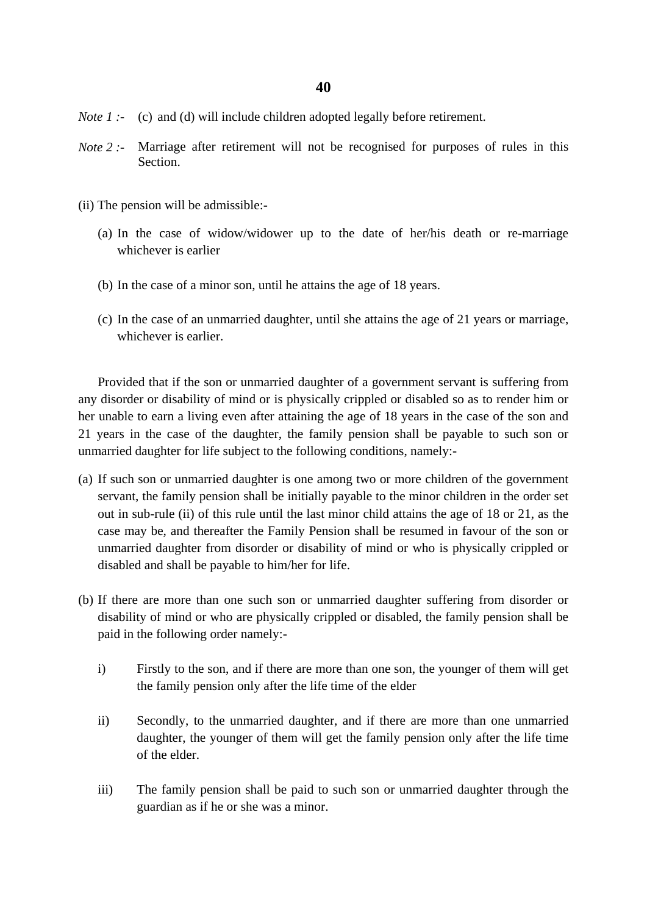*Note 1 :-* (c) and (d) will include children adopted legally before retirement.

*Note 2 :-* Marriage after retirement will not be recognised for purposes of rules in this Section.

(ii) The pension will be admissible:-

(a) In the case of widow/widower up to the date of her/his death or re-marriage whichever is earlier

(b) In the case of a minor son, until he attains the age of 18 years.

(c) In the case of an unmarried daughter, until she attains the age of 21 years or marriage, whichever is earlier.

Provided that if the son or unmarried daughter of a government servant is suffering from any disorder or disability of mind or is physically crippled or disabled so as to render him or her unable to earn a living even after attaining the age of 18 years in the case of the son and 21 years in the case of the daughter, the family pension shall be payable to such son or unmarried daughter for life subject to the following conditions, namely:-

(a) If such son or unmarried daughter is one among two or more children of the government servant, the family pension shall be initially payable to the minor children in the order set out in sub-rule (ii) of this rule until the last minor child attains the age of 18 or 21, as the case may be, and thereafter the Family Pension shall be resumed in favour of the son or unmarried daughter from disorder or disability of mind or who is physically crippled or disabled and shall be payable to him/her for life.

(b) If there are more than one such son or unmarried daughter suffering from disorder or disability of mind or who are physically crippled or disabled, the family pension shall be paid in the following order namely:-

i) Firstly to the son, and if there are more than one son, the younger of them will get the family pension only after the life time of the elder

ii) Secondly, to the unmarried daughter, and if there are more than one unmarried daughter, the younger of them will get the family pension only after the life time of the elder.

iii) The family pension shall be paid to such son or unmarried daughter through the guardian as if he or she was a minor.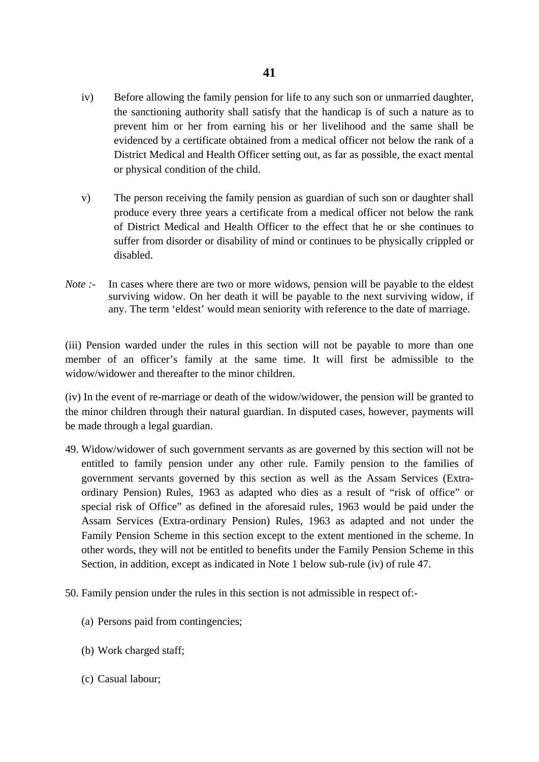iv) Before allowing the family pension for life to any such son or unmarried daughter, the sanctioning authority shall satisfy that the handicap is of such a nature as to prevent him or her from earning his or her livelihood and the same shall be evidenced by a certificate obtained from a medical officer not below the rank of a District Medical and Health Officer setting out, as far as possible, the exact mental or physical condition of the child.

v) The person receiving the family pension as guardian of such son or daughter shall produce every three years a certificate from a medical officer not below the rank of District Medical and Health Officer to the effect that he or she continues to suffer from disorder or disability of mind or continues to be physically crippled or disabled.

*Note :-* In cases where there are two or more widows, pension will be payable to the eldest surviving widow. On her death it will be payable to the next surviving widow, if any. The term 'eldest' would mean seniority with reference to the date of marriage.

(iii) Pension warded under the rules in this section will not be payable to more than one member of an officer's family at the same time. It will first be admissible to the widow/widower and thereafter to the minor children.

(iv) In the event of re-marriage or death of the widow/widower, the pension will be granted to the minor children through their natural guardian. In disputed cases, however, payments will be made through a legal guardian.

49. Widow/widower of such government servants as are governed by this section will not be entitled to family pension under any other rule. Family pension to the families of government servants governed by this section as well as the Assam Services (Extra-ordinary Pension) Rules, 1963 as adapted who dies as a result of "risk of office" or special risk of Office" as defined in the aforesaid rules, 1963 would be paid under the Assam Services (Extra-ordinary Pension) Rules, 1963 as adapted and not under the Family Pension Scheme in this section except to the extent mentioned in the scheme. In other words, they will not be entitled to benefits under the Family Pension Scheme in this Section, in addition, except as indicated in Note 1 below sub-rule (iv) of rule 47.

50. Family pension under the rules in this section is not admissible in respect of:-

(a) Persons paid from contingencies;

(b) Work charged staff;

(c) Casual labour;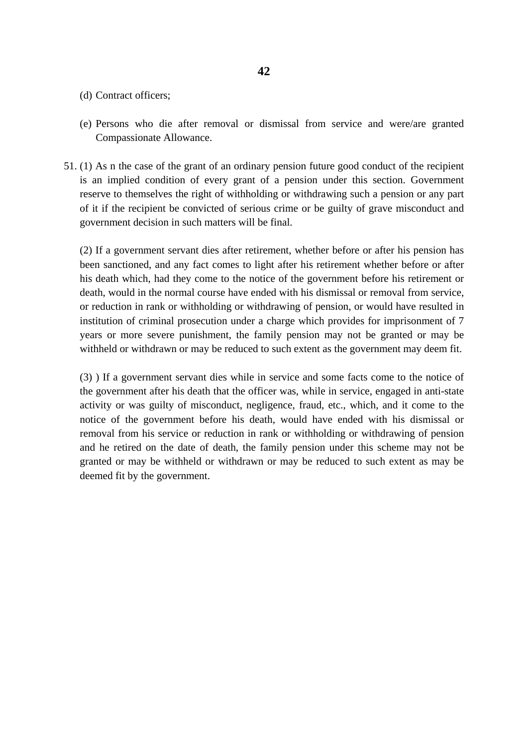(d) Contract officers;

(e) Persons who die after removal or dismissal from service and were/are granted Compassionate Allowance.

51. (1) As n the case of the grant of an ordinary pension future good conduct of the recipient is an implied condition of every grant of a pension under this section. Government reserve to themselves the right of withholding or withdrawing such a pension or any part of it if the recipient be convicted of serious crime or be guilty of grave misconduct and government decision in such matters will be final.

(2) If a government servant dies after retirement, whether before or after his pension has been sanctioned, and any fact comes to light after his retirement whether before or after his death which, had they come to the notice of the government before his retirement or death, would in the normal course have ended with his dismissal or removal from service, or reduction in rank or withholding or withdrawing of pension, or would have resulted in institution of criminal prosecution under a charge which provides for imprisonment of 7 years or more severe punishment, the family pension may not be granted or may be withheld or withdrawn or may be reduced to such extent as the government may deem fit.

(3) ) If a government servant dies while in service and some facts come to the notice of the government after his death that the officer was, while in service, engaged in anti-state activity or was guilty of misconduct, negligence, fraud, etc., which, and it come to the notice of the government before his death, would have ended with his dismissal or removal from his service or reduction in rank or withholding or withdrawing of pension and he retired on the date of death, the family pension under this scheme may not be granted or may be withheld or withdrawn or may be reduced to such extent as may be deemed fit by the government.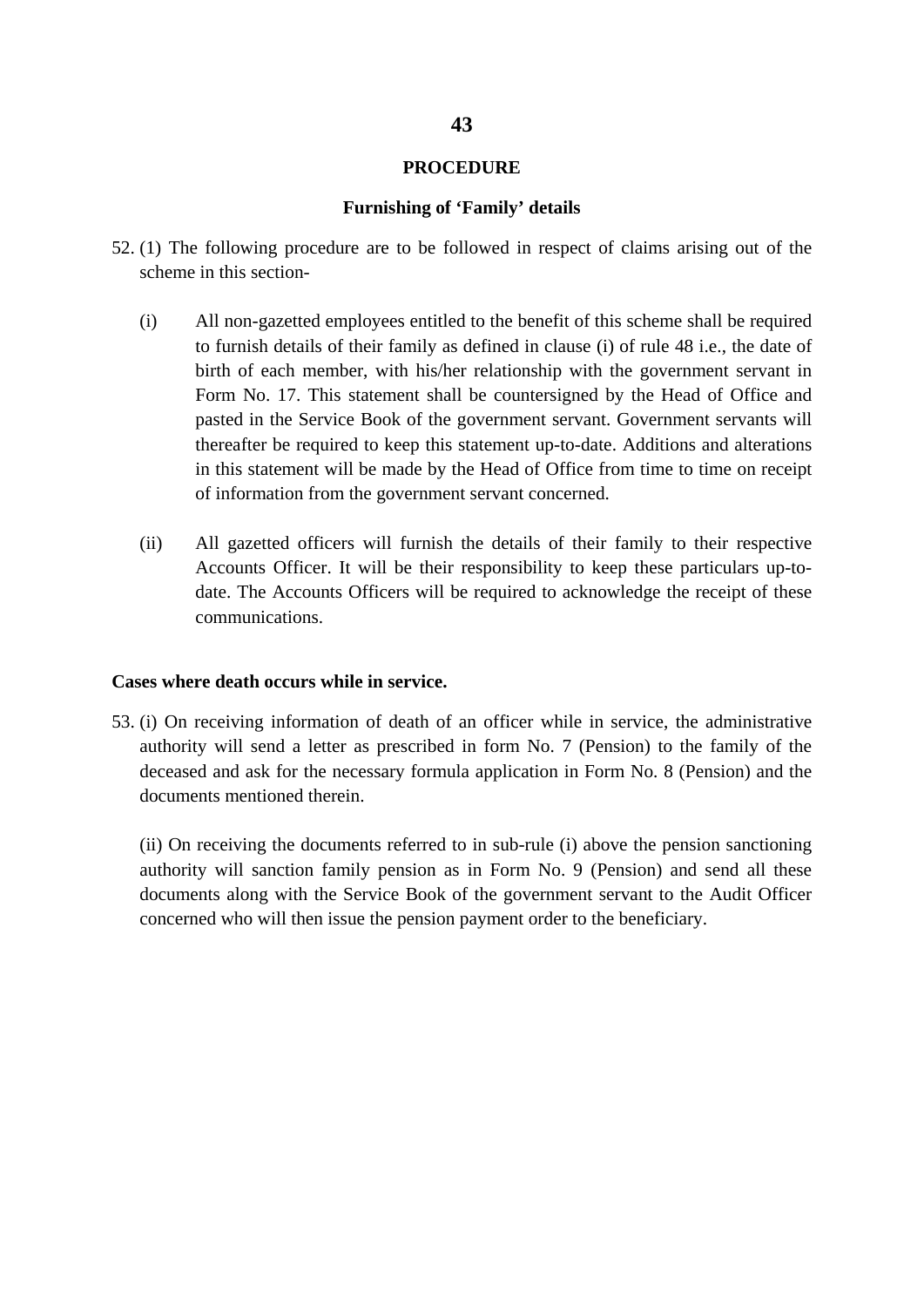## PROCEDURE

### Furnishing of 'Family' details

52. (1) The following procedure are to be followed in respect of claims arising out of the scheme in this section-

   (i) All non-gazetted employees entitled to the benefit of this scheme shall be required to furnish details of their family as defined in clause (i) of rule 48 i.e., the date of birth of each member, with his/her relationship with the government servant in Form No. 17. This statement shall be countersigned by the Head of Office and pasted in the Service Book of the government servant. Government servants will thereafter be required to keep this statement up-to-date. Additions and alterations in this statement will be made by the Head of Office from time to time on receipt of information from the government servant concerned.

   (ii) All gazetted officers will furnish the details of their family to their respective Accounts Officer. It will be their responsibility to keep these particulars up-to-date. The Accounts Officers will be required to acknowledge the receipt of these communications.

**Cases where death occurs while in service.**

53. (i) On receiving information of death of an officer while in service, the administrative authority will send a letter as prescribed in form No. 7 (Pension) to the family of the deceased and ask for the necessary formula application in Form No. 8 (Pension) and the documents mentioned therein.

   (ii) On receiving the documents referred to in sub-rule (i) above the pension sanctioning authority will sanction family pension as in Form No. 9 (Pension) and send all these documents along with the Service Book of the government servant to the Audit Officer concerned who will then issue the pension payment order to the beneficiary.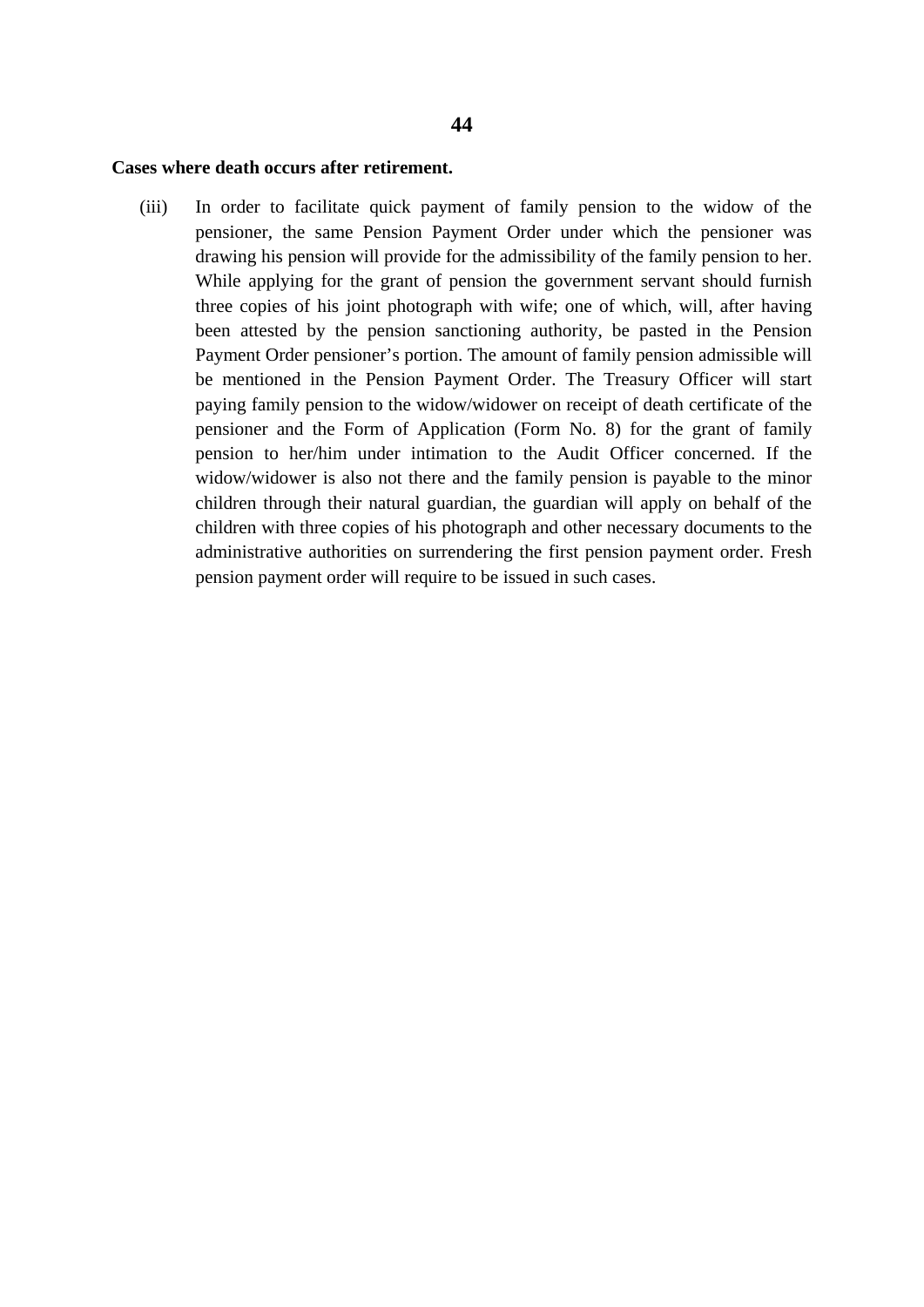**Cases where death occurs after retirement.**

(iii) In order to facilitate quick payment of family pension to the widow of the pensioner, the same Pension Payment Order under which the pensioner was drawing his pension will provide for the admissibility of the family pension to her. While applying for the grant of pension the government servant should furnish three copies of his joint photograph with wife; one of which, will, after having been attested by the pension sanctioning authority, be pasted in the Pension Payment Order pensioner's portion. The amount of family pension admissible will be mentioned in the Pension Payment Order. The Treasury Officer will start paying family pension to the widow/widower on receipt of death certificate of the pensioner and the Form of Application (Form No. 8) for the grant of family pension to her/him under intimation to the Audit Officer concerned. If the widow/widower is also not there and the family pension is payable to the minor children through their natural guardian, the guardian will apply on behalf of the children with three copies of his photograph and other necessary documents to the administrative authorities on surrendering the first pension payment order. Fresh pension payment order will require to be issued in such cases.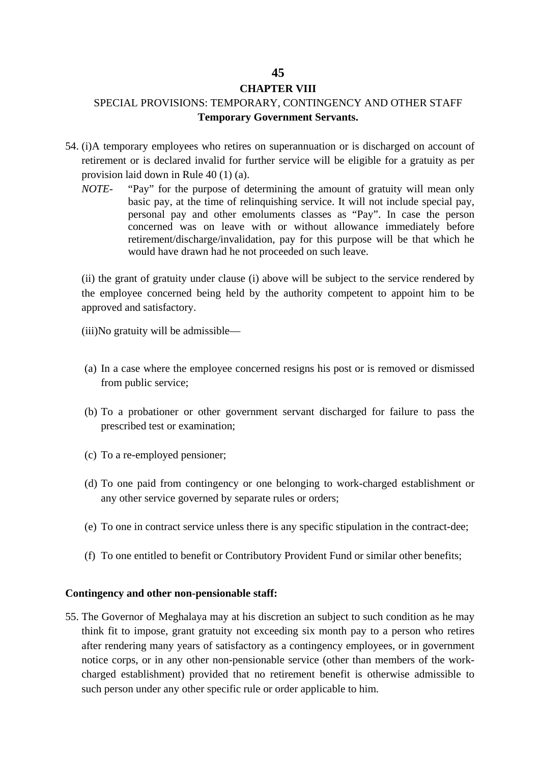# CHAPTER VIII

SPECIAL PROVISIONS: TEMPORARY, CONTINGENCY AND OTHER STAFF

**Temporary Government Servants.**

54. (i)A temporary employees who retires on superannuation or is discharged on account of retirement or is declared invalid for further service will be eligible for a gratuity as per provision laid down in Rule 40 (1) (a).

    *NOTE-* "Pay" for the purpose of determining the amount of gratuity will mean only basic pay, at the time of relinquishing service. It will not include special pay, personal pay and other emoluments classes as "Pay". In case the person concerned was on leave with or without allowance immediately before retirement/discharge/invalidation, pay for this purpose will be that which he would have drawn had he not proceeded on such leave.

    (ii) the grant of gratuity under clause (i) above will be subject to the service rendered by the employee concerned being held by the authority competent to appoint him to be approved and satisfactory.

    (iii)No gratuity will be admissible—

    (a) In a case where the employee concerned resigns his post or is removed or dismissed from public service;

    (b) To a probationer or other government servant discharged for failure to pass the prescribed test or examination;

    (c) To a re-employed pensioner;

    (d) To one paid from contingency or one belonging to work-charged establishment or any other service governed by separate rules or orders;

    (e) To one in contract service unless there is any specific stipulation in the contract-dee;

    (f) To one entitled to benefit or Contributory Provident Fund or similar other benefits;

**Contingency and other non-pensionable staff:**

55. The Governor of Meghalaya may at his discretion an subject to such condition as he may think fit to impose, grant gratuity not exceeding six month pay to a person who retires after rendering many years of satisfactory as a contingency employees, or in government notice corps, or in any other non-pensionable service (other than members of the work-charged establishment) provided that no retirement benefit is otherwise admissible to such person under any other specific rule or order applicable to him.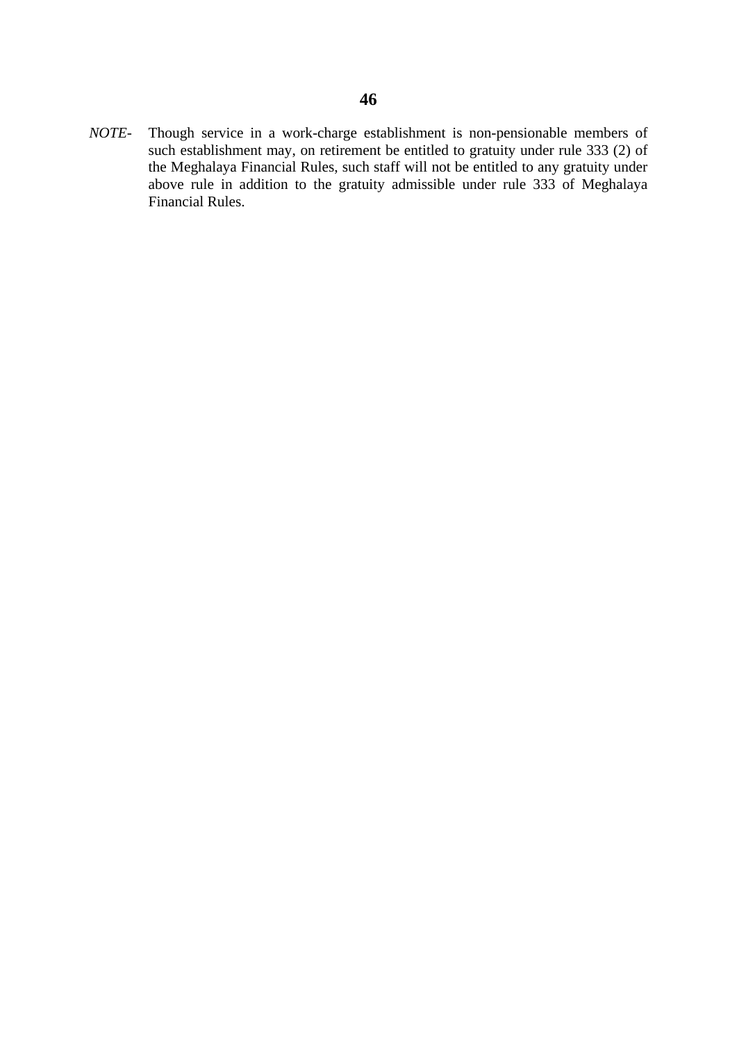*NOTE-* Though service in a work-charge establishment is non-pensionable members of such establishment may, on retirement be entitled to gratuity under rule 333 (2) of the Meghalaya Financial Rules, such staff will not be entitled to any gratuity under above rule in addition to the gratuity admissible under rule 333 of Meghalaya Financial Rules.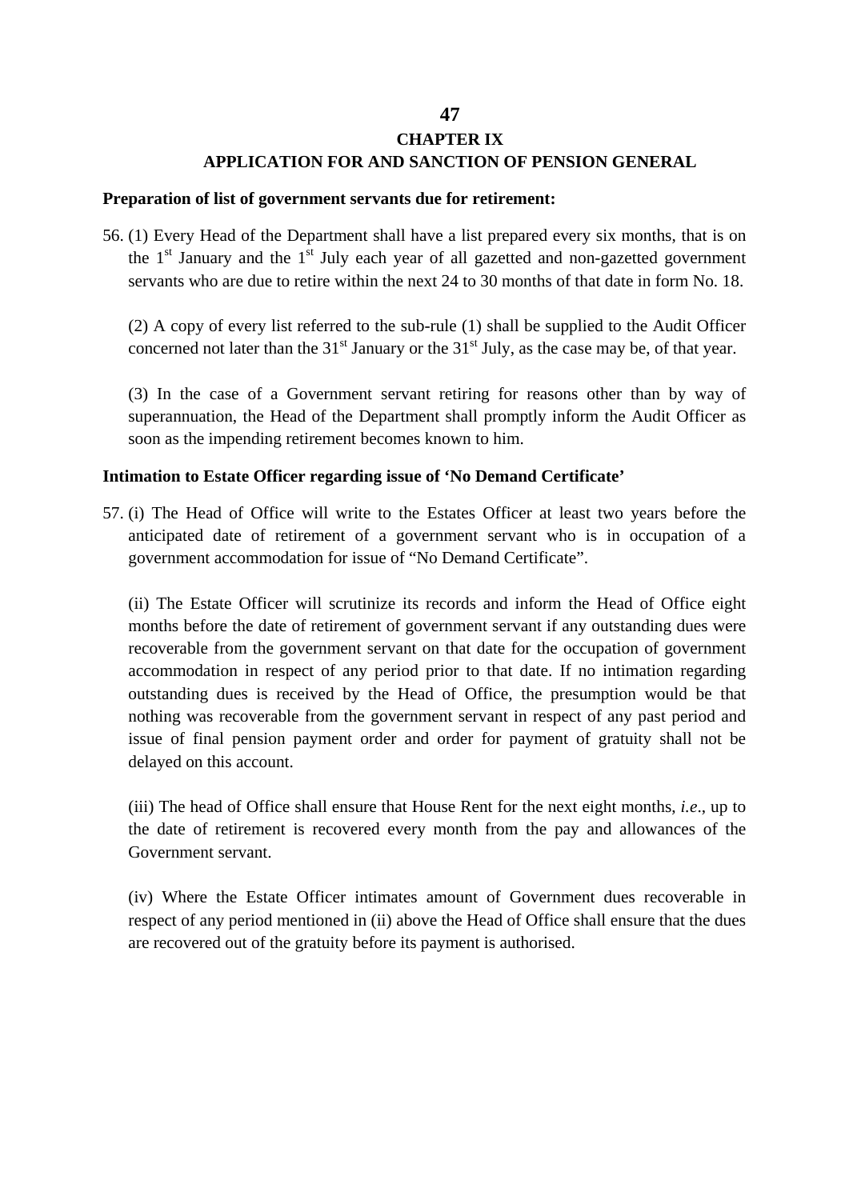## CHAPTER IX

## APPLICATION FOR AND SANCTION OF PENSION GENERAL

**Preparation of list of government servants due for retirement:**

56. (1) Every Head of the Department shall have a list prepared every six months, that is on the 1st January and the 1st July each year of all gazetted and non-gazetted government servants who are due to retire within the next 24 to 30 months of that date in form No. 18.

(2) A copy of every list referred to the sub-rule (1) shall be supplied to the Audit Officer concerned not later than the 31st January or the 31st July, as the case may be, of that year.

(3) In the case of a Government servant retiring for reasons other than by way of superannuation, the Head of the Department shall promptly inform the Audit Officer as soon as the impending retirement becomes known to him.

**Intimation to Estate Officer regarding issue of 'No Demand Certificate'**

57. (i) The Head of Office will write to the Estates Officer at least two years before the anticipated date of retirement of a government servant who is in occupation of a government accommodation for issue of "No Demand Certificate".

(ii) The Estate Officer will scrutinize its records and inform the Head of Office eight months before the date of retirement of government servant if any outstanding dues were recoverable from the government servant on that date for the occupation of government accommodation in respect of any period prior to that date. If no intimation regarding outstanding dues is received by the Head of Office, the presumption would be that nothing was recoverable from the government servant in respect of any past period and issue of final pension payment order and order for payment of gratuity shall not be delayed on this account.

(iii) The head of Office shall ensure that House Rent for the next eight months, *i.e.*, up to the date of retirement is recovered every month from the pay and allowances of the Government servant.

(iv) Where the Estate Officer intimates amount of Government dues recoverable in respect of any period mentioned in (ii) above the Head of Office shall ensure that the dues are recovered out of the gratuity before its payment is authorised.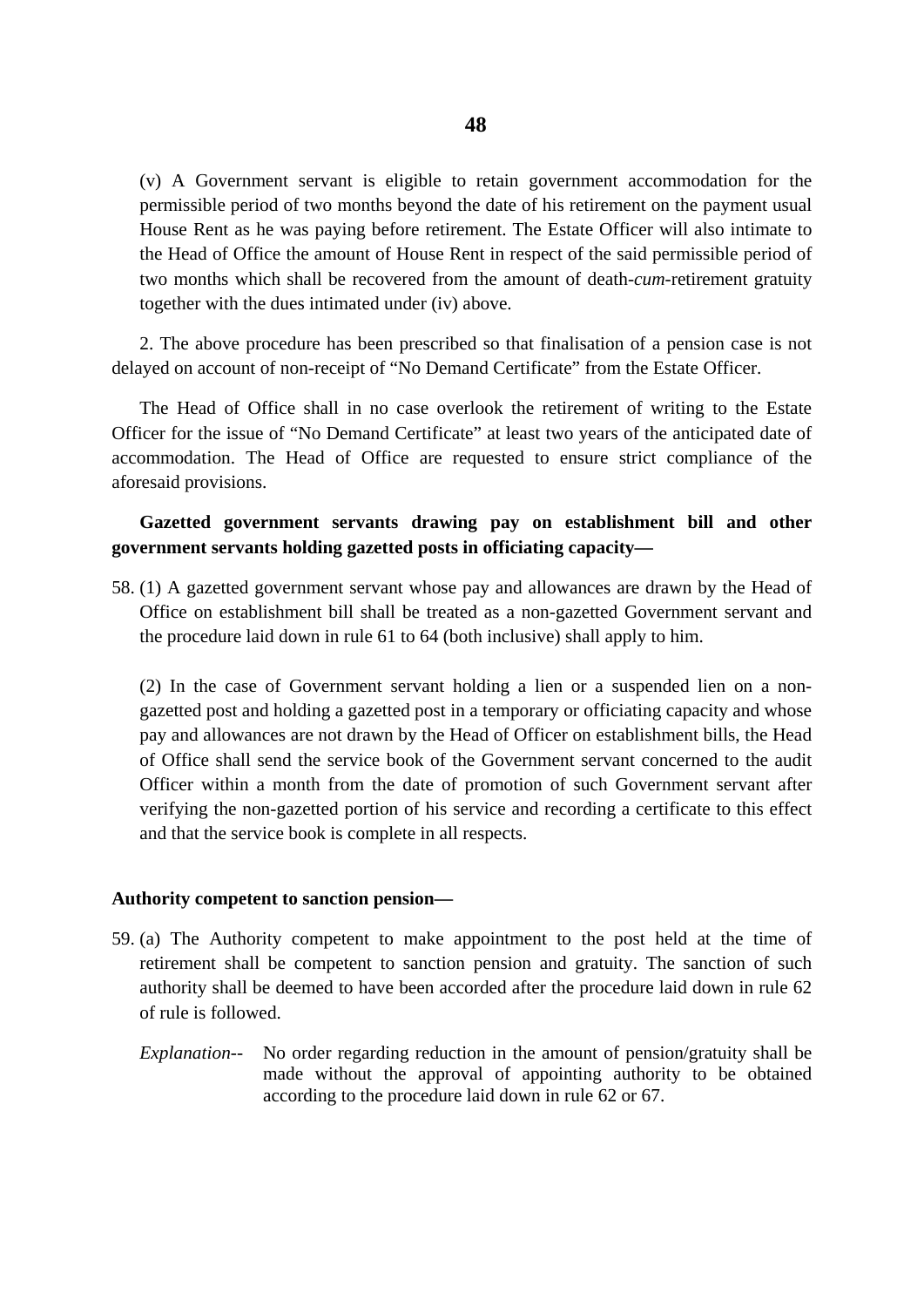(v) A Government servant is eligible to retain government accommodation for the permissible period of two months beyond the date of his retirement on the payment usual House Rent as he was paying before retirement. The Estate Officer will also intimate to the Head of Office the amount of House Rent in respect of the said permissible period of two months which shall be recovered from the amount of death-*cum*-retirement gratuity together with the dues intimated under (iv) above.

2. The above procedure has been prescribed so that finalisation of a pension case is not delayed on account of non-receipt of "No Demand Certificate" from the Estate Officer.

The Head of Office shall in no case overlook the retirement of writing to the Estate Officer for the issue of "No Demand Certificate" at least two years of the anticipated date of accommodation. The Head of Office are requested to ensure strict compliance of the aforesaid provisions.

**Gazetted government servants drawing pay on establishment bill and other government servants holding gazetted posts in officiating capacity—**

58. (1) A gazetted government servant whose pay and allowances are drawn by the Head of Office on establishment bill shall be treated as a non-gazetted Government servant and the procedure laid down in rule 61 to 64 (both inclusive) shall apply to him.

(2) In the case of Government servant holding a lien or a suspended lien on a non-gazetted post and holding a gazetted post in a temporary or officiating capacity and whose pay and allowances are not drawn by the Head of Officer on establishment bills, the Head of Office shall send the service book of the Government servant concerned to the audit Officer within a month from the date of promotion of such Government servant after verifying the non-gazetted portion of his service and recording a certificate to this effect and that the service book is complete in all respects.

**Authority competent to sanction pension—**

59. (a) The Authority competent to make appointment to the post held at the time of retirement shall be competent to sanction pension and gratuity. The sanction of such authority shall be deemed to have been accorded after the procedure laid down in rule 62 of rule is followed.

*Explanation*-- No order regarding reduction in the amount of pension/gratuity shall be made without the approval of appointing authority to be obtained according to the procedure laid down in rule 62 or 67.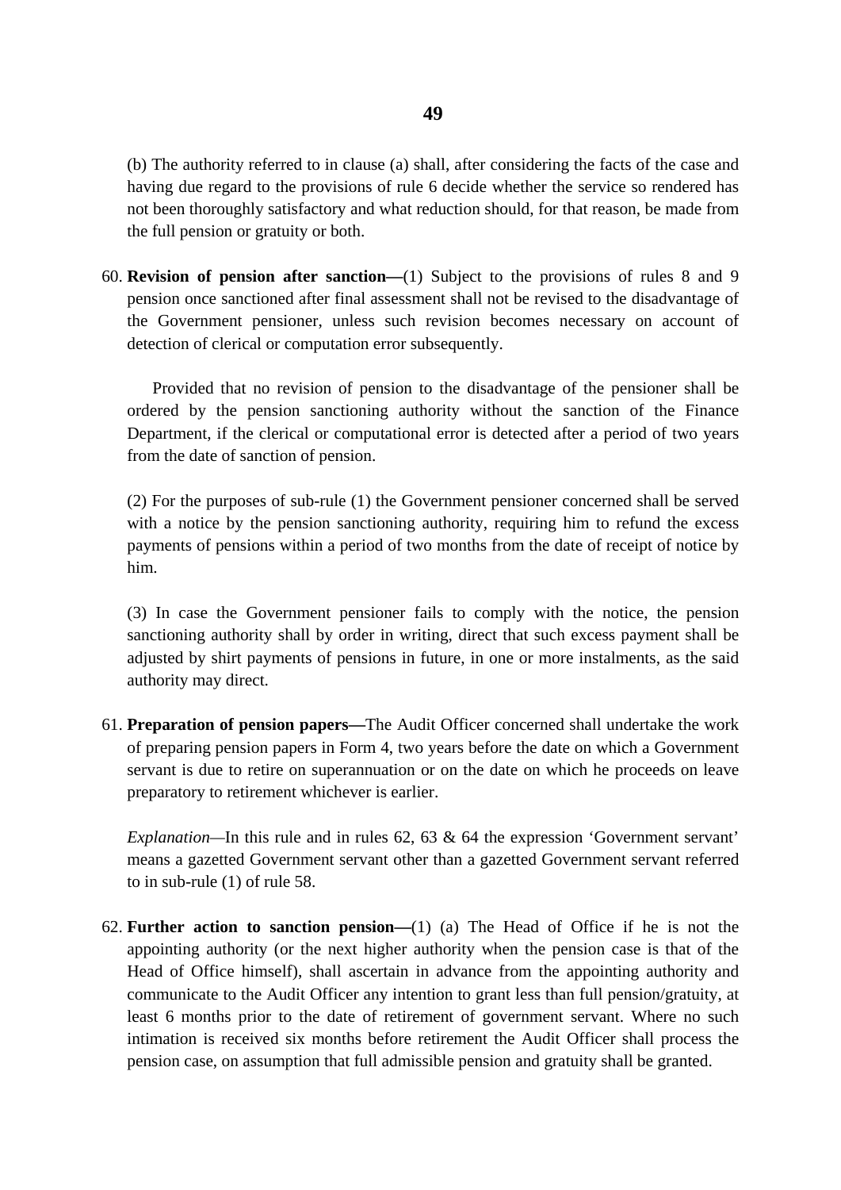(b) The authority referred to in clause (a) shall, after considering the facts of the case and having due regard to the provisions of rule 6 decide whether the service so rendered has not been thoroughly satisfactory and what reduction should, for that reason, be made from the full pension or gratuity or both.

60. **Revision of pension after sanction—**(1) Subject to the provisions of rules 8 and 9 pension once sanctioned after final assessment shall not be revised to the disadvantage of the Government pensioner, unless such revision becomes necessary on account of detection of clerical or computation error subsequently.

Provided that no revision of pension to the disadvantage of the pensioner shall be ordered by the pension sanctioning authority without the sanction of the Finance Department, if the clerical or computational error is detected after a period of two years from the date of sanction of pension.

(2) For the purposes of sub-rule (1) the Government pensioner concerned shall be served with a notice by the pension sanctioning authority, requiring him to refund the excess payments of pensions within a period of two months from the date of receipt of notice by him.

(3) In case the Government pensioner fails to comply with the notice, the pension sanctioning authority shall by order in writing, direct that such excess payment shall be adjusted by shirt payments of pensions in future, in one or more instalments, as the said authority may direct.

61. **Preparation of pension papers—**The Audit Officer concerned shall undertake the work of preparing pension papers in Form 4, two years before the date on which a Government servant is due to retire on superannuation or on the date on which he proceeds on leave preparatory to retirement whichever is earlier.

*Explanation*—In this rule and in rules 62, 63 & 64 the expression 'Government servant' means a gazetted Government servant other than a gazetted Government servant referred to in sub-rule (1) of rule 58.

62. **Further action to sanction pension—**(1) (a) The Head of Office if he is not the appointing authority (or the next higher authority when the pension case is that of the Head of Office himself), shall ascertain in advance from the appointing authority and communicate to the Audit Officer any intention to grant less than full pension/gratuity, at least 6 months prior to the date of retirement of government servant. Where no such intimation is received six months before retirement the Audit Officer shall process the pension case, on assumption that full admissible pension and gratuity shall be granted.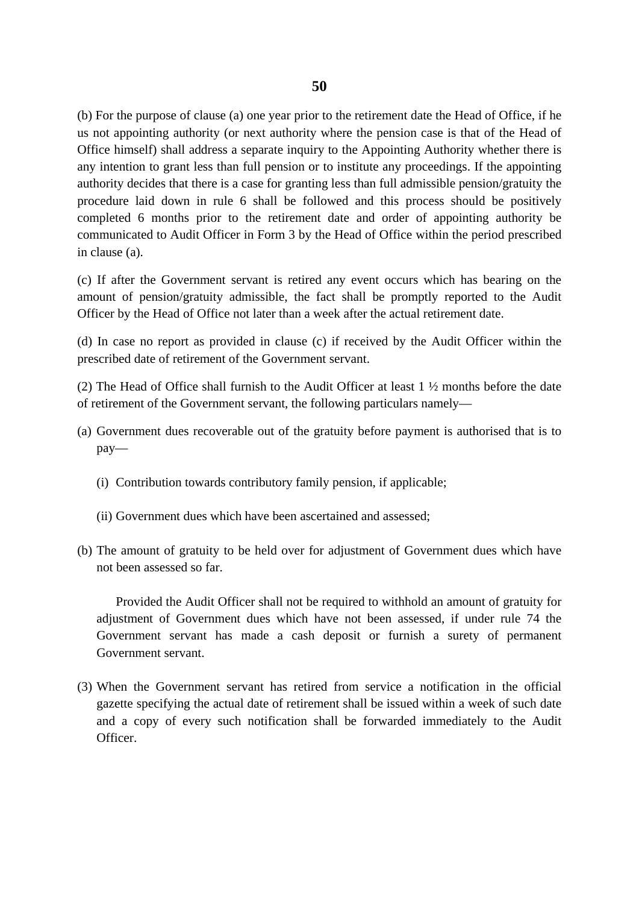(b) For the purpose of clause (a) one year prior to the retirement date the Head of Office, if he us not appointing authority (or next authority where the pension case is that of the Head of Office himself) shall address a separate inquiry to the Appointing Authority whether there is any intention to grant less than full pension or to institute any proceedings. If the appointing authority decides that there is a case for granting less than full admissible pension/gratuity the procedure laid down in rule 6 shall be followed and this process should be positively completed 6 months prior to the retirement date and order of appointing authority be communicated to Audit Officer in Form 3 by the Head of Office within the period prescribed in clause (a).

(c) If after the Government servant is retired any event occurs which has bearing on the amount of pension/gratuity admissible, the fact shall be promptly reported to the Audit Officer by the Head of Office not later than a week after the actual retirement date.

(d) In case no report as provided in clause (c) if received by the Audit Officer within the prescribed date of retirement of the Government servant.

(2) The Head of Office shall furnish to the Audit Officer at least 1 ½ months before the date of retirement of the Government servant, the following particulars namely—

(a) Government dues recoverable out of the gratuity before payment is authorised that is to pay—

  (i) Contribution towards contributory family pension, if applicable;

  (ii) Government dues which have been ascertained and assessed;

(b) The amount of gratuity to be held over for adjustment of Government dues which have not been assessed so far.

  Provided the Audit Officer shall not be required to withhold an amount of gratuity for adjustment of Government dues which have not been assessed, if under rule 74 the Government servant has made a cash deposit or furnish a surety of permanent Government servant.

(3) When the Government servant has retired from service a notification in the official gazette specifying the actual date of retirement shall be issued within a week of such date and a copy of every such notification shall be forwarded immediately to the Audit Officer.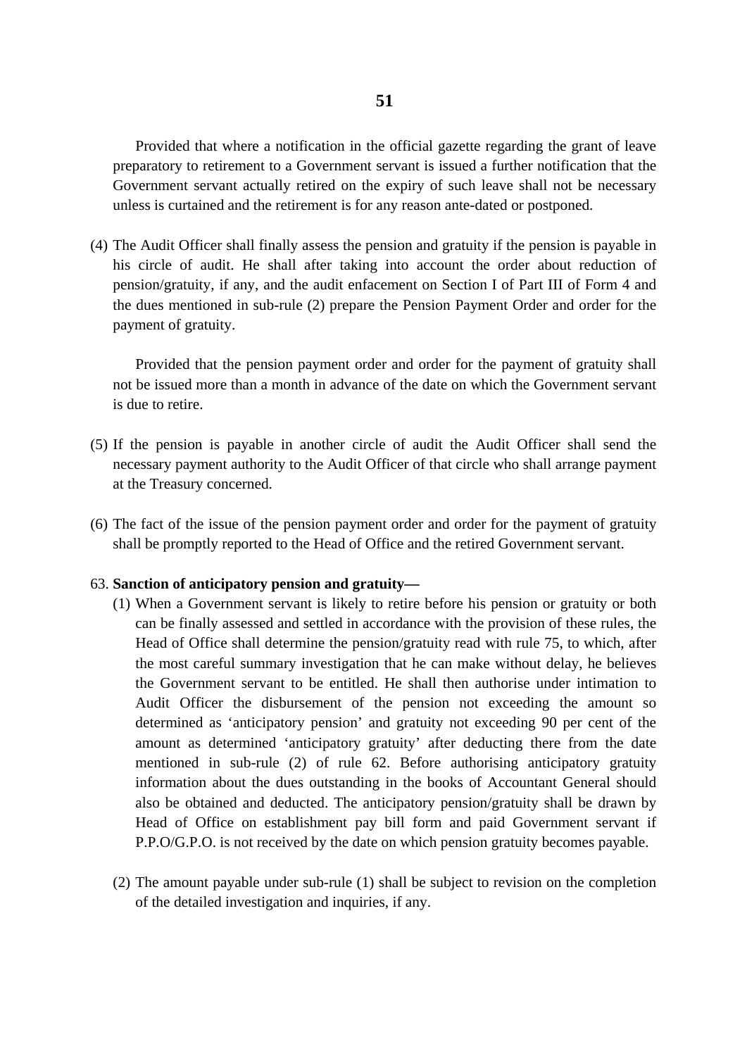Provided that where a notification in the official gazette regarding the grant of leave preparatory to retirement to a Government servant is issued a further notification that the Government servant actually retired on the expiry of such leave shall not be necessary unless is curtained and the retirement is for any reason ante-dated or postponed.

(4) The Audit Officer shall finally assess the pension and gratuity if the pension is payable in his circle of audit. He shall after taking into account the order about reduction of pension/gratuity, if any, and the audit enfacement on Section I of Part III of Form 4 and the dues mentioned in sub-rule (2) prepare the Pension Payment Order and order for the payment of gratuity.

Provided that the pension payment order and order for the payment of gratuity shall not be issued more than a month in advance of the date on which the Government servant is due to retire.

(5) If the pension is payable in another circle of audit the Audit Officer shall send the necessary payment authority to the Audit Officer of that circle who shall arrange payment at the Treasury concerned.

(6) The fact of the issue of the pension payment order and order for the payment of gratuity shall be promptly reported to the Head of Office and the retired Government servant.

63. **Sanction of anticipatory pension and gratuity—**

(1) When a Government servant is likely to retire before his pension or gratuity or both can be finally assessed and settled in accordance with the provision of these rules, the Head of Office shall determine the pension/gratuity read with rule 75, to which, after the most careful summary investigation that he can make without delay, he believes the Government servant to be entitled. He shall then authorise under intimation to Audit Officer the disbursement of the pension not exceeding the amount so determined as 'anticipatory pension' and gratuity not exceeding 90 per cent of the amount as determined 'anticipatory gratuity' after deducting there from the date mentioned in sub-rule (2) of rule 62. Before authorising anticipatory gratuity information about the dues outstanding in the books of Accountant General should also be obtained and deducted. The anticipatory pension/gratuity shall be drawn by Head of Office on establishment pay bill form and paid Government servant if P.P.O/G.P.O. is not received by the date on which pension gratuity becomes payable.

(2) The amount payable under sub-rule (1) shall be subject to revision on the completion of the detailed investigation and inquiries, if any.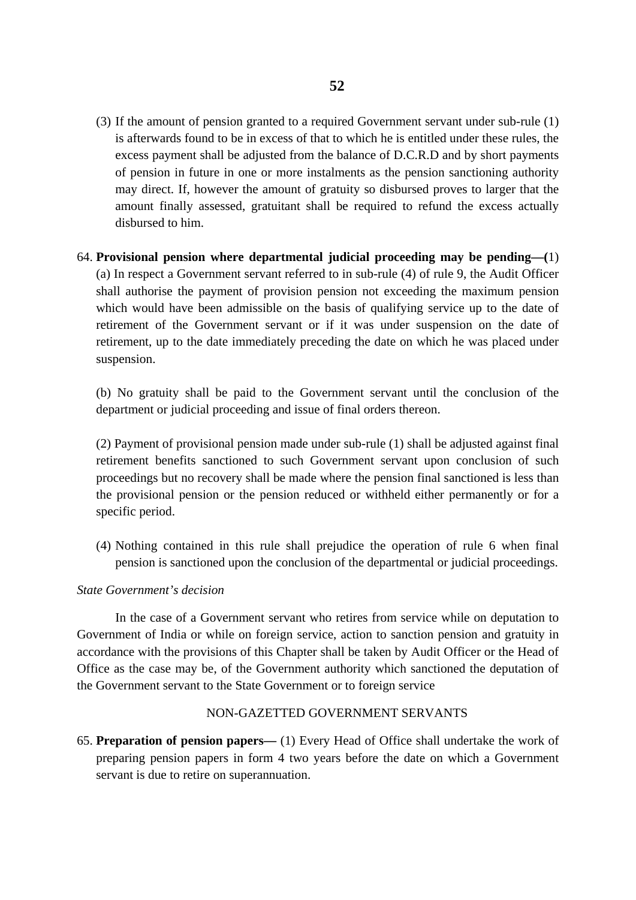(3) If the amount of pension granted to a required Government servant under sub-rule (1) is afterwards found to be in excess of that to which he is entitled under these rules, the excess payment shall be adjusted from the balance of D.C.R.D and by short payments of pension in future in one or more instalments as the pension sanctioning authority may direct. If, however the amount of gratuity so disbursed proves to larger that the amount finally assessed, gratuitant shall be required to refund the excess actually disbursed to him.

64. **Provisional pension where departmental judicial proceeding may be pending—(**1) (a) In respect a Government servant referred to in sub-rule (4) of rule 9, the Audit Officer shall authorise the payment of provision pension not exceeding the maximum pension which would have been admissible on the basis of qualifying service up to the date of retirement of the Government servant or if it was under suspension on the date of retirement, up to the date immediately preceding the date on which he was placed under suspension.

(b) No gratuity shall be paid to the Government servant until the conclusion of the department or judicial proceeding and issue of final orders thereon.

(2) Payment of provisional pension made under sub-rule (1) shall be adjusted against final retirement benefits sanctioned to such Government servant upon conclusion of such proceedings but no recovery shall be made where the pension final sanctioned is less than the provisional pension or the pension reduced or withheld either permanently or for a specific period.

(4) Nothing contained in this rule shall prejudice the operation of rule 6 when final pension is sanctioned upon the conclusion of the departmental or judicial proceedings.

*State Government's decision*

In the case of a Government servant who retires from service while on deputation to Government of India or while on foreign service, action to sanction pension and gratuity in accordance with the provisions of this Chapter shall be taken by Audit Officer or the Head of Office as the case may be, of the Government authority which sanctioned the deputation of the Government servant to the State Government or to foreign service

NON-GAZETTED GOVERNMENT SERVANTS

65. **Preparation of pension papers—** (1) Every Head of Office shall undertake the work of preparing pension papers in form 4 two years before the date on which a Government servant is due to retire on superannuation.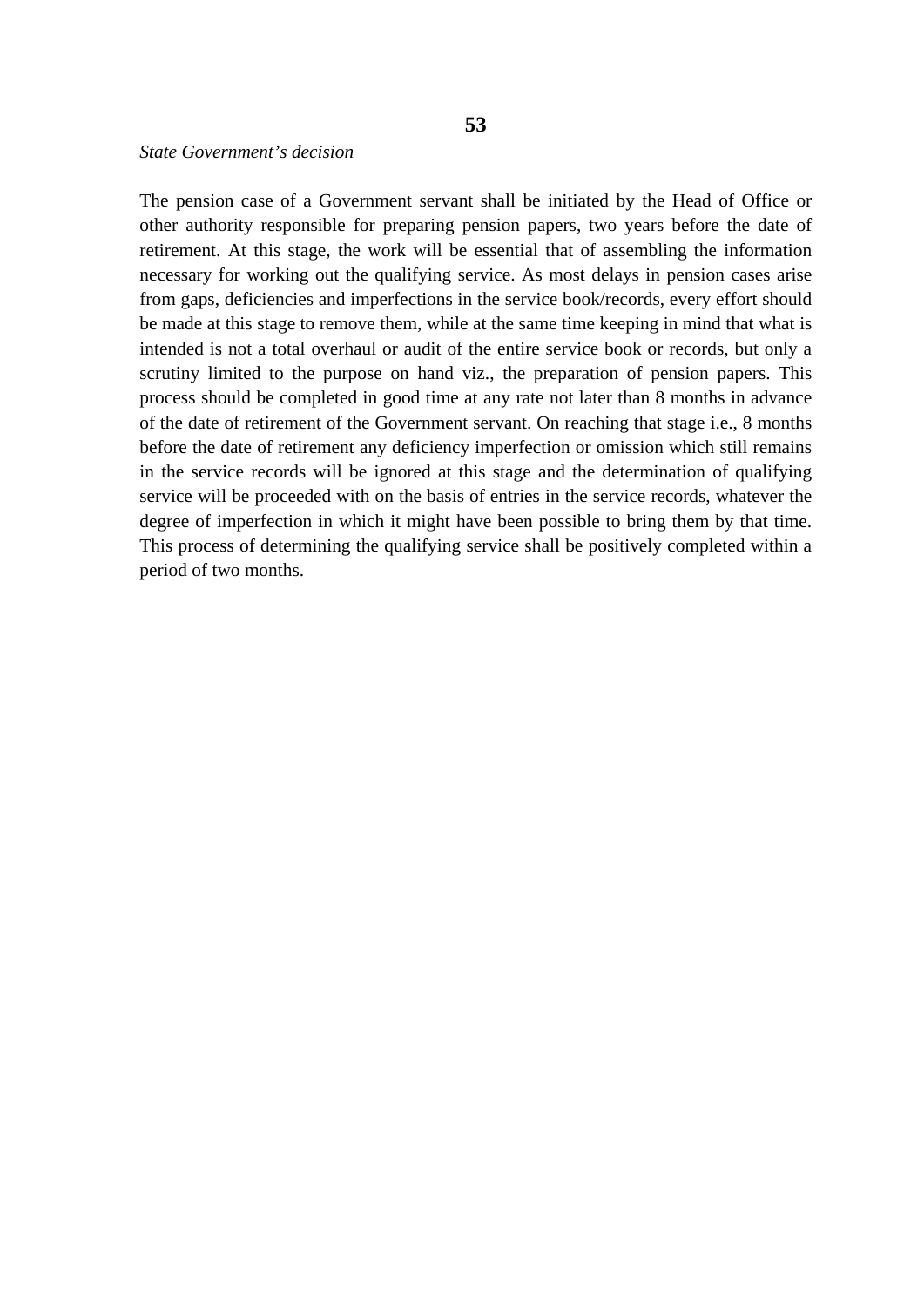*State Government's decision*

The pension case of a Government servant shall be initiated by the Head of Office or other authority responsible for preparing pension papers, two years before the date of retirement. At this stage, the work will be essential that of assembling the information necessary for working out the qualifying service. As most delays in pension cases arise from gaps, deficiencies and imperfections in the service book/records, every effort should be made at this stage to remove them, while at the same time keeping in mind that what is intended is not a total overhaul or audit of the entire service book or records, but only a scrutiny limited to the purpose on hand viz., the preparation of pension papers. This process should be completed in good time at any rate not later than 8 months in advance of the date of retirement of the Government servant. On reaching that stage i.e., 8 months before the date of retirement any deficiency imperfection or omission which still remains in the service records will be ignored at this stage and the determination of qualifying service will be proceeded with on the basis of entries in the service records, whatever the degree of imperfection in which it might have been possible to bring them by that time. This process of determining the qualifying service shall be positively completed within a period of two months.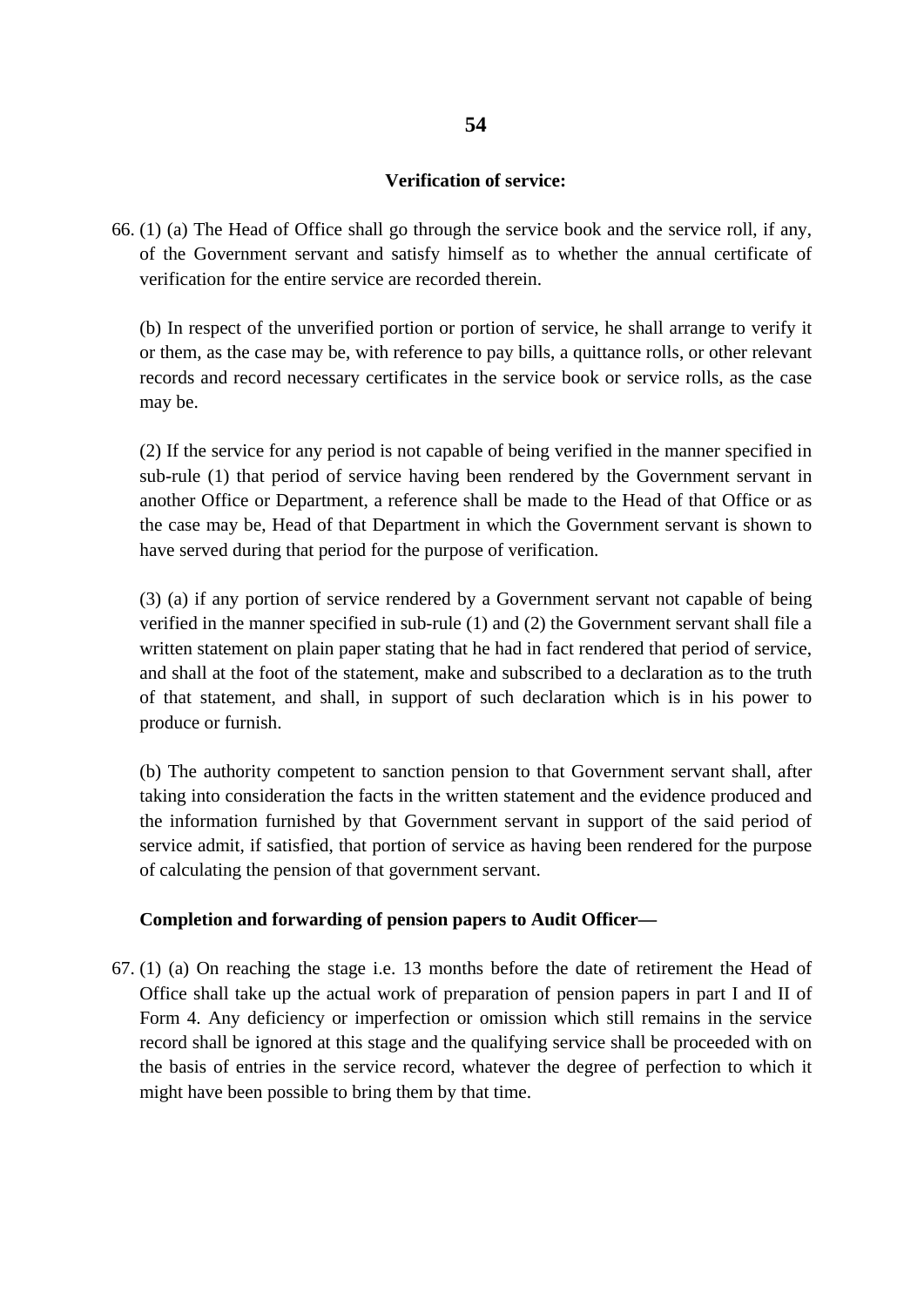**Verification of service:**

66. (1) (a) The Head of Office shall go through the service book and the service roll, if any, of the Government servant and satisfy himself as to whether the annual certificate of verification for the entire service are recorded therein.

    (b) In respect of the unverified portion or portion of service, he shall arrange to verify it or them, as the case may be, with reference to pay bills, a quittance rolls, or other relevant records and record necessary certificates in the service book or service rolls, as the case may be.

    (2) If the service for any period is not capable of being verified in the manner specified in sub-rule (1) that period of service having been rendered by the Government servant in another Office or Department, a reference shall be made to the Head of that Office or as the case may be, Head of that Department in which the Government servant is shown to have served during that period for the purpose of verification.

    (3) (a) if any portion of service rendered by a Government servant not capable of being verified in the manner specified in sub-rule (1) and (2) the Government servant shall file a written statement on plain paper stating that he had in fact rendered that period of service, and shall at the foot of the statement, make and subscribed to a declaration as to the truth of that statement, and shall, in support of such declaration which is in his power to produce or furnish.

    (b) The authority competent to sanction pension to that Government servant shall, after taking into consideration the facts in the written statement and the evidence produced and the information furnished by that Government servant in support of the said period of service admit, if satisfied, that portion of service as having been rendered for the purpose of calculating the pension of that government servant.

**Completion and forwarding of pension papers to Audit Officer—**

67. (1) (a) On reaching the stage i.e. 13 months before the date of retirement the Head of Office shall take up the actual work of preparation of pension papers in part I and II of Form 4. Any deficiency or imperfection or omission which still remains in the service record shall be ignored at this stage and the qualifying service shall be proceeded with on the basis of entries in the service record, whatever the degree of perfection to which it might have been possible to bring them by that time.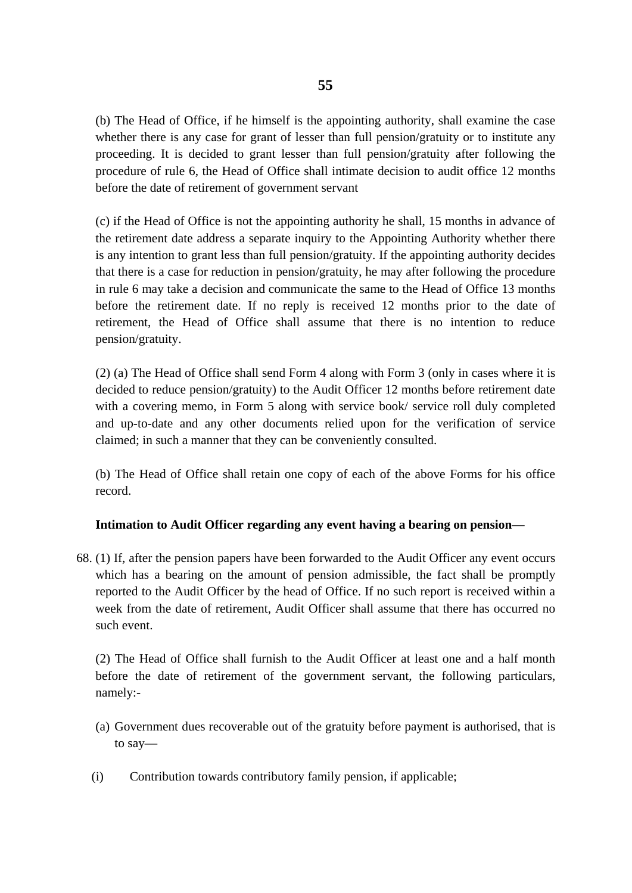(b) The Head of Office, if he himself is the appointing authority, shall examine the case whether there is any case for grant of lesser than full pension/gratuity or to institute any proceeding. It is decided to grant lesser than full pension/gratuity after following the procedure of rule 6, the Head of Office shall intimate decision to audit office 12 months before the date of retirement of government servant

(c) if the Head of Office is not the appointing authority he shall, 15 months in advance of the retirement date address a separate inquiry to the Appointing Authority whether there is any intention to grant less than full pension/gratuity. If the appointing authority decides that there is a case for reduction in pension/gratuity, he may after following the procedure in rule 6 may take a decision and communicate the same to the Head of Office 13 months before the retirement date. If no reply is received 12 months prior to the date of retirement, the Head of Office shall assume that there is no intention to reduce pension/gratuity.

(2) (a) The Head of Office shall send Form 4 along with Form 3 (only in cases where it is decided to reduce pension/gratuity) to the Audit Officer 12 months before retirement date with a covering memo, in Form 5 along with service book/ service roll duly completed and up-to-date and any other documents relied upon for the verification of service claimed; in such a manner that they can be conveniently consulted.

(b) The Head of Office shall retain one copy of each of the above Forms for his office record.

**Intimation to Audit Officer regarding any event having a bearing on pension—**

68. (1) If, after the pension papers have been forwarded to the Audit Officer any event occurs which has a bearing on the amount of pension admissible, the fact shall be promptly reported to the Audit Officer by the head of Office. If no such report is received within a week from the date of retirement, Audit Officer shall assume that there has occurred no such event.

(2) The Head of Office shall furnish to the Audit Officer at least one and a half month before the date of retirement of the government servant, the following particulars, namely:-

(a) Government dues recoverable out of the gratuity before payment is authorised, that is to say—

(i) Contribution towards contributory family pension, if applicable;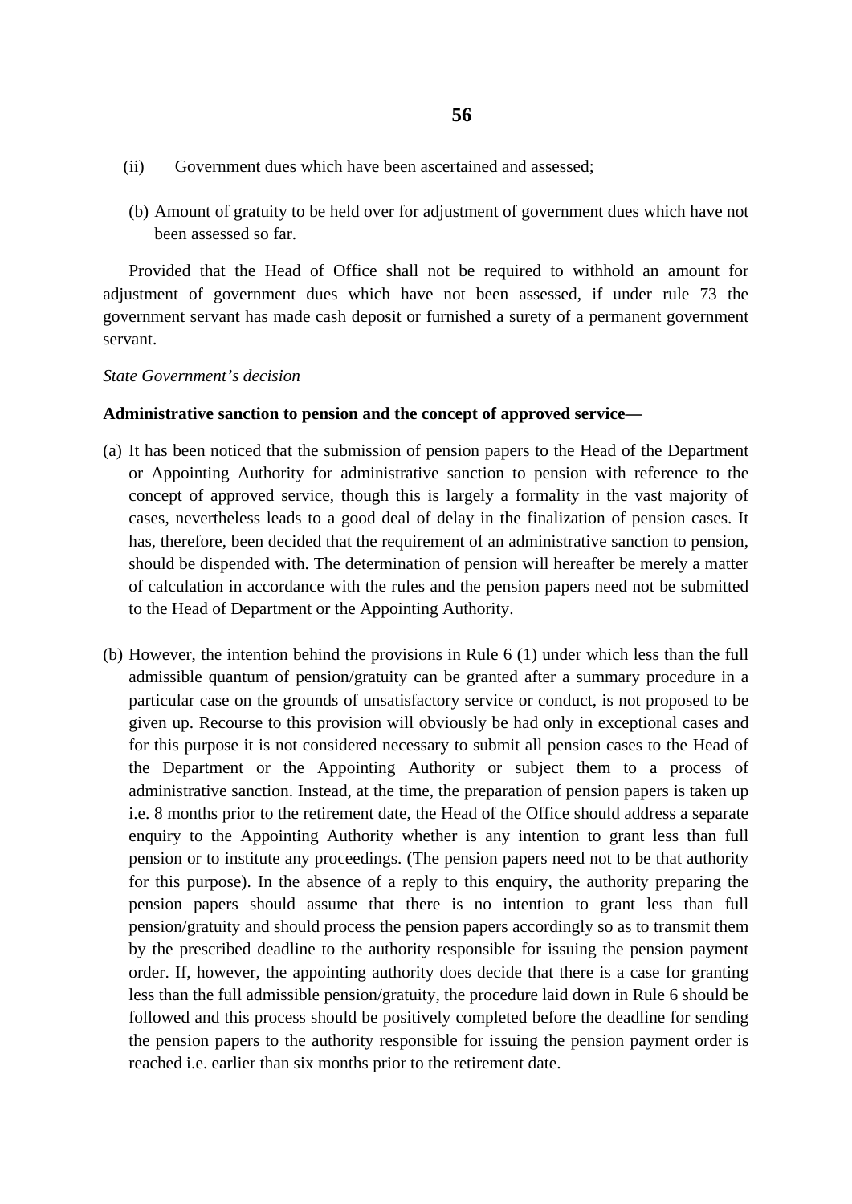(ii) Government dues which have been ascertained and assessed;

(b) Amount of gratuity to be held over for adjustment of government dues which have not been assessed so far.

Provided that the Head of Office shall not be required to withhold an amount for adjustment of government dues which have not been assessed, if under rule 73 the government servant has made cash deposit or furnished a surety of a permanent government servant.

*State Government's decision*

**Administrative sanction to pension and the concept of approved service—**

(a) It has been noticed that the submission of pension papers to the Head of the Department or Appointing Authority for administrative sanction to pension with reference to the concept of approved service, though this is largely a formality in the vast majority of cases, nevertheless leads to a good deal of delay in the finalization of pension cases. It has, therefore, been decided that the requirement of an administrative sanction to pension, should be dispended with. The determination of pension will hereafter be merely a matter of calculation in accordance with the rules and the pension papers need not be submitted to the Head of Department or the Appointing Authority.

(b) However, the intention behind the provisions in Rule 6 (1) under which less than the full admissible quantum of pension/gratuity can be granted after a summary procedure in a particular case on the grounds of unsatisfactory service or conduct, is not proposed to be given up. Recourse to this provision will obviously be had only in exceptional cases and for this purpose it is not considered necessary to submit all pension cases to the Head of the Department or the Appointing Authority or subject them to a process of administrative sanction. Instead, at the time, the preparation of pension papers is taken up i.e. 8 months prior to the retirement date, the Head of the Office should address a separate enquiry to the Appointing Authority whether is any intention to grant less than full pension or to institute any proceedings. (The pension papers need not to be that authority for this purpose). In the absence of a reply to this enquiry, the authority preparing the pension papers should assume that there is no intention to grant less than full pension/gratuity and should process the pension papers accordingly so as to transmit them by the prescribed deadline to the authority responsible for issuing the pension payment order. If, however, the appointing authority does decide that there is a case for granting less than the full admissible pension/gratuity, the procedure laid down in Rule 6 should be followed and this process should be positively completed before the deadline for sending the pension papers to the authority responsible for issuing the pension payment order is reached i.e. earlier than six months prior to the retirement date.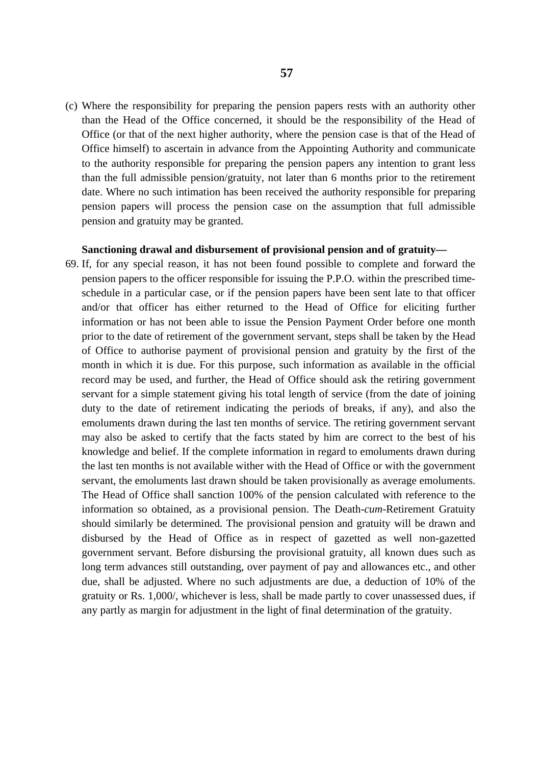(c) Where the responsibility for preparing the pension papers rests with an authority other than the Head of the Office concerned, it should be the responsibility of the Head of Office (or that of the next higher authority, where the pension case is that of the Head of Office himself) to ascertain in advance from the Appointing Authority and communicate to the authority responsible for preparing the pension papers any intention to grant less than the full admissible pension/gratuity, not later than 6 months prior to the retirement date. Where no such intimation has been received the authority responsible for preparing pension papers will process the pension case on the assumption that full admissible pension and gratuity may be granted.

**Sanctioning drawal and disbursement of provisional pension and of gratuity—**

69. If, for any special reason, it has not been found possible to complete and forward the pension papers to the officer responsible for issuing the P.P.O. within the prescribed time-schedule in a particular case, or if the pension papers have been sent late to that officer and/or that officer has either returned to the Head of Office for eliciting further information or has not been able to issue the Pension Payment Order before one month prior to the date of retirement of the government servant, steps shall be taken by the Head of Office to authorise payment of provisional pension and gratuity by the first of the month in which it is due. For this purpose, such information as available in the official record may be used, and further, the Head of Office should ask the retiring government servant for a simple statement giving his total length of service (from the date of joining duty to the date of retirement indicating the periods of breaks, if any), and also the emoluments drawn during the last ten months of service. The retiring government servant may also be asked to certify that the facts stated by him are correct to the best of his knowledge and belief. If the complete information in regard to emoluments drawn during the last ten months is not available wither with the Head of Office or with the government servant, the emoluments last drawn should be taken provisionally as average emoluments. The Head of Office shall sanction 100% of the pension calculated with reference to the information so obtained, as a provisional pension. The Death-*cum*-Retirement Gratuity should similarly be determined. The provisional pension and gratuity will be drawn and disbursed by the Head of Office as in respect of gazetted as well non-gazetted government servant. Before disbursing the provisional gratuity, all known dues such as long term advances still outstanding, over payment of pay and allowances etc., and other due, shall be adjusted. Where no such adjustments are due, a deduction of 10% of the gratuity or Rs. 1,000/, whichever is less, shall be made partly to cover unassessed dues, if any partly as margin for adjustment in the light of final determination of the gratuity.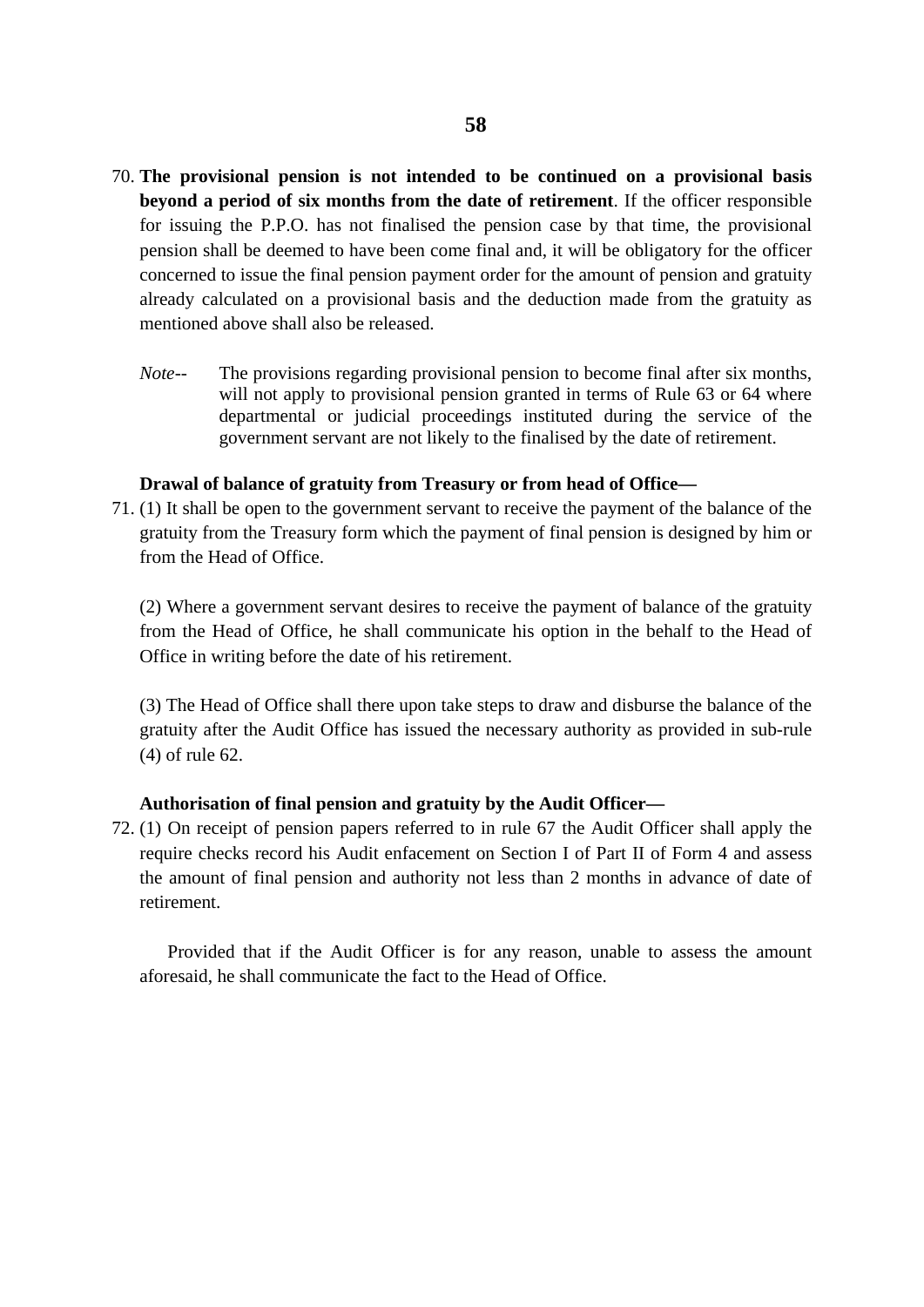70. **The provisional pension is not intended to be continued on a provisional basis beyond a period of six months from the date of retirement**. If the officer responsible for issuing the P.P.O. has not finalised the pension case by that time, the provisional pension shall be deemed to have been come final and, it will be obligatory for the officer concerned to issue the final pension payment order for the amount of pension and gratuity already calculated on a provisional basis and the deduction made from the gratuity as mentioned above shall also be released.

    *Note--* The provisions regarding provisional pension to become final after six months, will not apply to provisional pension granted in terms of Rule 63 or 64 where departmental or judicial proceedings instituted during the service of the government servant are not likely to the finalised by the date of retirement.

**Drawal of balance of gratuity from Treasury or from head of Office—**

71. (1) It shall be open to the government servant to receive the payment of the balance of the gratuity from the Treasury form which the payment of final pension is designed by him or from the Head of Office.

    (2) Where a government servant desires to receive the payment of balance of the gratuity from the Head of Office, he shall communicate his option in the behalf to the Head of Office in writing before the date of his retirement.

    (3) The Head of Office shall there upon take steps to draw and disburse the balance of the gratuity after the Audit Office has issued the necessary authority as provided in sub-rule (4) of rule 62.

**Authorisation of final pension and gratuity by the Audit Officer—**

72. (1) On receipt of pension papers referred to in rule 67 the Audit Officer shall apply the require checks record his Audit enfacement on Section I of Part II of Form 4 and assess the amount of final pension and authority not less than 2 months in advance of date of retirement.

    Provided that if the Audit Officer is for any reason, unable to assess the amount aforesaid, he shall communicate the fact to the Head of Office.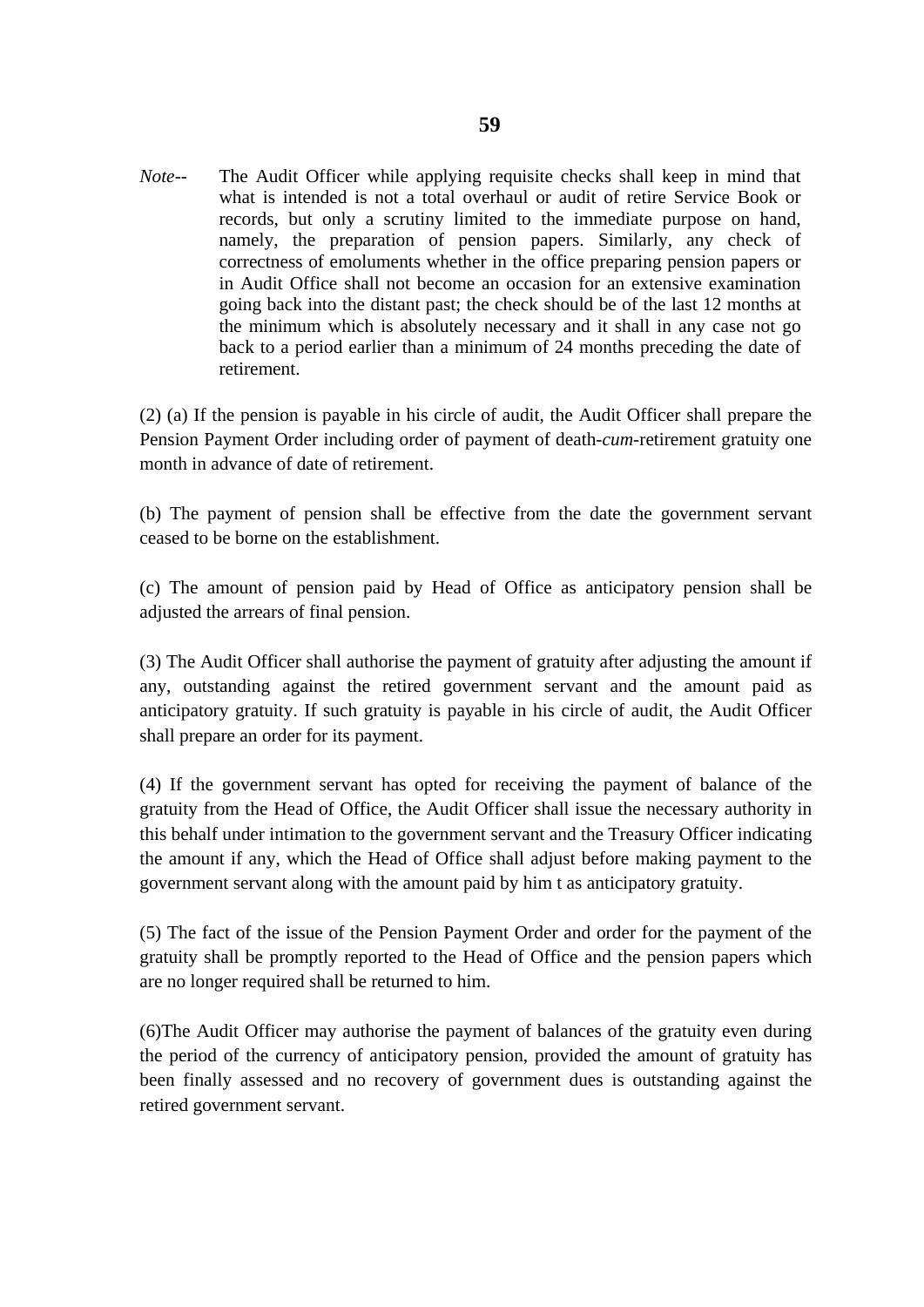*Note*-- The Audit Officer while applying requisite checks shall keep in mind that what is intended is not a total overhaul or audit of retire Service Book or records, but only a scrutiny limited to the immediate purpose on hand, namely, the preparation of pension papers. Similarly, any check of correctness of emoluments whether in the office preparing pension papers or in Audit Office shall not become an occasion for an extensive examination going back into the distant past; the check should be of the last 12 months at the minimum which is absolutely necessary and it shall in any case not go back to a period earlier than a minimum of 24 months preceding the date of retirement.

(2) (a) If the pension is payable in his circle of audit, the Audit Officer shall prepare the Pension Payment Order including order of payment of death-*cum*-retirement gratuity one month in advance of date of retirement.

(b) The payment of pension shall be effective from the date the government servant ceased to be borne on the establishment.

(c) The amount of pension paid by Head of Office as anticipatory pension shall be adjusted the arrears of final pension.

(3) The Audit Officer shall authorise the payment of gratuity after adjusting the amount if any, outstanding against the retired government servant and the amount paid as anticipatory gratuity. If such gratuity is payable in his circle of audit, the Audit Officer shall prepare an order for its payment.

(4) If the government servant has opted for receiving the payment of balance of the gratuity from the Head of Office, the Audit Officer shall issue the necessary authority in this behalf under intimation to the government servant and the Treasury Officer indicating the amount if any, which the Head of Office shall adjust before making payment to the government servant along with the amount paid by him t as anticipatory gratuity.

(5) The fact of the issue of the Pension Payment Order and order for the payment of the gratuity shall be promptly reported to the Head of Office and the pension papers which are no longer required shall be returned to him.

(6)The Audit Officer may authorise the payment of balances of the gratuity even during the period of the currency of anticipatory pension, provided the amount of gratuity has been finally assessed and no recovery of government dues is outstanding against the retired government servant.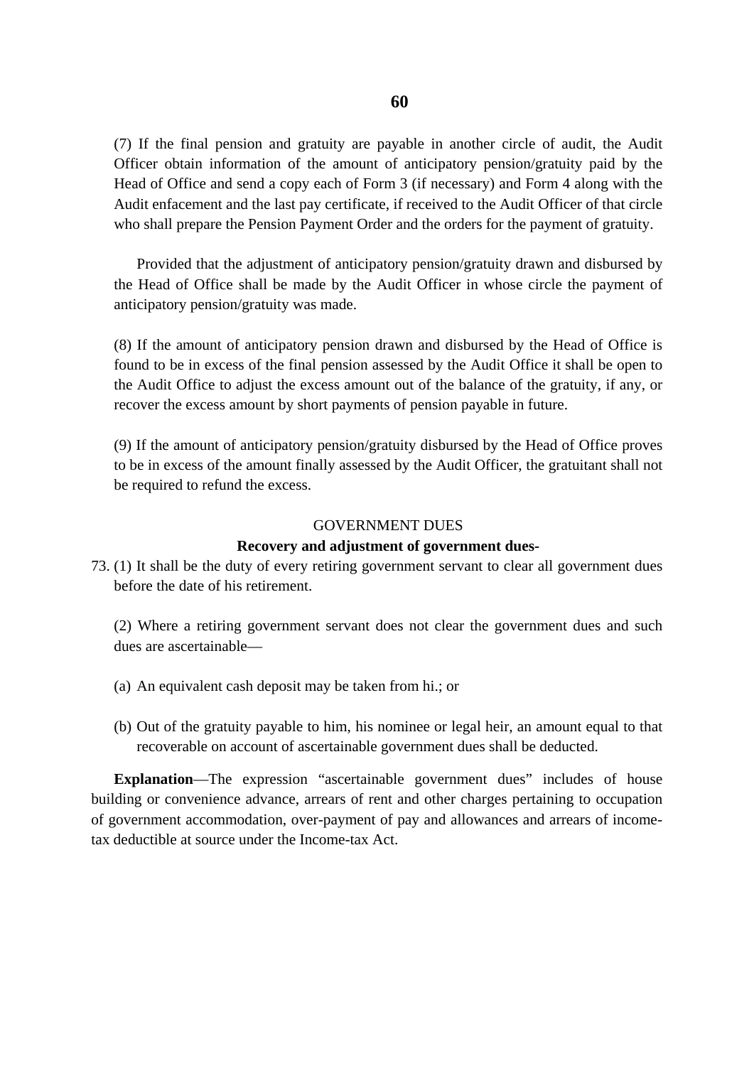(7) If the final pension and gratuity are payable in another circle of audit, the Audit Officer obtain information of the amount of anticipatory pension/gratuity paid by the Head of Office and send a copy each of Form 3 (if necessary) and Form 4 along with the Audit enfacement and the last pay certificate, if received to the Audit Officer of that circle who shall prepare the Pension Payment Order and the orders for the payment of gratuity.

Provided that the adjustment of anticipatory pension/gratuity drawn and disbursed by the Head of Office shall be made by the Audit Officer in whose circle the payment of anticipatory pension/gratuity was made.

(8) If the amount of anticipatory pension drawn and disbursed by the Head of Office is found to be in excess of the final pension assessed by the Audit Office it shall be open to the Audit Office to adjust the excess amount out of the balance of the gratuity, if any, or recover the excess amount by short payments of pension payable in future.

(9) If the amount of anticipatory pension/gratuity disbursed by the Head of Office proves to be in excess of the amount finally assessed by the Audit Officer, the gratuitant shall not be required to refund the excess.

GOVERNMENT DUES

**Recovery and adjustment of government dues-**

73. (1) It shall be the duty of every retiring government servant to clear all government dues before the date of his retirement.

(2) Where a retiring government servant does not clear the government dues and such dues are ascertainable—

(a) An equivalent cash deposit may be taken from hi.; or

(b) Out of the gratuity payable to him, his nominee or legal heir, an amount equal to that recoverable on account of ascertainable government dues shall be deducted.

**Explanation**—The expression "ascertainable government dues" includes of house building or convenience advance, arrears of rent and other charges pertaining to occupation of government accommodation, over-payment of pay and allowances and arrears of income-tax deductible at source under the Income-tax Act.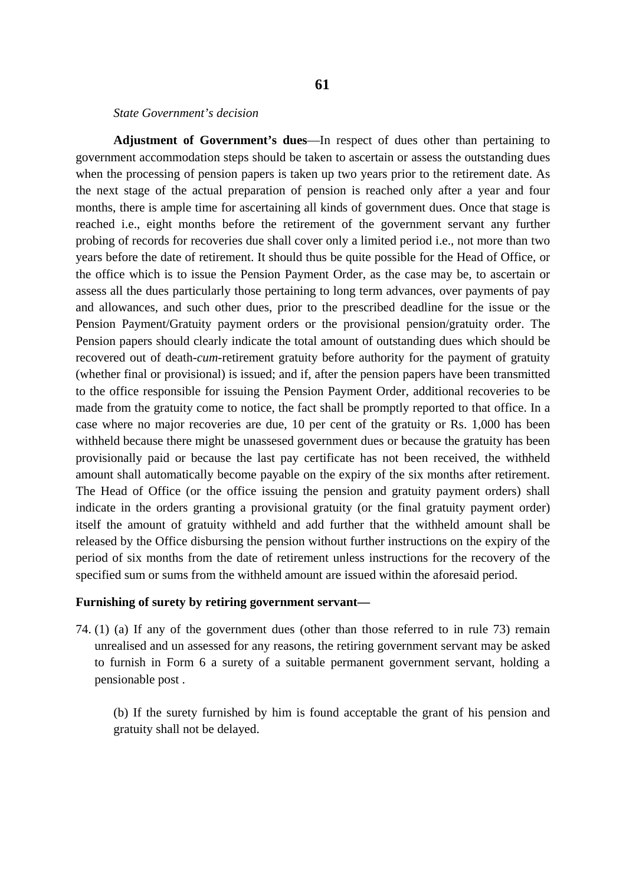*State Government's decision*

**Adjustment of Government's dues**—In respect of dues other than pertaining to government accommodation steps should be taken to ascertain or assess the outstanding dues when the processing of pension papers is taken up two years prior to the retirement date. As the next stage of the actual preparation of pension is reached only after a year and four months, there is ample time for ascertaining all kinds of government dues. Once that stage is reached i.e., eight months before the retirement of the government servant any further probing of records for recoveries due shall cover only a limited period i.e., not more than two years before the date of retirement. It should thus be quite possible for the Head of Office, or the office which is to issue the Pension Payment Order, as the case may be, to ascertain or assess all the dues particularly those pertaining to long term advances, over payments of pay and allowances, and such other dues, prior to the prescribed deadline for the issue or the Pension Payment/Gratuity payment orders or the provisional pension/gratuity order. The Pension papers should clearly indicate the total amount of outstanding dues which should be recovered out of death-*cum*-retirement gratuity before authority for the payment of gratuity (whether final or provisional) is issued; and if, after the pension papers have been transmitted to the office responsible for issuing the Pension Payment Order, additional recoveries to be made from the gratuity come to notice, the fact shall be promptly reported to that office. In a case where no major recoveries are due, 10 per cent of the gratuity or Rs. 1,000 has been withheld because there might be unassesed government dues or because the gratuity has been provisionally paid or because the last pay certificate has not been received, the withheld amount shall automatically become payable on the expiry of the six months after retirement. The Head of Office (or the office issuing the pension and gratuity payment orders) shall indicate in the orders granting a provisional gratuity (or the final gratuity payment order) itself the amount of gratuity withheld and add further that the withheld amount shall be released by the Office disbursing the pension without further instructions on the expiry of the period of six months from the date of retirement unless instructions for the recovery of the specified sum or sums from the withheld amount are issued within the aforesaid period.

**Furnishing of surety by retiring government servant—**

74. (1) (a) If any of the government dues (other than those referred to in rule 73) remain unrealised and un assessed for any reasons, the retiring government servant may be asked to furnish in Form 6 a surety of a suitable permanent government servant, holding a pensionable post .

(b) If the surety furnished by him is found acceptable the grant of his pension and gratuity shall not be delayed.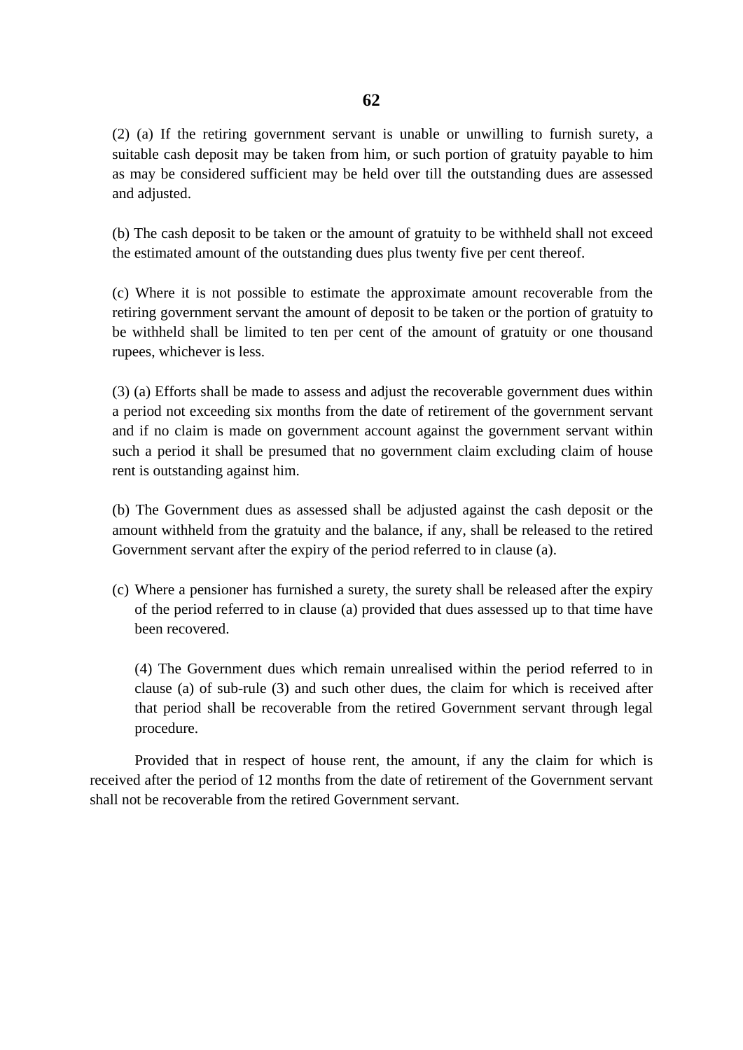(2) (a) If the retiring government servant is unable or unwilling to furnish surety, a suitable cash deposit may be taken from him, or such portion of gratuity payable to him as may be considered sufficient may be held over till the outstanding dues are assessed and adjusted.

(b) The cash deposit to be taken or the amount of gratuity to be withheld shall not exceed the estimated amount of the outstanding dues plus twenty five per cent thereof.

(c) Where it is not possible to estimate the approximate amount recoverable from the retiring government servant the amount of deposit to be taken or the portion of gratuity to be withheld shall be limited to ten per cent of the amount of gratuity or one thousand rupees, whichever is less.

(3) (a) Efforts shall be made to assess and adjust the recoverable government dues within a period not exceeding six months from the date of retirement of the government servant and if no claim is made on government account against the government servant within such a period it shall be presumed that no government claim excluding claim of house rent is outstanding against him.

(b) The Government dues as assessed shall be adjusted against the cash deposit or the amount withheld from the gratuity and the balance, if any, shall be released to the retired Government servant after the expiry of the period referred to in clause (a).

(c) Where a pensioner has furnished a surety, the surety shall be released after the expiry of the period referred to in clause (a) provided that dues assessed up to that time have been recovered.

(4) The Government dues which remain unrealised within the period referred to in clause (a) of sub-rule (3) and such other dues, the claim for which is received after that period shall be recoverable from the retired Government servant through legal procedure.

Provided that in respect of house rent, the amount, if any the claim for which is received after the period of 12 months from the date of retirement of the Government servant shall not be recoverable from the retired Government servant.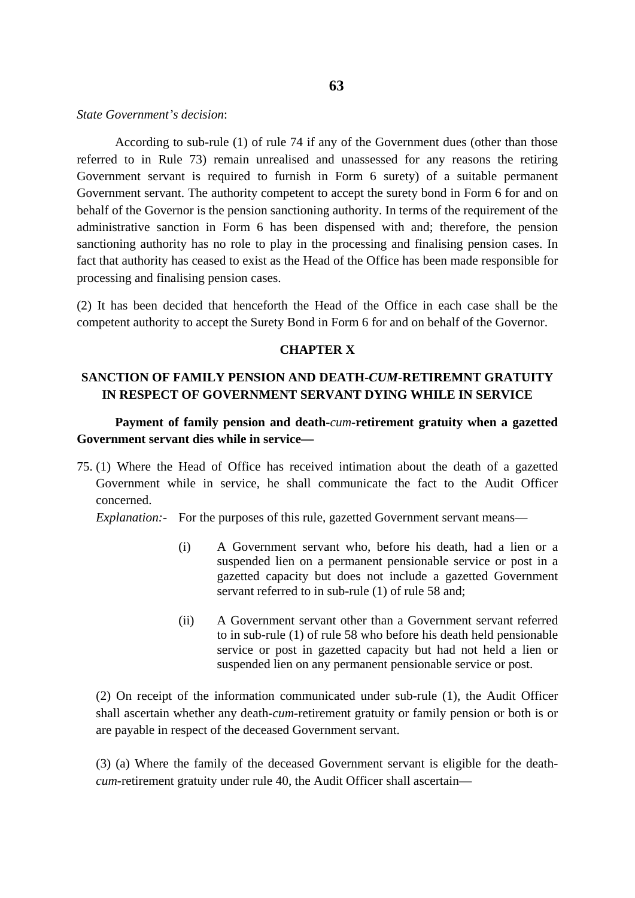*State Government's decision*:

According to sub-rule (1) of rule 74 if any of the Government dues (other than those referred to in Rule 73) remain unrealised and unassessed for any reasons the retiring Government servant is required to furnish in Form 6 surety) of a suitable permanent Government servant. The authority competent to accept the surety bond in Form 6 for and on behalf of the Governor is the pension sanctioning authority. In terms of the requirement of the administrative sanction in Form 6 has been dispensed with and; therefore, the pension sanctioning authority has no role to play in the processing and finalising pension cases. In fact that authority has ceased to exist as the Head of the Office has been made responsible for processing and finalising pension cases.

(2) It has been decided that henceforth the Head of the Office in each case shall be the competent authority to accept the Surety Bond in Form 6 for and on behalf of the Governor.

## CHAPTER X

## SANCTION OF FAMILY PENSION AND DEATH-*CUM*-RETIREMNT GRATUITY IN RESPECT OF GOVERNMENT SERVANT DYING WHILE IN SERVICE

**Payment of family pension and death-*cum*-retirement gratuity when a gazetted Government servant dies while in service—**

75. (1) Where the Head of Office has received intimation about the death of a gazetted Government while in service, he shall communicate the fact to the Audit Officer concerned.

*Explanation:-* For the purposes of this rule, gazetted Government servant means—

(i) A Government servant who, before his death, had a lien or a suspended lien on a permanent pensionable service or post in a gazetted capacity but does not include a gazetted Government servant referred to in sub-rule (1) of rule 58 and;

(ii) A Government servant other than a Government servant referred to in sub-rule (1) of rule 58 who before his death held pensionable service or post in gazetted capacity but had not held a lien or suspended lien on any permanent pensionable service or post.

(2) On receipt of the information communicated under sub-rule (1), the Audit Officer shall ascertain whether any death-*cum*-retirement gratuity or family pension or both is or are payable in respect of the deceased Government servant.

(3) (a) Where the family of the deceased Government servant is eligible for the death-*cum*-retirement gratuity under rule 40, the Audit Officer shall ascertain—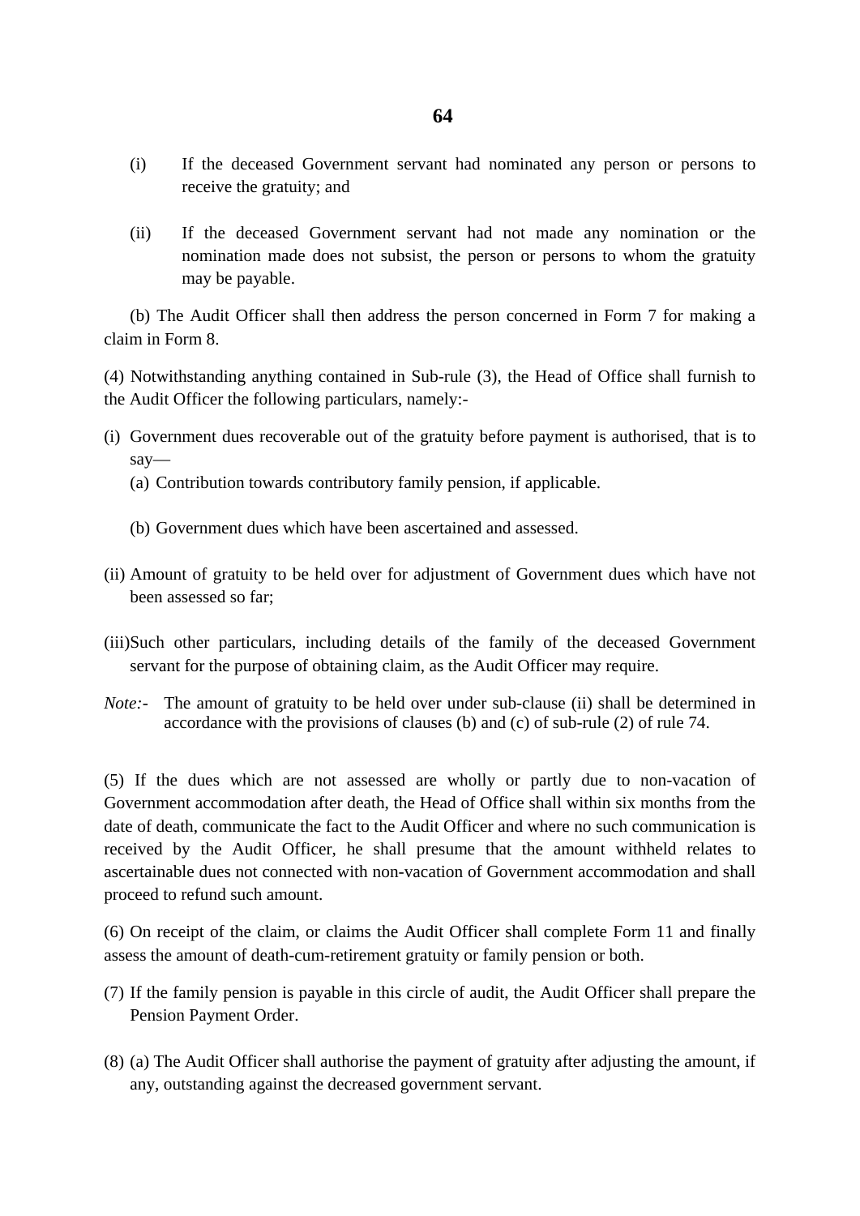(i) If the deceased Government servant had nominated any person or persons to receive the gratuity; and

(ii) If the deceased Government servant had not made any nomination or the nomination made does not subsist, the person or persons to whom the gratuity may be payable.

(b) The Audit Officer shall then address the person concerned in Form 7 for making a claim in Form 8.

(4) Notwithstanding anything contained in Sub-rule (3), the Head of Office shall furnish to the Audit Officer the following particulars, namely:-

(i) Government dues recoverable out of the gratuity before payment is authorised, that is to say—
   (a) Contribution towards contributory family pension, if applicable.

   (b) Government dues which have been ascertained and assessed.

(ii) Amount of gratuity to be held over for adjustment of Government dues which have not been assessed so far;

(iii) Such other particulars, including details of the family of the deceased Government servant for the purpose of obtaining claim, as the Audit Officer may require.

*Note:-* The amount of gratuity to be held over under sub-clause (ii) shall be determined in accordance with the provisions of clauses (b) and (c) of sub-rule (2) of rule 74.

(5) If the dues which are not assessed are wholly or partly due to non-vacation of Government accommodation after death, the Head of Office shall within six months from the date of death, communicate the fact to the Audit Officer and where no such communication is received by the Audit Officer, he shall presume that the amount withheld relates to ascertainable dues not connected with non-vacation of Government accommodation and shall proceed to refund such amount.

(6) On receipt of the claim, or claims the Audit Officer shall complete Form 11 and finally assess the amount of death-cum-retirement gratuity or family pension or both.

(7) If the family pension is payable in this circle of audit, the Audit Officer shall prepare the Pension Payment Order.

(8) (a) The Audit Officer shall authorise the payment of gratuity after adjusting the amount, if any, outstanding against the decreased government servant.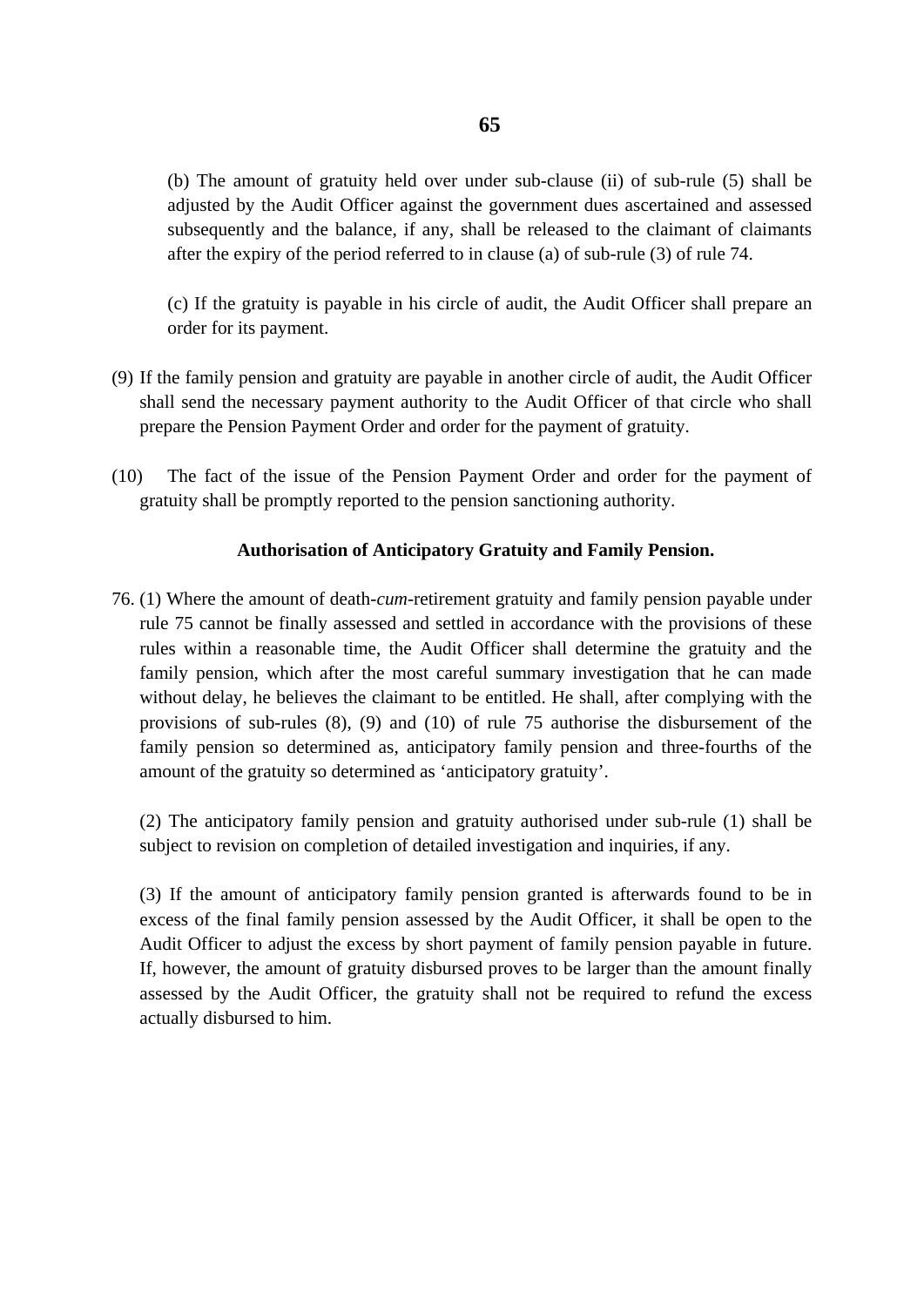(b) The amount of gratuity held over under sub-clause (ii) of sub-rule (5) shall be adjusted by the Audit Officer against the government dues ascertained and assessed subsequently and the balance, if any, shall be released to the claimant of claimants after the expiry of the period referred to in clause (a) of sub-rule (3) of rule 74.

(c) If the gratuity is payable in his circle of audit, the Audit Officer shall prepare an order for its payment.

(9) If the family pension and gratuity are payable in another circle of audit, the Audit Officer shall send the necessary payment authority to the Audit Officer of that circle who shall prepare the Pension Payment Order and order for the payment of gratuity.

(10) The fact of the issue of the Pension Payment Order and order for the payment of gratuity shall be promptly reported to the pension sanctioning authority.

**Authorisation of Anticipatory Gratuity and Family Pension.**

76. (1) Where the amount of death-*cum*-retirement gratuity and family pension payable under rule 75 cannot be finally assessed and settled in accordance with the provisions of these rules within a reasonable time, the Audit Officer shall determine the gratuity and the family pension, which after the most careful summary investigation that he can made without delay, he believes the claimant to be entitled. He shall, after complying with the provisions of sub-rules (8), (9) and (10) of rule 75 authorise the disbursement of the family pension so determined as, anticipatory family pension and three-fourths of the amount of the gratuity so determined as 'anticipatory gratuity'.

(2) The anticipatory family pension and gratuity authorised under sub-rule (1) shall be subject to revision on completion of detailed investigation and inquiries, if any.

(3) If the amount of anticipatory family pension granted is afterwards found to be in excess of the final family pension assessed by the Audit Officer, it shall be open to the Audit Officer to adjust the excess by short payment of family pension payable in future. If, however, the amount of gratuity disbursed proves to be larger than the amount finally assessed by the Audit Officer, the gratuity shall not be required to refund the excess actually disbursed to him.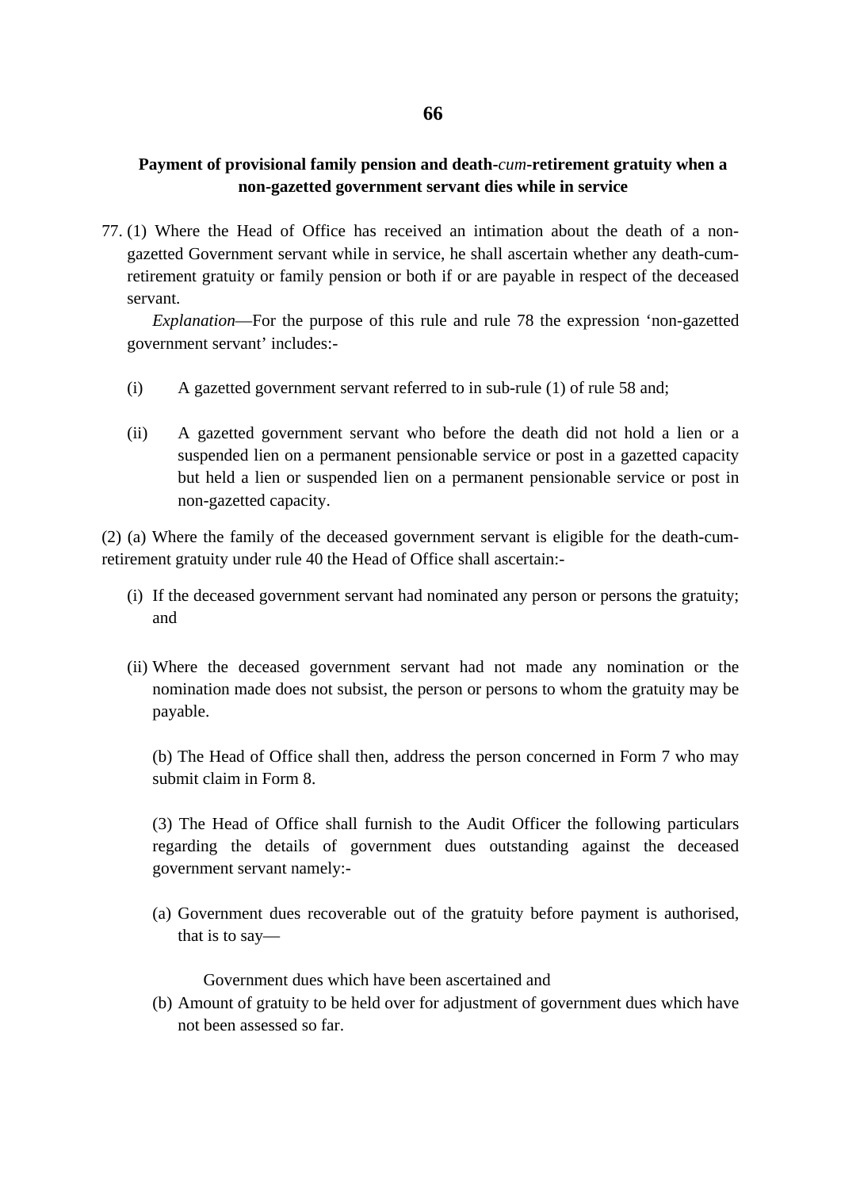**Payment of provisional family pension and death-*cum*-retirement gratuity when a non-gazetted government servant dies while in service**

77. (1) Where the Head of Office has received an intimation about the death of a non-gazetted Government servant while in service, he shall ascertain whether any death-cum-retirement gratuity or family pension or both if or are payable in respect of the deceased servant.

*Explanation*—For the purpose of this rule and rule 78 the expression 'non-gazetted government servant' includes:-

(i) A gazetted government servant referred to in sub-rule (1) of rule 58 and;

(ii) A gazetted government servant who before the death did not hold a lien or a suspended lien on a permanent pensionable service or post in a gazetted capacity but held a lien or suspended lien on a permanent pensionable service or post in non-gazetted capacity.

(2) (a) Where the family of the deceased government servant is eligible for the death-cum-retirement gratuity under rule 40 the Head of Office shall ascertain:-

(i) If the deceased government servant had nominated any person or persons the gratuity; and

(ii) Where the deceased government servant had not made any nomination or the nomination made does not subsist, the person or persons to whom the gratuity may be payable.

(b) The Head of Office shall then, address the person concerned in Form 7 who may submit claim in Form 8.

(3) The Head of Office shall furnish to the Audit Officer the following particulars regarding the details of government dues outstanding against the deceased government servant namely:-

(a) Government dues recoverable out of the gratuity before payment is authorised, that is to say—

Government dues which have been ascertained and

(b) Amount of gratuity to be held over for adjustment of government dues which have not been assessed so far.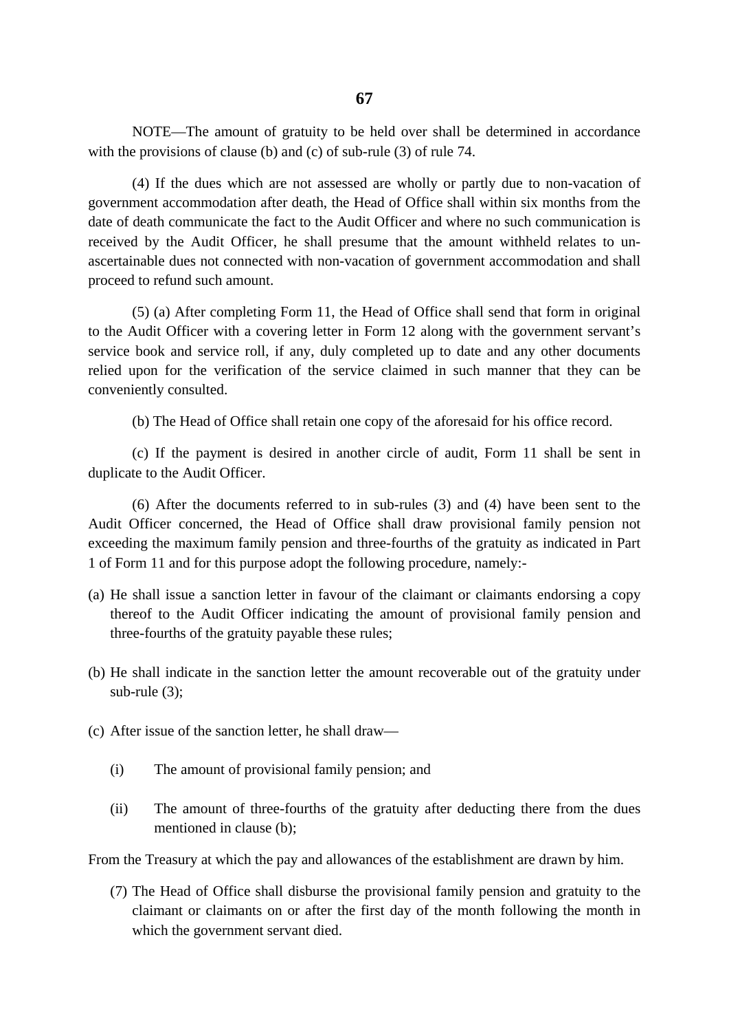NOTE—The amount of gratuity to be held over shall be determined in accordance with the provisions of clause (b) and (c) of sub-rule (3) of rule 74.

(4) If the dues which are not assessed are wholly or partly due to non-vacation of government accommodation after death, the Head of Office shall within six months from the date of death communicate the fact to the Audit Officer and where no such communication is received by the Audit Officer, he shall presume that the amount withheld relates to un-ascertainable dues not connected with non-vacation of government accommodation and shall proceed to refund such amount.

(5) (a) After completing Form 11, the Head of Office shall send that form in original to the Audit Officer with a covering letter in Form 12 along with the government servant's service book and service roll, if any, duly completed up to date and any other documents relied upon for the verification of the service claimed in such manner that they can be conveniently consulted.

(b) The Head of Office shall retain one copy of the aforesaid for his office record.

(c) If the payment is desired in another circle of audit, Form 11 shall be sent in duplicate to the Audit Officer.

(6) After the documents referred to in sub-rules (3) and (4) have been sent to the Audit Officer concerned, the Head of Office shall draw provisional family pension not exceeding the maximum family pension and three-fourths of the gratuity as indicated in Part 1 of Form 11 and for this purpose adopt the following procedure, namely:-

(a) He shall issue a sanction letter in favour of the claimant or claimants endorsing a copy thereof to the Audit Officer indicating the amount of provisional family pension and three-fourths of the gratuity payable these rules;

(b) He shall indicate in the sanction letter the amount recoverable out of the gratuity under sub-rule (3);

(c) After issue of the sanction letter, he shall draw—

  (i) The amount of provisional family pension; and

  (ii) The amount of three-fourths of the gratuity after deducting there from the dues mentioned in clause (b);

From the Treasury at which the pay and allowances of the establishment are drawn by him.

(7) The Head of Office shall disburse the provisional family pension and gratuity to the claimant or claimants on or after the first day of the month following the month in which the government servant died.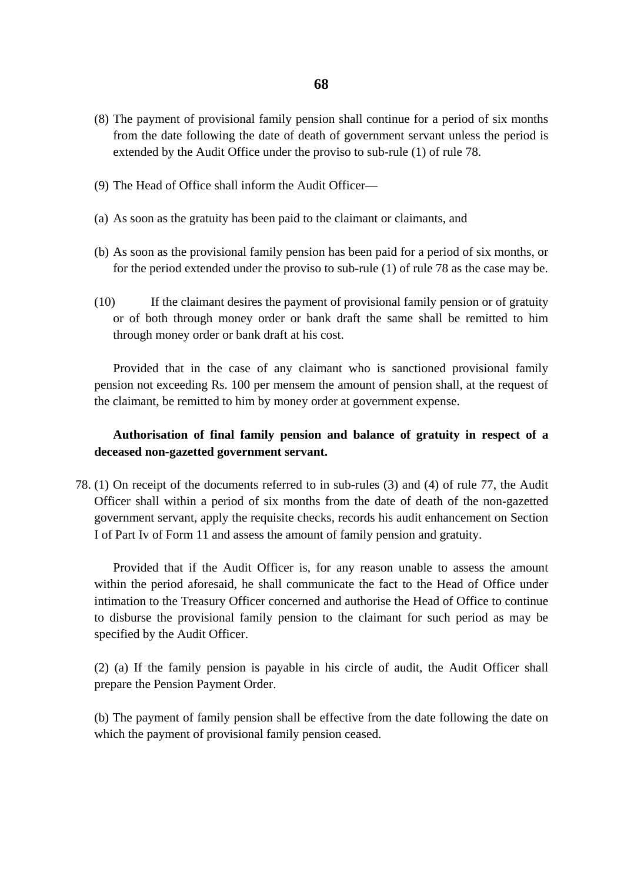(8) The payment of provisional family pension shall continue for a period of six months from the date following the date of death of government servant unless the period is extended by the Audit Office under the proviso to sub-rule (1) of rule 78.

(9) The Head of Office shall inform the Audit Officer—

(a) As soon as the gratuity has been paid to the claimant or claimants, and

(b) As soon as the provisional family pension has been paid for a period of six months, or for the period extended under the proviso to sub-rule (1) of rule 78 as the case may be.

(10) If the claimant desires the payment of provisional family pension or of gratuity or of both through money order or bank draft the same shall be remitted to him through money order or bank draft at his cost.

Provided that in the case of any claimant who is sanctioned provisional family pension not exceeding Rs. 100 per mensem the amount of pension shall, at the request of the claimant, be remitted to him by money order at government expense.

**Authorisation of final family pension and balance of gratuity in respect of a deceased non-gazetted government servant.**

78. (1) On receipt of the documents referred to in sub-rules (3) and (4) of rule 77, the Audit Officer shall within a period of six months from the date of death of the non-gazetted government servant, apply the requisite checks, records his audit enhancement on Section I of Part Iv of Form 11 and assess the amount of family pension and gratuity.

Provided that if the Audit Officer is, for any reason unable to assess the amount within the period aforesaid, he shall communicate the fact to the Head of Office under intimation to the Treasury Officer concerned and authorise the Head of Office to continue to disburse the provisional family pension to the claimant for such period as may be specified by the Audit Officer.

(2) (a) If the family pension is payable in his circle of audit, the Audit Officer shall prepare the Pension Payment Order.

(b) The payment of family pension shall be effective from the date following the date on which the payment of provisional family pension ceased.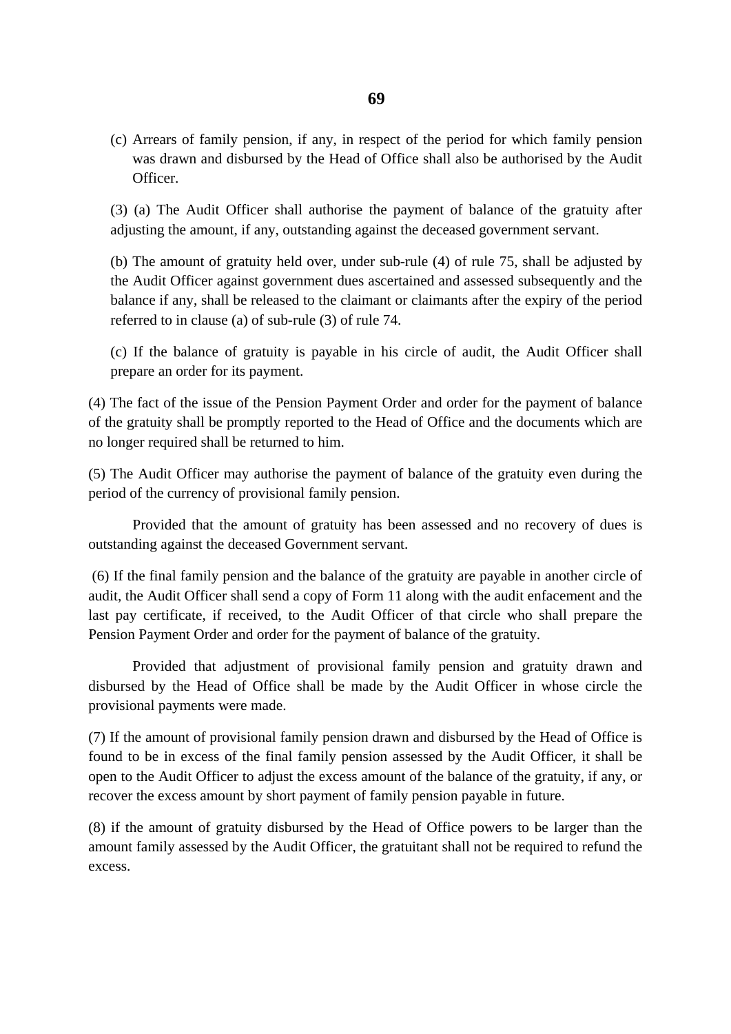(c) Arrears of family pension, if any, in respect of the period for which family pension was drawn and disbursed by the Head of Office shall also be authorised by the Audit Officer.

(3) (a) The Audit Officer shall authorise the payment of balance of the gratuity after adjusting the amount, if any, outstanding against the deceased government servant.

(b) The amount of gratuity held over, under sub-rule (4) of rule 75, shall be adjusted by the Audit Officer against government dues ascertained and assessed subsequently and the balance if any, shall be released to the claimant or claimants after the expiry of the period referred to in clause (a) of sub-rule (3) of rule 74.

(c) If the balance of gratuity is payable in his circle of audit, the Audit Officer shall prepare an order for its payment.

(4) The fact of the issue of the Pension Payment Order and order for the payment of balance of the gratuity shall be promptly reported to the Head of Office and the documents which are no longer required shall be returned to him.

(5) The Audit Officer may authorise the payment of balance of the gratuity even during the period of the currency of provisional family pension.

Provided that the amount of gratuity has been assessed and no recovery of dues is outstanding against the deceased Government servant.

(6) If the final family pension and the balance of the gratuity are payable in another circle of audit, the Audit Officer shall send a copy of Form 11 along with the audit enfacement and the last pay certificate, if received, to the Audit Officer of that circle who shall prepare the Pension Payment Order and order for the payment of balance of the gratuity.

Provided that adjustment of provisional family pension and gratuity drawn and disbursed by the Head of Office shall be made by the Audit Officer in whose circle the provisional payments were made.

(7) If the amount of provisional family pension drawn and disbursed by the Head of Office is found to be in excess of the final family pension assessed by the Audit Officer, it shall be open to the Audit Officer to adjust the excess amount of the balance of the gratuity, if any, or recover the excess amount by short payment of family pension payable in future.

(8) if the amount of gratuity disbursed by the Head of Office powers to be larger than the amount family assessed by the Audit Officer, the gratuitant shall not be required to refund the excess.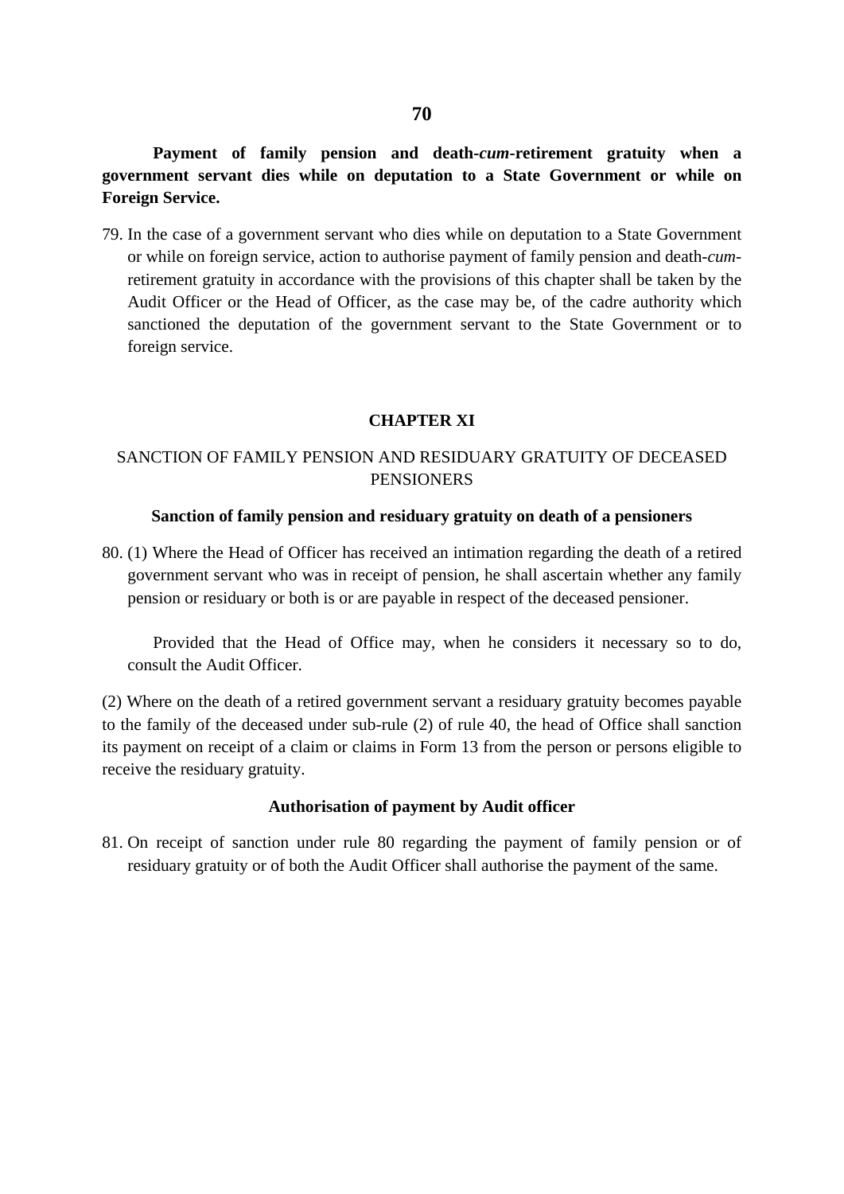**Payment of family pension and death-*cum*-retirement gratuity when a government servant dies while on deputation to a State Government or while on Foreign Service.**

79. In the case of a government servant who dies while on deputation to a State Government or while on foreign service, action to authorise payment of family pension and death-*cum*-retirement gratuity in accordance with the provisions of this chapter shall be taken by the Audit Officer or the Head of Officer, as the case may be, of the cadre authority which sanctioned the deputation of the government servant to the State Government or to foreign service.

## CHAPTER XI

## SANCTION OF FAMILY PENSION AND RESIDUARY GRATUITY OF DECEASED PENSIONERS

**Sanction of family pension and residuary gratuity on death of a pensioners**

80. (1) Where the Head of Officer has received an intimation regarding the death of a retired government servant who was in receipt of pension, he shall ascertain whether any family pension or residuary or both is or are payable in respect of the deceased pensioner.

Provided that the Head of Office may, when he considers it necessary so to do, consult the Audit Officer.

(2) Where on the death of a retired government servant a residuary gratuity becomes payable to the family of the deceased under sub-rule (2) of rule 40, the head of Office shall sanction its payment on receipt of a claim or claims in Form 13 from the person or persons eligible to receive the residuary gratuity.

**Authorisation of payment by Audit officer**

81. On receipt of sanction under rule 80 regarding the payment of family pension or of residuary gratuity or of both the Audit Officer shall authorise the payment of the same.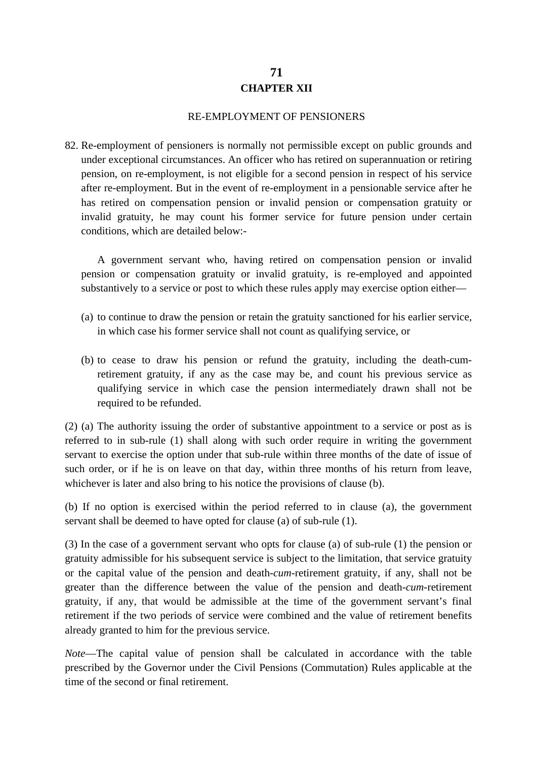## CHAPTER XII

### RE-EMPLOYMENT OF PENSIONERS

82. Re-employment of pensioners is normally not permissible except on public grounds and under exceptional circumstances. An officer who has retired on superannuation or retiring pension, on re-employment, is not eligible for a second pension in respect of his service after re-employment. But in the event of re-employment in a pensionable service after he has retired on compensation pension or invalid pension or compensation gratuity or invalid gratuity, he may count his former service for future pension under certain conditions, which are detailed below:-

A government servant who, having retired on compensation pension or invalid pension or compensation gratuity or invalid gratuity, is re-employed and appointed substantively to a service or post to which these rules apply may exercise option either—

(a) to continue to draw the pension or retain the gratuity sanctioned for his earlier service, in which case his former service shall not count as qualifying service, or

(b) to cease to draw his pension or refund the gratuity, including the death-cum-retirement gratuity, if any as the case may be, and count his previous service as qualifying service in which case the pension intermediately drawn shall not be required to be refunded.

(2) (a) The authority issuing the order of substantive appointment to a service or post as is referred to in sub-rule (1) shall along with such order require in writing the government servant to exercise the option under that sub-rule within three months of the date of issue of such order, or if he is on leave on that day, within three months of his return from leave, whichever is later and also bring to his notice the provisions of clause (b).

(b) If no option is exercised within the period referred to in clause (a), the government servant shall be deemed to have opted for clause (a) of sub-rule (1).

(3) In the case of a government servant who opts for clause (a) of sub-rule (1) the pension or gratuity admissible for his subsequent service is subject to the limitation, that service gratuity or the capital value of the pension and death-*cum*-retirement gratuity, if any, shall not be greater than the difference between the value of the pension and death-*cum*-retirement gratuity, if any, that would be admissible at the time of the government servant's final retirement if the two periods of service were combined and the value of retirement benefits already granted to him for the previous service.

*Note*—The capital value of pension shall be calculated in accordance with the table prescribed by the Governor under the Civil Pensions (Commutation) Rules applicable at the time of the second or final retirement.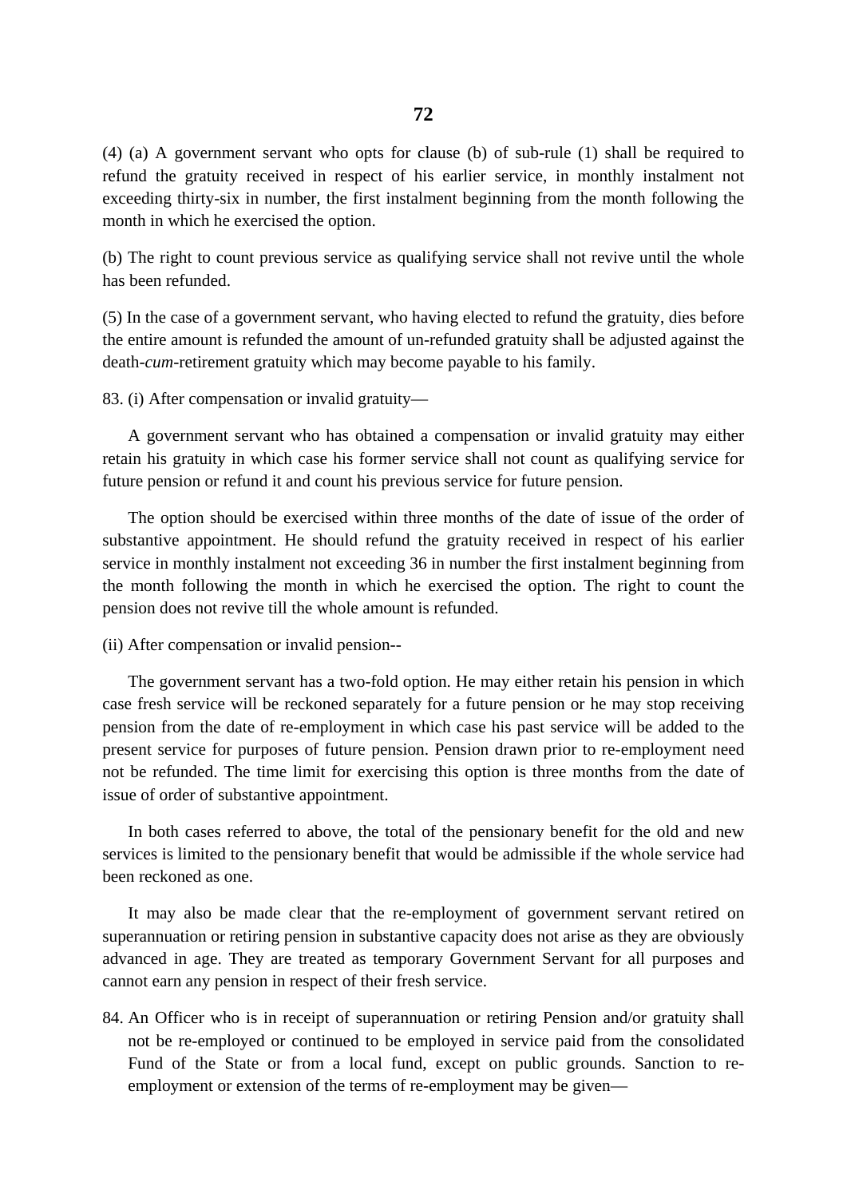(4) (a) A government servant who opts for clause (b) of sub-rule (1) shall be required to refund the gratuity received in respect of his earlier service, in monthly instalment not exceeding thirty-six in number, the first instalment beginning from the month following the month in which he exercised the option.

(b) The right to count previous service as qualifying service shall not revive until the whole has been refunded.

(5) In the case of a government servant, who having elected to refund the gratuity, dies before the entire amount is refunded the amount of un-refunded gratuity shall be adjusted against the death-*cum*-retirement gratuity which may become payable to his family.

83. (i) After compensation or invalid gratuity—

A government servant who has obtained a compensation or invalid gratuity may either retain his gratuity in which case his former service shall not count as qualifying service for future pension or refund it and count his previous service for future pension.

The option should be exercised within three months of the date of issue of the order of substantive appointment. He should refund the gratuity received in respect of his earlier service in monthly instalment not exceeding 36 in number the first instalment beginning from the month following the month in which he exercised the option. The right to count the pension does not revive till the whole amount is refunded.

(ii) After compensation or invalid pension--

The government servant has a two-fold option. He may either retain his pension in which case fresh service will be reckoned separately for a future pension or he may stop receiving pension from the date of re-employment in which case his past service will be added to the present service for purposes of future pension. Pension drawn prior to re-employment need not be refunded. The time limit for exercising this option is three months from the date of issue of order of substantive appointment.

In both cases referred to above, the total of the pensionary benefit for the old and new services is limited to the pensionary benefit that would be admissible if the whole service had been reckoned as one.

It may also be made clear that the re-employment of government servant retired on superannuation or retiring pension in substantive capacity does not arise as they are obviously advanced in age. They are treated as temporary Government Servant for all purposes and cannot earn any pension in respect of their fresh service.

84. An Officer who is in receipt of superannuation or retiring Pension and/or gratuity shall not be re-employed or continued to be employed in service paid from the consolidated Fund of the State or from a local fund, except on public grounds. Sanction to re-employment or extension of the terms of re-employment may be given—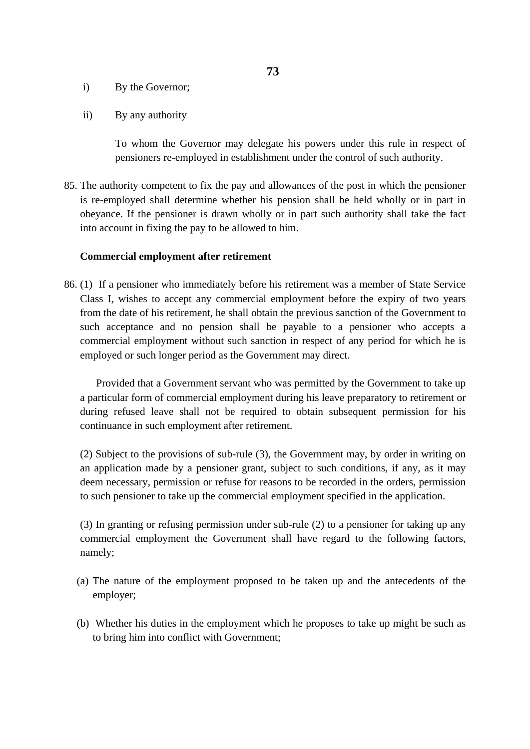i) By the Governor;

ii) By any authority

To whom the Governor may delegate his powers under this rule in respect of pensioners re-employed in establishment under the control of such authority.

85. The authority competent to fix the pay and allowances of the post in which the pensioner is re-employed shall determine whether his pension shall be held wholly or in part in obeyance. If the pensioner is drawn wholly or in part such authority shall take the fact into account in fixing the pay to be allowed to him.

**Commercial employment after retirement**

86. (1) If a pensioner who immediately before his retirement was a member of State Service Class I, wishes to accept any commercial employment before the expiry of two years from the date of his retirement, he shall obtain the previous sanction of the Government to such acceptance and no pension shall be payable to a pensioner who accepts a commercial employment without such sanction in respect of any period for which he is employed or such longer period as the Government may direct.

Provided that a Government servant who was permitted by the Government to take up a particular form of commercial employment during his leave preparatory to retirement or during refused leave shall not be required to obtain subsequent permission for his continuance in such employment after retirement.

(2) Subject to the provisions of sub-rule (3), the Government may, by order in writing on an application made by a pensioner grant, subject to such conditions, if any, as it may deem necessary, permission or refuse for reasons to be recorded in the orders, permission to such pensioner to take up the commercial employment specified in the application.

(3) In granting or refusing permission under sub-rule (2) to a pensioner for taking up any commercial employment the Government shall have regard to the following factors, namely;

(a) The nature of the employment proposed to be taken up and the antecedents of the employer;

(b) Whether his duties in the employment which he proposes to take up might be such as to bring him into conflict with Government;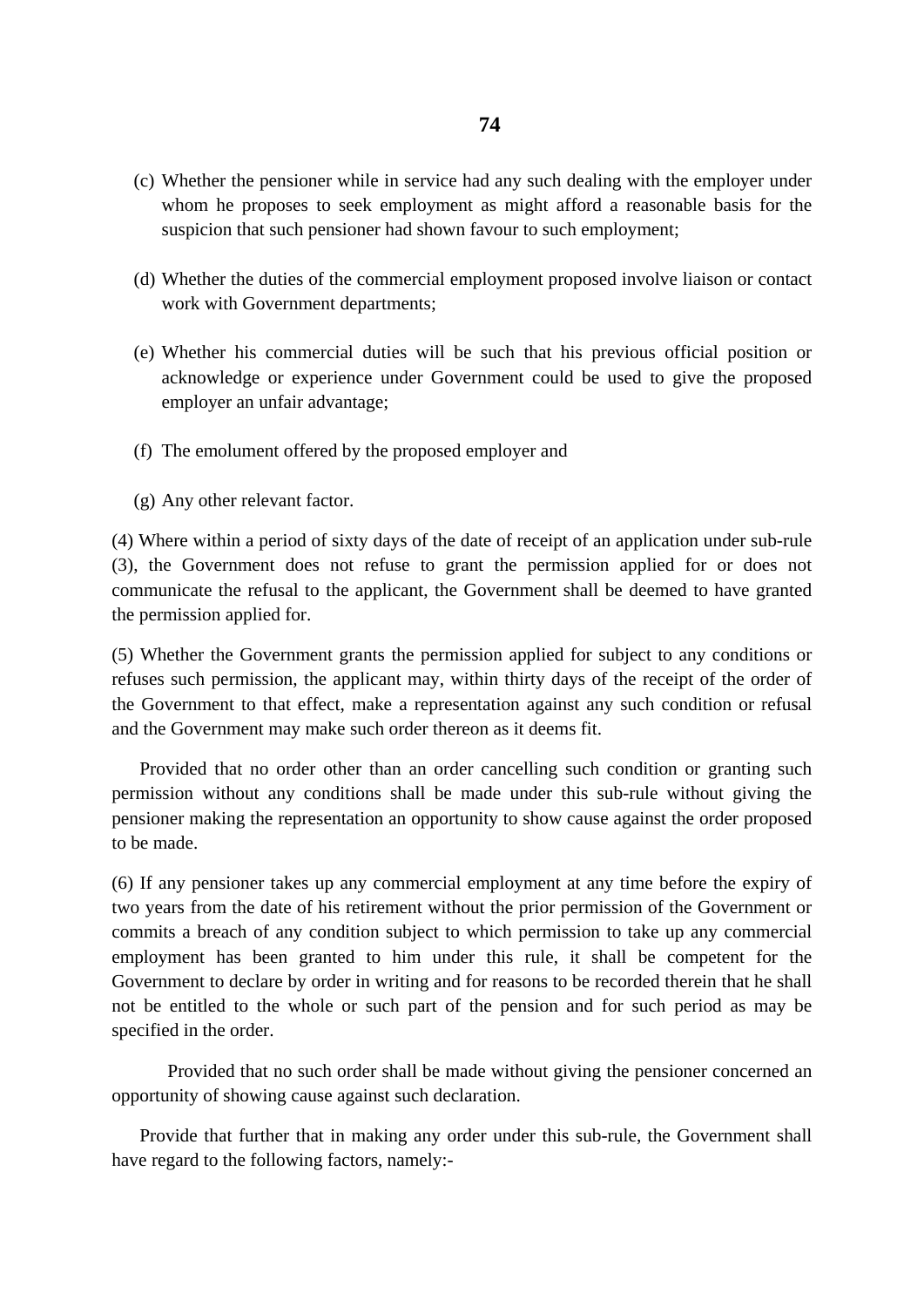(c) Whether the pensioner while in service had any such dealing with the employer under whom he proposes to seek employment as might afford a reasonable basis for the suspicion that such pensioner had shown favour to such employment;

(d) Whether the duties of the commercial employment proposed involve liaison or contact work with Government departments;

(e) Whether his commercial duties will be such that his previous official position or acknowledge or experience under Government could be used to give the proposed employer an unfair advantage;

(f) The emolument offered by the proposed employer and

(g) Any other relevant factor.

(4) Where within a period of sixty days of the date of receipt of an application under sub-rule (3), the Government does not refuse to grant the permission applied for or does not communicate the refusal to the applicant, the Government shall be deemed to have granted the permission applied for.

(5) Whether the Government grants the permission applied for subject to any conditions or refuses such permission, the applicant may, within thirty days of the receipt of the order of the Government to that effect, make a representation against any such condition or refusal and the Government may make such order thereon as it deems fit.

Provided that no order other than an order cancelling such condition or granting such permission without any conditions shall be made under this sub-rule without giving the pensioner making the representation an opportunity to show cause against the order proposed to be made.

(6) If any pensioner takes up any commercial employment at any time before the expiry of two years from the date of his retirement without the prior permission of the Government or commits a breach of any condition subject to which permission to take up any commercial employment has been granted to him under this rule, it shall be competent for the Government to declare by order in writing and for reasons to be recorded therein that he shall not be entitled to the whole or such part of the pension and for such period as may be specified in the order.

Provided that no such order shall be made without giving the pensioner concerned an opportunity of showing cause against such declaration.

Provide that further that in making any order under this sub-rule, the Government shall have regard to the following factors, namely:-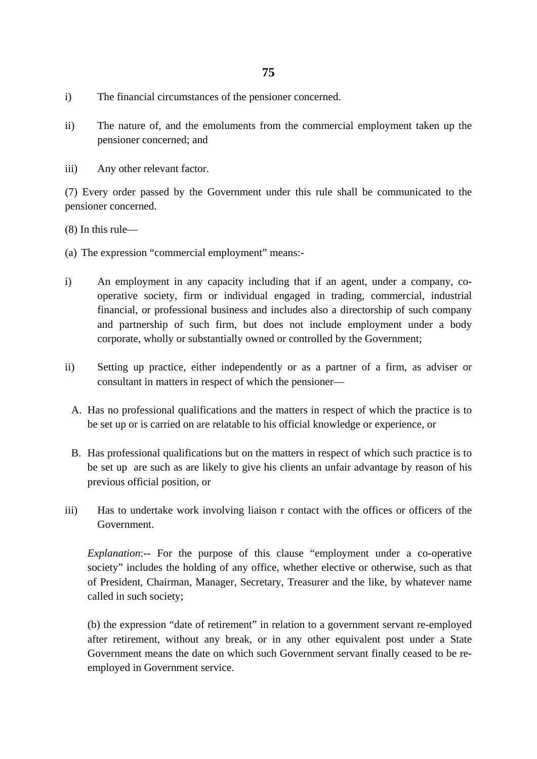i) The financial circumstances of the pensioner concerned.

ii) The nature of, and the emoluments from the commercial employment taken up the pensioner concerned; and

iii) Any other relevant factor.

(7) Every order passed by the Government under this rule shall be communicated to the pensioner concerned.

(8) In this rule—

(a) The expression "commercial employment" means:-

i) An employment in any capacity including that if an agent, under a company, co-operative society, firm or individual engaged in trading, commercial, industrial financial, or professional business and includes also a directorship of such company and partnership of such firm, but does not include employment under a body corporate, wholly or substantially owned or controlled by the Government;

ii) Setting up practice, either independently or as a partner of a firm, as adviser or consultant in matters in respect of which the pensioner—

   A. Has no professional qualifications and the matters in respect of which the practice is to be set up or is carried on are relatable to his official knowledge or experience, or

   B. Has professional qualifications but on the matters in respect of which such practice is to be set up are such as are likely to give his clients an unfair advantage by reason of his previous official position, or

iii) Has to undertake work involving liaison r contact with the offices or officers of the Government.

*Explanation*:-- For the purpose of this clause "employment under a co-operative society" includes the holding of any office, whether elective or otherwise, such as that of President, Chairman, Manager, Secretary, Treasurer and the like, by whatever name called in such society;

(b) the expression "date of retirement" in relation to a government servant re-employed after retirement, without any break, or in any other equivalent post under a State Government means the date on which such Government servant finally ceased to be re-employed in Government service.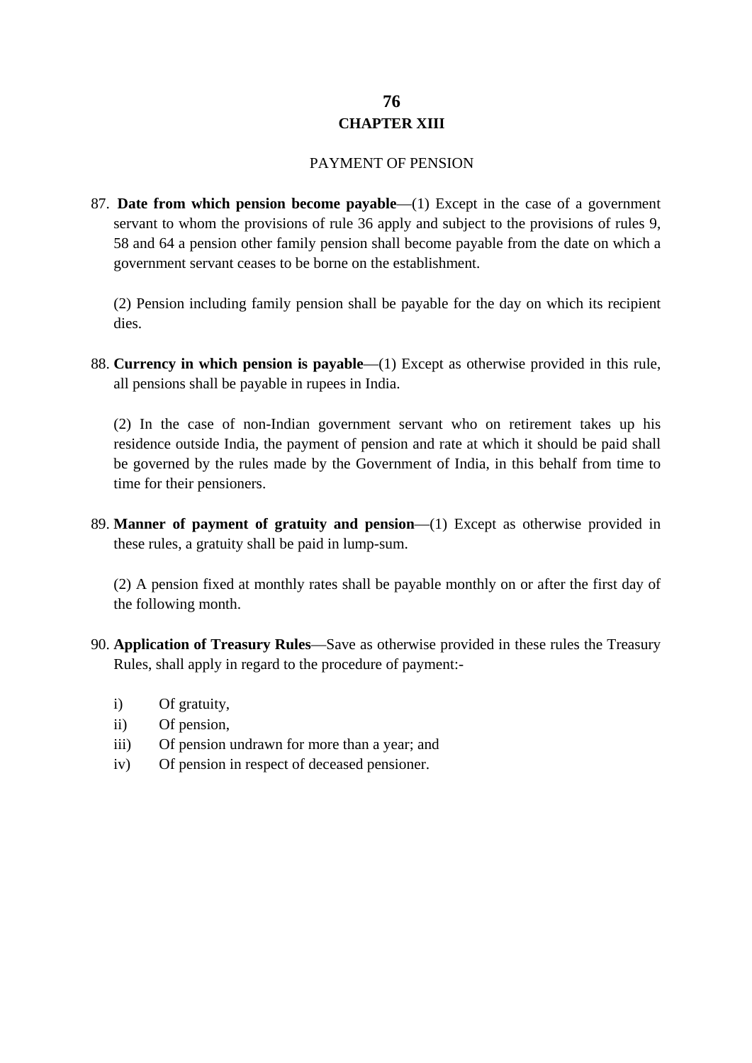# CHAPTER XIII

## PAYMENT OF PENSION

87. **Date from which pension become payable**—(1) Except in the case of a government servant to whom the provisions of rule 36 apply and subject to the provisions of rules 9, 58 and 64 a pension other family pension shall become payable from the date on which a government servant ceases to be borne on the establishment.

    (2) Pension including family pension shall be payable for the day on which its recipient dies.

88. **Currency in which pension is payable**—(1) Except as otherwise provided in this rule, all pensions shall be payable in rupees in India.

    (2) In the case of non-Indian government servant who on retirement takes up his residence outside India, the payment of pension and rate at which it should be paid shall be governed by the rules made by the Government of India, in this behalf from time to time for their pensioners.

89. **Manner of payment of gratuity and pension**—(1) Except as otherwise provided in these rules, a gratuity shall be paid in lump-sum.

    (2) A pension fixed at monthly rates shall be payable monthly on or after the first day of the following month.

90. **Application of Treasury Rules**—Save as otherwise provided in these rules the Treasury Rules, shall apply in regard to the procedure of payment:-

    i) Of gratuity,
    ii) Of pension,
    iii) Of pension undrawn for more than a year; and
    iv) Of pension in respect of deceased pensioner.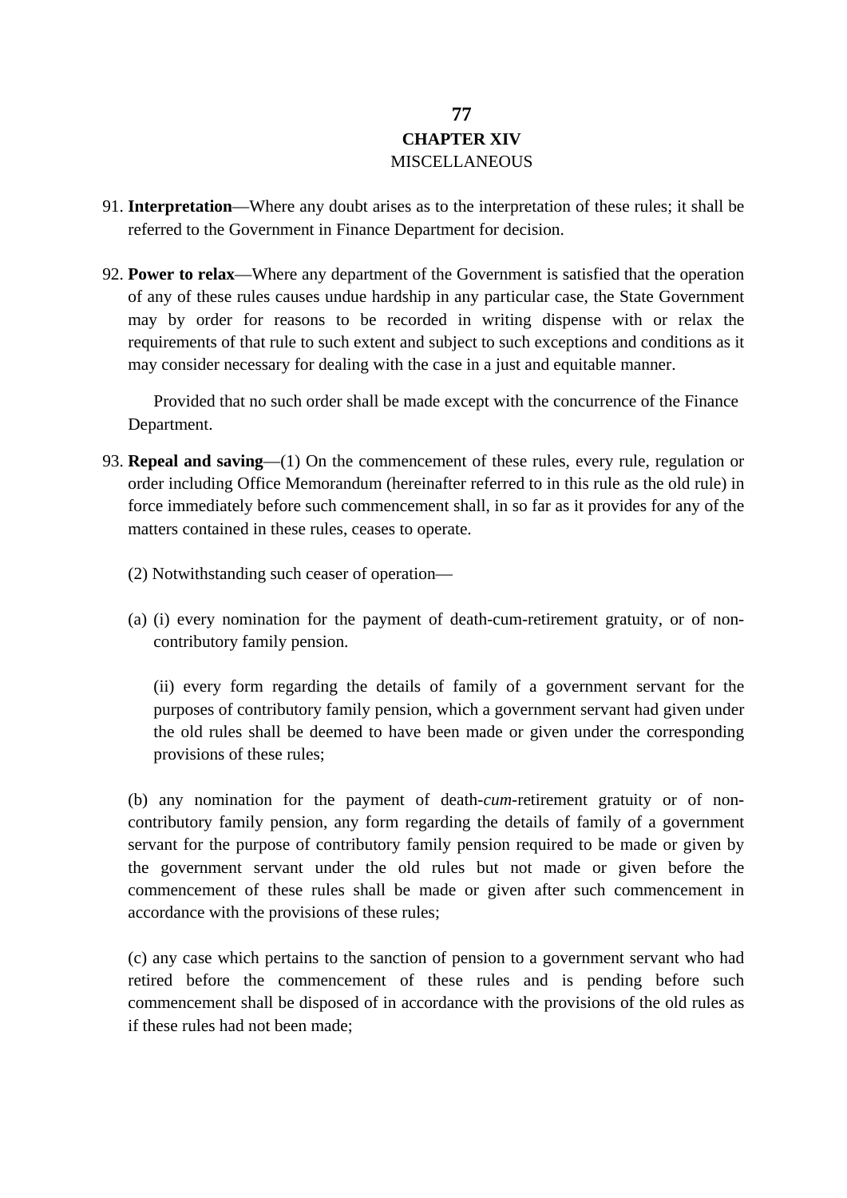## CHAPTER XIV

MISCELLANEOUS

91. **Interpretation**—Where any doubt arises as to the interpretation of these rules; it shall be referred to the Government in Finance Department for decision.

92. **Power to relax**—Where any department of the Government is satisfied that the operation of any of these rules causes undue hardship in any particular case, the State Government may by order for reasons to be recorded in writing dispense with or relax the requirements of that rule to such extent and subject to such exceptions and conditions as it may consider necessary for dealing with the case in a just and equitable manner.

 Provided that no such order shall be made except with the concurrence of the Finance Department.

93. **Repeal and saving**—(1) On the commencement of these rules, every rule, regulation or order including Office Memorandum (hereinafter referred to in this rule as the old rule) in force immediately before such commencement shall, in so far as it provides for any of the matters contained in these rules, ceases to operate.

 (2) Notwithstanding such ceaser of operation—

 (a) (i) every nomination for the payment of death-cum-retirement gratuity, or of non-contributory family pension.

 (ii) every form regarding the details of family of a government servant for the purposes of contributory family pension, which a government servant had given under the old rules shall be deemed to have been made or given under the corresponding provisions of these rules;

 (b) any nomination for the payment of death-*cum*-retirement gratuity or of non-contributory family pension, any form regarding the details of family of a government servant for the purpose of contributory family pension required to be made or given by the government servant under the old rules but not made or given before the commencement of these rules shall be made or given after such commencement in accordance with the provisions of these rules;

 (c) any case which pertains to the sanction of pension to a government servant who had retired before the commencement of these rules and is pending before such commencement shall be disposed of in accordance with the provisions of the old rules as if these rules had not been made;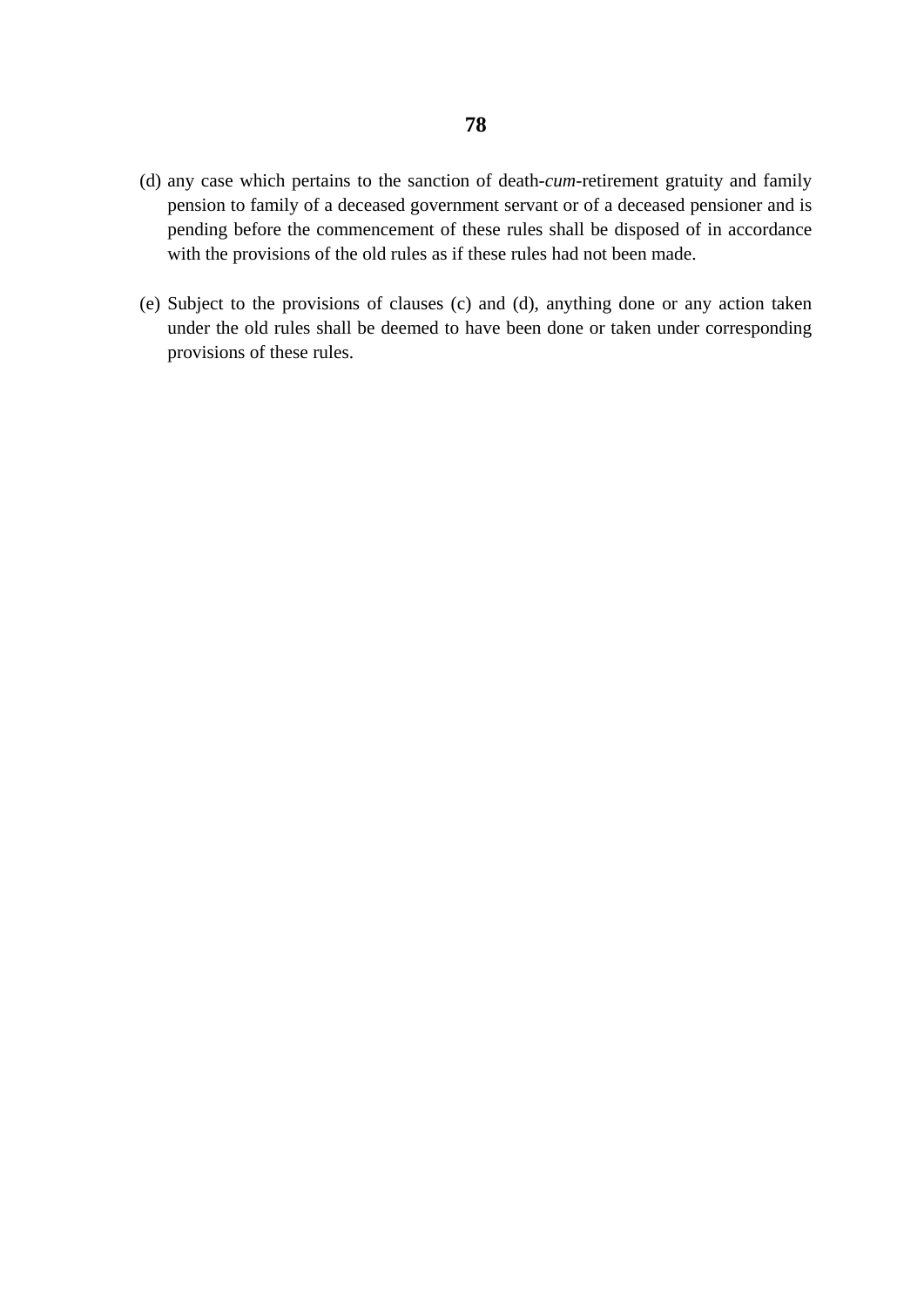(d) any case which pertains to the sanction of death-*cum*-retirement gratuity and family pension to family of a deceased government servant or of a deceased pensioner and is pending before the commencement of these rules shall be disposed of in accordance with the provisions of the old rules as if these rules had not been made.

(e) Subject to the provisions of clauses (c) and (d), anything done or any action taken under the old rules shall be deemed to have been done or taken under corresponding provisions of these rules.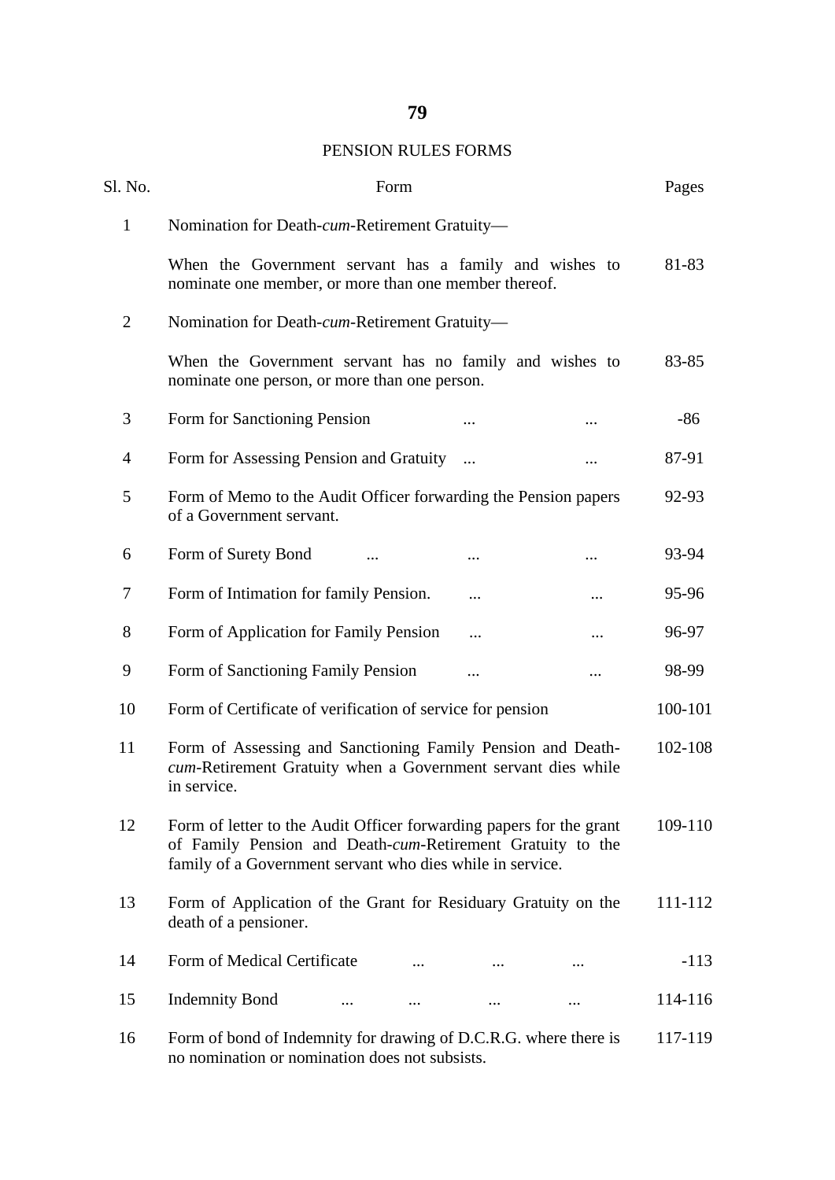## PENSION RULES FORMS

| Sl. No. | Form | Pages |
|---|---|---|
| 1 | Nomination for Death-*cum*-Retirement Gratuity— | |
| | When the Government servant has a family and wishes to nominate one member, or more than one member thereof. | 81-83 |
| 2 | Nomination for Death-*cum*-Retirement Gratuity— | |
| | When the Government servant has no family and wishes to nominate one person, or more than one person. | 83-85 |
| 3 | Form for Sanctioning Pension ... ... | -86 |
| 4 | Form for Assessing Pension and Gratuity ... ... | 87-91 |
| 5 | Form of Memo to the Audit Officer forwarding the Pension papers of a Government servant. | 92-93 |
| 6 | Form of Surety Bond ... ... ... | 93-94 |
| 7 | Form of Intimation for family Pension. ... ... | 95-96 |
| 8 | Form of Application for Family Pension ... ... | 96-97 |
| 9 | Form of Sanctioning Family Pension ... ... | 98-99 |
| 10 | Form of Certificate of verification of service for pension | 100-101 |
| 11 | Form of Assessing and Sanctioning Family Pension and Death-*cum*-Retirement Gratuity when a Government servant dies while in service. | 102-108 |
| 12 | Form of letter to the Audit Officer forwarding papers for the grant of Family Pension and Death-*cum*-Retirement Gratuity to the family of a Government servant who dies while in service. | 109-110 |
| 13 | Form of Application of the Grant for Residuary Gratuity on the death of a pensioner. | 111-112 |
| 14 | Form of Medical Certificate ... ... ... | -113 |
| 15 | Indemnity Bond ... ... ... ... | 114-116 |
| 16 | Form of bond of Indemnity for drawing of D.C.R.G. where there is no nomination or nomination does not subsists. | 117-119 |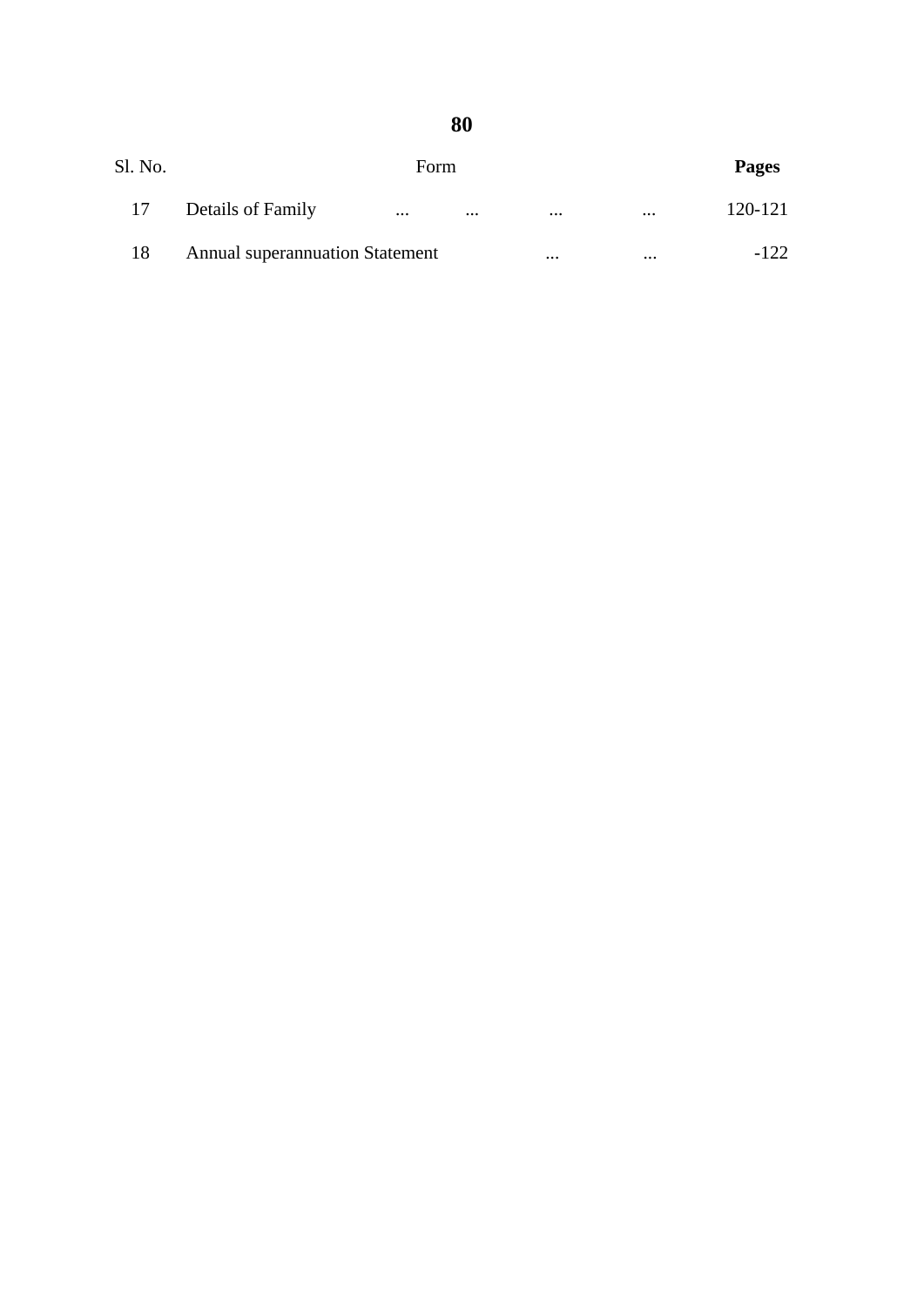| Sl. No. | Form | | | | | **Pages** |
|---|---|---|---|---|---|---|
| 17 | Details of Family | ... | ... | ... | ... | 120-121 |
| 18 | Annual superannuation Statement | | | ... | ... | -122 |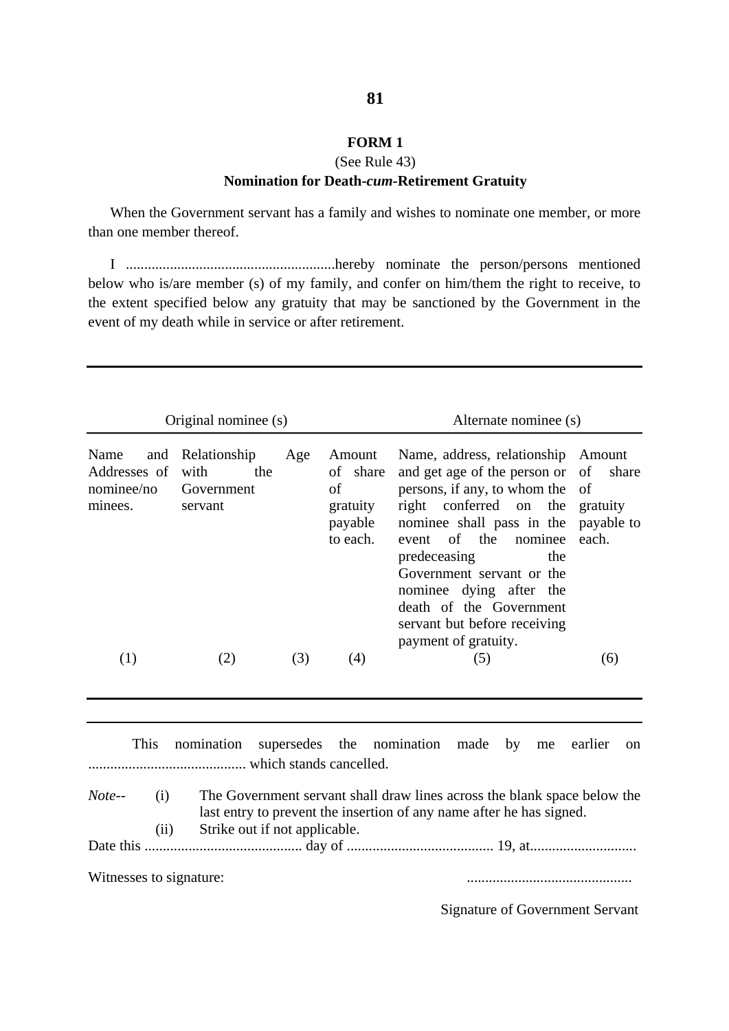## FORM 1

(See Rule 43)

**Nomination for Death-*cum*-Retirement Gratuity**

When the Government servant has a family and wishes to nominate one member, or more than one member thereof.

I .........................................................hereby nominate the person/persons mentioned below who is/are member (s) of my family, and confer on him/them the right to receive, to the extent specified below any gratuity that may be sanctioned by the Government in the event of my death while in service or after retirement.

| Original nominee (s) | | | | Alternate nominee (s) | |
|---|---|---|---|---|---|
| Name and Addresses of nominee/nominees. | Relationship with the Government servant | Age | Amount of share of gratuity payable to each. | Name, address, relationship and get age of the person or persons, if any, to whom the right conferred on the nominee shall pass in the event of the nominee predeceasing the Government servant or the nominee dying after the death of the Government servant but before receiving payment of gratuity. | Amount of share of gratuity payable to each. |
| (1) | (2) | (3) | (4) | (5) | (6) |
| | | | | | |

This nomination supersedes the nomination made by me earlier on ........................................... which stands cancelled.

*Note*-- (i) The Government servant shall draw lines across the blank space below the last entry to prevent the insertion of any name after he has signed.

(ii) Strike out if not applicable.

Date this ........................................... day of ........................................ 19, at.............................

Witnesses to signature: ............................................

Signature of Government Servant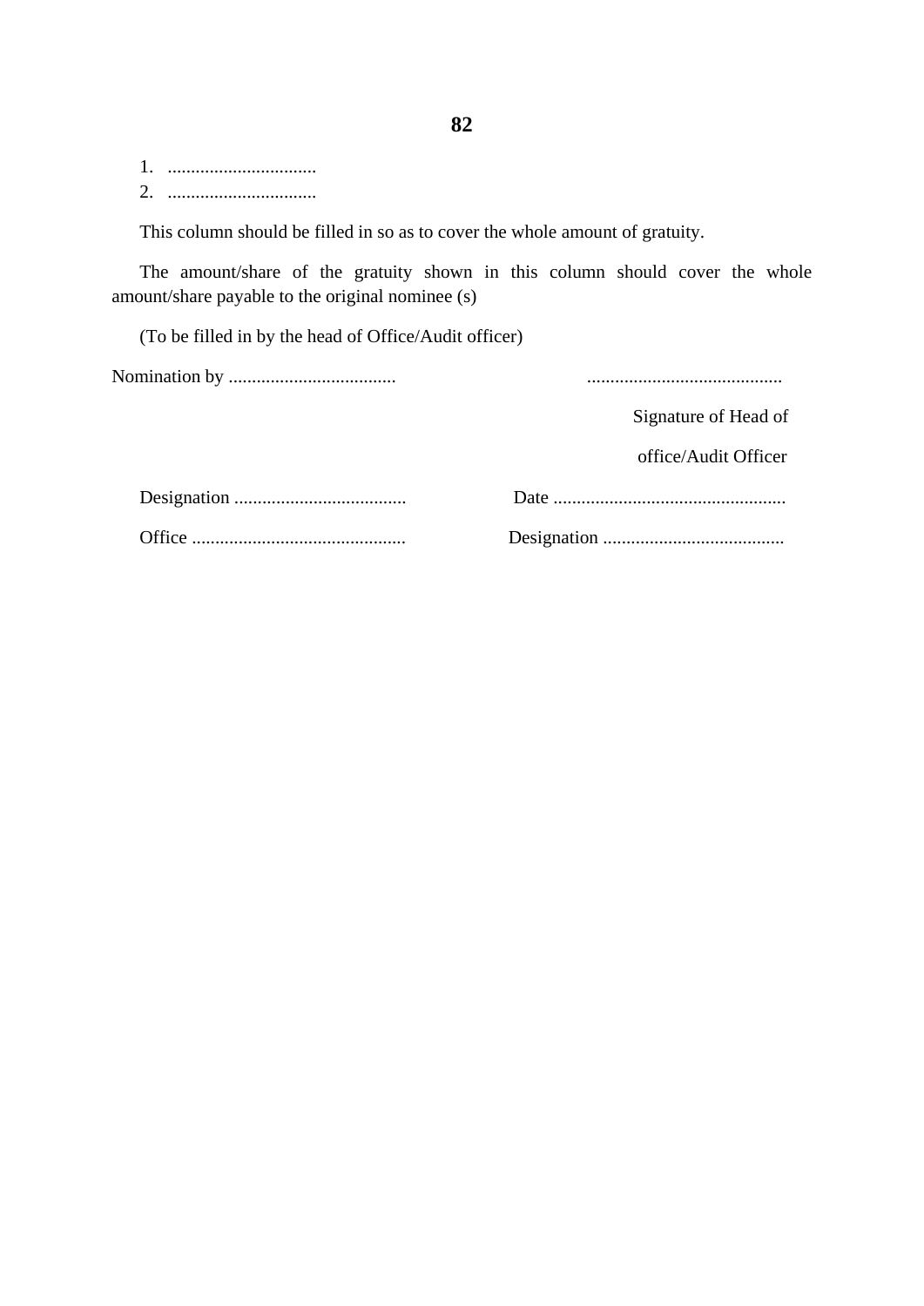1. ................................
2. ................................

This column should be filled in so as to cover the whole amount of gratuity.

The amount/share of the gratuity shown in this column should cover the whole amount/share payable to the original nominee (s)

(To be filled in by the head of Office/Audit officer)

Nomination by .................................... ..........................................

Signature of Head of

office/Audit Officer

Designation ..................................... Date ..................................................

Office .............................................. Designation .......................................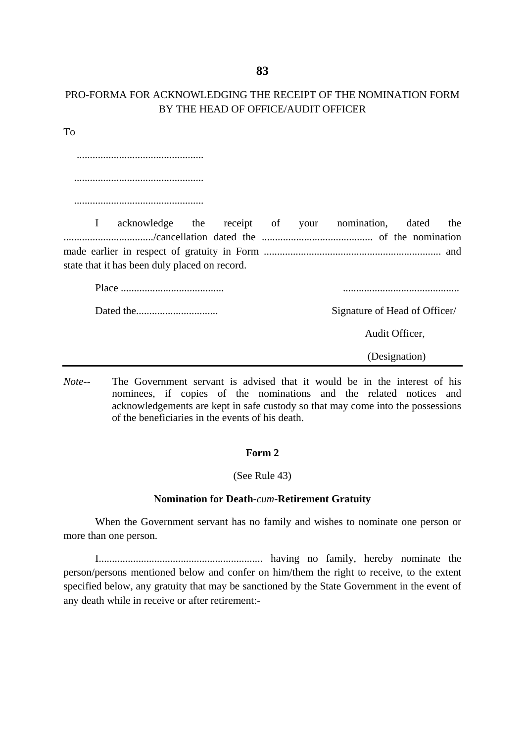PRO-FORMA FOR ACKNOWLEDGING THE RECEIPT OF THE NOMINATION FORM BY THE HEAD OF OFFICE/AUDIT OFFICER

To

................................................

................................................

................................................

I acknowledge the receipt of your nomination, dated the ................................../cancellation dated the .......................................... of the nomination made earlier in respect of gratuity in Form .................................................................. and state that it has been duly placed on record.

Place .......................................                                        ............................................

Dated the...............................                                        Signature of Head of Officer/

Audit Officer,

(Designation)

---

*Note*-- The Government servant is advised that it would be in the interest of his nominees, if copies of the nominations and the related notices and acknowledgements are kept in safe custody so that may come into the possessions of the beneficiaries in the events of his death.

**Form 2**

(See Rule 43)

**Nomination for Death-*cum*-Retirement Gratuity**

When the Government servant has no family and wishes to nominate one person or more than one person.

I............................................................. having no family, hereby nominate the person/persons mentioned below and confer on him/them the right to receive, to the extent specified below, any gratuity that may be sanctioned by the State Government in the event of any death while in receive or after retirement:-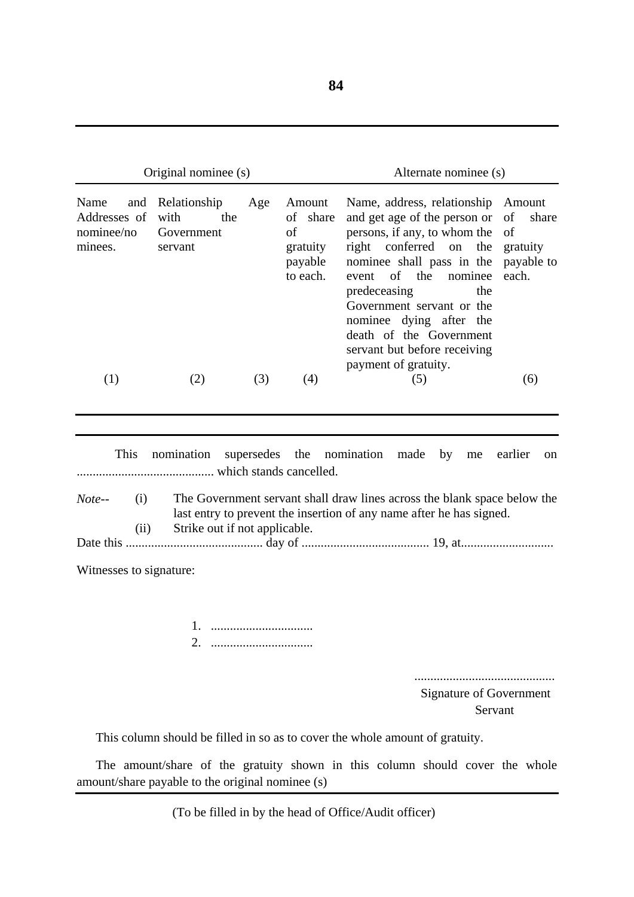| Original nominee (s) | | | | Alternate nominee (s) | |
|---|---|---|---|---|---|
| Name and Addresses of nominee/nominees. | Relationship with the Government servant | Age | Amount of share of gratuity payable to each. | Name, address, relationship and get age of the person or persons, if any, to whom the right conferred on the nominee shall pass in the event of the nominee predeceasing the Government servant or the nominee dying after the death of the Government servant but before receiving payment of gratuity. | Amount of share of gratuity payable to each. |
| (1) | (2) | (3) | (4) | (5) | (6) |

This nomination supersedes the nomination made by me earlier on ........................................... which stands cancelled.

*Note*-- (i) The Government servant shall draw lines across the blank space below the last entry to prevent the insertion of any name after he has signed.

(ii) Strike out if not applicable.

Date this ........................................... day of ........................................ 19, at............................

Witnesses to signature:

1. ................................
2. ................................

............................................
Signature of Government Servant

This column should be filled in so as to cover the whole amount of gratuity.

The amount/share of the gratuity shown in this column should cover the whole amount/share payable to the original nominee (s)

(To be filled in by the head of Office/Audit officer)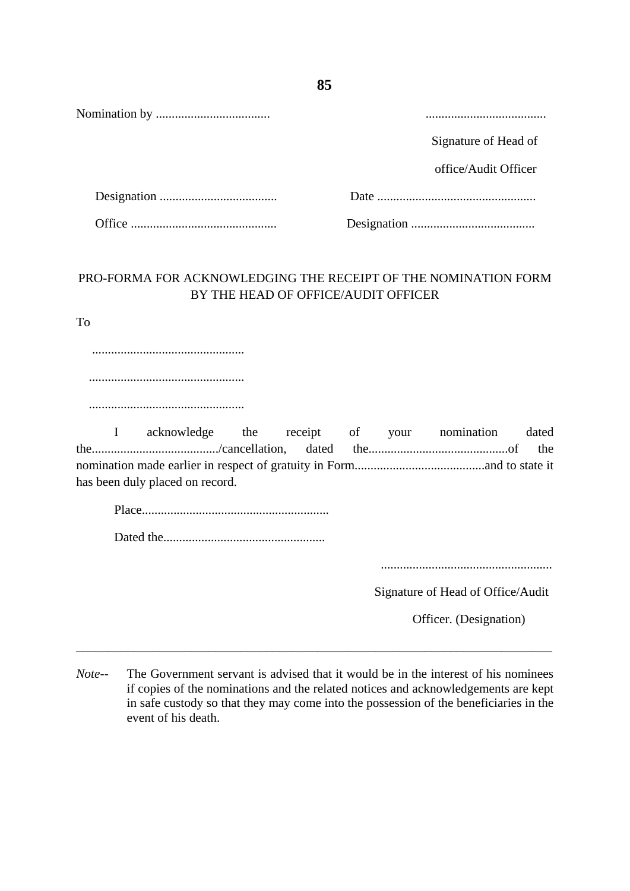Nomination by .................................... ......................................

Signature of Head of office/Audit Officer

Designation ..................................... Date ..................................................

Office .............................................. Designation .......................................

PRO-FORMA FOR ACKNOWLEDGING THE RECEIPT OF THE NOMINATION FORM BY THE HEAD OF OFFICE/AUDIT OFFICER

To

................................................

.................................................

.................................................

I acknowledge the receipt of your nomination dated the......................................../cancellation, dated the............................................of the nomination made earlier in respect of gratuity in Form.........................................and to state it has been duly placed on record.

Place...........................................................

Dated the...................................................

......................................................

Signature of Head of Office/Audit Officer. (Designation)

---

*Note*-- The Government servant is advised that it would be in the interest of his nominees if copies of the nominations and the related notices and acknowledgements are kept in safe custody so that they may come into the possession of the beneficiaries in the event of his death.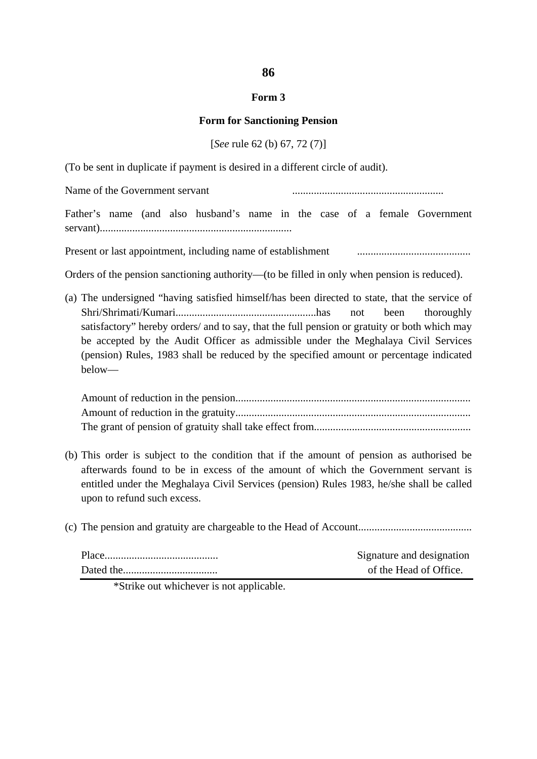## Form 3

### Form for Sanctioning Pension

[*See* rule 62 (b) 67, 72 (7)]

(To be sent in duplicate if payment is desired in a different circle of audit).

Name of the Government servant ........................................................

Father's name (and also husband's name in the case of a female Government servant).......................................................................

Present or last appointment, including name of establishment ..........................................

Orders of the pension sanctioning authority—(to be filled in only when pension is reduced).

(a) The undersigned "having satisfied himself/has been directed to state, that the service of Shri/Shrimati/Kumari....................................................has not been thoroughly satisfactory" hereby orders/ and to say, that the full pension or gratuity or both which may be accepted by the Audit Officer as admissible under the Meghalaya Civil Services (pension) Rules, 1983 shall be reduced by the specified amount or percentage indicated below—

Amount of reduction in the pension......................................................................................
Amount of reduction in the gratuity......................................................................................
The grant of pension of gratuity shall take effect from.........................................................

(b) This order is subject to the condition that if the amount of pension as authorised be afterwards found to be in excess of the amount of which the Government servant is entitled under the Meghalaya Civil Services (pension) Rules 1983, he/she shall be called upon to refund such excess.

(c) The pension and gratuity are chargeable to the Head of Account..........................................

Place..........................................
Dated the...................................

Signature and designation
of the Head of Office.

*Strike out whichever is not applicable.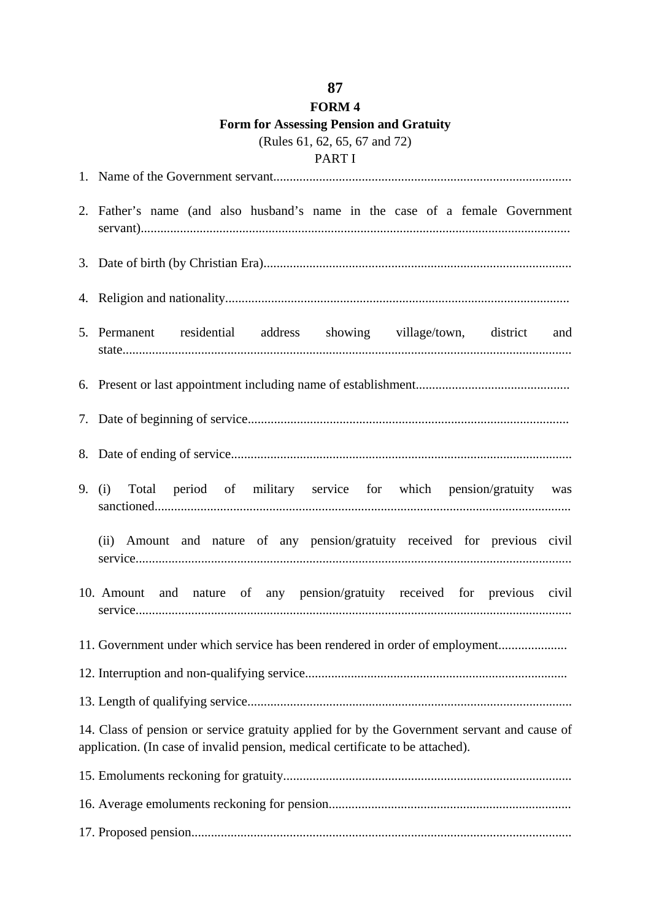# FORM 4

## Form for Assessing Pension and Gratuity

(Rules 61, 62, 65, 67 and 72)

PART I

1. Name of the Government servant..........................................................................................

2. Father's name (and also husband's name in the case of a female Government servant)..................................................................................................................................

3. Date of birth (by Christian Era)..............................................................................................

4. Religion and nationality........................................................................................................

5. Permanent residential address showing village/town, district and state........................................................................................................................................

6. Present or last appointment including name of establishment..............................................

7. Date of beginning of service.................................................................................................

8. Date of ending of service.......................................................................................................

9. (i) Total period of military service for which pension/gratuity was sanctioned.............................................................................................................................

   (ii) Amount and nature of any pension/gratuity received for previous civil service...................................................................................................................................

10. Amount and nature of any pension/gratuity received for previous civil service...................................................................................................................................

11. Government under which service has been rendered in order of employment.....................

12. Interruption and non-qualifying service................................................................................

13. Length of qualifying service..................................................................................................

14. Class of pension or service gratuity applied for by the Government servant and cause of application. (In case of invalid pension, medical certificate to be attached).

15. Emoluments reckoning for gratuity.......................................................................................

16. Average emoluments reckoning for pension.........................................................................

17. Proposed pension..................................................................................................................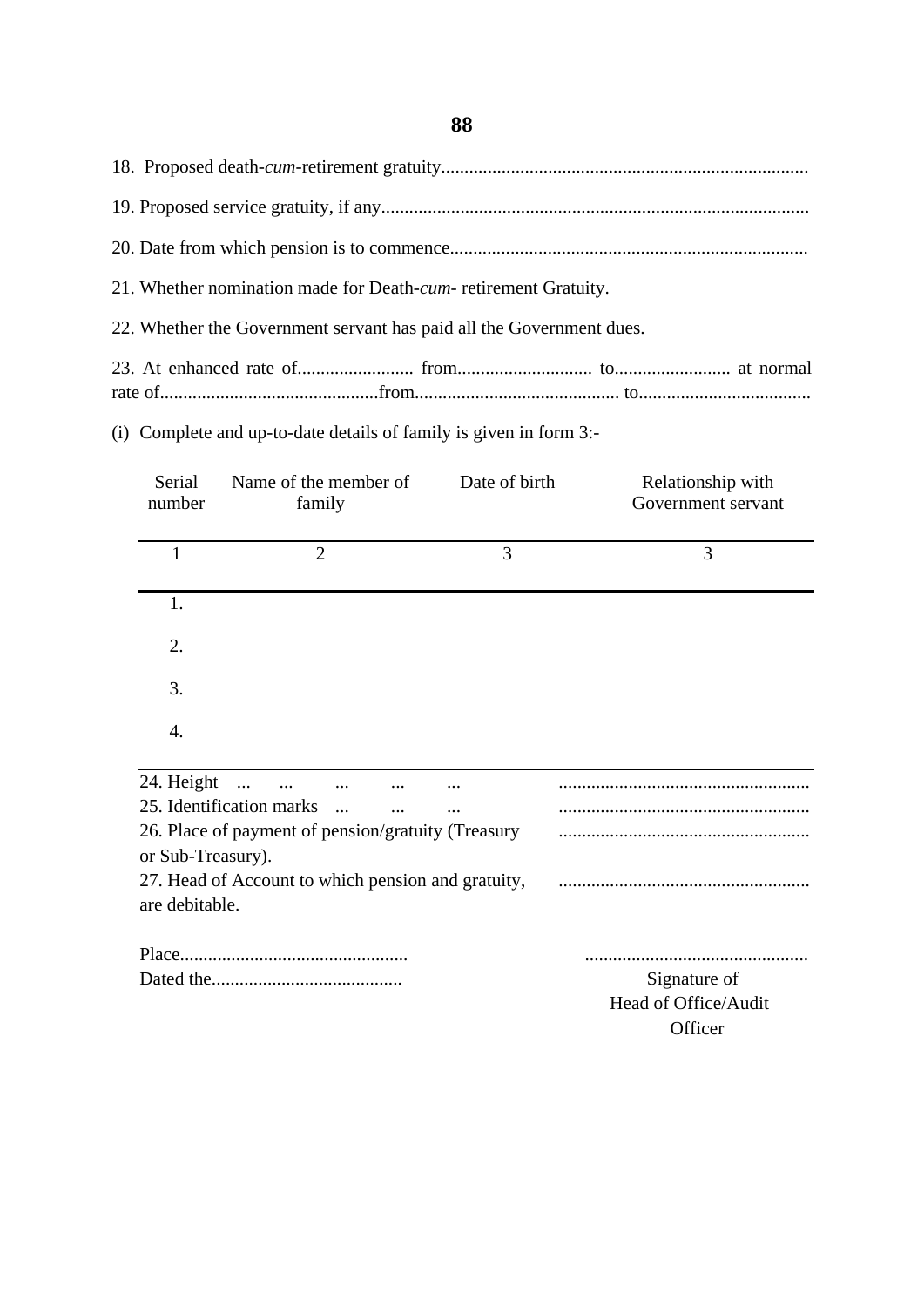18. Proposed death-*cum*-retirement gratuity...............................................................................

19. Proposed service gratuity, if any............................................................................................

20. Date from which pension is to commence............................................................................

21. Whether nomination made for Death-*cum*- retirement Gratuity.

22. Whether the Government servant has paid all the Government dues.

23. At enhanced rate of......................... from............................ to......................... at normal rate of...............................................from........................................... to....................................

(i) Complete and up-to-date details of family is given in form 3:-

| Serial number | Name of the member of family | Date of birth | Relationship with Government servant |
|---|---|---|---|
| 1 | 2 | 3 | 3 |
| 1. | | | |
| 2. | | | |
| 3. | | | |
| 4. | | | |

24. Height ... ... ... ... ... ......................................................

25. Identification marks ... ... ... ......................................................

26. Place of payment of pension/gratuity (Treasury or Sub-Treasury). ......................................................

27. Head of Account to which pension and gratuity, are debitable. ......................................................

Place.................................................

Dated the.........................................

................................................

Signature of
Head of Office/Audit
Officer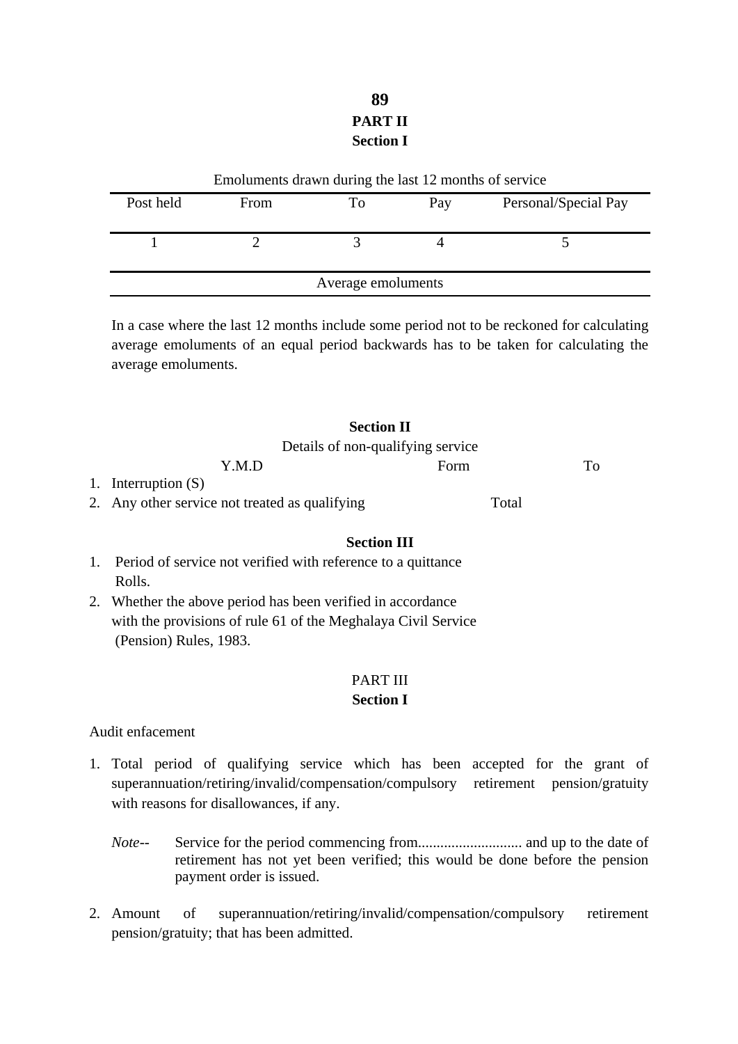## PART II

### Section I

Emoluments drawn during the last 12 months of service

| Post held | From | To | Pay | Personal/Special Pay |
|---|---|---|---|---|
| 1 | 2 | 3 | 4 | 5 |
| Average emoluments | | | | |

In a case where the last 12 months include some period not to be reckoned for calculating average emoluments of an equal period backwards has to be taken for calculating the average emoluments.

### Section II

Details of non-qualifying service

| | Y.M.D | Form | To |
|---|---|---|---|
| 1. Interruption (S) | | | |
| 2. Any other service not treated as qualifying | | Total | |

### Section III

1. Period of service not verified with reference to a quittance Rolls.
2. Whether the above period has been verified in accordance with the provisions of rule 61 of the Meghalaya Civil Service (Pension) Rules, 1983.

## PART III

### Section I

Audit enfacement

1. Total period of qualifying service which has been accepted for the grant of superannuation/retiring/invalid/compensation/compulsory retirement pension/gratuity with reasons for disallowances, if any.

   *Note*-- Service for the period commencing from............................ and up to the date of retirement has not yet been verified; this would be done before the pension payment order is issued.

2. Amount of superannuation/retiring/invalid/compensation/compulsory retirement pension/gratuity; that has been admitted.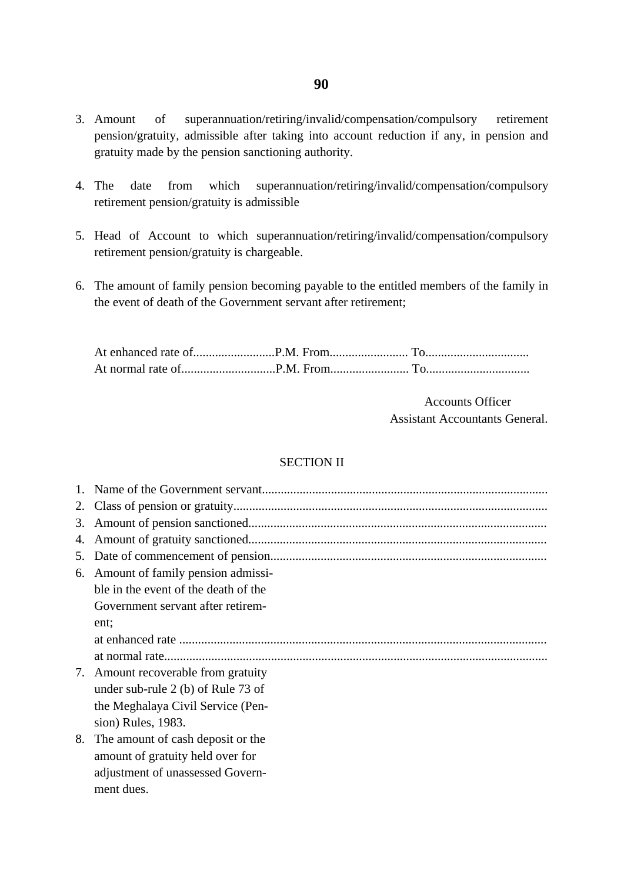3. Amount of superannuation/retiring/invalid/compensation/compulsory retirement pension/gratuity, admissible after taking into account reduction if any, in pension and gratuity made by the pension sanctioning authority.

4. The date from which superannuation/retiring/invalid/compensation/compulsory retirement pension/gratuity is admissible

5. Head of Account to which superannuation/retiring/invalid/compensation/compulsory retirement pension/gratuity is chargeable.

6. The amount of family pension becoming payable to the entitled members of the family in the event of death of the Government servant after retirement;

   At enhanced rate of..........................P.M. From......................... To................................
   At normal rate of..............................P.M. From......................... To................................

Accounts Officer
Assistant Accountants General.

SECTION II

1. Name of the Government servant..........................................................................................
2. Class of pension or gratuity...................................................................................................
3. Amount of pension sanctioned..............................................................................................
4. Amount of gratuity sanctioned..............................................................................................
5. Date of commencement of pension.......................................................................................
6. Amount of family pension admissible in the event of the death of the Government servant after retirement;
   at enhanced rate .....................................................................................................................
   at normal rate..........................................................................................................................
7. Amount recoverable from gratuity under sub-rule 2 (b) of Rule 73 of the Meghalaya Civil Service (Pension) Rules, 1983.
8. The amount of cash deposit or the amount of gratuity held over for adjustment of unassessed Government dues.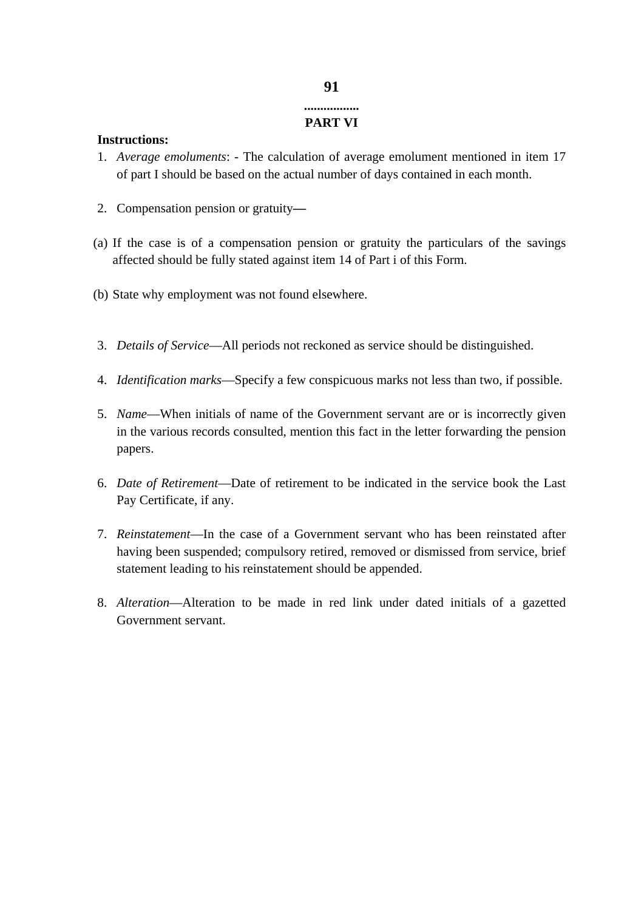.................

## PART VI

**Instructions:**

1. *Average emoluments*: - The calculation of average emolument mentioned in item 17 of part I should be based on the actual number of days contained in each month.

2. Compensation pension or gratuity—

(a) If the case is of a compensation pension or gratuity the particulars of the savings affected should be fully stated against item 14 of Part i of this Form.

(b) State why employment was not found elsewhere.

3. *Details of Service*—All periods not reckoned as service should be distinguished.

4. *Identification marks*—Specify a few conspicuous marks not less than two, if possible.

5. *Name*—When initials of name of the Government servant are or is incorrectly given in the various records consulted, mention this fact in the letter forwarding the pension papers.

6. *Date of Retirement*—Date of retirement to be indicated in the service book the Last Pay Certificate, if any.

7. *Reinstatement*—In the case of a Government servant who has been reinstated after having been suspended; compulsory retired, removed or dismissed from service, brief statement leading to his reinstatement should be appended.

8. *Alteration*—Alteration to be made in red link under dated initials of a gazetted Government servant.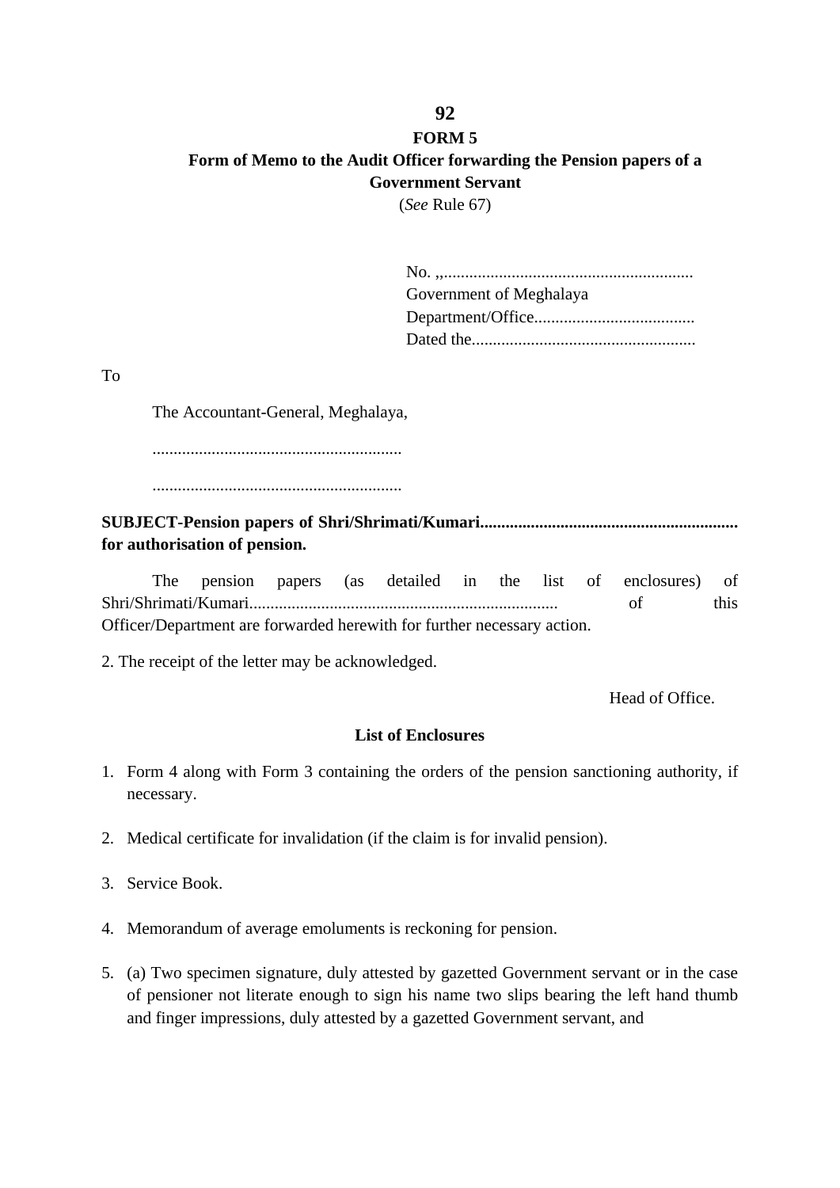# FORM 5

## Form of Memo to the Audit Officer forwarding the Pension papers of a Government Servant

(*See* Rule 67)

No. ,,...........................................................
Government of Meghalaya
Department/Office......................................
Dated the.....................................................

To

The Accountant-General, Meghalaya,

...........................................................

...........................................................

**SUBJECT-Pension papers of Shri/Shrimati/Kumari............................................................ for authorisation of pension.**

The pension papers (as detailed in the list of enclosures) of Shri/Shrimati/Kumari......................................................................... of this Officer/Department are forwarded herewith for further necessary action.

2. The receipt of the letter may be acknowledged.

Head of Office.

**List of Enclosures**

1. Form 4 along with Form 3 containing the orders of the pension sanctioning authority, if necessary.

2. Medical certificate for invalidation (if the claim is for invalid pension).

3. Service Book.

4. Memorandum of average emoluments is reckoning for pension.

5. (a) Two specimen signature, duly attested by gazetted Government servant or in the case of pensioner not literate enough to sign his name two slips bearing the left hand thumb and finger impressions, duly attested by a gazetted Government servant, and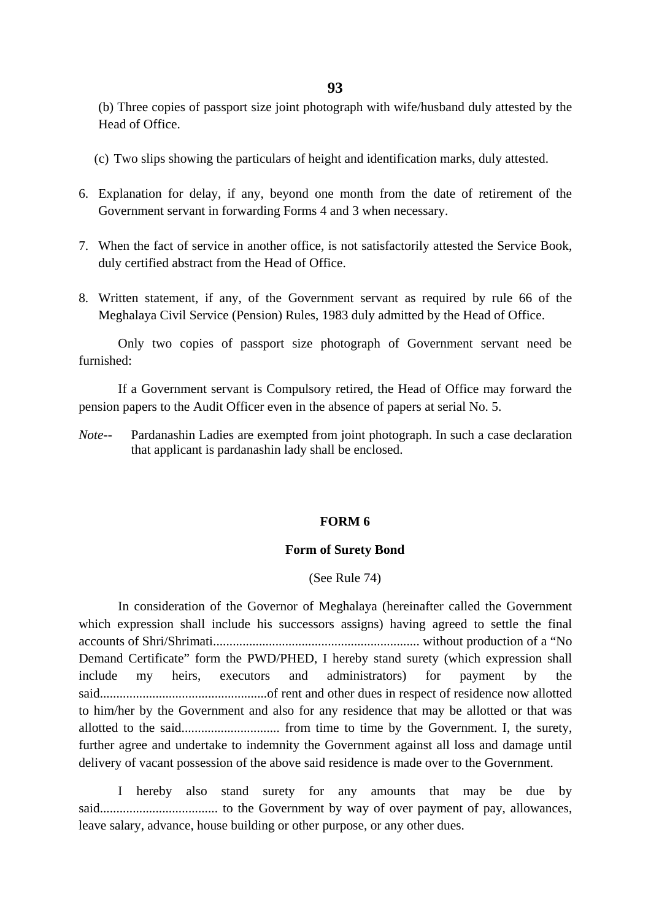(b) Three copies of passport size joint photograph with wife/husband duly attested by the Head of Office.

(c) Two slips showing the particulars of height and identification marks, duly attested.

6. Explanation for delay, if any, beyond one month from the date of retirement of the Government servant in forwarding Forms 4 and 3 when necessary.

7. When the fact of service in another office, is not satisfactorily attested the Service Book, duly certified abstract from the Head of Office.

8. Written statement, if any, of the Government servant as required by rule 66 of the Meghalaya Civil Service (Pension) Rules, 1983 duly admitted by the Head of Office.

Only two copies of passport size photograph of Government servant need be furnished:

If a Government servant is Compulsory retired, the Head of Office may forward the pension papers to the Audit Officer even in the absence of papers at serial No. 5.

*Note*-- Pardanashin Ladies are exempted from joint photograph. In such a case declaration that applicant is pardanashin lady shall be enclosed.

## FORM 6

### Form of Surety Bond

(See Rule 74)

In consideration of the Governor of Meghalaya (hereinafter called the Government which expression shall include his successors assigns) having agreed to settle the final accounts of Shri/Shrimati.............................................................. without production of a "No Demand Certificate" form the PWD/PHED, I hereby stand surety (which expression shall include my heirs, executors and administrators) for payment by the said...................................................of rent and other dues in respect of residence now allotted to him/her by the Government and also for any residence that may be allotted or that was allotted to the said.............................. from time to time by the Government. I, the surety, further agree and undertake to indemnity the Government against all loss and damage until delivery of vacant possession of the above said residence is made over to the Government.

I hereby also stand surety for any amounts that may be due by said.................................... to the Government by way of over payment of pay, allowances, leave salary, advance, house building or other purpose, or any other dues.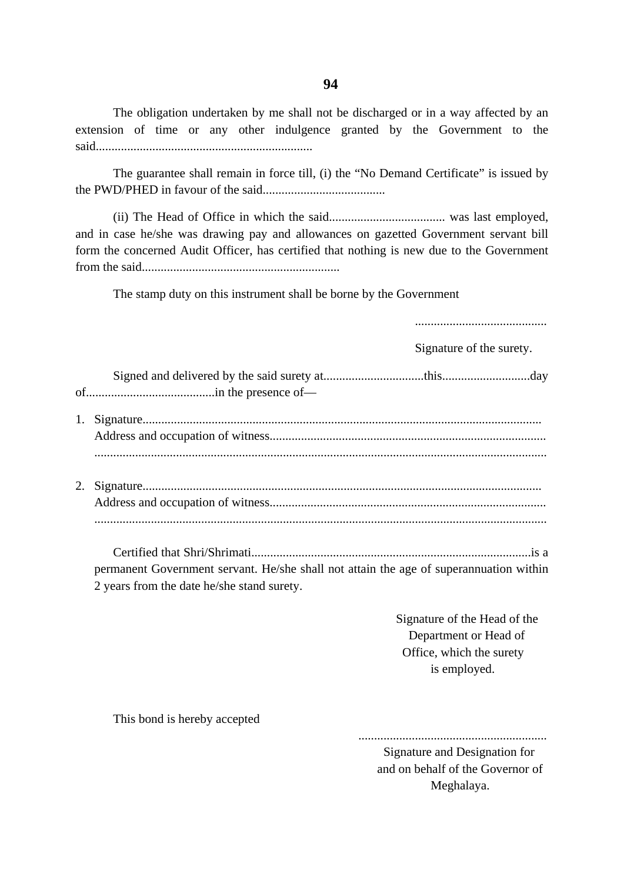The obligation undertaken by me shall not be discharged or in a way affected by an extension of time or any other indulgence granted by the Government to the said.....................................................................

The guarantee shall remain in force till, (i) the "No Demand Certificate" is issued by the PWD/PHED in favour of the said.......................................

(ii) The Head of Office in which the said.................................... was last employed, and in case he/she was drawing pay and allowances on gazetted Government servant bill form the concerned Audit Officer, has certified that nothing is new due to the Government from the said..............................................................

The stamp duty on this instrument shall be borne by the Government

..........................................

Signature of the surety.

Signed and delivered by the said surety at................................this............................day of.........................................in the presence of—

1. Signature............................................................................................................................
   Address and occupation of witness......................................................................................
   .............................................................................................................................................

2. Signature............................................................................................................................
   Address and occupation of witness......................................................................................
   .............................................................................................................................................

Certified that Shri/Shrimati........................................................................................is a permanent Government servant. He/she shall not attain the age of superannuation within 2 years from the date he/she stand surety.

Signature of the Head of the Department or Head of Office, which the surety is employed.

This bond is hereby accepted

...........................................................

Signature and Designation for and on behalf of the Governor of Meghalaya.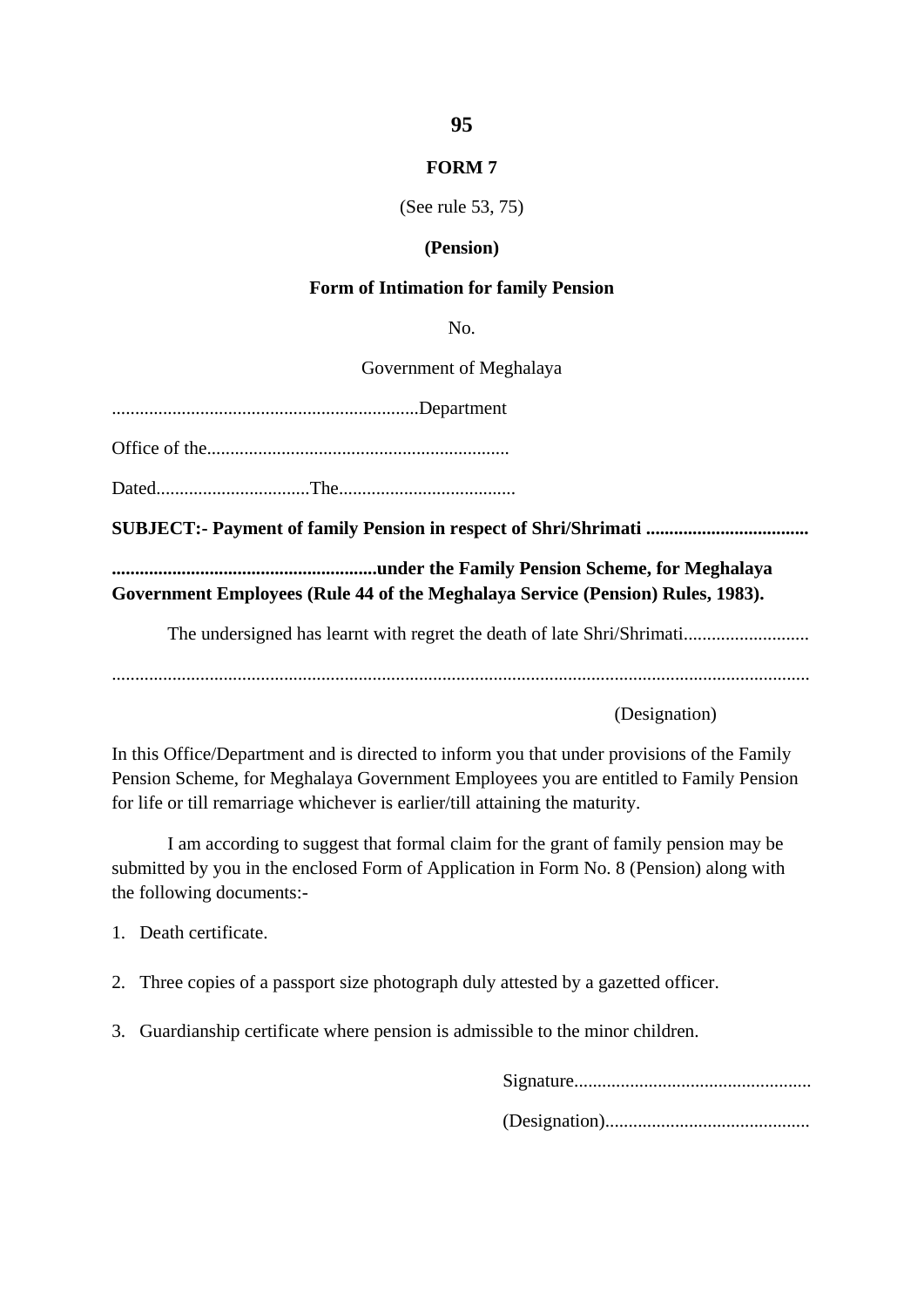**FORM 7**

(See rule 53, 75)

**(Pension)**

**Form of Intimation for family Pension**

No.

Government of Meghalaya

..................................................................Department

Office of the.................................................................

Dated.................................The......................................

**SUBJECT:- Payment of family Pension in respect of Shri/Shrimati ...................................**

**.........................................................under the Family Pension Scheme, for Meghalaya Government Employees (Rule 44 of the Meghalaya Service (Pension) Rules, 1983).**

The undersigned has learnt with regret the death of late Shri/Shrimati...........................

.....................................................................................................................................

(Designation)

In this Office/Department and is directed to inform you that under provisions of the Family Pension Scheme, for Meghalaya Government Employees you are entitled to Family Pension for life or till remarriage whichever is earlier/till attaining the maturity.

I am according to suggest that formal claim for the grant of family pension may be submitted by you in the enclosed Form of Application in Form No. 8 (Pension) along with the following documents:-

1. Death certificate.
2. Three copies of a passport size photograph duly attested by a gazetted officer.
3. Guardianship certificate where pension is admissible to the minor children.

Signature...................................................

(Designation)............................................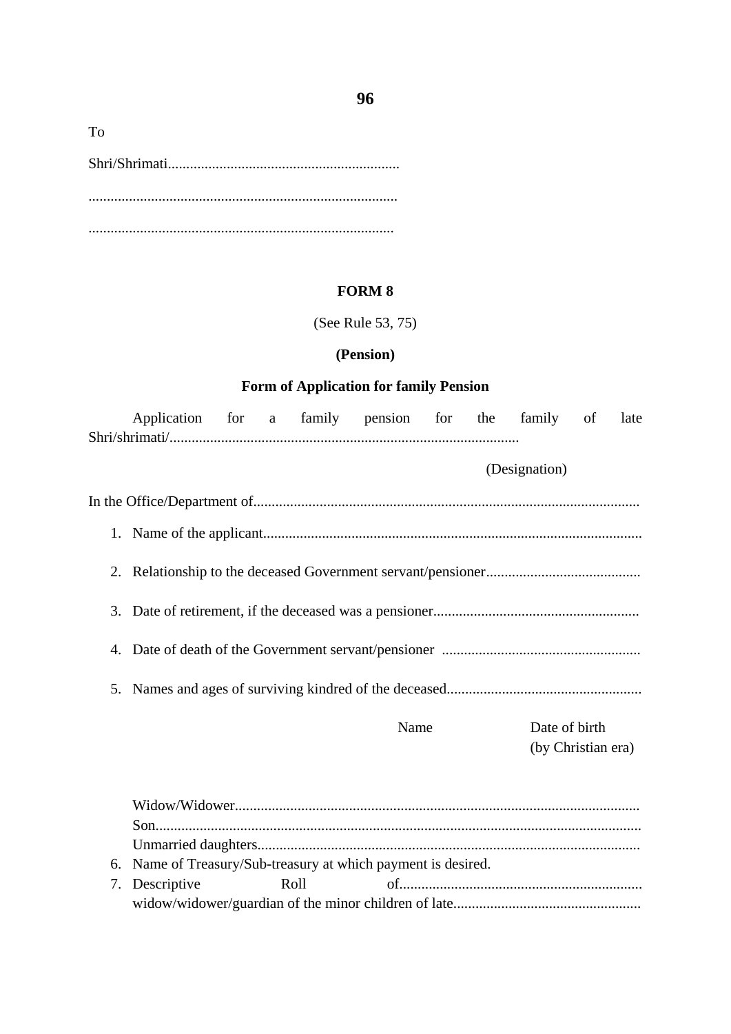To

Shri/Shrimati...............................................................

...................................................................................

...................................................................................

**FORM 8**

(See Rule 53, 75)

**(Pension)**

**Form of Application for family Pension**

Application for a family pension for the family of late Shri/shrimati/...............................................................................................

(Designation)

In the Office/Department of.........................................................................................................

1. Name of the applicant.......................................................................................................
2. Relationship to the deceased Government servant/pensioner..........................................
3. Date of retirement, if the deceased was a pensioner........................................................
4. Date of death of the Government servant/pensioner ......................................................
5. Names and ages of surviving kindred of the deceased.....................................................

| | Name | Date of birth (by Christian era) |
|---|---|---|
| Widow/Widower.............................................................................................................. | | |
| Son.................................................................................................................................... | | |
| Unmarried daughters........................................................................................................ | | |

6. Name of Treasury/Sub-treasury at which payment is desired.
7. Descriptive Roll of.................................................................. widow/widower/guardian of the minor children of late...................................................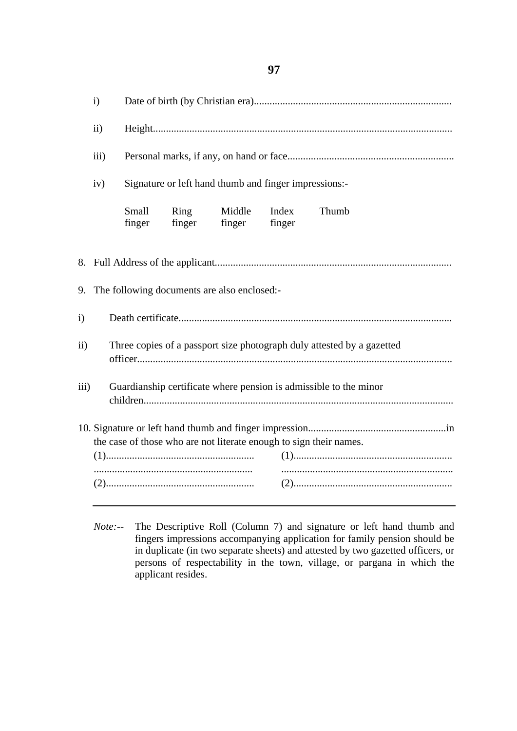i) Date of birth (by Christian era)............................................................................

ii) Height..................................................................................................................

iii) Personal marks, if any, on hand or face................................................................

iv) Signature or left hand thumb and finger impressions:-

| Small finger | Ring finger | Middle finger | Index finger | Thumb |
|---|---|---|---|---|
| | | | | |

8. Full Address of the applicant..........................................................................................

9. The following documents are also enclosed:-

i) Death certificate.........................................................................................................

ii) Three copies of a passport size photograph duly attested by a gazetted officer.........................................................................................................................

iii) Guardianship certificate where pension is admissible to the minor children.......................................................................................................................

10. Signature or left hand thumb and finger impression.....................................................in the case of those who are not literate enough to sign their names.

(1)........................................................ (1)............................................................

............................................................ .................................................................

(2)........................................................ (2)............................................................

---

*Note:--* The Descriptive Roll (Column 7) and signature or left hand thumb and fingers impressions accompanying application for family pension should be in duplicate (in two separate sheets) and attested by two gazetted officers, or persons of respectability in the town, village, or pargana in which the applicant resides.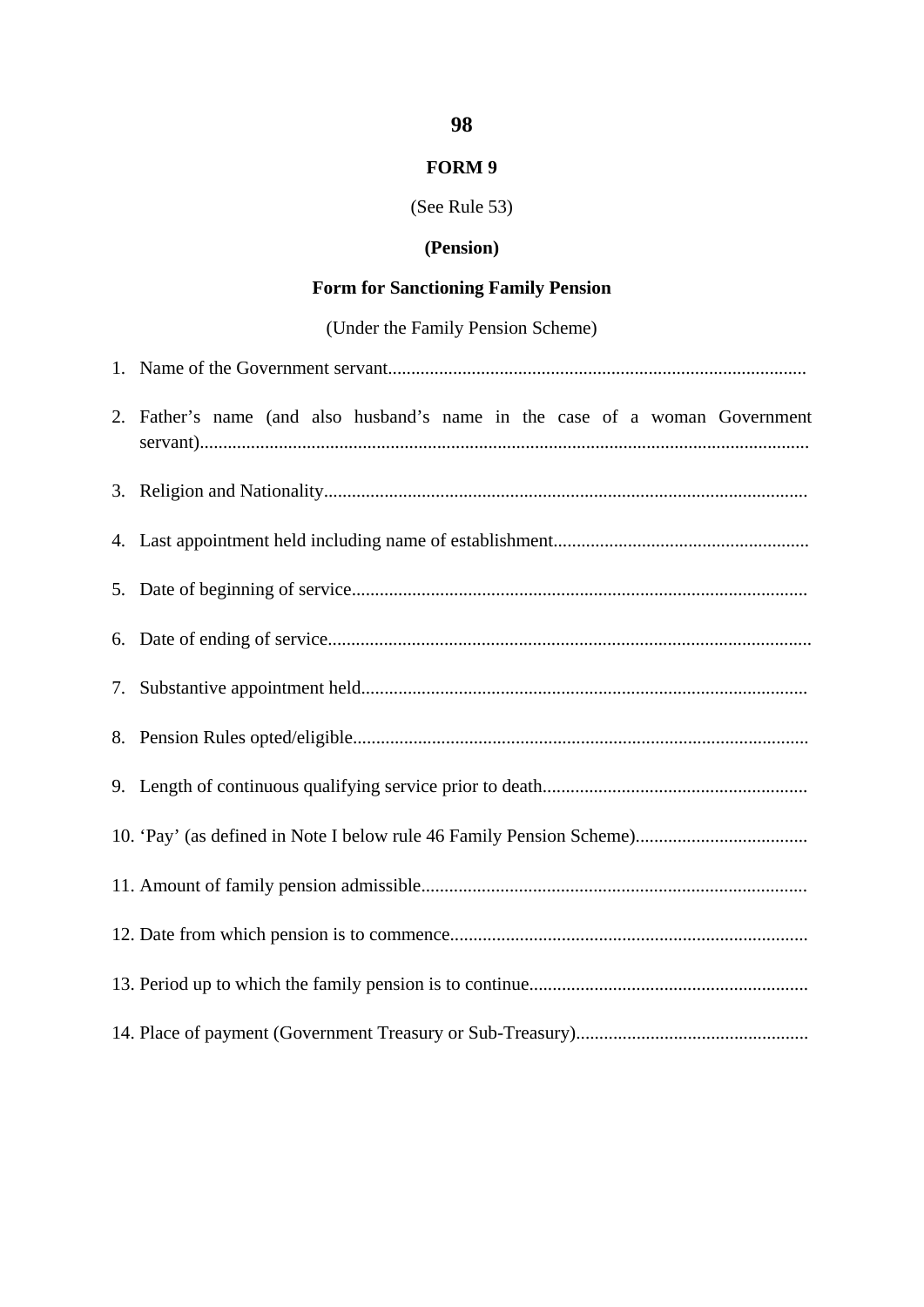**FORM 9**

(See Rule 53)

**(Pension)**

**Form for Sanctioning Family Pension**

(Under the Family Pension Scheme)

1. Name of the Government servant..........................................................................................

2. Father's name (and also husband's name in the case of a woman Government servant)..................................................................................................................................

3. Religion and Nationality........................................................................................................

4. Last appointment held including name of establishment.......................................................

5. Date of beginning of service..................................................................................................

6. Date of ending of service........................................................................................................

7. Substantive appointment held................................................................................................

8. Pension Rules opted/eligible..................................................................................................

9. Length of continuous qualifying service prior to death.........................................................

10. 'Pay' (as defined in Note I below rule 46 Family Pension Scheme).....................................

11. Amount of family pension admissible...................................................................................

12. Date from which pension is to commence.............................................................................

13. Period up to which the family pension is to continue............................................................

14. Place of payment (Government Treasury or Sub-Treasury)..................................................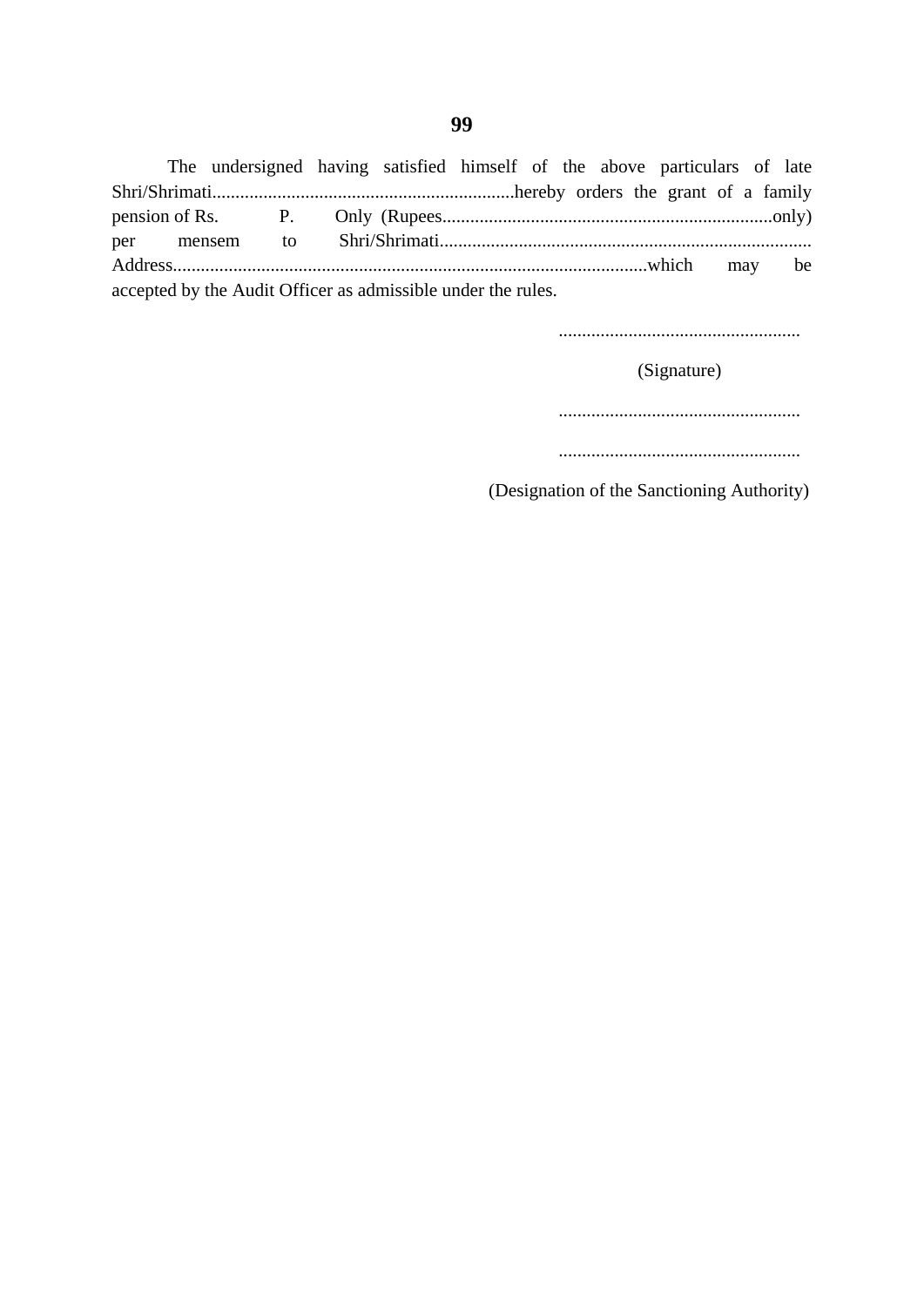The undersigned having satisfied himself of the above particulars of late Shri/Shrimati................................................................hereby orders the grant of a family pension of Rs. P. Only (Rupees.......................................................................only) per mensem to Shri/Shrimati................................................................................ Address.....................................................................................................which may be accepted by the Audit Officer as admissible under the rules.

....................................................

(Signature)

....................................................

....................................................

(Designation of the Sanctioning Authority)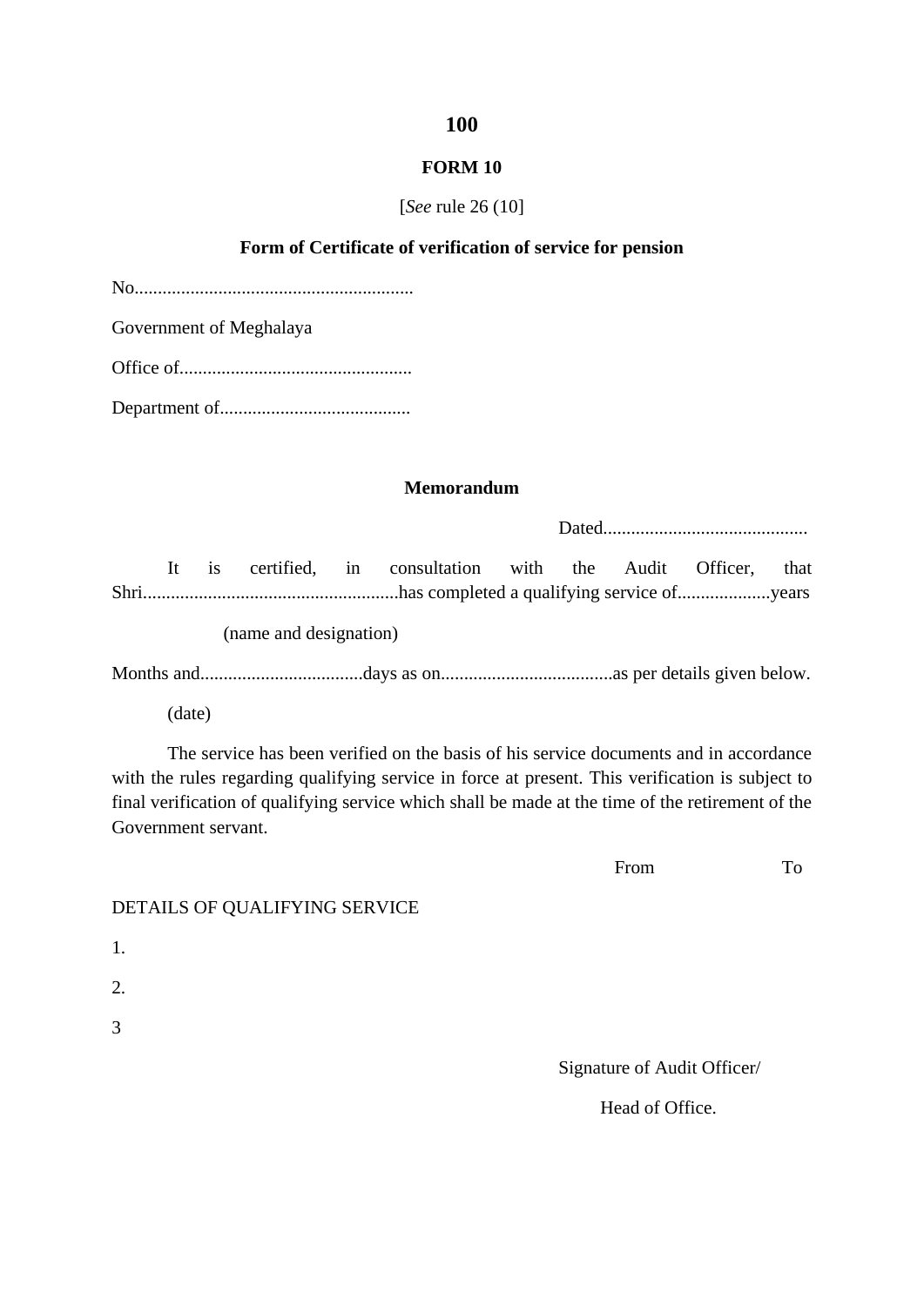## FORM 10

[*See* rule 26 (10)]

**Form of Certificate of verification of service for pension**

No............................................................

Government of Meghalaya

Office of.................................................

Department of.........................................

**Memorandum**

Dated............................................

It is certified, in consultation with the Audit Officer, that Shri.......................................................has completed a qualifying service of....................years

(name and designation)

Months and..................................days as on.....................................as per details given below.

(date)

The service has been verified on the basis of his service documents and in accordance with the rules regarding qualifying service in force at present. This verification is subject to final verification of qualifying service which shall be made at the time of the retirement of the Government servant.

| DETAILS OF QUALIFYING SERVICE | From | To |
|---|---|---|
| 1. | | |
| 2. | | |
| 3 | | |

Signature of Audit Officer/

Head of Office.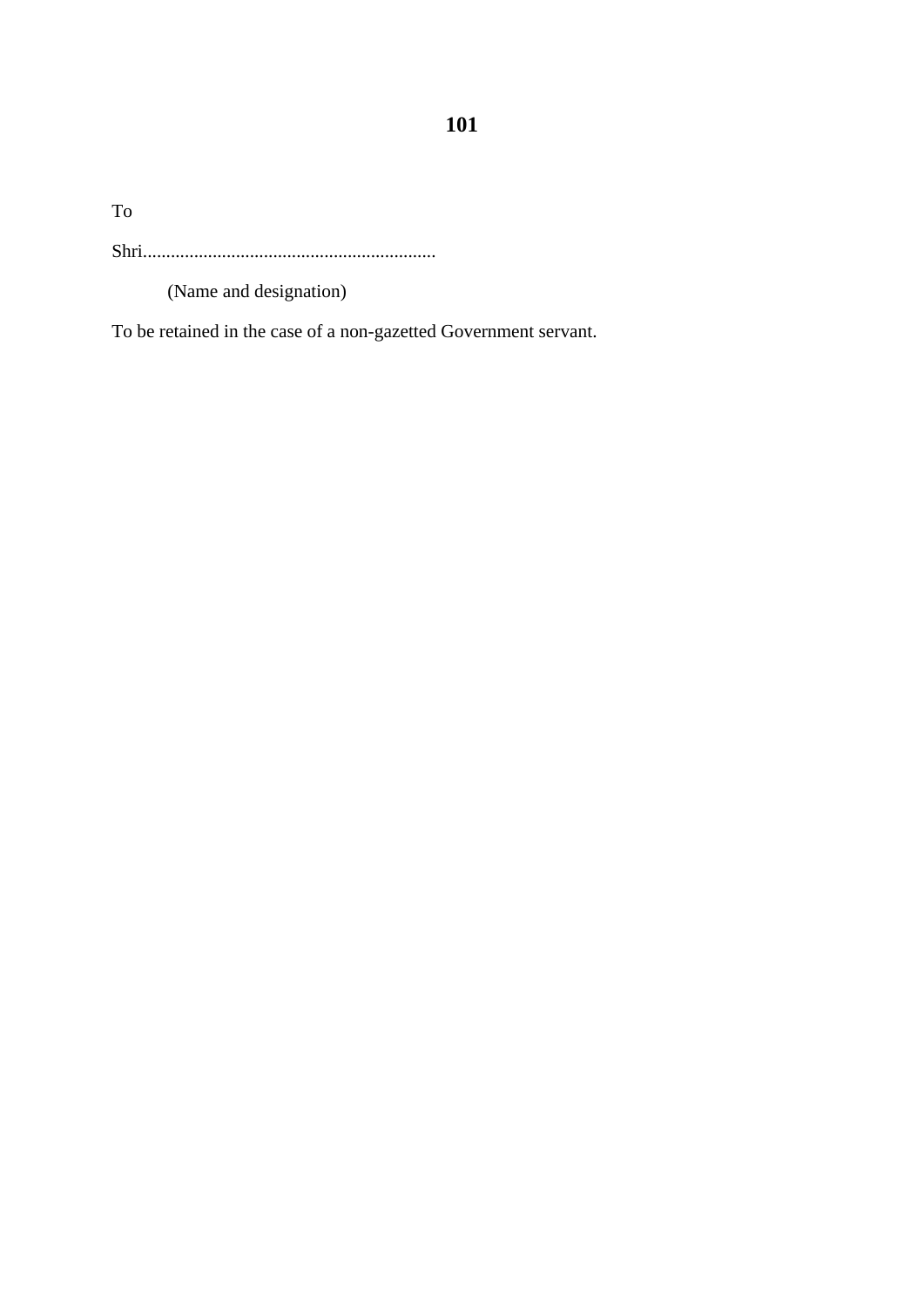To

Shri...............................................................

(Name and designation)

To be retained in the case of a non-gazetted Government servant.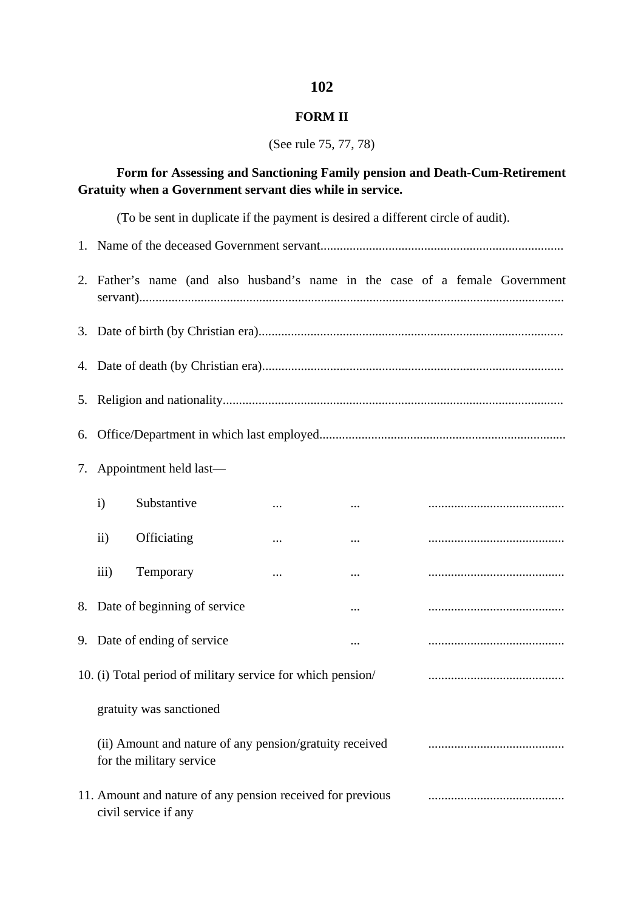## FORM II

(See rule 75, 77, 78)

**Form for Assessing and Sanctioning Family pension and Death-Cum-Retirement Gratuity when a Government servant dies while in service.**

(To be sent in duplicate if the payment is desired a different circle of audit).

1. Name of the deceased Government servant..........................................................................

2. Father's name (and also husband's name in the case of a female Government servant).................................................................................................................................

3. Date of birth (by Christian era)............................................................................................

4. Date of death (by Christian era)...........................................................................................

5. Religion and nationality.......................................................................................................

6. Office/Department in which last employed..........................................................................

7. Appointment held last—

   i) Substantive ... ... ..........................................

   ii) Officiating ... ... ..........................................

   iii) Temporary ... ... ..........................................

8. Date of beginning of service ... ..........................................

9. Date of ending of service ... ..........................................

10. (i) Total period of military service for which pension/ gratuity was sanctioned ..........................................

    (ii) Amount and nature of any pension/gratuity received for the military service ..........................................

11. Amount and nature of any pension received for previous civil service if any ..........................................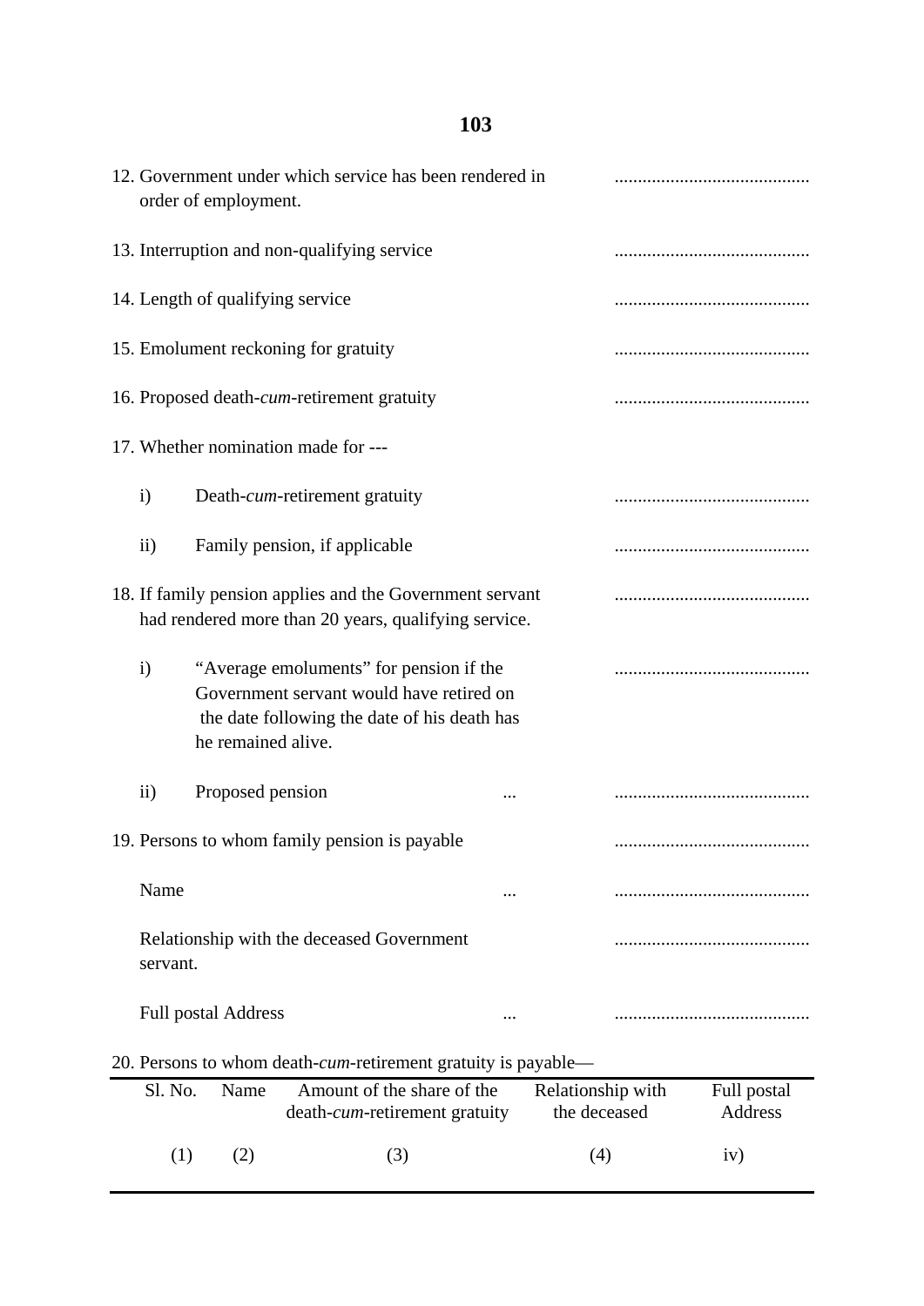12. Government under which service has been rendered in order of employment. ..........................................

13. Interruption and non-qualifying service ..........................................

14. Length of qualifying service ..........................................

15. Emolument reckoning for gratuity ..........................................

16. Proposed death-*cum*-retirement gratuity ..........................................

17. Whether nomination made for ---

    i) Death-*cum*-retirement gratuity ..........................................

    ii) Family pension, if applicable ..........................................

18. If family pension applies and the Government servant had rendered more than 20 years, qualifying service. ..........................................

    i) "Average emoluments" for pension if the Government servant would have retired on the date following the date of his death has he remained alive. ..........................................

    ii) Proposed pension ... ..........................................

19. Persons to whom family pension is payable ..........................................

    Name ... ..........................................

    Relationship with the deceased Government servant. ..........................................

    Full postal Address ... ..........................................

20. Persons to whom death-*cum*-retirement gratuity is payable—

| Sl. No. | Name | Amount of the share of the death-*cum*-retirement gratuity | Relationship with the deceased | Full postal Address |
|---|---|---|---|---|
| (1) | (2) | (3) | (4) | iv) |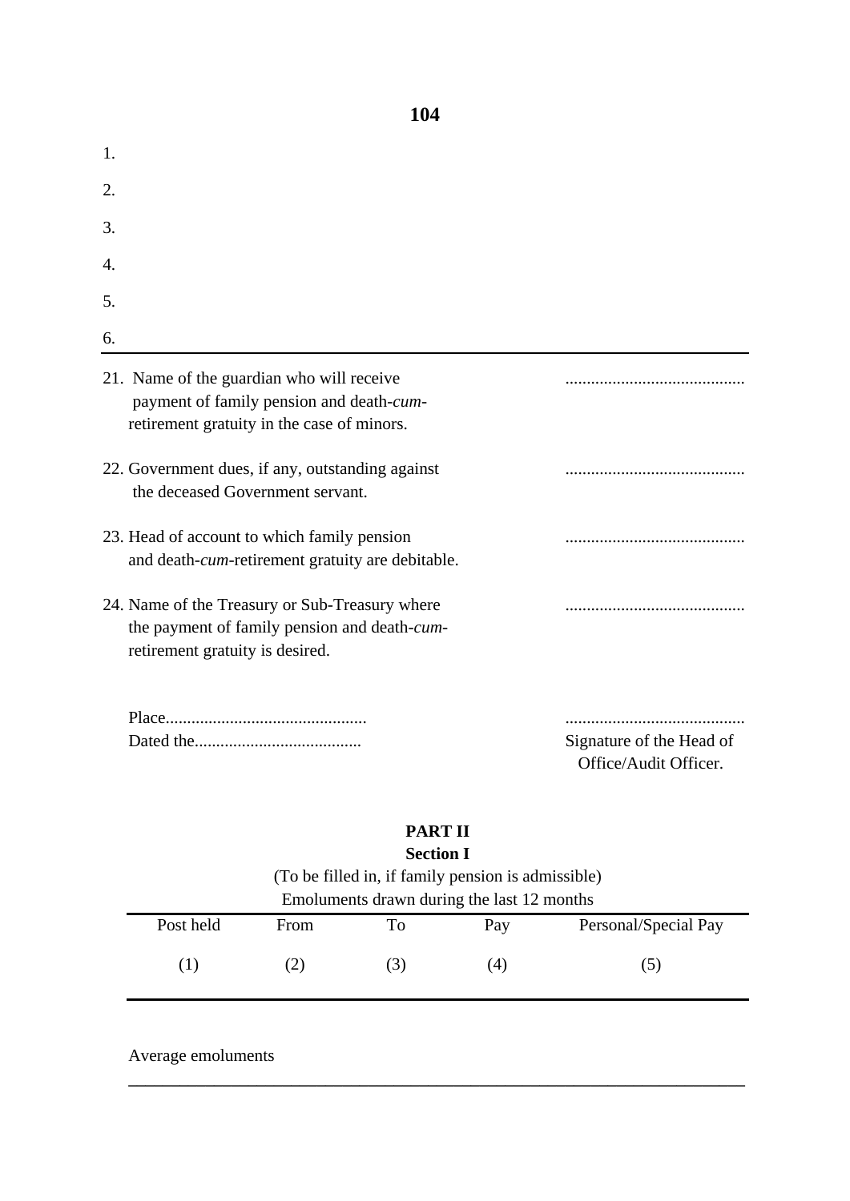1.

2.

3.

4.

5.

6.

---

21. Name of the guardian who will receive payment of family pension and death-*cum*-retirement gratuity in the case of minors. ..........................................

22. Government dues, if any, outstanding against the deceased Government servant. ..........................................

23. Head of account to which family pension and death-*cum*-retirement gratuity are debitable. ..........................................

24. Name of the Treasury or Sub-Treasury where the payment of family pension and death-*cum*-retirement gratuity is desired. ..........................................

Place..............................................

Dated the......................................

..........................................
Signature of the Head of Office/Audit Officer.

**PART II**

**Section I**

(To be filled in, if family pension is admissible)

Emoluments drawn during the last 12 months

| Post held | From | To | Pay | Personal/Special Pay |
|---|---|---|---|---|
| (1) | (2) | (3) | (4) | (5) |

Average emoluments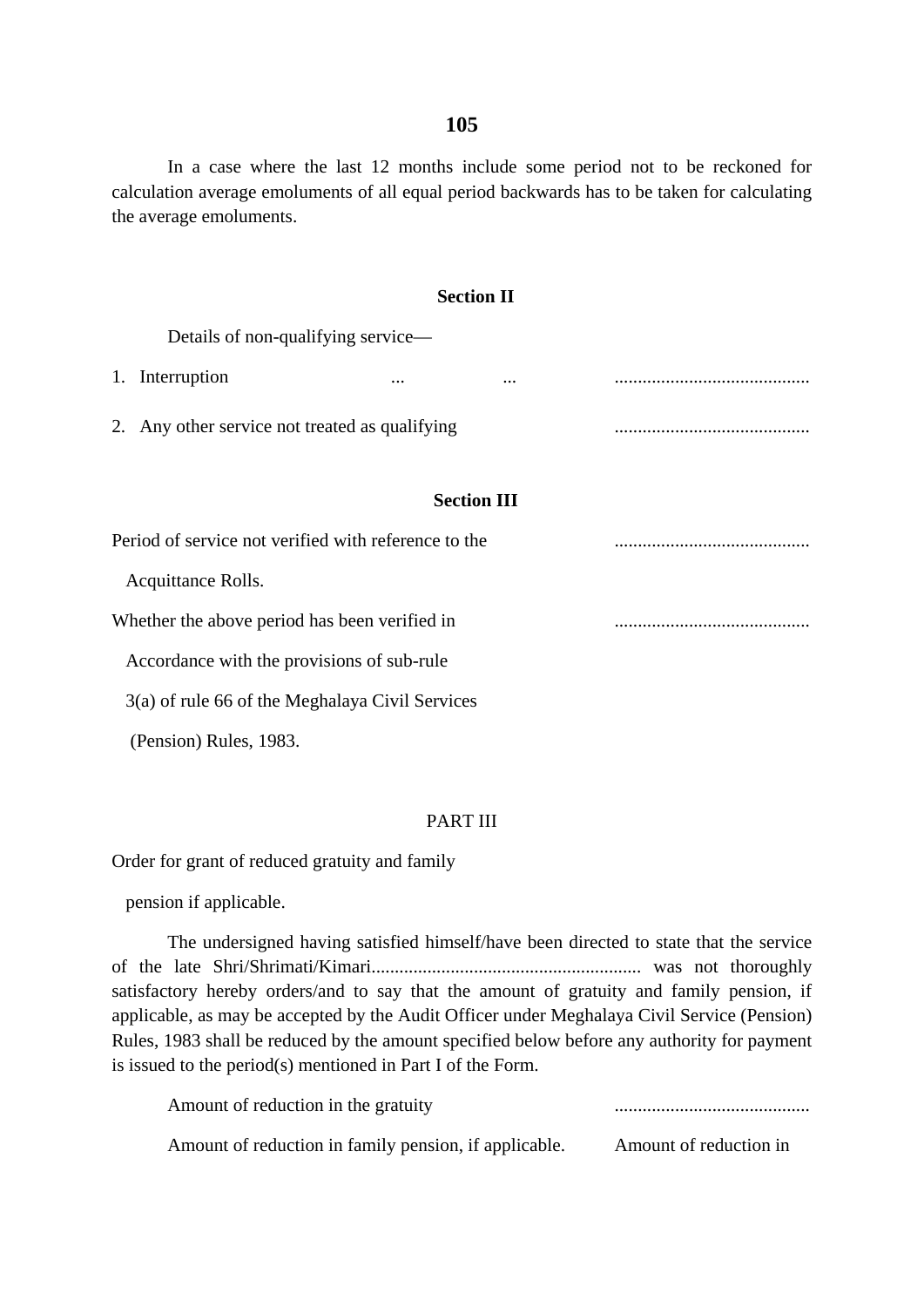In a case where the last 12 months include some period not to be reckoned for calculation average emoluments of all equal period backwards has to be taken for calculating the average emoluments.

**Section II**

Details of non-qualifying service—

1. Interruption ... ... ..........................................
2. Any other service not treated as qualifying ..........................................

**Section III**

Period of service not verified with reference to the Acquittance Rolls. ..........................................

Whether the above period has been verified in Accordance with the provisions of sub-rule 3(a) of rule 66 of the Meghalaya Civil Services (Pension) Rules, 1983. ..........................................

PART III

Order for grant of reduced gratuity and family pension if applicable.

The undersigned having satisfied himself/have been directed to state that the service of the late Shri/Shrimati/Kimari.......................................................... was not thoroughly satisfactory hereby orders/and to say that the amount of gratuity and family pension, if applicable, as may be accepted by the Audit Officer under Meghalaya Civil Service (Pension) Rules, 1983 shall be reduced by the amount specified below before any authority for payment is issued to the period(s) mentioned in Part I of the Form.

Amount of reduction in the gratuity ..........................................

Amount of reduction in family pension, if applicable. Amount of reduction in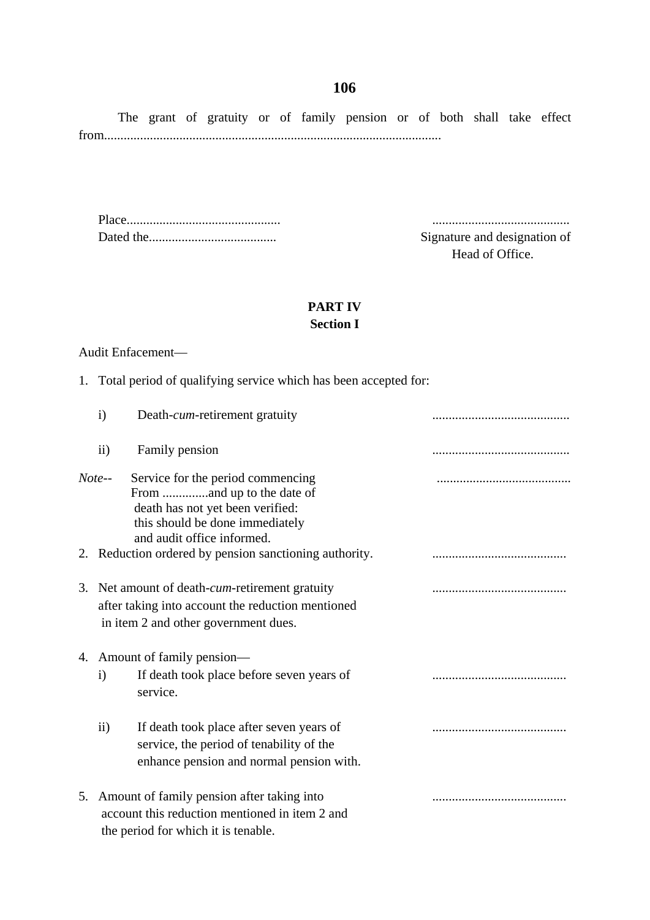The grant of gratuity or of family pension or of both shall take effect from.......................................................................................................

Place...............................................  ..........................................
Dated the.......................................  Signature and designation of Head of Office.

**PART IV**
**Section I**

Audit Enfacement—

1. Total period of qualifying service which has been accepted for:

   i) Death-*cum*-retirement gratuity ..........................................

   ii) Family pension ..........................................

*Note*-- Service for the period commencing From ..............and up to the date of death has not yet been verified: this should be done immediately and audit office informed. ..........................................

2. Reduction ordered by pension sanctioning authority. .........................................

3. Net amount of death-*cum*-retirement gratuity after taking into account the reduction mentioned in item 2 and other government dues. .........................................

4. Amount of family pension—

   i) If death took place before seven years of service. .........................................

   ii) If death took place after seven years of service, the period of tenability of the enhance pension and normal pension with. .........................................

5. Amount of family pension after taking into account this reduction mentioned in item 2 and the period for which it is tenable. .........................................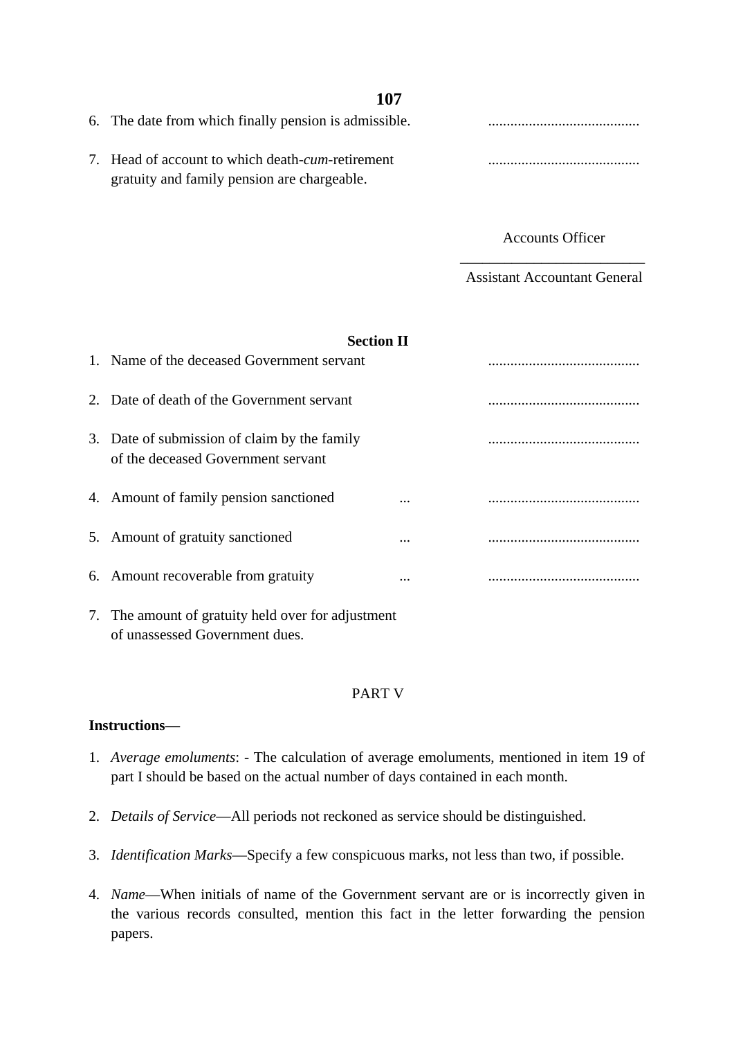6. The date from which finally pension is admissible. .........................................

7. Head of account to which death-*cum*-retirement gratuity and family pension are chargeable. .........................................

Accounts Officer

\_\_\_\_\_\_\_\_\_\_\_\_\_\_\_\_\_\_\_\_\_\_\_\_\_\_

Assistant Accountant General

**Section II**

1. Name of the deceased Government servant .........................................

2. Date of death of the Government servant .........................................

3. Date of submission of claim by the family of the deceased Government servant .........................................

4. Amount of family pension sanctioned ... .........................................

5. Amount of gratuity sanctioned ... .........................................

6. Amount recoverable from gratuity ... .........................................

7. The amount of gratuity held over for adjustment of unassessed Government dues.

PART V

**Instructions—**

1. *Average emoluments*: - The calculation of average emoluments, mentioned in item 19 of part I should be based on the actual number of days contained in each month.

2. *Details of Service*—All periods not reckoned as service should be distinguished.

3. *Identification Marks*—Specify a few conspicuous marks, not less than two, if possible.

4. *Name*—When initials of name of the Government servant are or is incorrectly given in the various records consulted, mention this fact in the letter forwarding the pension papers.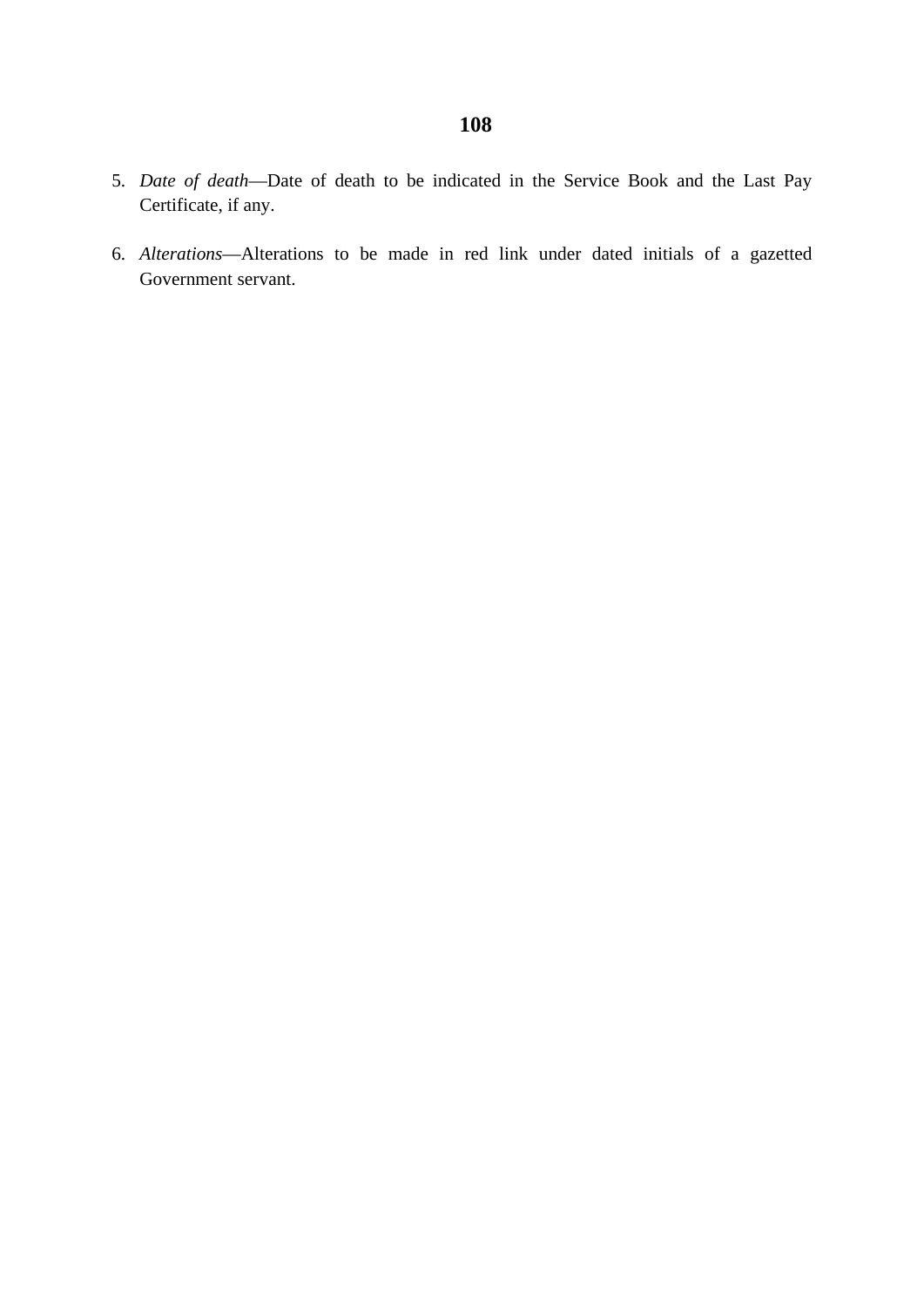5. *Date of death*—Date of death to be indicated in the Service Book and the Last Pay Certificate, if any.

6. *Alterations*—Alterations to be made in red link under dated initials of a gazetted Government servant.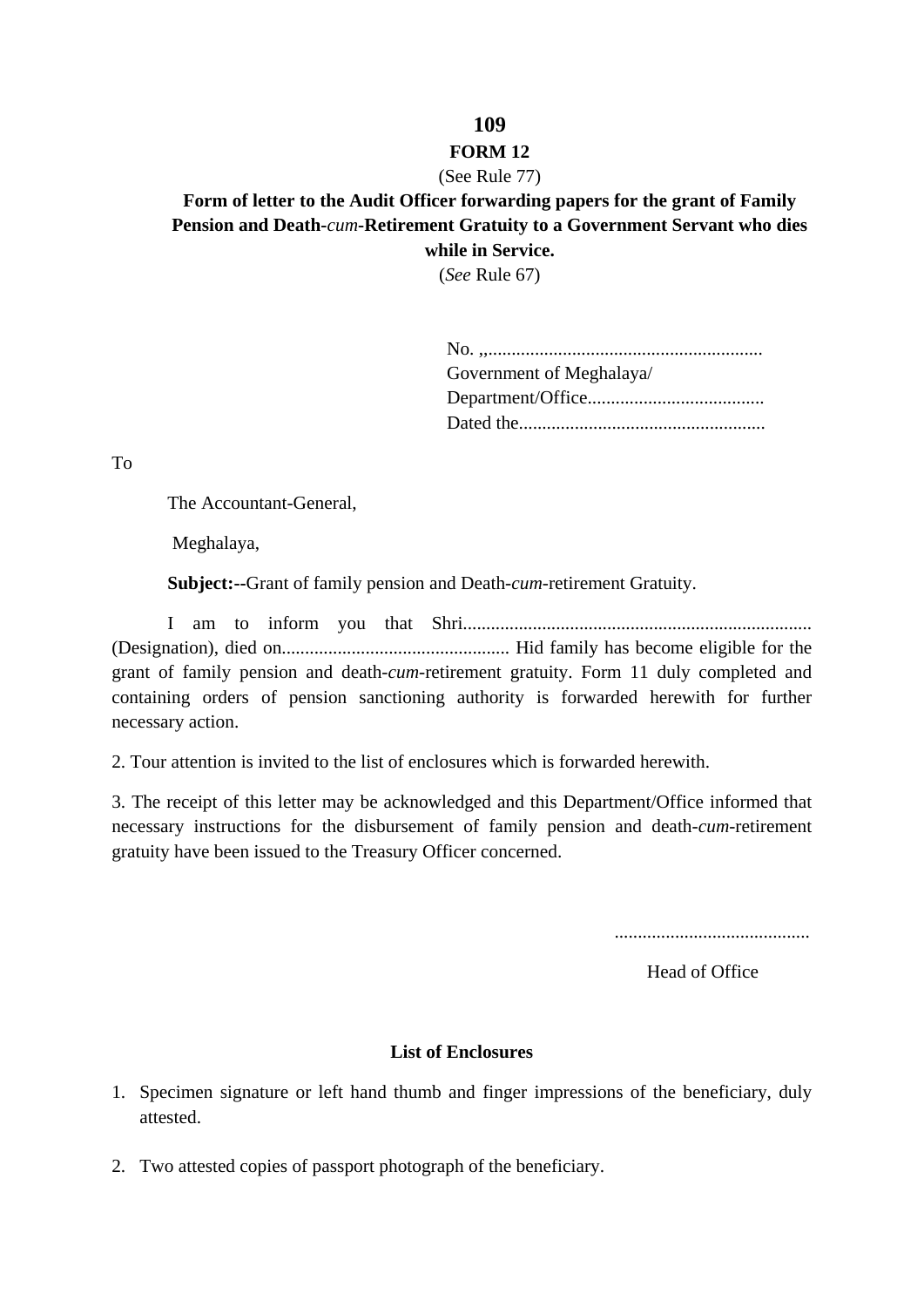## FORM 12

(See Rule 77)

**Form of letter to the Audit Officer forwarding papers for the grant of Family Pension and Death-*cum*-Retirement Gratuity to a Government Servant who dies while in Service.**

(*See* Rule 67)

No. ,,............................................................
Government of Meghalaya/
Department/Office......................................
Dated the.....................................................

To

The Accountant-General,

Meghalaya,

**Subject:--**Grant of family pension and Death-*cum*-retirement Gratuity.

I am to inform you that Shri.......................................................................... (Designation), died on................................................ Hid family has become eligible for the grant of family pension and death-*cum*-retirement gratuity. Form 11 duly completed and containing orders of pension sanctioning authority is forwarded herewith for further necessary action.

2. Tour attention is invited to the list of enclosures which is forwarded herewith.

3. The receipt of this letter may be acknowledged and this Department/Office informed that necessary instructions for the disbursement of family pension and death-*cum*-retirement gratuity have been issued to the Treasury Officer concerned.

..........................................

Head of Office

**List of Enclosures**

1. Specimen signature or left hand thumb and finger impressions of the beneficiary, duly attested.
2. Two attested copies of passport photograph of the beneficiary.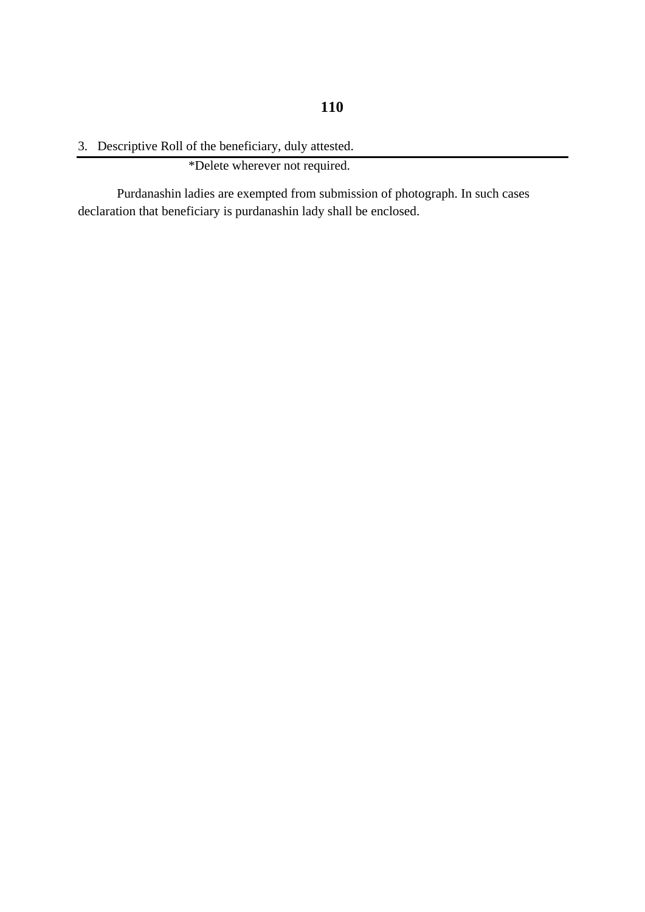3. Descriptive Roll of the beneficiary, duly attested.

---

*Delete wherever not required.

Purdanashin ladies are exempted from submission of photograph. In such cases declaration that beneficiary is purdanashin lady shall be enclosed.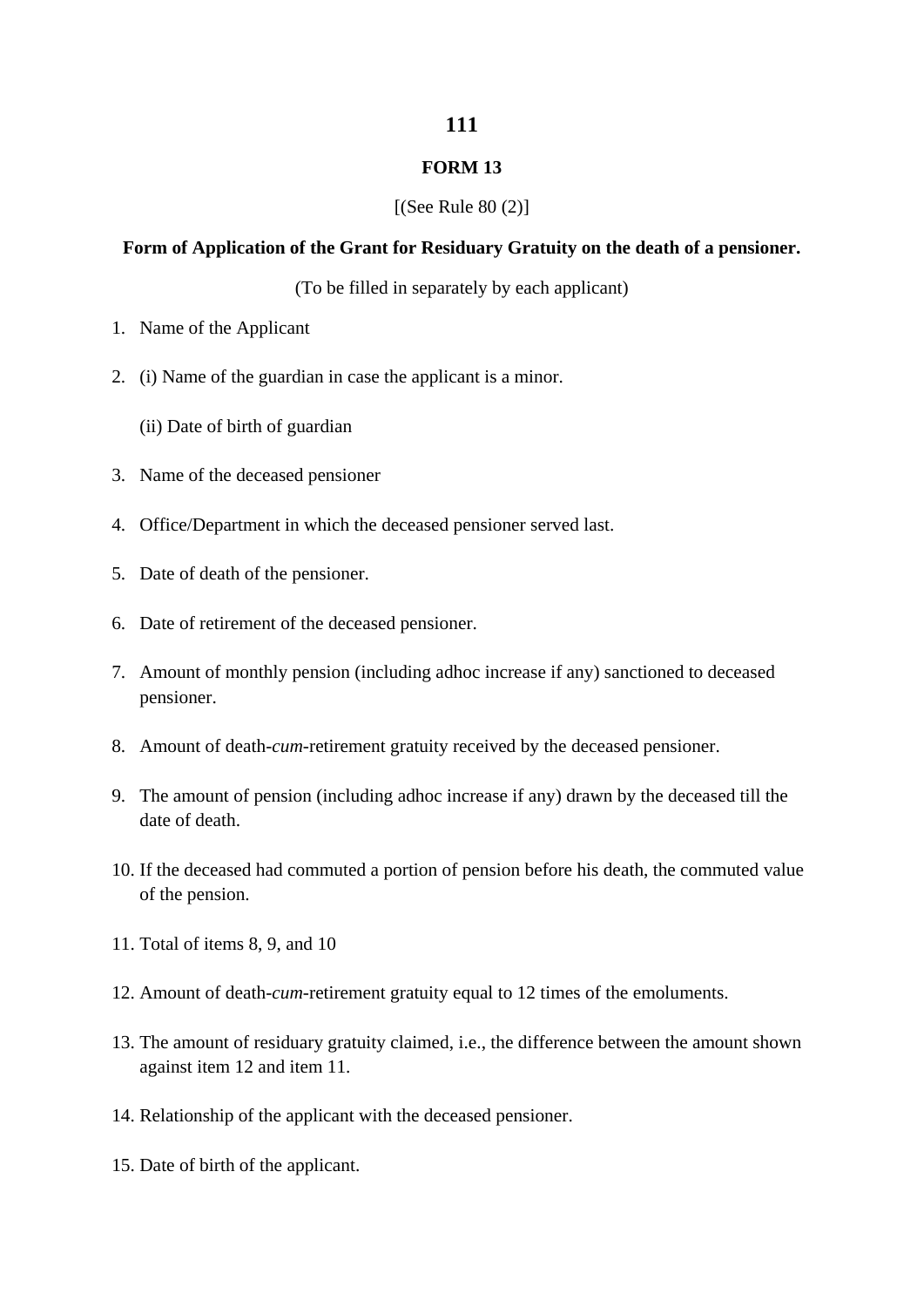## FORM 13

[(See Rule 80 (2)]

**Form of Application of the Grant for Residuary Gratuity on the death of a pensioner.**

(To be filled in separately by each applicant)

1. Name of the Applicant
2. (i) Name of the guardian in case the applicant is a minor.

   (ii) Date of birth of guardian
3. Name of the deceased pensioner
4. Office/Department in which the deceased pensioner served last.
5. Date of death of the pensioner.
6. Date of retirement of the deceased pensioner.
7. Amount of monthly pension (including adhoc increase if any) sanctioned to deceased pensioner.
8. Amount of death-*cum*-retirement gratuity received by the deceased pensioner.
9. The amount of pension (including adhoc increase if any) drawn by the deceased till the date of death.
10. If the deceased had commuted a portion of pension before his death, the commuted value of the pension.
11. Total of items 8, 9, and 10
12. Amount of death-*cum*-retirement gratuity equal to 12 times of the emoluments.
13. The amount of residuary gratuity claimed, i.e., the difference between the amount shown against item 12 and item 11.
14. Relationship of the applicant with the deceased pensioner.
15. Date of birth of the applicant.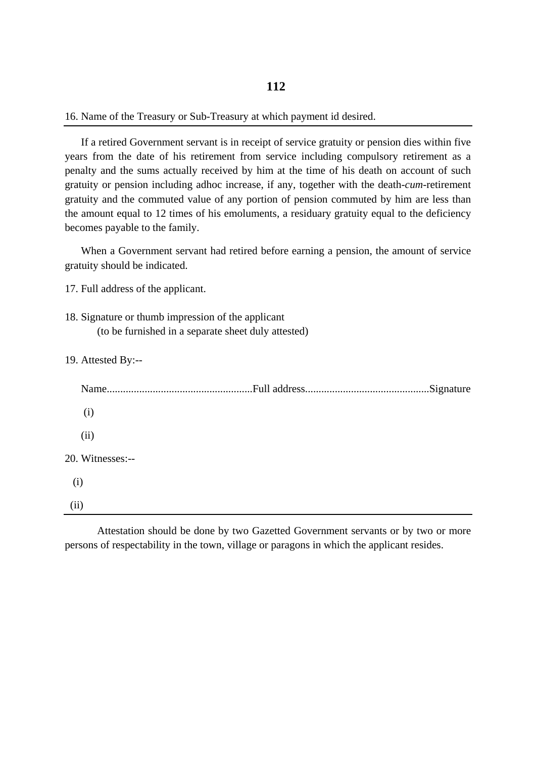16. Name of the Treasury or Sub-Treasury at which payment id desired.

---

If a retired Government servant is in receipt of service gratuity or pension dies within five years from the date of his retirement from service including compulsory retirement as a penalty and the sums actually received by him at the time of his death on account of such gratuity or pension including adhoc increase, if any, together with the death-*cum*-retirement gratuity and the commuted value of any portion of pension commuted by him are less than the amount equal to 12 times of his emoluments, a residuary gratuity equal to the deficiency becomes payable to the family.

When a Government servant had retired before earning a pension, the amount of service gratuity should be indicated.

17. Full address of the applicant.

18. Signature or thumb impression of the applicant
    (to be furnished in a separate sheet duly attested)

19. Attested By:--

Name......................................................Full address.............................................Signature

(i)

(ii)

20. Witnesses:--

(i)

(ii)

---

Attestation should be done by two Gazetted Government servants or by two or more persons of respectability in the town, village or paragons in which the applicant resides.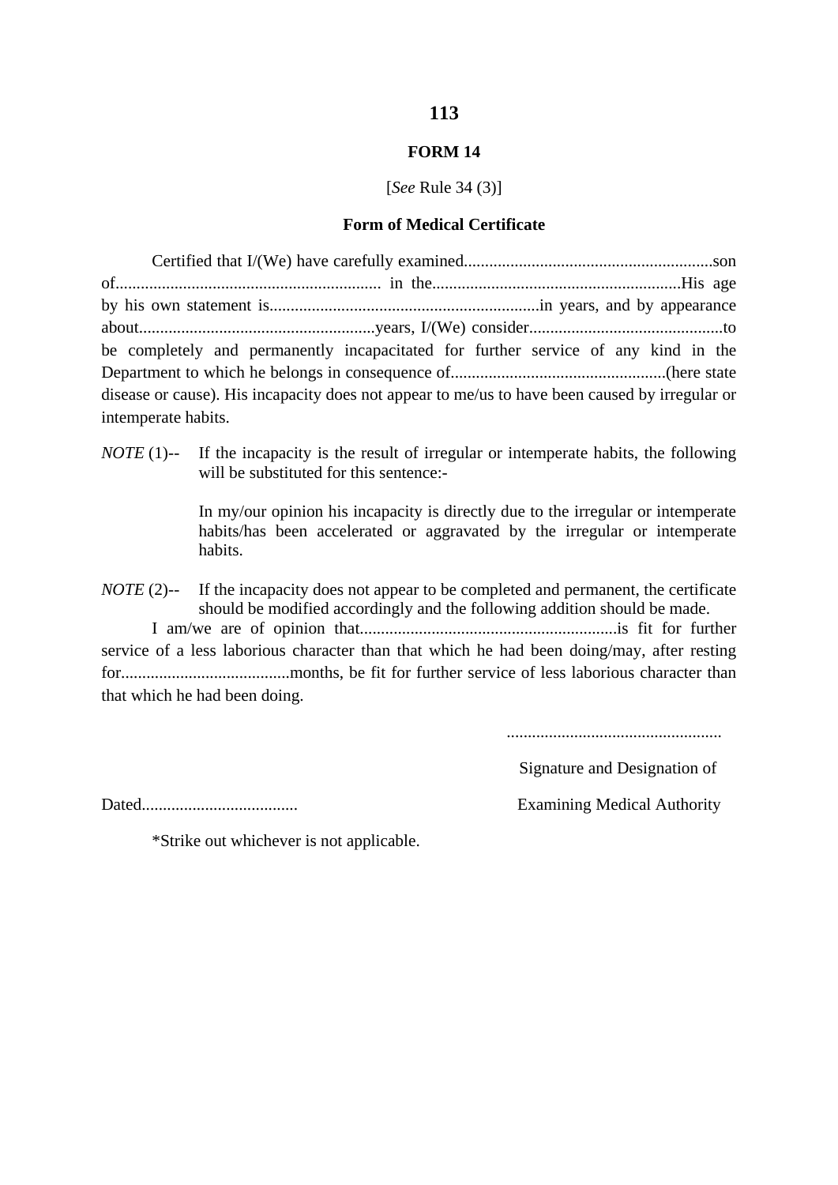## FORM 14

[*See* Rule 34 (3)]

### Form of Medical Certificate

Certified that I/(We) have carefully examined...........................................................son of............................................................... in the..........................................................His age by his own statement is................................................................in years, and by appearance about........................................................years, I/(We) consider.............................................to be completely and permanently incapacitated for further service of any kind in the Department to which he belongs in consequence of..................................................(here state disease or cause). His incapacity does not appear to me/us to have been caused by irregular or intemperate habits.

*NOTE* (1)-- If the incapacity is the result of irregular or intemperate habits, the following will be substituted for this sentence:-

> In my/our opinion his incapacity is directly due to the irregular or intemperate habits/has been accelerated or aggravated by the irregular or intemperate habits.

*NOTE* (2)-- If the incapacity does not appear to be completed and permanent, the certificate should be modified accordingly and the following addition should be made.

I am/we are of opinion that............................................................is fit for further service of a less laborious character than that which he had been doing/may, after resting for........................................months, be fit for further service of less laborious character than that which he had been doing.

..................................................

Signature and Designation of

Dated....................................                                        Examining Medical Authority

*Strike out whichever is not applicable.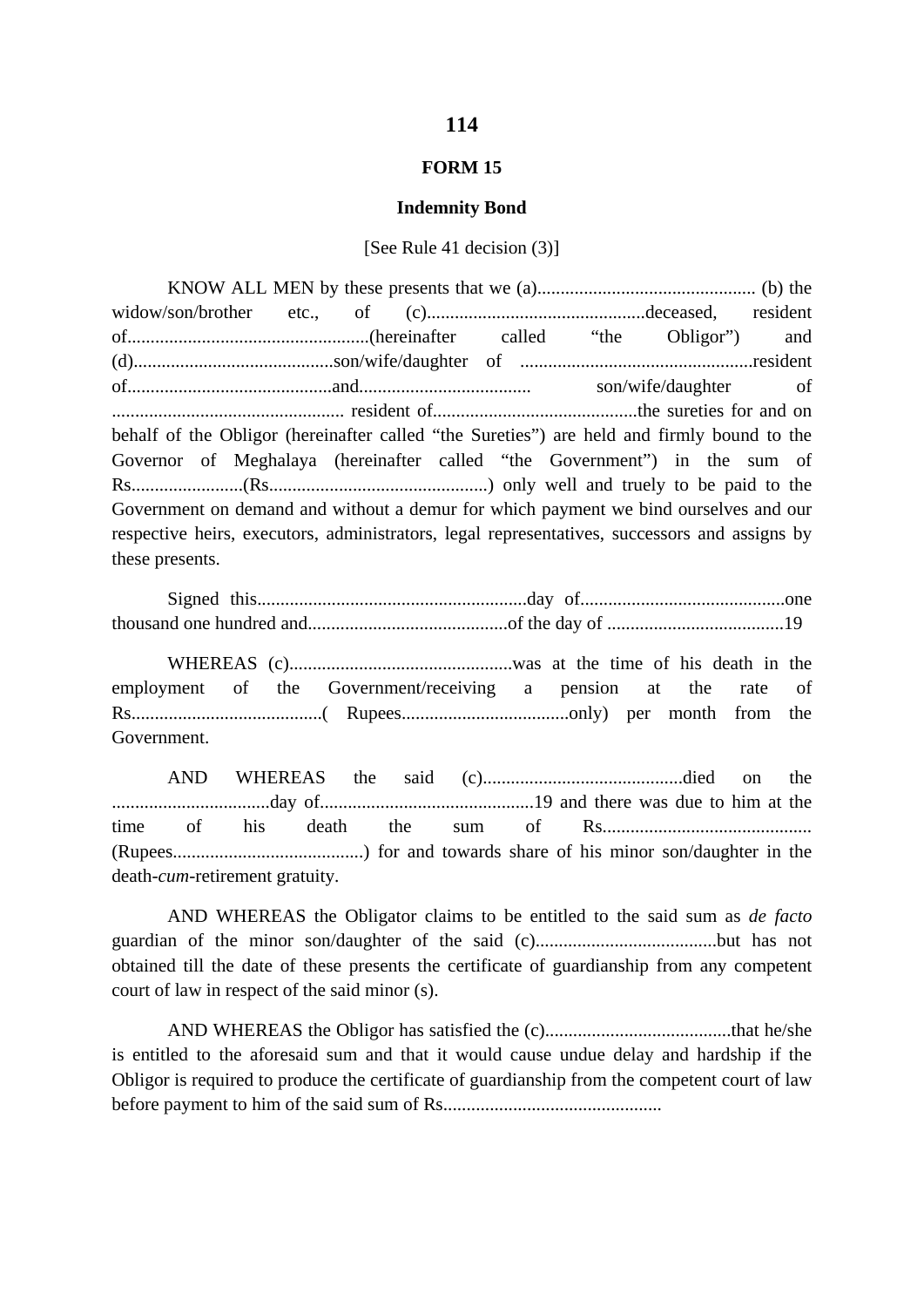# FORM 15

## Indemnity Bond

[See Rule 41 decision (3)]

KNOW ALL MEN by these presents that we (a).............................................. (b) the widow/son/brother etc., of (c)..............................................deceased, resident of....................................................(hereinafter called "the Obligor") and (d)...........................................son/wife/daughter of ..................................................resident of............................................and..................................... son/wife/daughter of .................................................. resident of............................................the sureties for and on behalf of the Obligor (hereinafter called "the Sureties") are held and firmly bound to the Governor of Meghalaya (hereinafter called "the Government") in the sum of Rs........................(Rs..............................................) only well and truely to be paid to the Government on demand and without a demur for which payment we bind ourselves and our respective heirs, executors, administrators, legal representatives, successors and assigns by these presents.

Signed this..........................................................day of............................................one thousand one hundred and...........................................of the day of ......................................19

WHEREAS (c)................................................was at the time of his death in the employment of the Government/receiving a pension at the rate of Rs.........................................( Rupees....................................only) per month from the Government.

AND WHEREAS the said (c)...........................................died on the ..................................day of..............................................19 and there was due to him at the time of his death the sum of Rs............................................ (Rupees.........................................) for and towards share of his minor son/daughter in the death-*cum*-retirement gratuity.

AND WHEREAS the Obligator claims to be entitled to the said sum as *de facto* guardian of the minor son/daughter of the said (c).......................................but has not obtained till the date of these presents the certificate of guardianship from any competent court of law in respect of the said minor (s).

AND WHEREAS the Obligor has satisfied the (c)........................................that he/she is entitled to the aforesaid sum and that it would cause undue delay and hardship if the Obligor is required to produce the certificate of guardianship from the competent court of law before payment to him of the said sum of Rs..............................................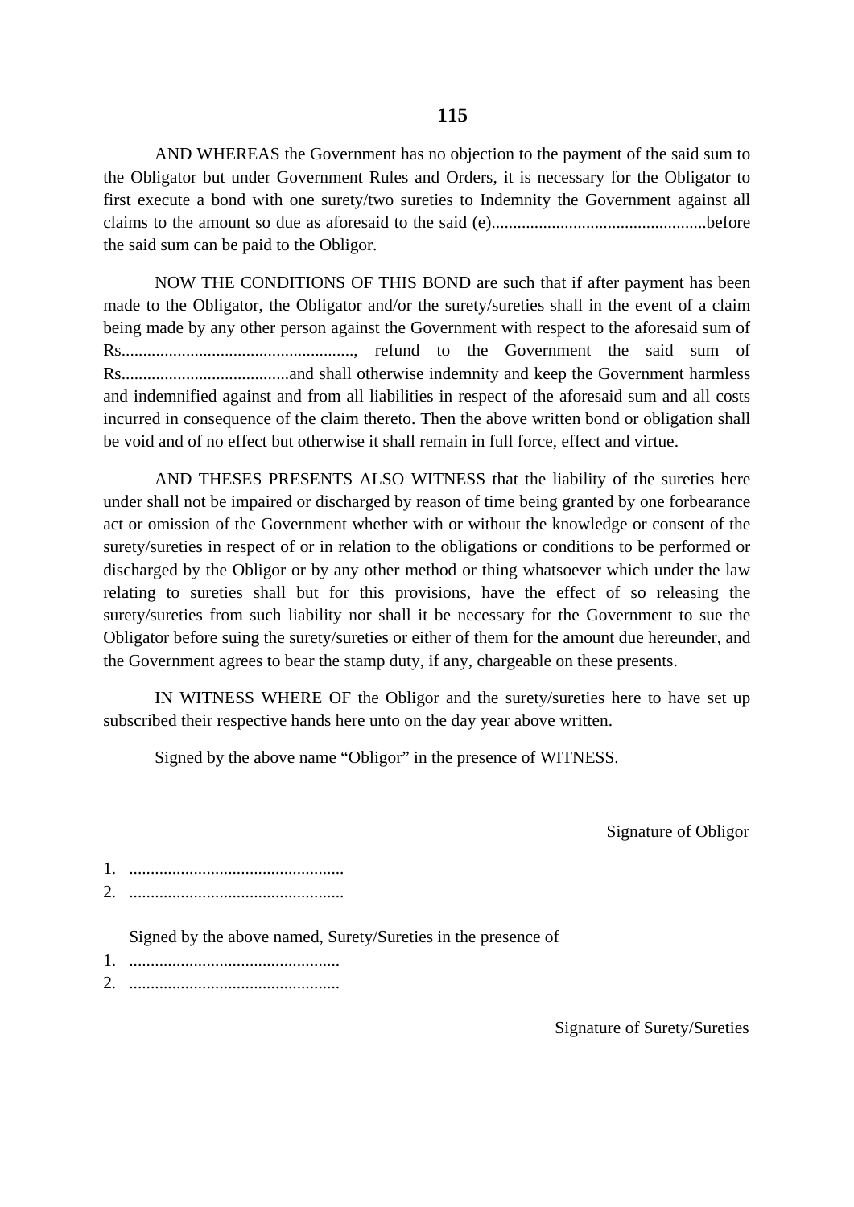AND WHEREAS the Government has no objection to the payment of the said sum to the Obligator but under Government Rules and Orders, it is necessary for the Obligator to first execute a bond with one surety/two sureties to Indemnity the Government against all claims to the amount so due as aforesaid to the said (e)..................................................before the said sum can be paid to the Obligor.

NOW THE CONDITIONS OF THIS BOND are such that if after payment has been made to the Obligator, the Obligator and/or the surety/sureties shall in the event of a claim being made by any other person against the Government with respect to the aforesaid sum of Rs......................................................, refund to the Government the said sum of Rs.......................................and shall otherwise indemnity and keep the Government harmless and indemnified against and from all liabilities in respect of the aforesaid sum and all costs incurred in consequence of the claim thereto. Then the above written bond or obligation shall be void and of no effect but otherwise it shall remain in full force, effect and virtue.

AND THESES PRESENTS ALSO WITNESS that the liability of the sureties here under shall not be impaired or discharged by reason of time being granted by one forbearance act or omission of the Government whether with or without the knowledge or consent of the surety/sureties in respect of or in relation to the obligations or conditions to be performed or discharged by the Obligor or by any other method or thing whatsoever which under the law relating to sureties shall but for this provisions, have the effect of so releasing the surety/sureties from such liability nor shall it be necessary for the Government to sue the Obligator before suing the surety/sureties or either of them for the amount due hereunder, and the Government agrees to bear the stamp duty, if any, chargeable on these presents.

IN WITNESS WHERE OF the Obligor and the surety/sureties here to have set up subscribed their respective hands here unto on the day year above written.

Signed by the above name "Obligor" in the presence of WITNESS.

Signature of Obligor

1. .................................................
2. .................................................

Signed by the above named, Surety/Sureties in the presence of

1. ................................................
2. ................................................

Signature of Surety/Sureties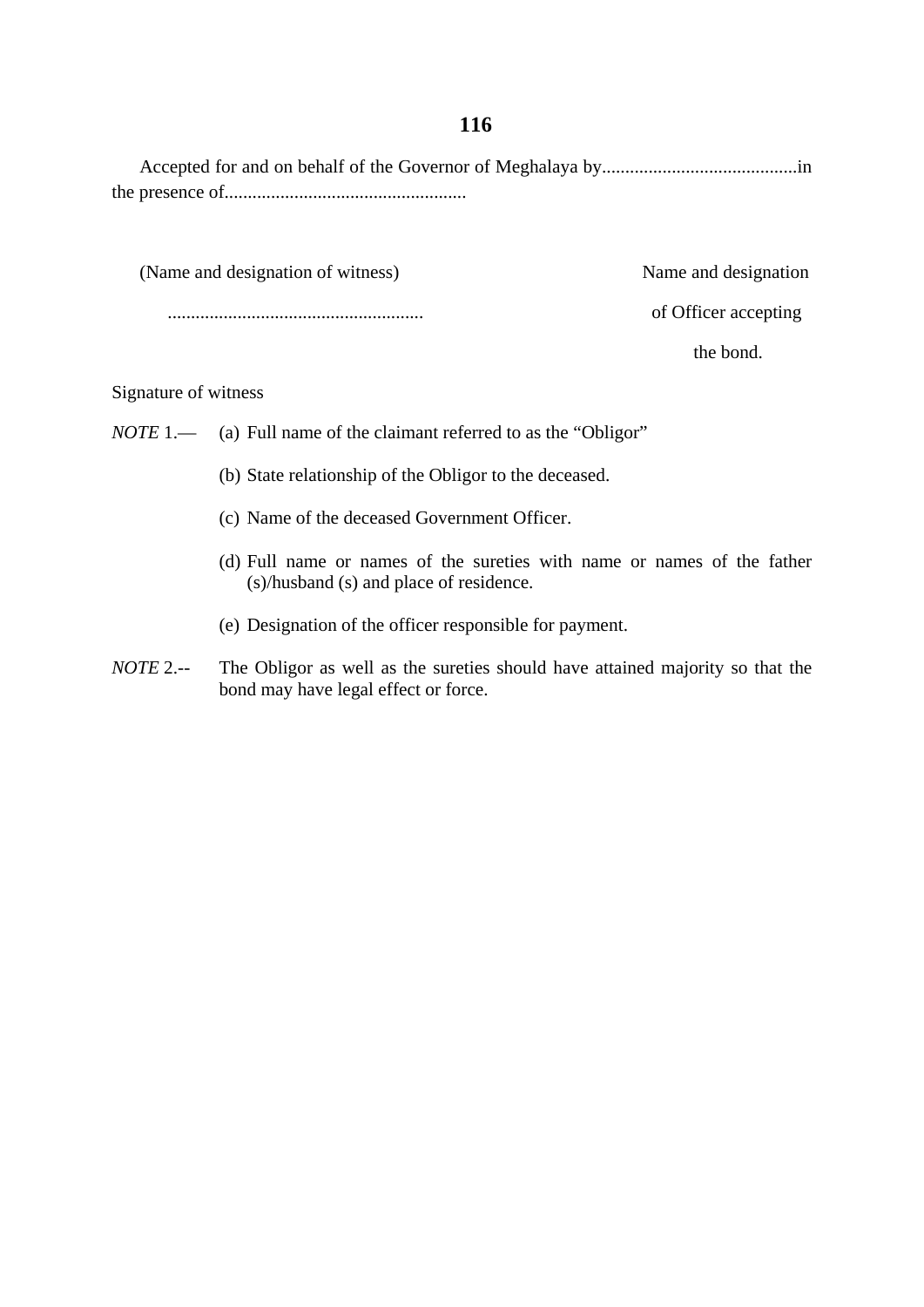Accepted for and on behalf of the Governor of Meghalaya by..........................................in the presence of....................................................

(Name and designation of witness) ......................................................

Name and designation of Officer accepting the bond.

Signature of witness

*NOTE* 1.— (a) Full name of the claimant referred to as the "Obligor"

(b) State relationship of the Obligor to the deceased.

(c) Name of the deceased Government Officer.

(d) Full name or names of the sureties with name or names of the father (s)/husband (s) and place of residence.

(e) Designation of the officer responsible for payment.

*NOTE* 2.-- The Obligor as well as the sureties should have attained majority so that the bond may have legal effect or force.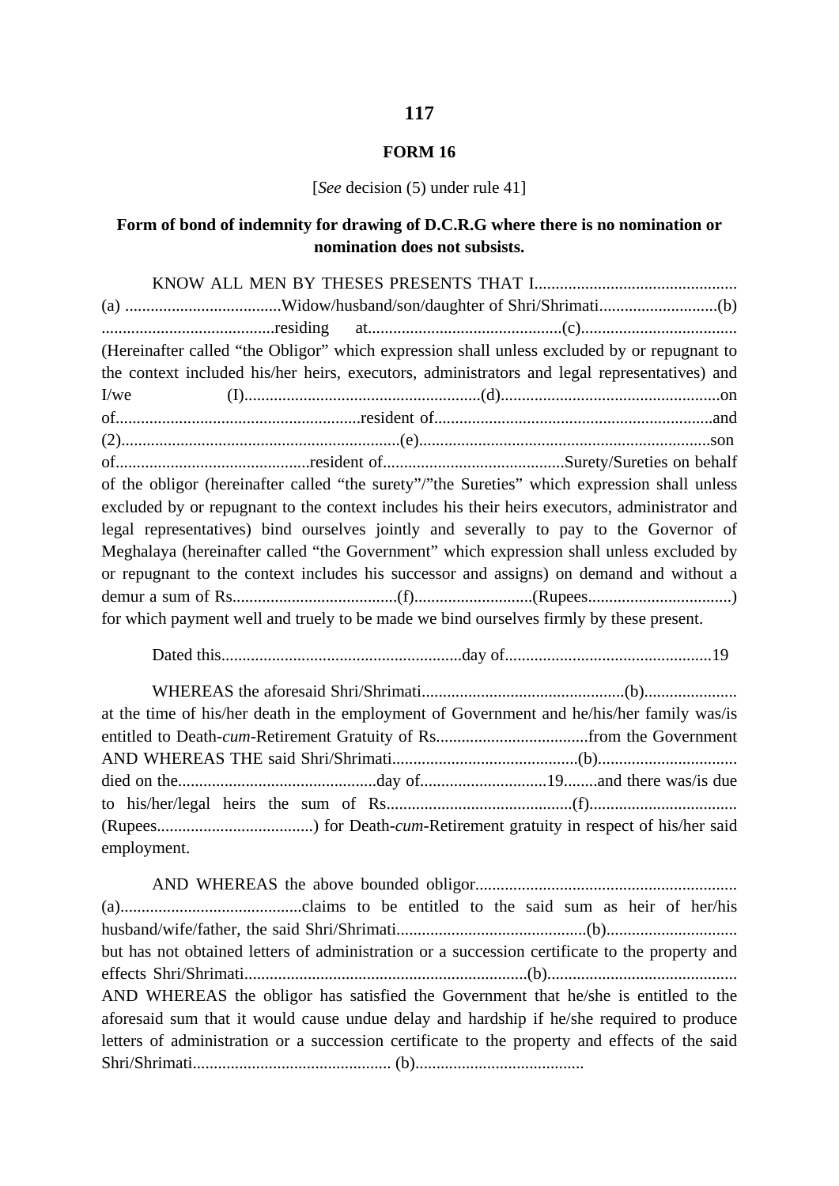# FORM 16

[*See* decision (5) under rule 41]

**Form of bond of indemnity for drawing of D.C.R.G where there is no nomination or nomination does not subsists.**

KNOW ALL MEN BY THESES PRESENTS THAT I................................................ (a) .....................................Widow/husband/son/daughter of Shri/Shrimati............................(b) .........................................residing at..............................................(c)..................................... (Hereinafter called "the Obligor" which expression shall unless excluded by or repugnant to the context included his/her heirs, executors, administrators and legal representatives) and I/we (I).......................................................(d)....................................................on of..........................................................resident of.................................................................and (2)..................................................................(e)....................................................................son of..............................................resident of...........................................Surety/Sureties on behalf of the obligor (hereinafter called "the surety"/"the Sureties" which expression shall unless excluded by or repugnant to the context includes his their heirs executors, administrator and legal representatives) bind ourselves jointly and severally to pay to the Governor of Meghalaya (hereinafter called "the Government" which expression shall unless excluded by or repugnant to the context includes his successor and assigns) on demand and without a demur a sum of Rs.......................................(f)...........................(Rupees.................................) for which payment well and truely to be made we bind ourselves firmly by these present.

Dated this.........................................................day of.................................................19

WHEREAS the aforesaid Shri/Shrimati...............................................(b)...................... at the time of his/her death in the employment of Government and he/his/her family was/is entitled to Death-*cum*-Retirement Gratuity of Rs....................................from the Government AND WHEREAS THE said Shri/Shrimati............................................(b)................................ died on the...............................................day of.............................19........and there was/is due to his/her/legal heirs the sum of Rs............................................(f).................................. (Rupees.....................................) for Death-*cum*-Retirement gratuity in respect of his/her said employment.

AND WHEREAS the above bounded obligor............................................................. (a)...........................................claims to be entitled to the said sum as heir of her/his husband/wife/father, the said Shri/Shrimati.............................................(b).............................. but has not obtained letters of administration or a succession certificate to the property and effects Shri/Shrimati...................................................................(b)............................................ AND WHEREAS the obligor has satisfied the Government that he/she is entitled to the aforesaid sum that it would cause undue delay and hardship if he/she required to produce letters of administration or a succession certificate to the property and effects of the said Shri/Shrimati.............................................. (b).......................................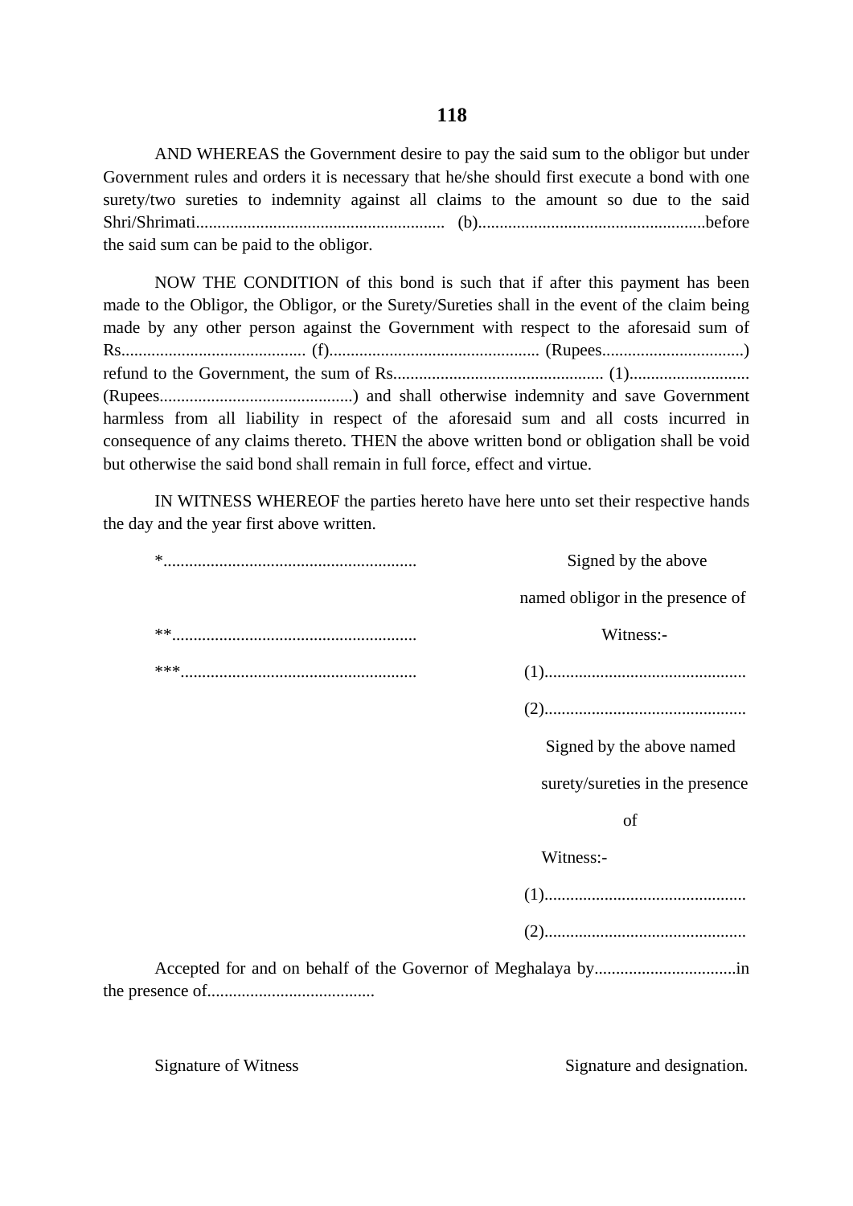AND WHEREAS the Government desire to pay the said sum to the obligor but under Government rules and orders it is necessary that he/she should first execute a bond with one surety/two sureties to indemnity against all claims to the amount so due to the said Shri/Shrimati.......................................................... (b).....................................................before the said sum can be paid to the obligor.

NOW THE CONDITION of this bond is such that if after this payment has been made to the Obligor, the Obligor, or the Surety/Sureties shall in the event of the claim being made by any other person against the Government with respect to the aforesaid sum of Rs........................................... (f)................................................. (Rupees.................................) refund to the Government, the sum of Rs................................................. (1)............................ (Rupees.............................................) and shall otherwise indemnity and save Government harmless from all liability in respect of the aforesaid sum and all costs incurred in consequence of any claims thereto. THEN the above written bond or obligation shall be void but otherwise the said bond shall remain in full force, effect and virtue.

IN WITNESS WHEREOF the parties hereto have here unto set their respective hands the day and the year first above written.

*...........................................................

Signed by the above named obligor in the presence of

Witness:-

**.........................................................

***.......................................................

(1)...............................................

(2)...............................................

Signed by the above named surety/sureties in the presence of

Witness:-

(1)...............................................

(2)...............................................

Accepted for and on behalf of the Governor of Meghalaya by.................................in the presence of.......................................

Signature of Witness

Signature and designation.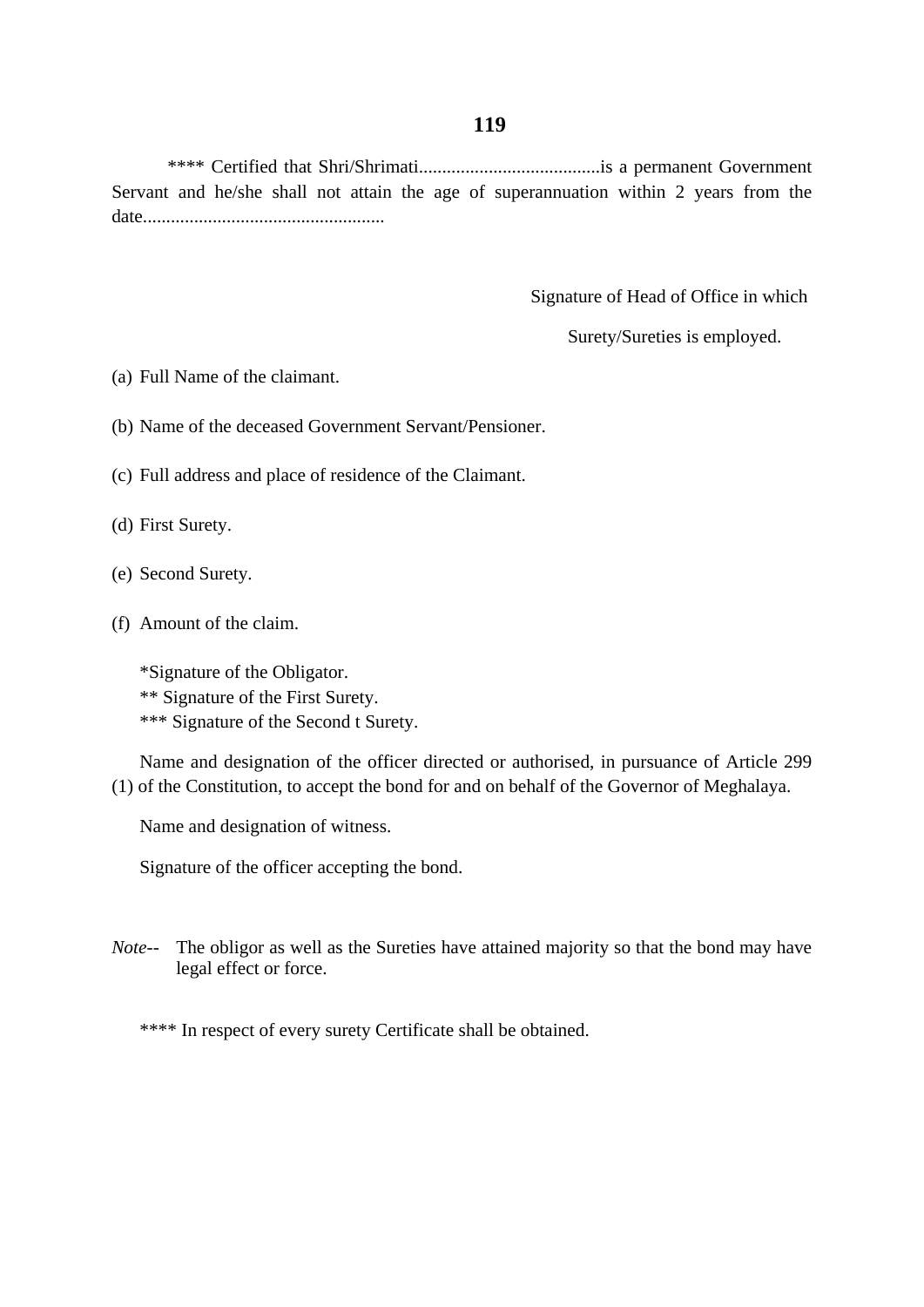**** Certified that Shri/Shrimati.......................................is a permanent Government Servant and he/she shall not attain the age of superannuation within 2 years from the date...................................................

Signature of Head of Office in which
Surety/Sureties is employed.

(a) Full Name of the claimant.

(b) Name of the deceased Government Servant/Pensioner.

(c) Full address and place of residence of the Claimant.

(d) First Surety.

(e) Second Surety.

(f) Amount of the claim.

*Signature of the Obligator.
** Signature of the First Surety.
*** Signature of the Second t Surety.

Name and designation of the officer directed or authorised, in pursuance of Article 299 (1) of the Constitution, to accept the bond for and on behalf of the Governor of Meghalaya.

Name and designation of witness.

Signature of the officer accepting the bond.

*Note*-- The obligor as well as the Sureties have attained majority so that the bond may have legal effect or force.

**** In respect of every surety Certificate shall be obtained.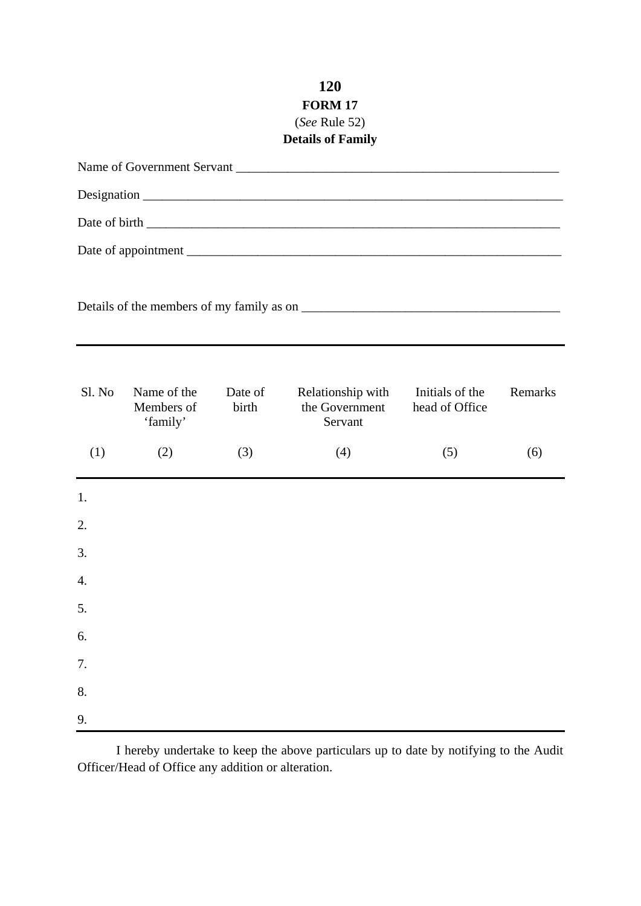**FORM 17**

(*See* Rule 52)

**Details of Family**

Name of Government Servant ____________________________________________________

Designation __________________________________________________________________

Date of birth _________________________________________________________________

Date of appointment ____________________________________________________________

Details of the members of my family as on ________________________________________

| Sl. No | Name of the Members of 'family' | Date of birth | Relationship with the Government Servant | Initials of the head of Office | Remarks |
|---|---|---|---|---|---|
| (1) | (2) | (3) | (4) | (5) | (6) |
| 1. | | | | | |
| 2. | | | | | |
| 3. | | | | | |
| 4. | | | | | |
| 5. | | | | | |
| 6. | | | | | |
| 7. | | | | | |
| 8. | | | | | |
| 9. | | | | | |

I hereby undertake to keep the above particulars up to date by notifying to the Audit Officer/Head of Office any addition or alteration.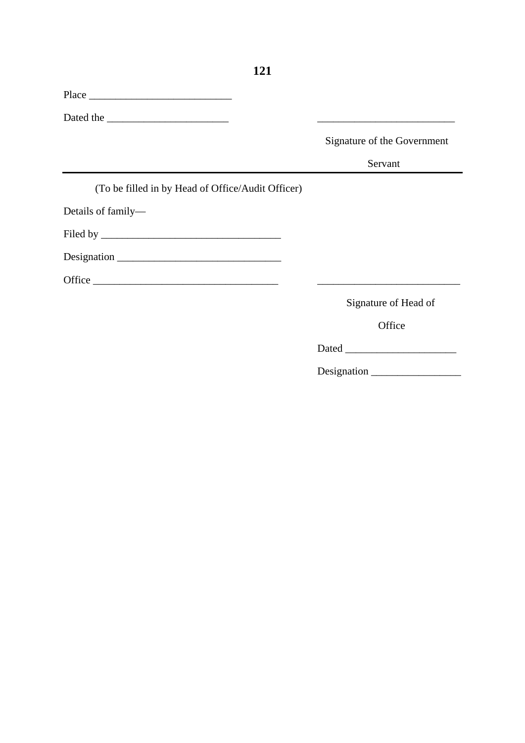Place ___________________________

Dated the _______________________ ___________________________

Signature of the Government Servant

---

(To be filled in by Head of Office/Audit Officer)

Details of family—

Filed by __________________________________

Designation ______________________________

Office ___________________________________ ___________________________

Signature of Head of Office

Dated ____________________

Designation ________________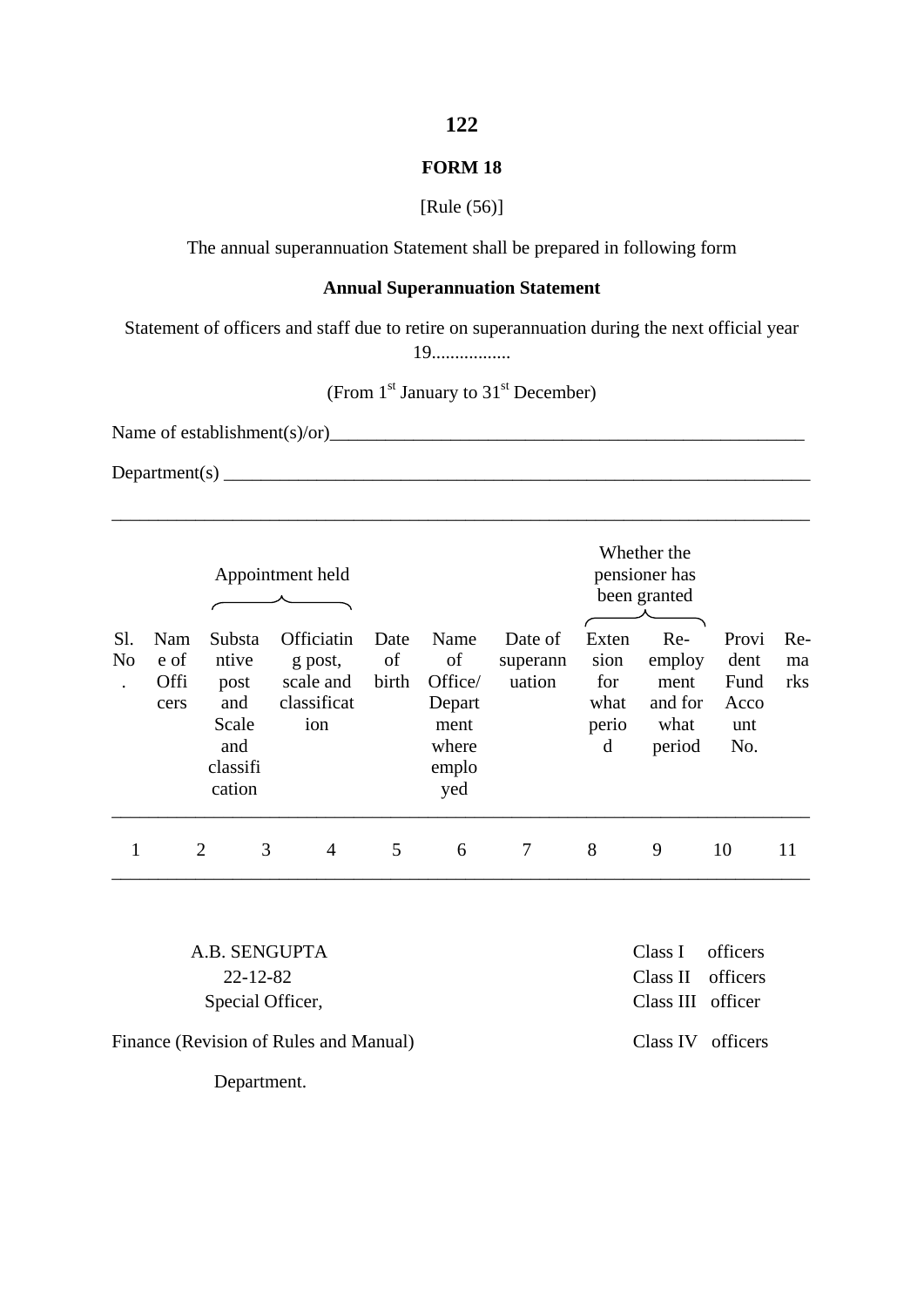# FORM 18

[Rule (56)]

The annual superannuation Statement shall be prepared in following form

**Annual Superannuation Statement**

Statement of officers and staff due to retire on superannuation during the next official year 19.................

(From 1st January to 31st December)

Name of establishment(s)/or)______________________________________________________

Department(s) _______________________________________________________________

| | | Appointment held | | | | | Whether the pensioner has been granted | | | |
|---|---|---|---|---|---|---|---|---|---|---|
| Sl. No. | Name of Officers | Substantive post and Scale and classification | Officiating post, scale and classification | Date of birth | Name of Office/ Department where employed | Date of superannuation | Extension for what period | Re-employment and for what period | Provident Fund Account No. | Re-marks |
| 1 | 2 | 3 | 4 | 5 | 6 | 7 | 8 | 9 | 10 | 11 |

A.B. SENGUPTA
22-12-82
Special Officer,
Finance (Revision of Rules and Manual)
Department.

Class I officers
Class II officers
Class III officer
Class IV officers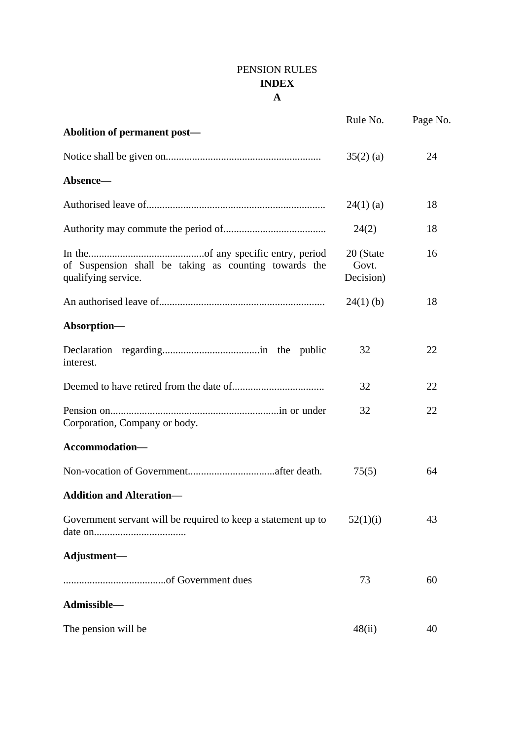# PENSION RULES

## INDEX

### A

| | Rule No. | Page No. |
|---|---|---|
| **Abolition of permanent post—** | | |
| Notice shall be given on........................................................... | 35(2) (a) | 24 |
| **Absence—** | | |
| Authorised leave of.................................................................... | 24(1) (a) | 18 |
| Authority may commute the period of....................................... | 24(2) | 18 |
| In the............................................of any specific entry, period of Suspension shall be taking as counting towards the qualifying service. | 20 (State Govt. Decision) | 16 |
| An authorised leave of............................................................... | 24(1) (b) | 18 |
| **Absorption—** | | |
| Declaration regarding.....................................in the public interest. | 32 | 22 |
| Deemed to have retired from the date of.................................. | 32 | 22 |
| Pension on................................................................in or under Corporation, Company or body. | 32 | 22 |
| **Accommodation—** | | |
| Non-vocation of Government.................................after death. | 75(5) | 64 |
| **Addition and Alteration—** | | |
| Government servant will be required to keep a statement up to date on................................... | 52(1)(i) | 43 |
| **Adjustment—** | | |
| .......................................of Government dues | 73 | 60 |
| **Admissible—** | | |
| The pension will be | 48(ii) | 40 |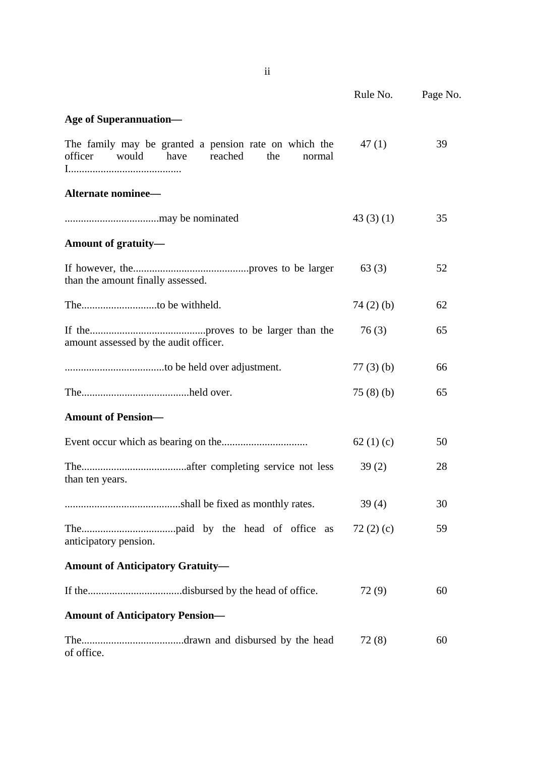| | Rule No. | Page No. |
|---|---|---|
| **Age of Superannuation—** | | |
| The family may be granted a pension rate on which the officer would have reached the normal I.......................................... | 47 (1) | 39 |
| **Alternate nominee—** | | |
| ...................................may be nominated | 43 (3) (1) | 35 |
| **Amount of gratuity—** | | |
| If however, the...........................................proves to be larger than the amount finally assessed. | 63 (3) | 52 |
| The............................to be withheld. | 74 (2) (b) | 62 |
| If the..........................................proves to be larger than the amount assessed by the audit officer. | 76 (3) | 65 |
| .....................................to be held over adjustment. | 77 (3) (b) | 66 |
| The........................................held over. | 75 (8) (b) | 65 |
| **Amount of Pension—** | | |
| Event occur which as bearing on the................................ | 62 (1) (c) | 50 |
| The.......................................after completing service not less than ten years. | 39 (2) | 28 |
| ...........................................shall be fixed as monthly rates. | 39 (4) | 30 |
| The...................................paid by the head of office as anticipatory pension. | 72 (2) (c) | 59 |
| **Amount of Anticipatory Gratuity—** | | |
| If the...................................disbursed by the head of office. | 72 (9) | 60 |
| **Amount of Anticipatory Pension—** | | |
| The......................................drawn and disbursed by the head of office. | 72 (8) | 60 |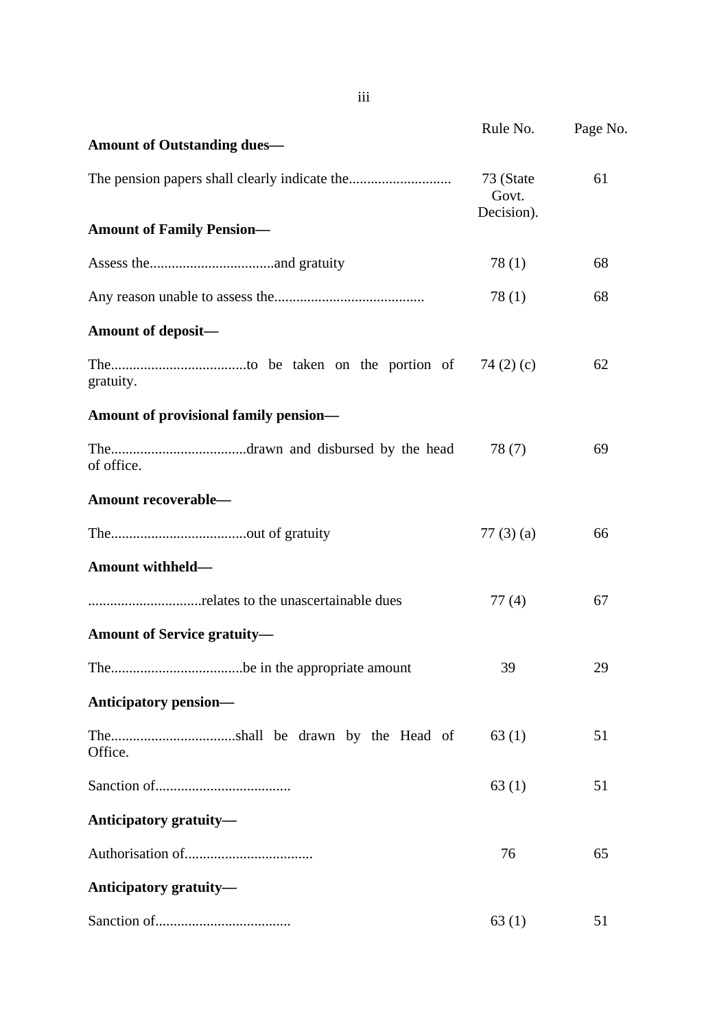| | Rule No. | Page No. |
|---|---|---|
| **Amount of Outstanding dues—** | | |
| The pension papers shall clearly indicate the............................ | 73 (State Govt. Decision). | 61 |
| **Amount of Family Pension—** | | |
| Assess the..................................and gratuity | 78 (1) | 68 |
| Any reason unable to assess the......................................... | 78 (1) | 68 |
| **Amount of deposit—** | | |
| The.....................................to be taken on the portion of gratuity. | 74 (2) (c) | 62 |
| **Amount of provisional family pension—** | | |
| The.....................................drawn and disbursed by the head of office. | 78 (7) | 69 |
| **Amount recoverable—** | | |
| The.....................................out of gratuity | 77 (3) (a) | 66 |
| **Amount withheld—** | | |
| ...............................relates to the unascertainable dues | 77 (4) | 67 |
| **Amount of Service gratuity—** | | |
| The....................................be in the appropriate amount | 39 | 29 |
| **Anticipatory pension—** | | |
| The..................................shall be drawn by the Head of Office. | 63 (1) | 51 |
| Sanction of..................................... | 63 (1) | 51 |
| **Anticipatory gratuity—** | | |
| Authorisation of................................... | 76 | 65 |
| **Anticipatory gratuity—** | | |
| Sanction of..................................... | 63 (1) | 51 |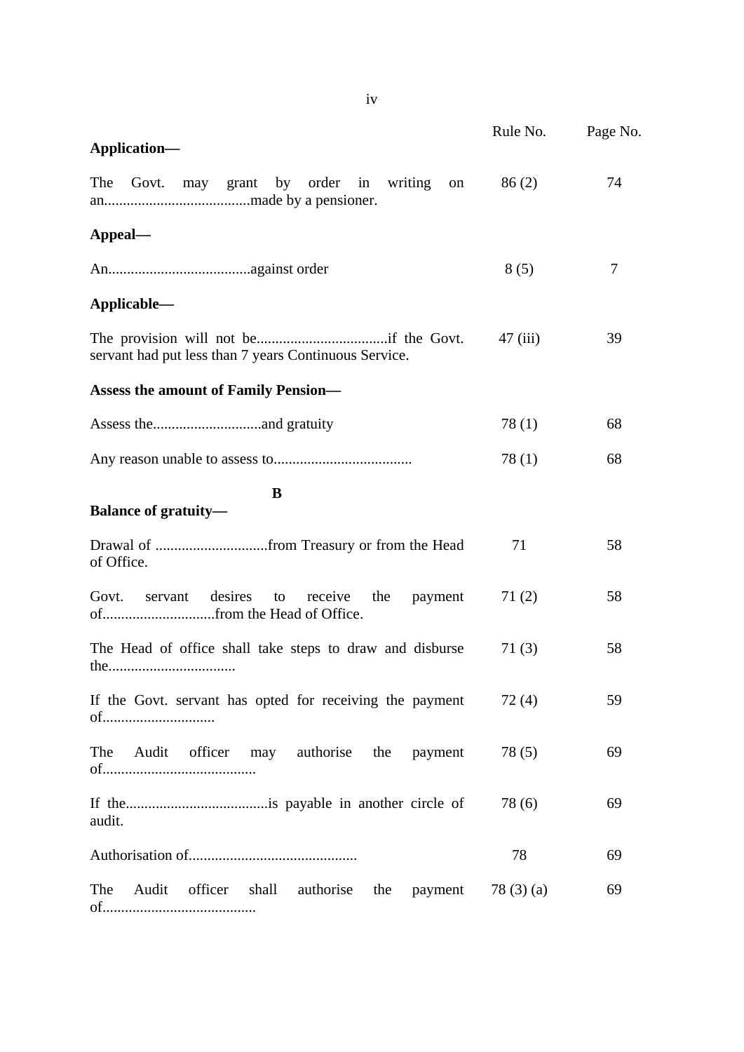| | Rule No. | Page No. |
|---|---|---|
| **Application—** | | |
| The Govt. may grant by order in writing on an.......................................made by a pensioner. | 86 (2) | 74 |
| **Appeal—** | | |
| An......................................against order | 8 (5) | 7 |
| **Applicable—** | | |
| The provision will not be...................................if the Govt. servant had put less than 7 years Continuous Service. | 47 (iii) | 39 |
| **Assess the amount of Family Pension—** | | |
| Assess the.............................and gratuity | 78 (1) | 68 |
| Any reason unable to assess to.................................... | 78 (1) | 68 |
| **B** | | |
| **Balance of gratuity—** | | |
| Drawal of ..............................from Treasury or from the Head of Office. | 71 | 58 |
| Govt. servant desires to receive the payment of..............................from the Head of Office. | 71 (2) | 58 |
| The Head of office shall take steps to draw and disburse the.................................. | 71 (3) | 58 |
| If the Govt. servant has opted for receiving the payment of.............................. | 72 (4) | 59 |
| The Audit officer may authorise the payment of......................................... | 78 (5) | 69 |
| If the......................................is payable in another circle of audit. | 78 (6) | 69 |
| Authorisation of............................................ | 78 | 69 |
| The Audit officer shall authorise the payment of......................................... | 78 (3) (a) | 69 |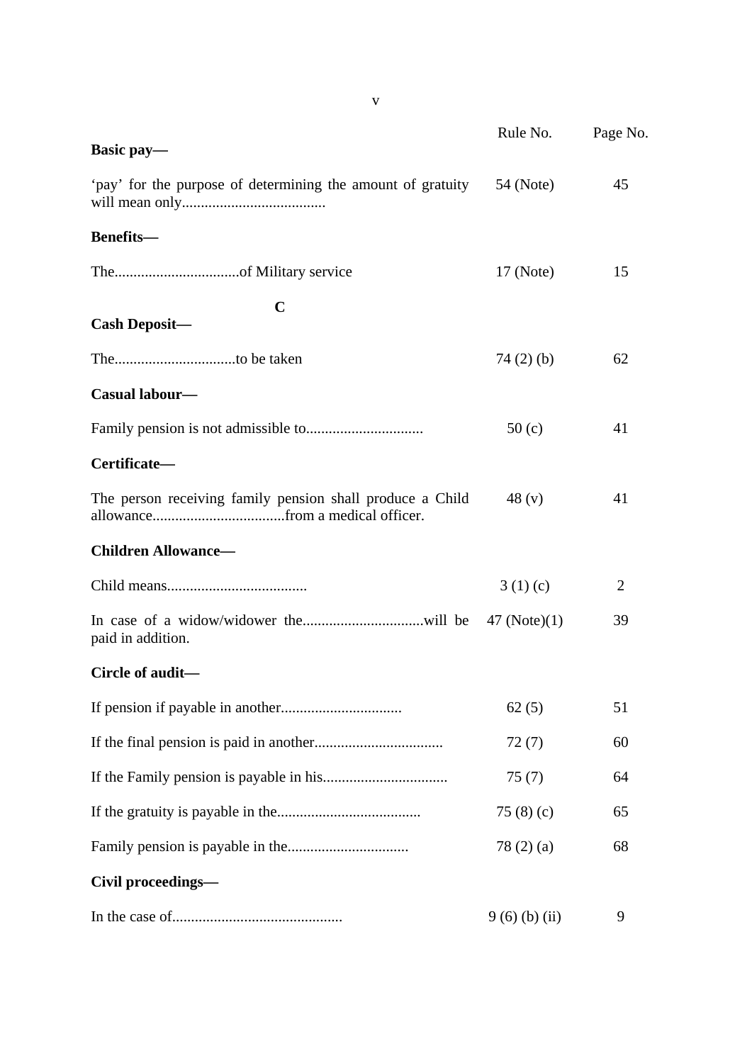| | Rule No. | Page No. |
|---|---|---|
| **Basic pay—** | | |
| ‘pay’ for the purpose of determining the amount of gratuity will mean only...................................... | 54 (Note) | 45 |
| **Benefits—** | | |
| The.................................of Military service | 17 (Note) | 15 |
| **C** | | |
| **Cash Deposit—** | | |
| The................................to be taken | 74 (2) (b) | 62 |
| **Casual labour—** | | |
| Family pension is not admissible to............................... | 50 (c) | 41 |
| **Certificate—** | | |
| The person receiving family pension shall produce a Child allowance...................................from a medical officer. | 48 (v) | 41 |
| **Children Allowance—** | | |
| Child means..................................... | 3 (1) (c) | 2 |
| In case of a widow/widower the................................will be paid in addition. | 47 (Note)(1) | 39 |
| **Circle of audit—** | | |
| If pension if payable in another................................ | 62 (5) | 51 |
| If the final pension is paid in another................................. | 72 (7) | 60 |
| If the Family pension is payable in his................................. | 75 (7) | 64 |
| If the gratuity is payable in the...................................... | 75 (8) (c) | 65 |
| Family pension is payable in the................................ | 78 (2) (a) | 68 |
| **Civil proceedings—** | | |
| In the case of............................................. | 9 (6) (b) (ii) | 9 |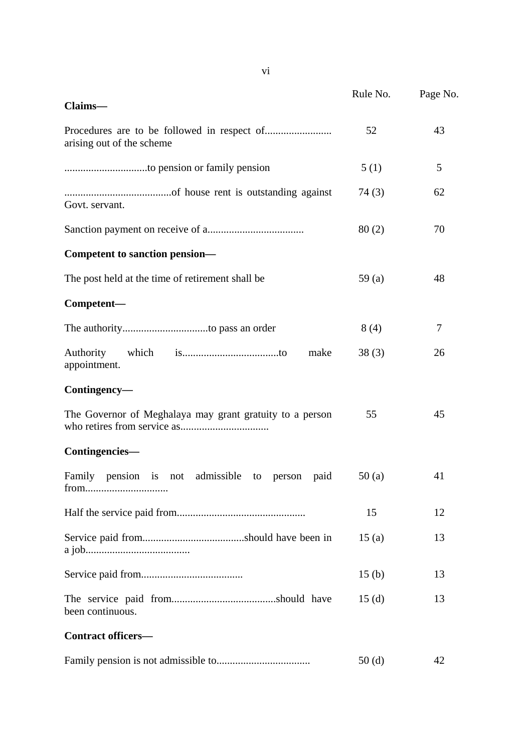| | Rule No. | Page No. |
|---|---|---|
| **Claims—** | | |
| Procedures are to be followed in respect of......................... arising out of the scheme | 52 | 43 |
| ..............................to pension or family pension | 5 (1) | 5 |
| ........................................of house rent is outstanding against Govt. servant. | 74 (3) | 62 |
| Sanction payment on receive of a.................................... | 80 (2) | 70 |
| **Competent to sanction pension—** | | |
| The post held at the time of retirement shall be | 59 (a) | 48 |
| **Competent—** | | |
| The authority................................to pass an order | 8 (4) | 7 |
| Authority which is....................................to make appointment. | 38 (3) | 26 |
| **Contingency—** | | |
| The Governor of Meghalaya may grant gratuity to a person who retires from service as................................. | 55 | 45 |
| **Contingencies—** | | |
| Family pension is not admissible to person paid from............................... | 50 (a) | 41 |
| Half the service paid from................................................ | 15 | 12 |
| Service paid from......................................should have been in a job....................................... | 15 (a) | 13 |
| Service paid from...................................... | 15 (b) | 13 |
| The service paid from.......................................should have been continuous. | 15 (d) | 13 |
| **Contract officers—** | | |
| Family pension is not admissible to.................................. | 50 (d) | 42 |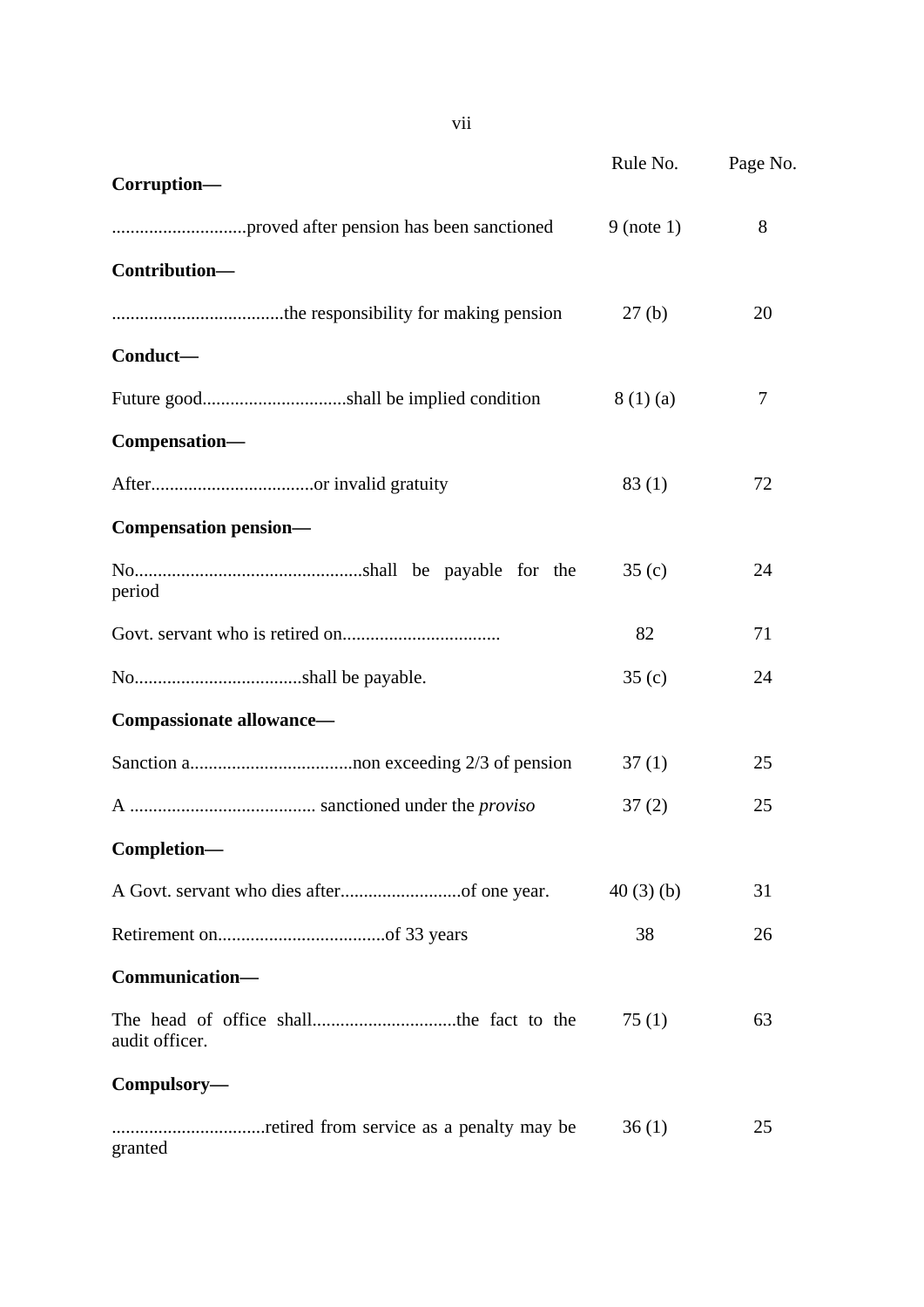| | Rule No. | Page No. |
|---|---|---|
| **Corruption—** | | |
| .............................proved after pension has been sanctioned | 9 (note 1) | 8 |
| **Contribution—** | | |
| .....................................the responsibility for making pension | 27 (b) | 20 |
| **Conduct—** | | |
| Future good...............................shall be implied condition | 8 (1) (a) | 7 |
| **Compensation—** | | |
| After...................................or invalid gratuity | 83 (1) | 72 |
| **Compensation pension—** | | |
| No.................................................shall be payable for the period | 35 (c) | 24 |
| Govt. servant who is retired on.................................. | 82 | 71 |
| No....................................shall be payable. | 35 (c) | 24 |
| **Compassionate allowance—** | | |
| Sanction a...................................non exceeding 2/3 of pension | 37 (1) | 25 |
| A ........................................ sanctioned under the *proviso* | 37 (2) | 25 |
| **Completion—** | | |
| A Govt. servant who dies after..........................of one year. | 40 (3) (b) | 31 |
| Retirement on....................................of 33 years | 38 | 26 |
| **Communication—** | | |
| The head of office shall...............................the fact to the audit officer. | 75 (1) | 63 |
| **Compulsory—** | | |
| ................................retired from service as a penalty may be granted | 36 (1) | 25 |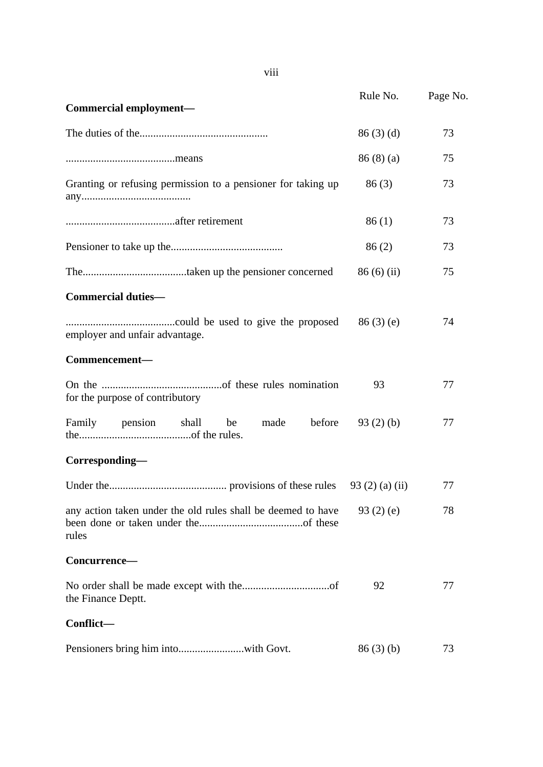| | Rule No. | Page No. |
|---|---|---|
| **Commercial employment—** | | |
| The duties of the............................................... | 86 (3) (d) | 73 |
| ........................................means | 86 (8) (a) | 75 |
| Granting or refusing permission to a pensioner for taking up any........................................ | 86 (3) | 73 |
| ........................................after retirement | 86 (1) | 73 |
| Pensioner to take up the......................................... | 86 (2) | 73 |
| The......................................taken up the pensioner concerned | 86 (6) (ii) | 75 |
| **Commercial duties—** | | |
| ........................................could be used to give the proposed employer and unfair advantage. | 86 (3) (e) | 74 |
| **Commencement—** | | |
| On the ............................................of these rules nomination for the purpose of contributory | 93 | 77 |
| Family pension shall be made before the.........................................of the rules. | 93 (2) (b) | 77 |
| **Corresponding—** | | |
| Under the........................................... provisions of these rules | 93 (2) (a) (ii) | 77 |
| any action taken under the old rules shall be deemed to have been done or taken under the......................................of these rules | 93 (2) (e) | 78 |
| **Concurrence—** | | |
| No order shall be made except with the................................of the Finance Deptt. | 92 | 77 |
| **Conflict—** | | |
| Pensioners bring him into........................with Govt. | 86 (3) (b) | 73 |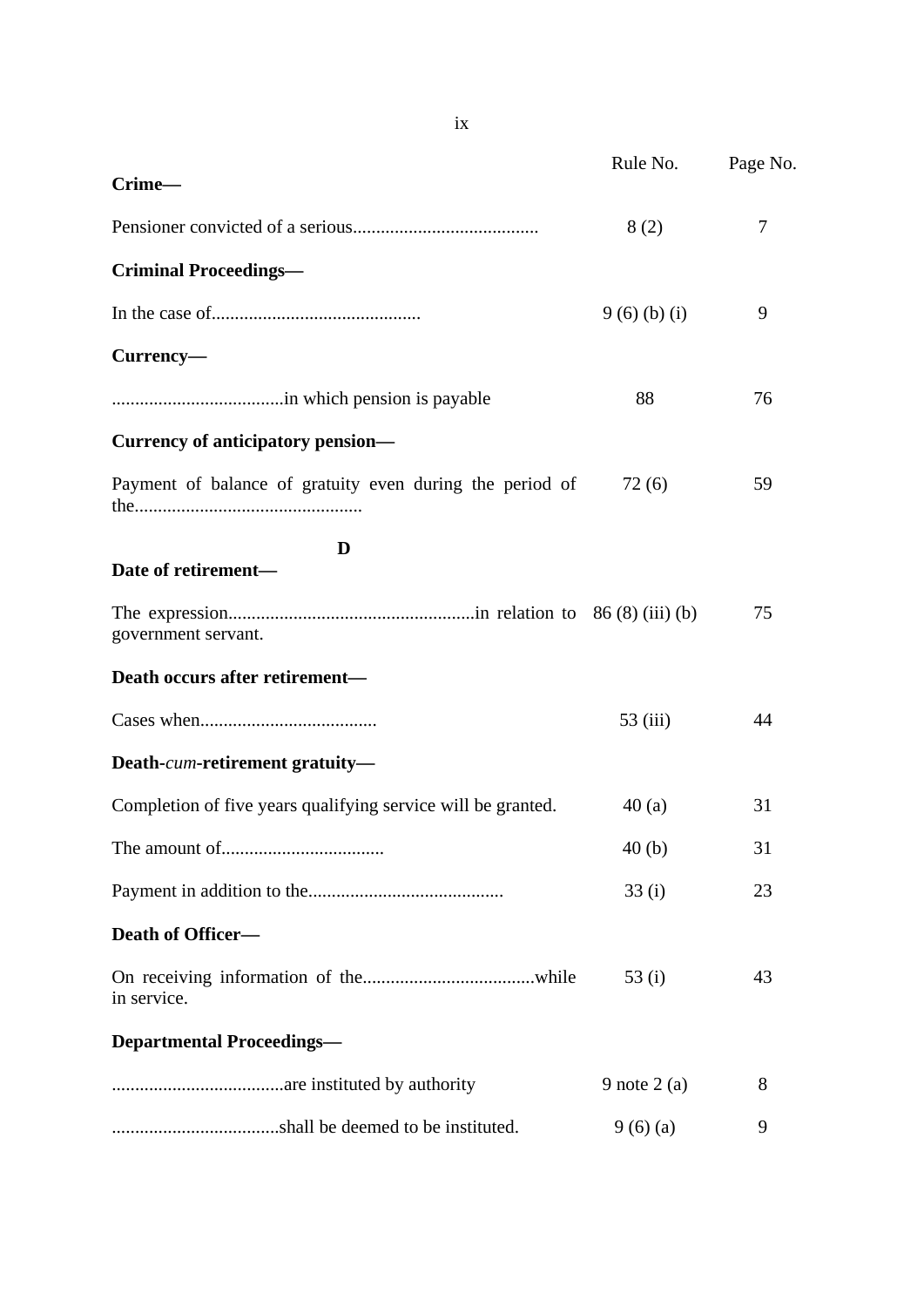| | Rule No. | Page No. |
|---|---|---|
| **Crime—** | | |
| Pensioner convicted of a serious........................................ | 8 (2) | 7 |
| **Criminal Proceedings—** | | |
| In the case of............................................. | 9 (6) (b) (i) | 9 |
| **Currency—** | | |
| .....................................in which pension is payable | 88 | 76 |
| **Currency of anticipatory pension—** | | |
| Payment of balance of gratuity even during the period of the................................................ | 72 (6) | 59 |
| **D** | | |
| **Date of retirement—** | | |
| The expression.....................................................in relation to government servant. | 86 (8) (iii) (b) | 75 |
| **Death occurs after retirement—** | | |
| Cases when...................................... | 53 (iii) | 44 |
| **Death-*cum*-retirement gratuity—** | | |
| Completion of five years qualifying service will be granted. | 40 (a) | 31 |
| The amount of................................... | 40 (b) | 31 |
| Payment in addition to the.......................................... | 33 (i) | 23 |
| **Death of Officer—** | | |
| On receiving information of the....................................while in service. | 53 (i) | 43 |
| **Departmental Proceedings—** | | |
| .....................................are instituted by authority | 9 note 2 (a) | 8 |
| ....................................shall be deemed to be instituted. | 9 (6) (a) | 9 |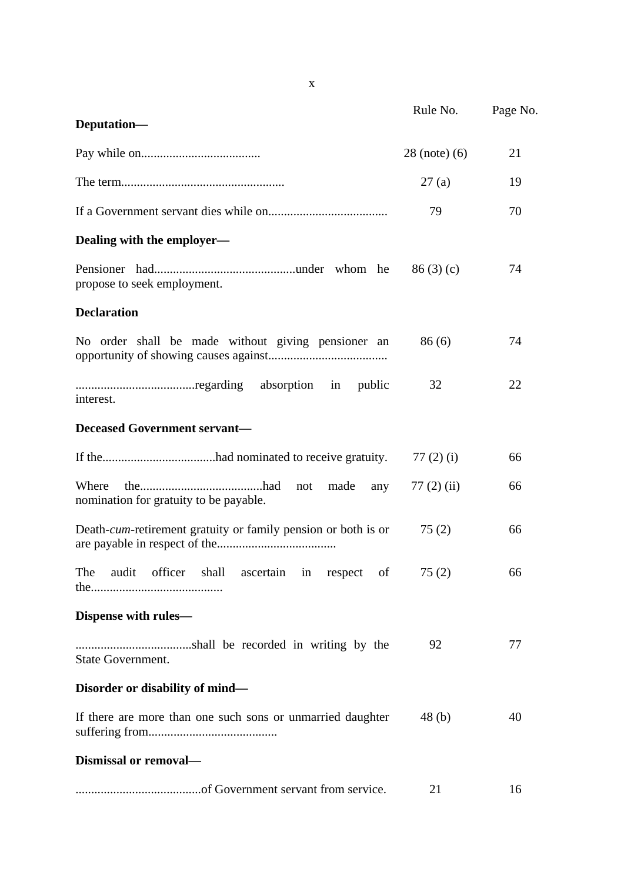| | Rule No. | Page No. |
|---|---|---|
| **Deputation—** | | |
| Pay while on...................................... | 28 (note) (6) | 21 |
| The term.................................................... | 27 (a) | 19 |
| If a Government servant dies while on...................................... | 79 | 70 |
| **Dealing with the employer—** | | |
| Pensioner had.............................................under whom he propose to seek employment. | 86 (3) (c) | 74 |
| **Declaration** | | |
| No order shall be made without giving pensioner an opportunity of showing causes against...................................... | 86 (6) | 74 |
| ......................................regarding absorption in public interest. | 32 | 22 |
| **Deceased Government servant—** | | |
| If the....................................had nominated to receive gratuity. | 77 (2) (i) | 66 |
| Where the.......................................had not made any nomination for gratuity to be payable. | 77 (2) (ii) | 66 |
| Death-*cum*-retirement gratuity or family pension or both is or are payable in respect of the...................................... | 75 (2) | 66 |
| The audit officer shall ascertain in respect of the.......................................... | 75 (2) | 66 |
| **Dispense with rules—** | | |
| .....................................shall be recorded in writing by the State Government. | 92 | 77 |
| **Disorder or disability of mind—** | | |
| If there are more than one such sons or unmarried daughter suffering from......................................... | 48 (b) | 40 |
| **Dismissal or removal—** | | |
| ........................................of Government servant from service. | 21 | 16 |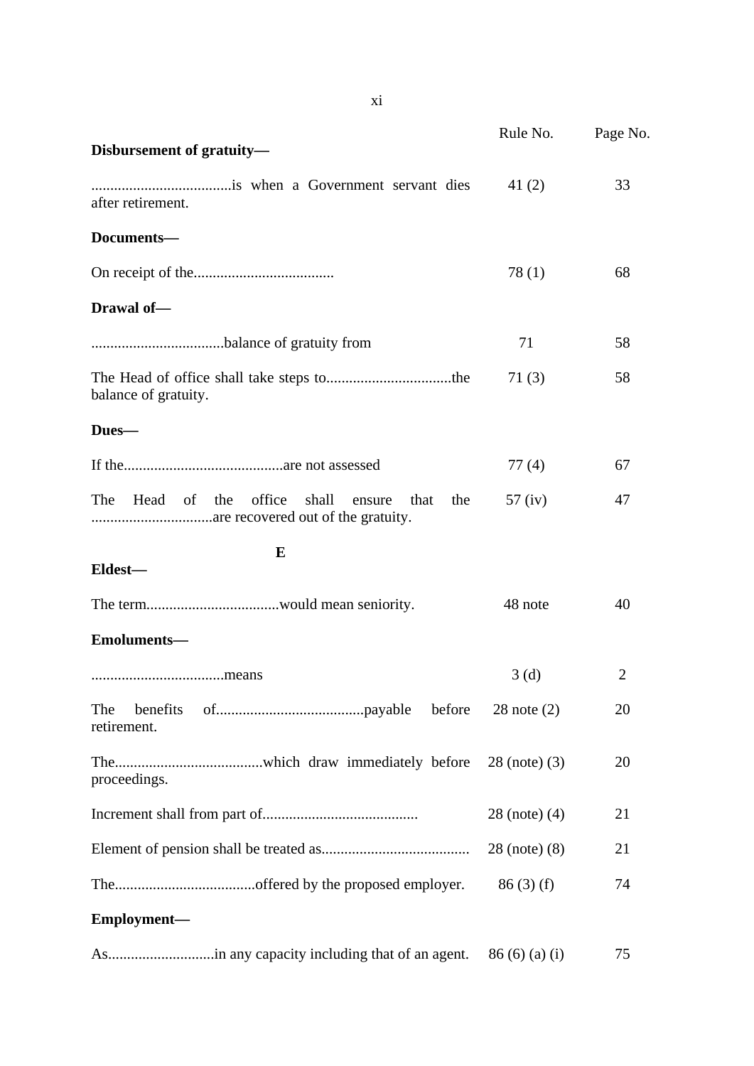| | Rule No. | Page No. |
|---|---|---|
| **Disbursement of gratuity—** | | |
| .....................................is when a Government servant dies after retirement. | 41 (2) | 33 |
| **Documents—** | | |
| On receipt of the..................................... | 78 (1) | 68 |
| **Drawal of—** | | |
| ..................................balance of gratuity from | 71 | 58 |
| The Head of office shall take steps to.................................the balance of gratuity. | 71 (3) | 58 |
| **Dues—** | | |
| If the..........................................are not assessed | 77 (4) | 67 |
| The Head of the office shall ensure that the ................................are recovered out of the gratuity. | 57 (iv) | 47 |

**E**

| | Rule No. | Page No. |
|---|---|---|
| **Eldest—** | | |
| The term...................................would mean seniority. | 48 note | 40 |
| **Emoluments—** | | |
| ..................................means | 3 (d) | 2 |
| The benefits of.......................................payable before retirement. | 28 note (2) | 20 |
| The.......................................which draw immediately before proceedings. | 28 (note) (3) | 20 |
| Increment shall from part of......................................... | 28 (note) (4) | 21 |
| Element of pension shall be treated as....................................... | 28 (note) (8) | 21 |
| The.....................................offered by the proposed employer. | 86 (3) (f) | 74 |
| **Employment—** | | |
| As............................in any capacity including that of an agent. | 86 (6) (a) (i) | 75 |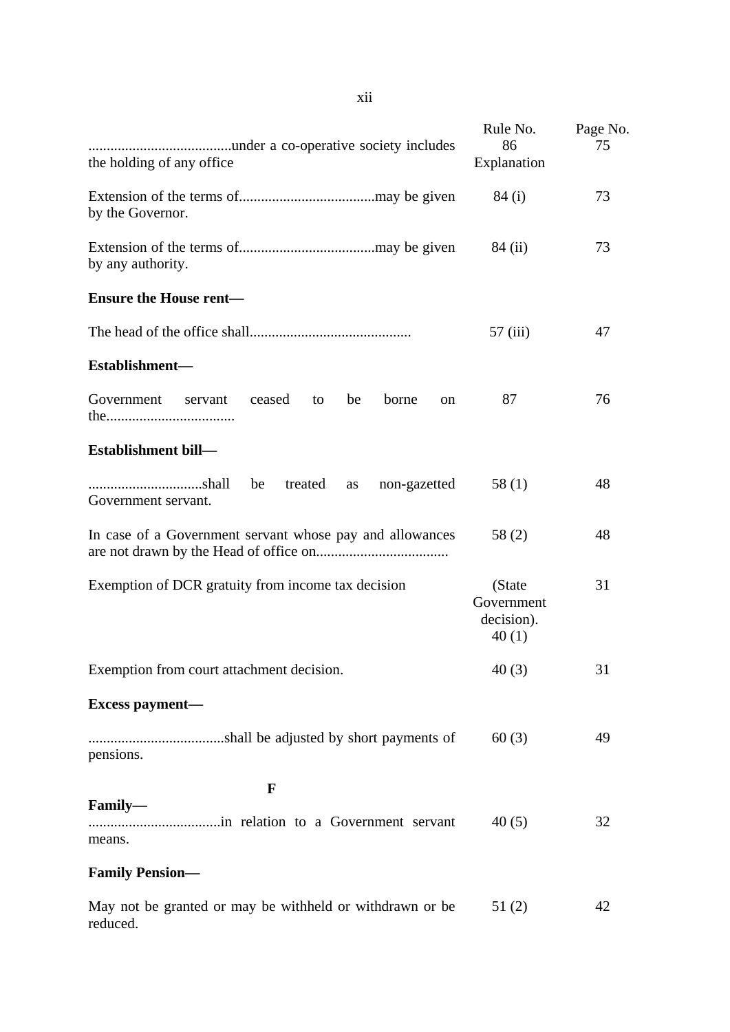| | Rule No. | Page No. |
|---|---|---|
| .......................................under a co-operative society includes the holding of any office | 86 Explanation | 75 |
| Extension of the terms of.....................................may be given by the Governor. | 84 (i) | 73 |
| Extension of the terms of.....................................may be given by any authority. | 84 (ii) | 73 |
| **Ensure the House rent—** | | |
| The head of the office shall............................................ | 57 (iii) | 47 |
| **Establishment—** | | |
| Government servant ceased to be borne on the................................... | 87 | 76 |
| **Establishment bill—** | | |
| ...............................shall be treated as non-gazetted Government servant. | 58 (1) | 48 |
| In case of a Government servant whose pay and allowances are not drawn by the Head of office on.................................... | 58 (2) | 48 |
| Exemption of DCR gratuity from income tax decision | (State Government decision). 40 (1) | 31 |
| Exemption from court attachment decision. | 40 (3) | 31 |
| **Excess payment—** | | |
| .....................................shall be adjusted by short payments of pensions. | 60 (3) | 49 |
| **F** | | |
| **Family—** | | |
| ....................................in relation to a Government servant means. | 40 (5) | 32 |
| **Family Pension—** | | |
| May not be granted or may be withheld or withdrawn or be reduced. | 51 (2) | 42 |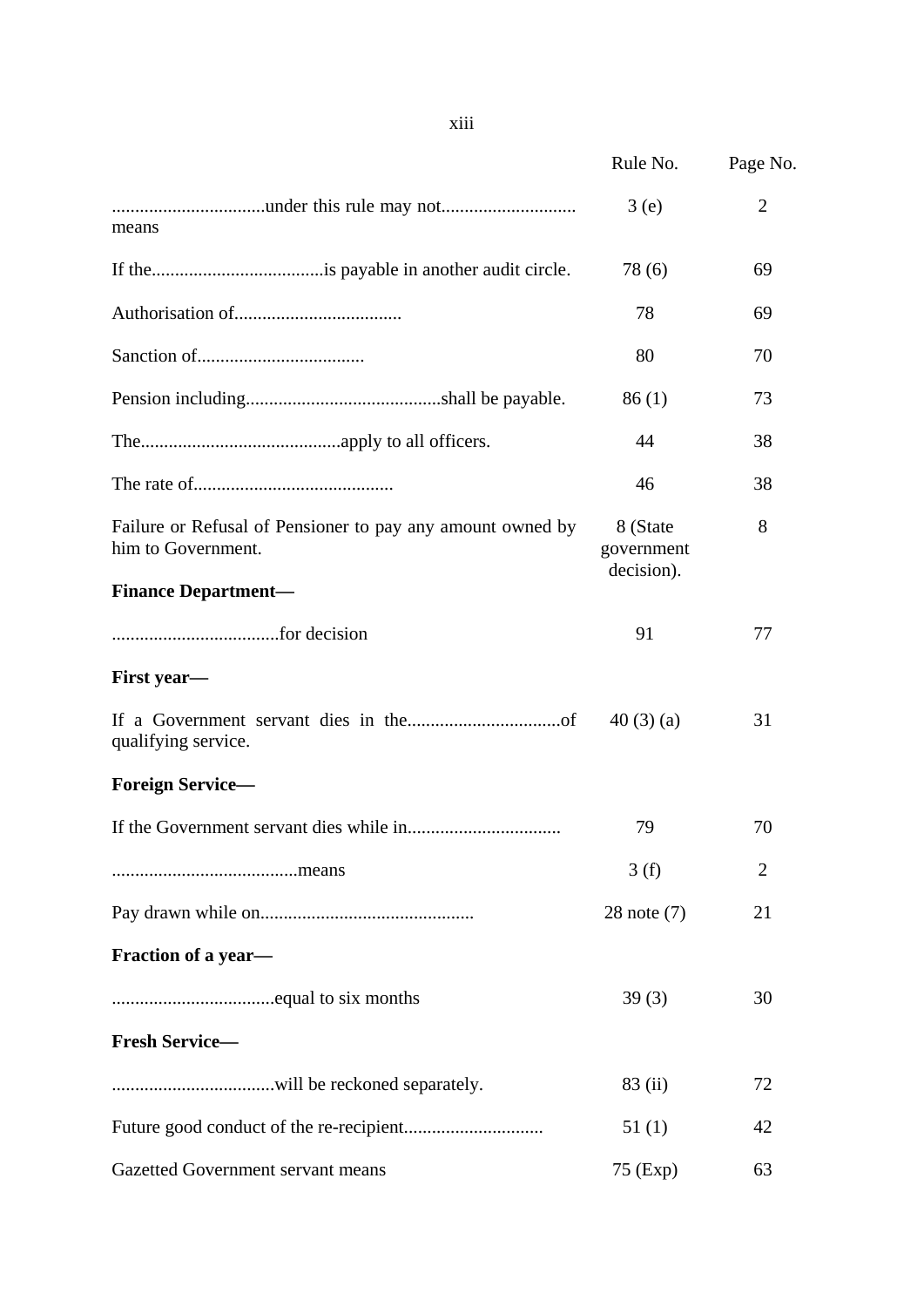| | Rule No. | Page No. |
|---|---|---|
| ................................under this rule may not............................ means | 3 (e) | 2 |
| If the....................................is payable in another audit circle. | 78 (6) | 69 |
| Authorisation of................................... | 78 | 69 |
| Sanction of................................... | 80 | 70 |
| Pension including..........................................shall be payable. | 86 (1) | 73 |
| The...........................................apply to all officers. | 44 | 38 |
| The rate of........................................... | 46 | 38 |
| Failure or Refusal of Pensioner to pay any amount owned by him to Government. | 8 (State government decision). | 8 |
| **Finance Department—** | | |
| ....................................for decision | 91 | 77 |
| **First year—** | | |
| If a Government servant dies in the.................................of qualifying service. | 40 (3) (a) | 31 |
| **Foreign Service—** | | |
| If the Government servant dies while in................................ | 79 | 70 |
| ........................................means | 3 (f) | 2 |
| Pay drawn while on............................................. | 28 note (7) | 21 |
| **Fraction of a year—** | | |
| ..................................equal to six months | 39 (3) | 30 |
| **Fresh Service—** | | |
| ..................................will be reckoned separately. | 83 (ii) | 72 |
| Future good conduct of the re-recipient............................. | 51 (1) | 42 |
| Gazetted Government servant means | 75 (Exp) | 63 |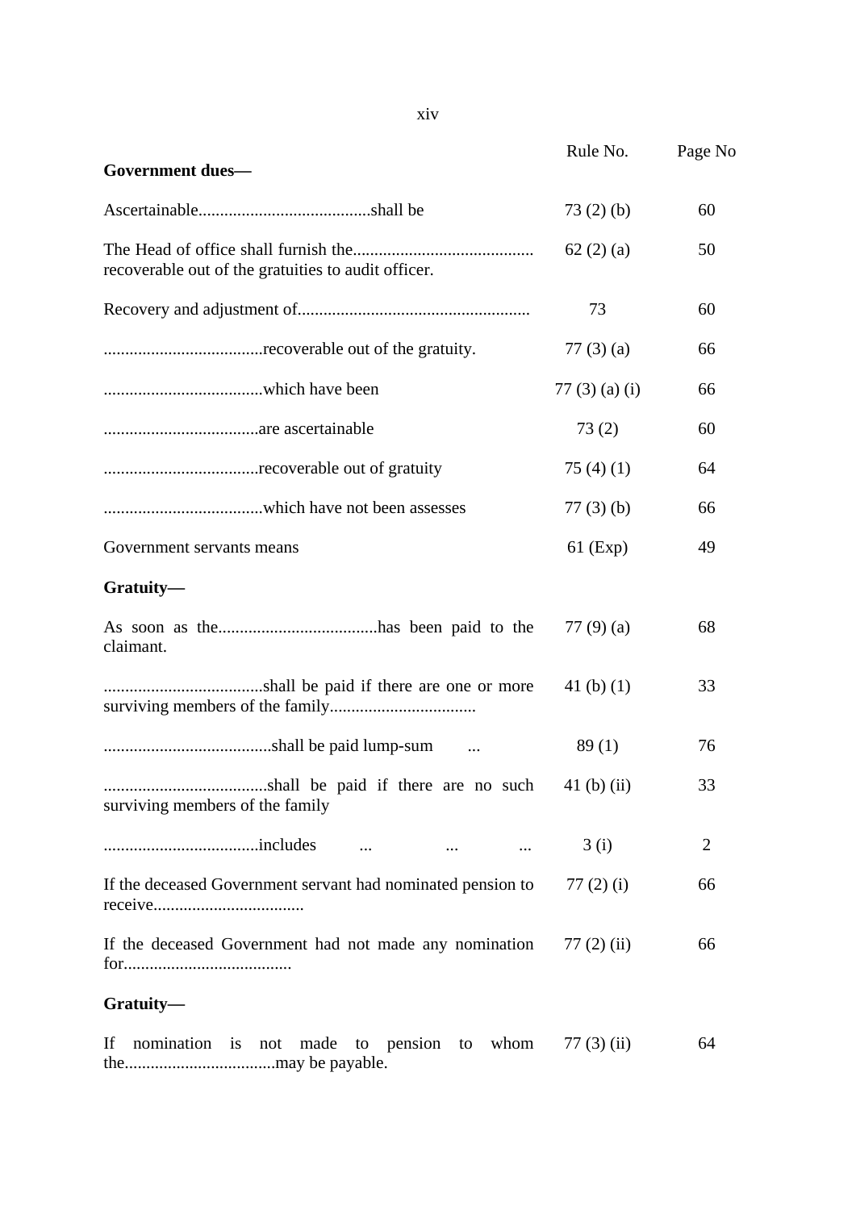| | Rule No. | Page No |
|---|---|---|
| **Government dues—** | | |
| Ascertainable........................................shall be | 73 (2) (b) | 60 |
| The Head of office shall furnish the.......................................... recoverable out of the gratuities to audit officer. | 62 (2) (a) | 50 |
| Recovery and adjustment of...................................................... | 73 | 60 |
| .....................................recoverable out of the gratuity. | 77 (3) (a) | 66 |
| .....................................which have been | 77 (3) (a) (i) | 66 |
| ....................................are ascertainable | 73 (2) | 60 |
| ....................................recoverable out of gratuity | 75 (4) (1) | 64 |
| .....................................which have not been assesses | 77 (3) (b) | 66 |
| Government servants means | 61 (Exp) | 49 |
| **Gratuity—** | | |
| As soon as the.....................................has been paid to the claimant. | 77 (9) (a) | 68 |
| .....................................shall be paid if there are one or more surviving members of the family.................................. | 41 (b) (1) | 33 |
| .......................................shall be paid lump-sum ... | 89 (1) | 76 |
| ......................................shall be paid if there are no such surviving members of the family | 41 (b) (ii) | 33 |
| ....................................includes ... ... ... | 3 (i) | 2 |
| If the deceased Government servant had nominated pension to receive................................... | 77 (2) (i) | 66 |
| If the deceased Government had not made any nomination for....................................... | 77 (2) (ii) | 66 |
| **Gratuity—** | | |
| If nomination is not made to pension to whom the...................................may be payable. | 77 (3) (ii) | 64 |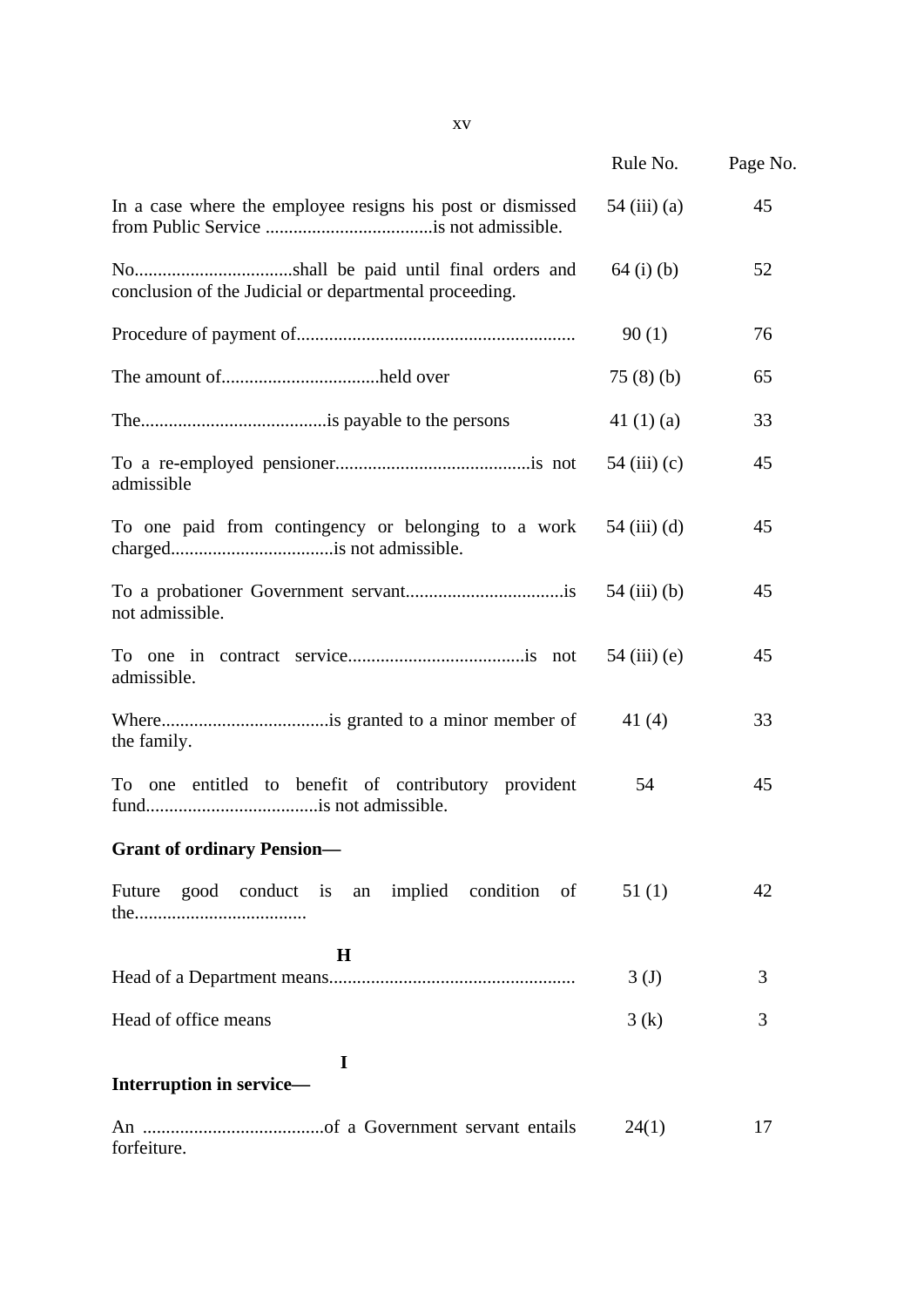| | Rule No. | Page No. |
|---|---|---|
| In a case where the employee resigns his post or dismissed from Public Service ....................................is not admissible. | 54 (iii) (a) | 45 |
| No..................................shall be paid until final orders and conclusion of the Judicial or departmental proceeding. | 64 (i) (b) | 52 |
| Procedure of payment of........................................................... | 90 (1) | 76 |
| The amount of.................................held over | 75 (8) (b) | 65 |
| The........................................is payable to the persons | 41 (1) (a) | 33 |
| To a re-employed pensioner..........................................is not admissible | 54 (iii) (c) | 45 |
| To one paid from contingency or belonging to a work charged..................................is not admissible. | 54 (iii) (d) | 45 |
| To a probationer Government servant..................................is not admissible. | 54 (iii) (b) | 45 |
| To one in contract service......................................is not admissible. | 54 (iii) (e) | 45 |
| Where....................................is granted to a minor member of the family. | 41 (4) | 33 |
| To one entitled to benefit of contributory provident fund.....................................is not admissible. | 54 | 45 |
| **Grant of ordinary Pension—** | | |
| Future good conduct is an implied condition of the..................................... | 51 (1) | 42 |
| **H** | | |
| Head of a Department means.................................................... | 3 (J) | 3 |
| Head of office means | 3 (k) | 3 |
| **I** | | |
| **Interruption in service—** | | |
| An .......................................of a Government servant entails forfeiture. | 24(1) | 17 |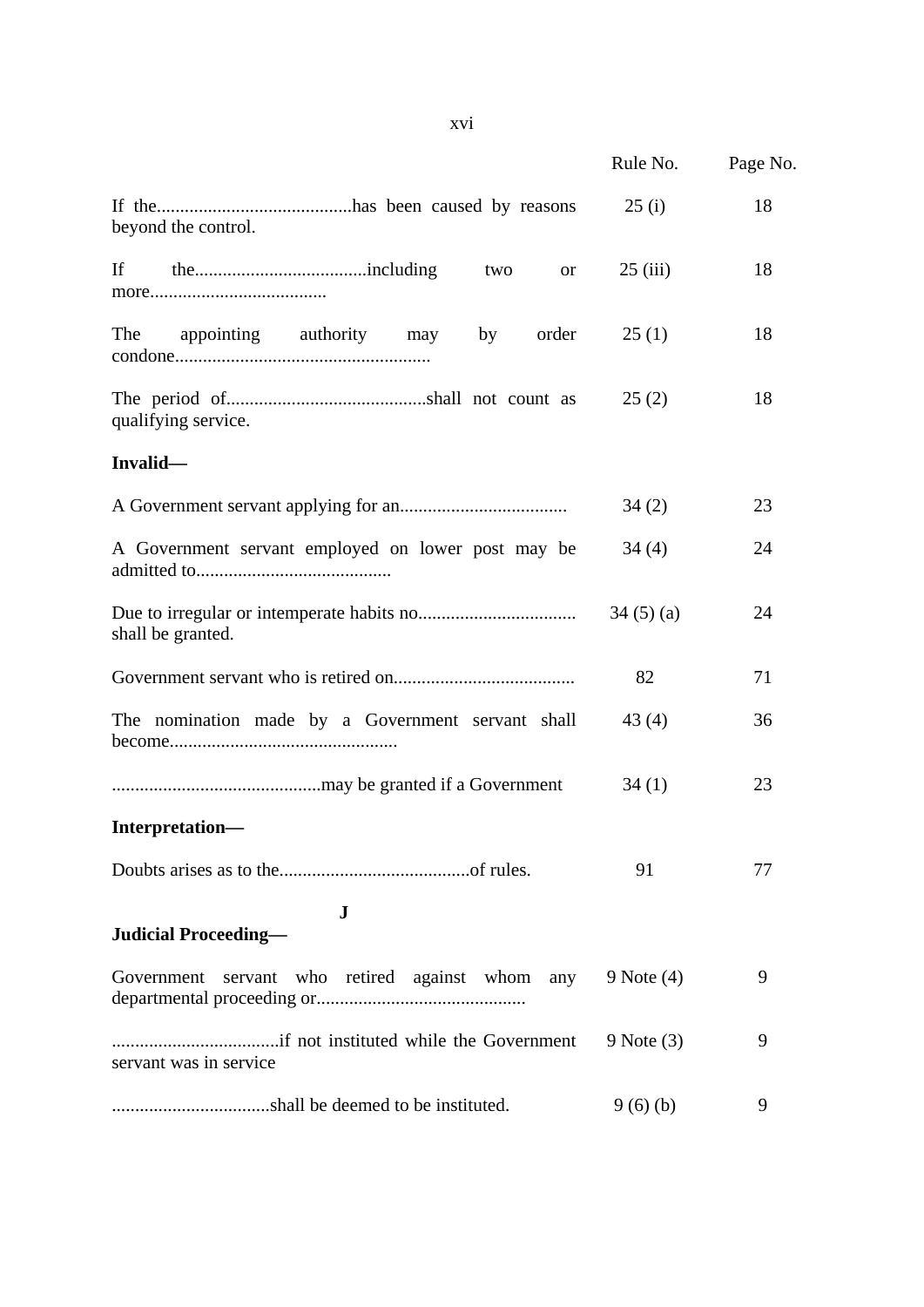| | Rule No. | Page No. |
|---|---|---|
| If the..........................................has been caused by reasons beyond the control. | 25 (i) | 18 |
| If the.....................................including two or more...................................... | 25 (iii) | 18 |
| The appointing authority may by order condone....................................................... | 25 (1) | 18 |
| The period of...........................................shall not count as qualifying service. | 25 (2) | 18 |
| **Invalid—** | | |
| A Government servant applying for an.................................... | 34 (2) | 23 |
| A Government servant employed on lower post may be admitted to.......................................... | 34 (4) | 24 |
| Due to irregular or intemperate habits no.................................. shall be granted. | 34 (5) (a) | 24 |
| Government servant who is retired on....................................... | 82 | 71 |
| The nomination made by a Government servant shall become................................................. | 43 (4) | 36 |
| .............................................may be granted if a Government | 34 (1) | 23 |
| **Interpretation—** | | |
| Doubts arises as to the.........................................of rules. | 91 | 77 |

**J**

| | Rule No. | Page No. |
|---|---|---|
| **Judicial Proceeding—** | | |
| Government servant who retired against whom any departmental proceeding or............................................. | 9 Note (4) | 9 |
| ....................................if not instituted while the Government servant was in service | 9 Note (3) | 9 |
| ..................................shall be deemed to be instituted. | 9 (6) (b) | 9 |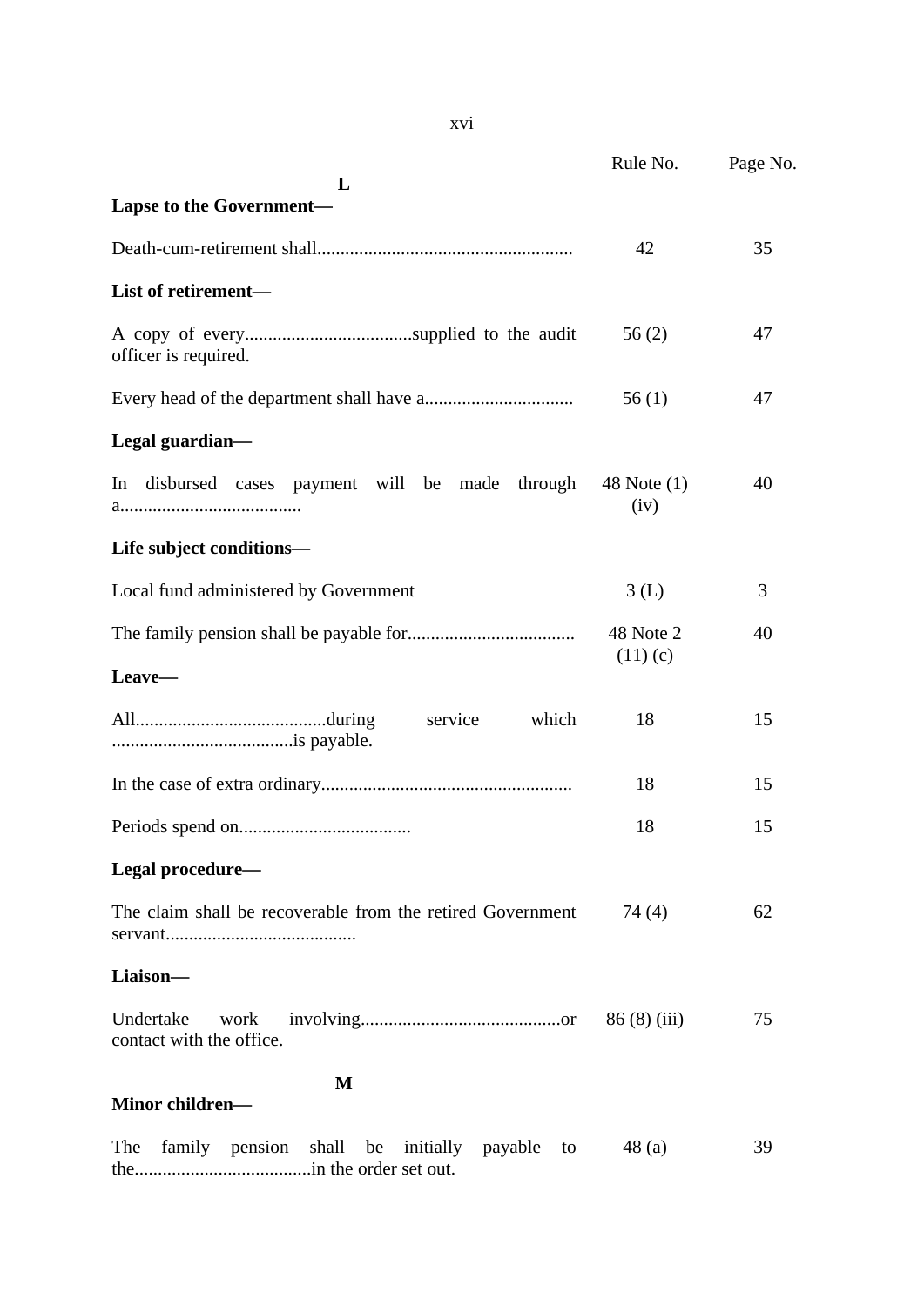| | Rule No. | Page No. |
|---|---|---|
| **L** | | |
| **Lapse to the Government—** | | |
| Death-cum-retirement shall....................................................... | 42 | 35 |
| **List of retirement—** | | |
| A copy of every....................................supplied to the audit officer is required. | 56 (2) | 47 |
| Every head of the department shall have a................................ | 56 (1) | 47 |
| **Legal guardian—** | | |
| In disbursed cases payment will be made through a....................................... | 48 Note (1) (iv) | 40 |
| **Life subject conditions—** | | |
| Local fund administered by Government | 3 (L) | 3 |
| The family pension shall be payable for.................................... | 48 Note 2 (11) (c) | 40 |
| **Leave—** | | |
| All.........................................during service which .......................................is payable. | 18 | 15 |
| In the case of extra ordinary...................................................... | 18 | 15 |
| Periods spend on..................................... | 18 | 15 |
| **Legal procedure—** | | |
| The claim shall be recoverable from the retired Government servant......................................... | 74 (4) | 62 |
| **Liaison—** | | |
| Undertake work involving...........................................or contact with the office. | 86 (8) (iii) | 75 |
| **M** | | |
| **Minor children—** | | |
| The family pension shall be initially payable to the......................................in the order set out. | 48 (a) | 39 |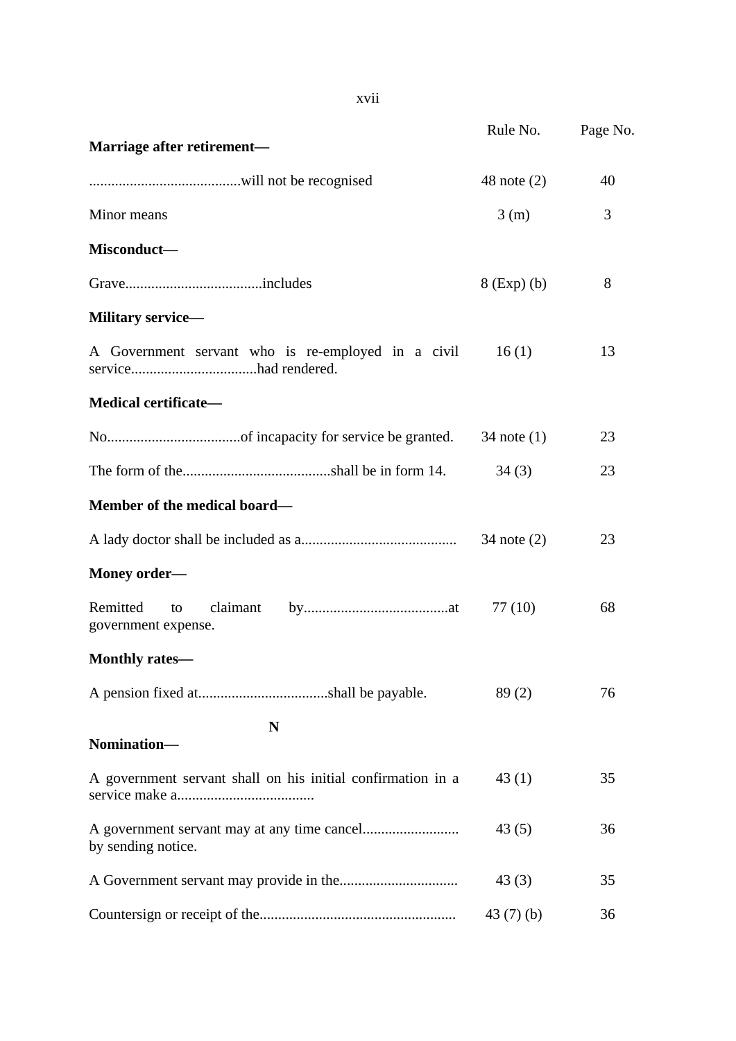| | Rule No. | Page No. |
|---|---|---|
| **Marriage after retirement—** | | |
| .........................................will not be recognised | 48 note (2) | 40 |
| Minor means | 3 (m) | 3 |
| **Misconduct—** | | |
| Grave.....................................includes | 8 (Exp) (b) | 8 |
| **Military service—** | | |
| A Government servant who is re-employed in a civil service..................................had rendered. | 16 (1) | 13 |
| **Medical certificate—** | | |
| No....................................of incapacity for service be granted. | 34 note (1) | 23 |
| The form of the........................................shall be in form 14. | 34 (3) | 23 |
| **Member of the medical board—** | | |
| A lady doctor shall be included as a.......................................... | 34 note (2) | 23 |
| **Money order—** | | |
| Remitted to claimant by.......................................at government expense. | 77 (10) | 68 |
| **Monthly rates—** | | |
| A pension fixed at...................................shall be payable. | 89 (2) | 76 |
| **N** | | |
| **Nomination—** | | |
| A government servant shall on his initial confirmation in a service make a..................................... | 43 (1) | 35 |
| A government servant may at any time cancel.......................... by sending notice. | 43 (5) | 36 |
| A Government servant may provide in the................................ | 43 (3) | 35 |
| Countersign or receipt of the..................................................... | 43 (7) (b) | 36 |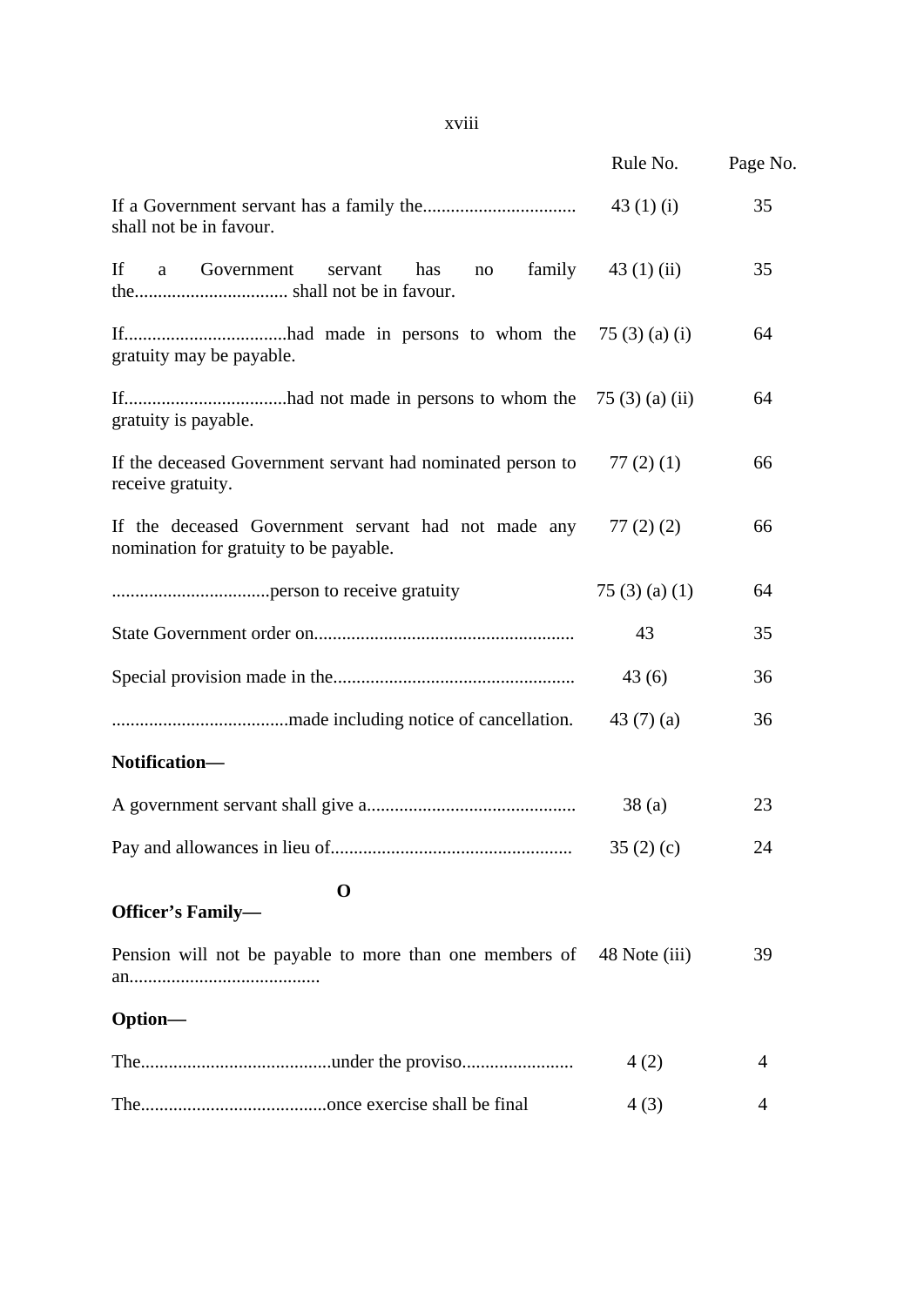| | Rule No. | Page No. |
|---|---|---|
| If a Government servant has a family the................................ shall not be in favour. | 43 (1) (i) | 35 |
| If a Government servant has no family the................................ shall not be in favour. | 43 (1) (ii) | 35 |
| If..................................had made in persons to whom the gratuity may be payable. | 75 (3) (a) (i) | 64 |
| If..................................had not made in persons to whom the gratuity is payable. | 75 (3) (a) (ii) | 64 |
| If the deceased Government servant had nominated person to receive gratuity. | 77 (2) (1) | 66 |
| If the deceased Government servant had not made any nomination for gratuity to be payable. | 77 (2) (2) | 66 |
| .................................person to receive gratuity | 75 (3) (a) (1) | 64 |
| State Government order on....................................................... | 43 | 35 |
| Special provision made in the................................................... | 43 (6) | 36 |
| .....................................made including notice of cancellation. | 43 (7) (a) | 36 |
| **Notification—** | | |
| A government servant shall give a............................................ | 38 (a) | 23 |
| Pay and allowances in lieu of.................................................. | 35 (2) (c) | 24 |
| **O** | | |
| **Officer's Family—** | | |
| Pension will not be payable to more than one members of an........................................ | 48 Note (iii) | 39 |
| **Option—** | | |
| The........................................under the proviso....................... | 4 (2) | 4 |
| The.......................................once exercise shall be final | 4 (3) | 4 |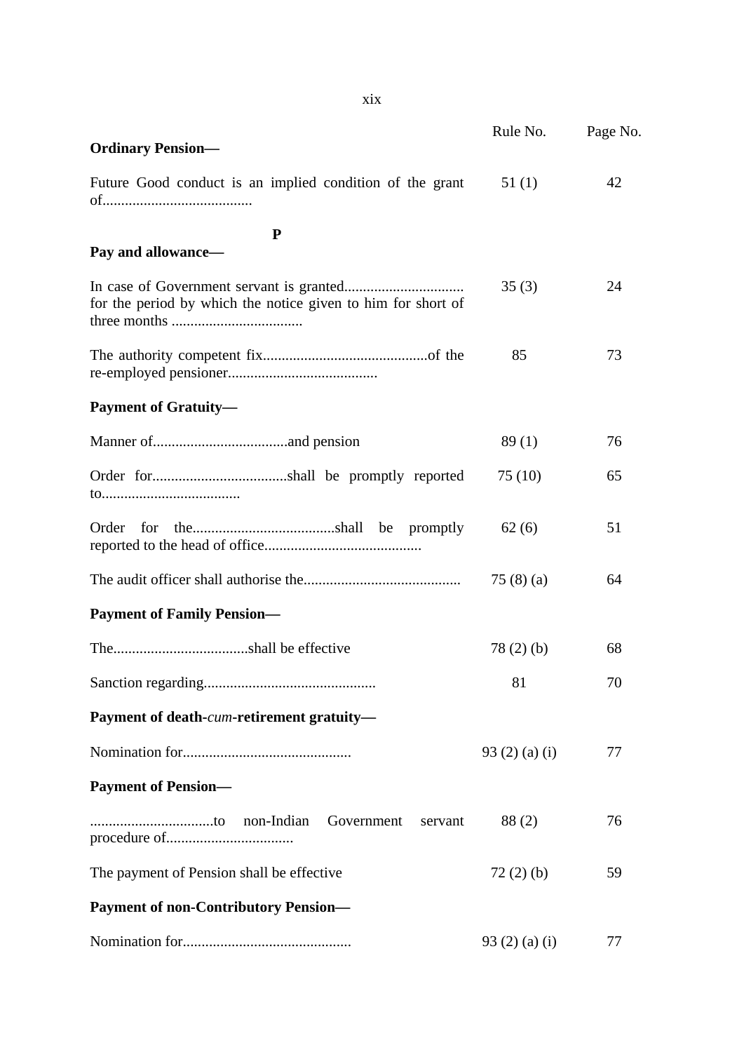| | Rule No. | Page No. |
|---|---|---|
| **Ordinary Pension—** | | |
| Future Good conduct is an implied condition of the grant of........................................ | 51 (1) | 42 |
| **P** | | |
| **Pay and allowance—** | | |
| In case of Government servant is granted................................ for the period by which the notice given to him for short of three months ................................... | 35 (3) | 24 |
| The authority competent fix............................................of the re-employed pensioner........................................ | 85 | 73 |
| **Payment of Gratuity—** | | |
| Manner of....................................and pension | 89 (1) | 76 |
| Order for....................................shall be promptly reported to..................................... | 75 (10) | 65 |
| Order for the......................................shall be promptly reported to the head of office.......................................... | 62 (6) | 51 |
| The audit officer shall authorise the.......................................... | 75 (8) (a) | 64 |
| **Payment of Family Pension—** | | |
| The....................................shall be effective | 78 (2) (b) | 68 |
| Sanction regarding............................................. | 81 | 70 |
| **Payment of death-*cum*-retirement gratuity—** | | |
| Nomination for............................................ | 93 (2) (a) (i) | 77 |
| **Payment of Pension—** | | |
| .................................to non-Indian Government servant procedure of................................. | 88 (2) | 76 |
| The payment of Pension shall be effective | 72 (2) (b) | 59 |
| **Payment of non-Contributory Pension—** | | |
| Nomination for............................................ | 93 (2) (a) (i) | 77 |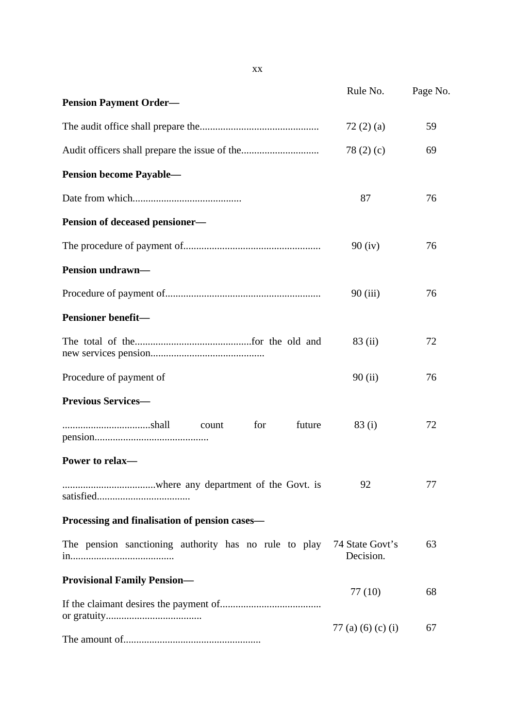| | Rule No. | Page No. |
|---|---|---|
| **Pension Payment Order—** | | |
| The audit office shall prepare the............................................. | 72 (2) (a) | 59 |
| Audit officers shall prepare the issue of the............................. | 78 (2) (c) | 69 |
| **Pension become Payable—** | | |
| Date from which......................................... | 87 | 76 |
| **Pension of deceased pensioner—** | | |
| The procedure of payment of.................................................... | 90 (iv) | 76 |
| **Pension undrawn—** | | |
| Procedure of payment of........................................................... | 90 (iii) | 76 |
| **Pensioner benefit—** | | |
| The total of the.............................................for the old and new services pension........................................... | 83 (ii) | 72 |
| Procedure of payment of | 90 (ii) | 76 |
| **Previous Services—** | | |
| .................................shall count for future pension........................................... | 83 (i) | 72 |
| **Power to relax—** | | |
| ...................................where any department of the Govt. is satisfied................................... | 92 | 77 |
| **Processing and finalisation of pension cases—** | | |
| The pension sanctioning authority has no rule to play in....................................... | 74 State Govt's Decision. | 63 |
| **Provisional Family Pension—** | | |
| If the claimant desires the payment of...................................... or gratuity.................................... | 77 (10) | 68 |
| The amount of.................................................... | 77 (a) (6) (c) (i) | 67 |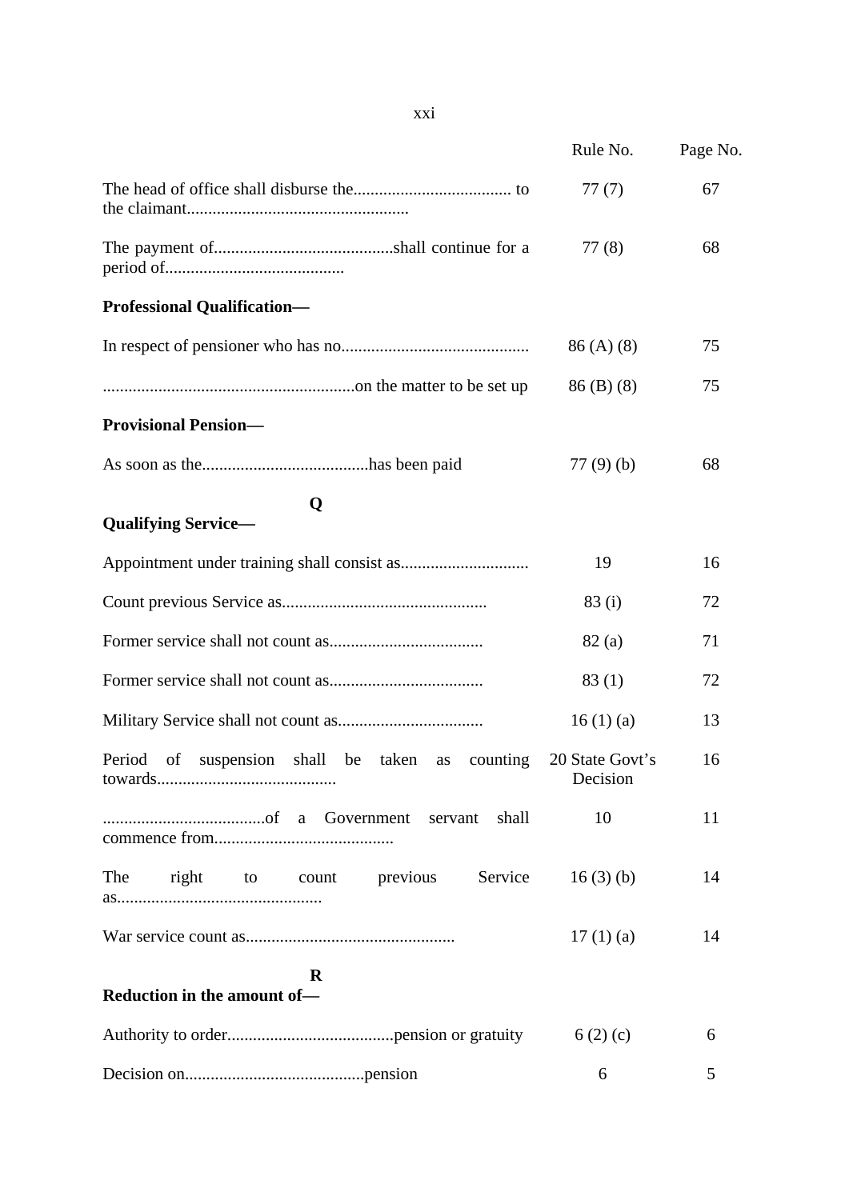| | Rule No. | Page No. |
|---|---|---|
| The head of office shall disburse the..................................... to the claimant.................................................... | 77 (7) | 67 |
| The payment of..........................................shall continue for a period of.......................................... | 77 (8) | 68 |
| **Professional Qualification—** | | |
| In respect of pensioner who has no............................................ | 86 (A) (8) | 75 |
| ...........................................................on the matter to be set up | 86 (B) (8) | 75 |
| **Provisional Pension—** | | |
| As soon as the.......................................has been paid | 77 (9) (b) | 68 |
| **Q** | | |
| **Qualifying Service—** | | |
| Appointment under training shall consist as.............................. | 19 | 16 |
| Count previous Service as................................................ | 83 (i) | 72 |
| Former service shall not count as.................................... | 82 (a) | 71 |
| Former service shall not count as.................................... | 83 (1) | 72 |
| Military Service shall not count as.................................. | 16 (1) (a) | 13 |
| Period of suspension shall be taken as counting towards.......................................... | 20 State Govt's Decision | 16 |
| ......................................of a Government servant shall commence from.......................................... | 10 | 11 |
| The right to count previous Service as................................................ | 16 (3) (b) | 14 |
| War service count as................................................. | 17 (1) (a) | 14 |
| **R** | | |
| **Reduction in the amount of—** | | |
| Authority to order.......................................pension or gratuity | 6 (2) (c) | 6 |
| Decision on..........................................pension | 6 | 5 |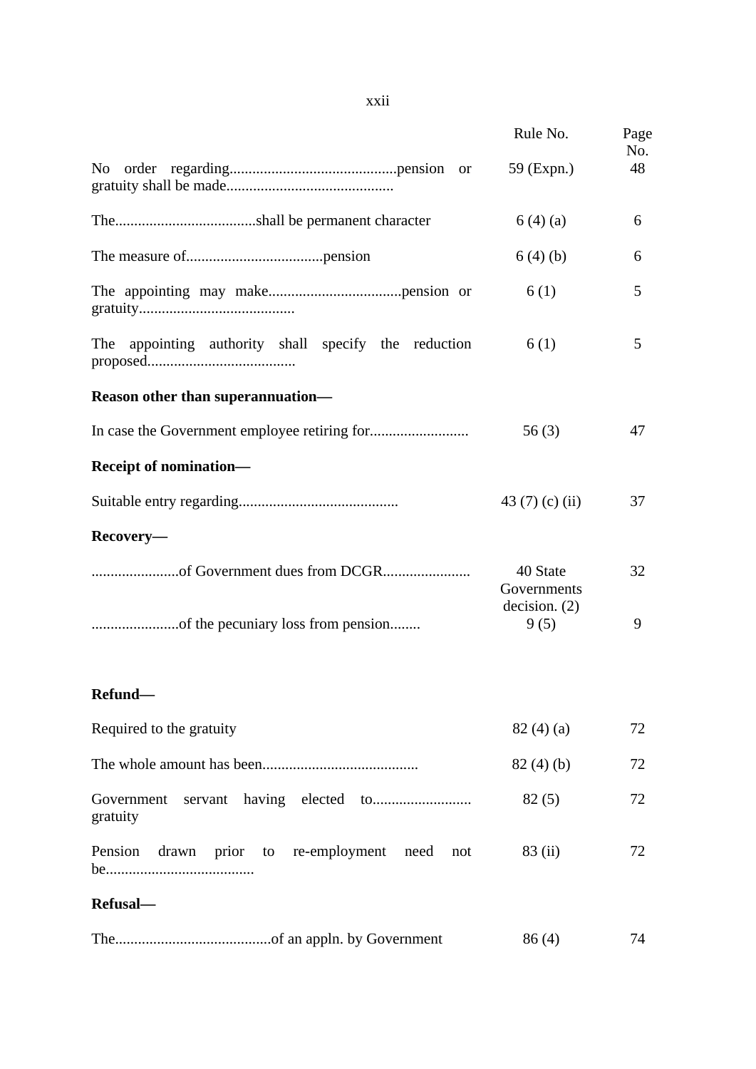| | Rule No. | Page No. |
|---|---|---|
| No order regarding............................................pension or gratuity shall be made............................................ | 59 (Expn.) | 48 |
| The.....................................shall be permanent character | 6 (4) (a) | 6 |
| The measure of....................................pension | 6 (4) (b) | 6 |
| The appointing may make...................................pension or gratuity......................................... | 6 (1) | 5 |
| The appointing authority shall specify the reduction proposed....................................... | 6 (1) | 5 |
| **Reason other than superannuation—** | | |
| In case the Government employee retiring for.......................... | 56 (3) | 47 |
| **Receipt of nomination—** | | |
| Suitable entry regarding.......................................... | 43 (7) (c) (ii) | 37 |
| **Recovery—** | | |
| .......................of Government dues from DCGR....................... | 40 State Governments decision. (2) | 32 |
| .......................of the pecuniary loss from pension........ | 9 (5) | 9 |
| **Refund—** | | |
| Required to the gratuity | 82 (4) (a) | 72 |
| The whole amount has been......................................... | 82 (4) (b) | 72 |
| Government servant having elected to.......................... gratuity | 82 (5) | 72 |
| Pension drawn prior to re-employment need not be....................................... | 83 (ii) | 72 |
| **Refusal—** | | |
| The.........................................of an appln. by Government | 86 (4) | 74 |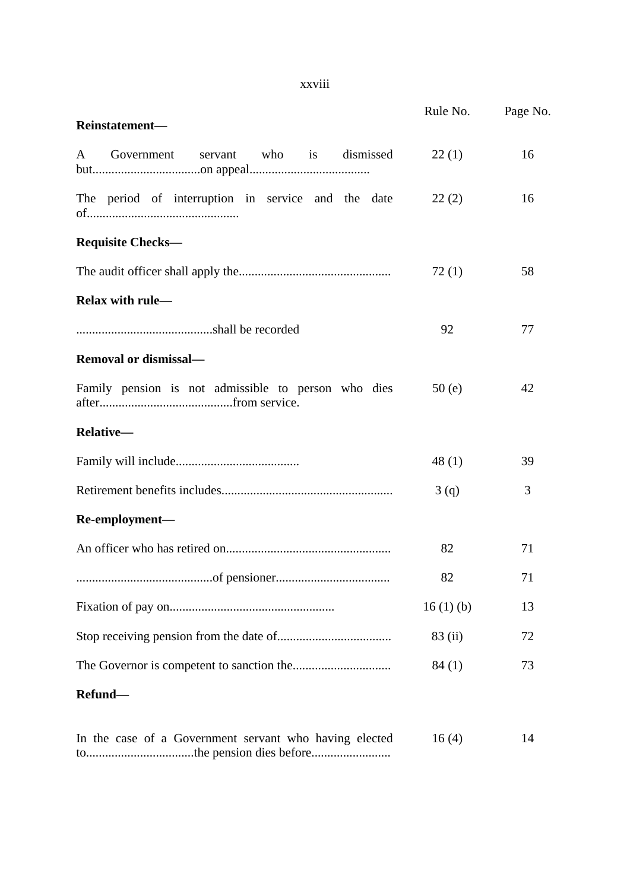| | Rule No. | Page No. |
|---|---|---|
| **Reinstatement—** | | |
| A Government servant who is dismissed but..................................on appeal...................................... | 22 (1) | 16 |
| The period of interruption in service and the date of................................................ | 22 (2) | 16 |
| **Requisite Checks—** | | |
| The audit officer shall apply the................................................ | 72 (1) | 58 |
| **Relax with rule—** | | |
| ...........................................shall be recorded | 92 | 77 |
| **Removal or dismissal—** | | |
| Family pension is not admissible to person who dies after..........................................from service. | 50 (e) | 42 |
| **Relative—** | | |
| Family will include....................................... | 48 (1) | 39 |
| Retirement benefits includes...................................................... | 3 (q) | 3 |
| **Re-employment—** | | |
| An officer who has retired on.................................................... | 82 | 71 |
| ...........................................of pensioner.................................... | 82 | 71 |
| Fixation of pay on.................................................... | 16 (1) (b) | 13 |
| Stop receiving pension from the date of.................................... | 83 (ii) | 72 |
| The Governor is competent to sanction the............................... | 84 (1) | 73 |
| **Refund—** | | |
| In the case of a Government servant who having elected to..................................the pension dies before......................... | 16 (4) | 14 |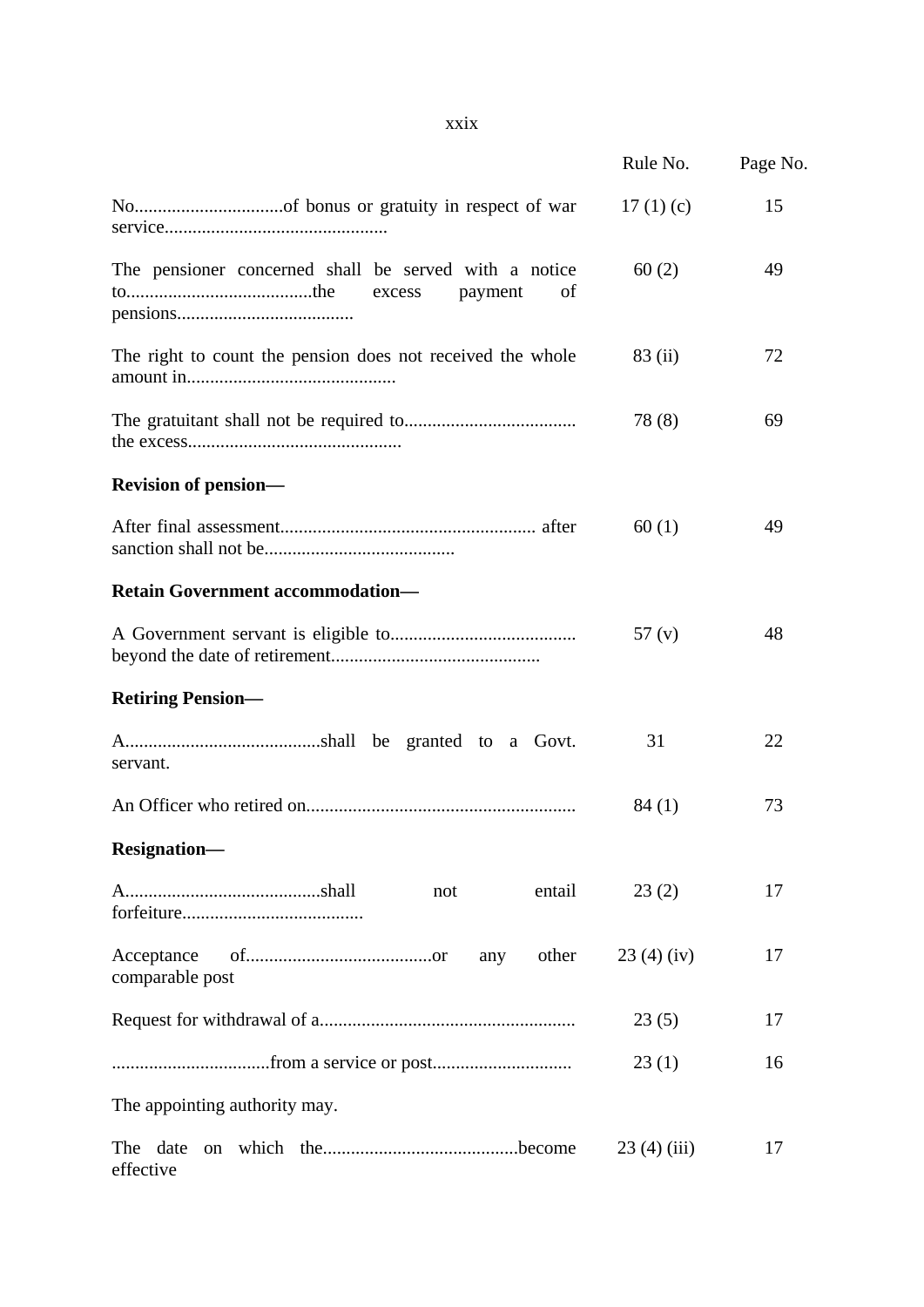| | Rule No. | Page No. |
|---|---|---|
| No................................of bonus or gratuity in respect of war service................................................ | 17 (1) (c) | 15 |
| The pensioner concerned shall be served with a notice to........................................the excess payment of pensions...................................... | 60 (2) | 49 |
| The right to count the pension does not received the whole amount in............................................ | 83 (ii) | 72 |
| The gratuitant shall not be required to.................................... the excess............................................. | 78 (8) | 69 |
| **Revision of pension—** | | |
| After final assessment...................................................... after sanction shall not be........................................ | 60 (1) | 49 |
| **Retain Government accommodation—** | | |
| A Government servant is eligible to........................................ beyond the date of retirement............................................ | 57 (v) | 48 |
| **Retiring Pension—** | | |
| A..........................................shall be granted to a Govt. servant. | 31 | 22 |
| An Officer who retired on......................................................... | 84 (1) | 73 |
| **Resignation—** | | |
| A..........................................shall not entail forfeiture...................................... | 23 (2) | 17 |
| Acceptance of........................................or any other comparable post | 23 (4) (iv) | 17 |
| Request for withdrawal of a...................................................... | 23 (5) | 17 |
| .................................from a service or post............................. | 23 (1) | 16 |
| The appointing authority may. | | |
| The date on which the.........................................become effective | 23 (4) (iii) | 17 |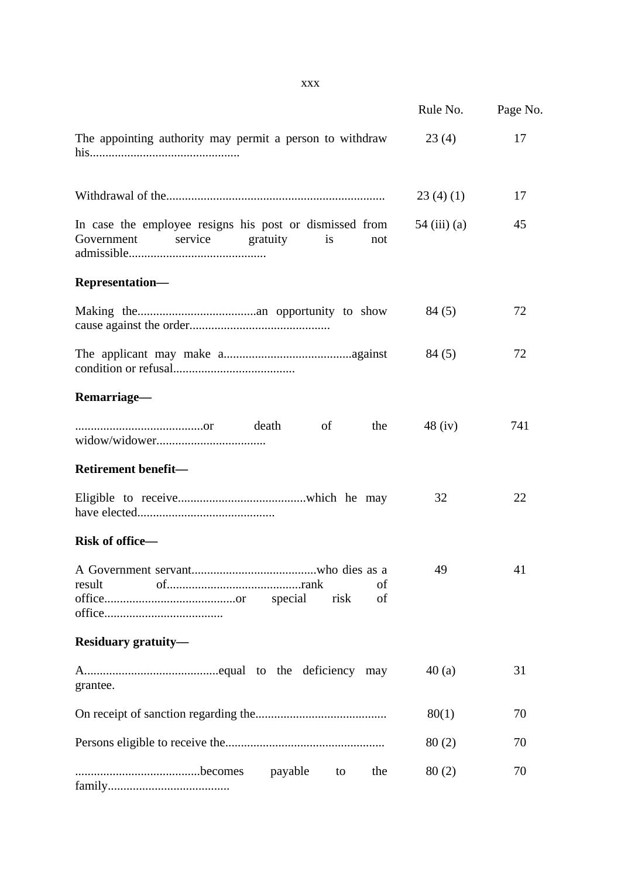| | Rule No. | Page No. |
|---|---|---|
| The appointing authority may permit a person to withdraw his............................................... | 23 (4) | 17 |
| Withdrawal of the..................................................................... | 23 (4) (1) | 17 |
| In case the employee resigns his post or dismissed from Government service gratuity is not admissible........................................... | 54 (iii) (a) | 45 |
| **Representation—** | | |
| Making the......................................an opportunity to show cause against the order............................................ | 84 (5) | 72 |
| The applicant may make a.........................................against condition or refusal...................................... | 84 (5) | 72 |
| **Remarriage—** | | |
| .........................................or death of the widow/widower.................................. | 48 (iv) | 741 |
| **Retirement benefit—** | | |
| Eligible to receive.........................................which he may have elected........................................... | 32 | 22 |
| **Risk of office—** | | |
| A Government servant........................................who dies as a result of..........................................rank of office..........................................or special risk of office...................................... | 49 | 41 |
| **Residuary gratuity—** | | |
| A..........................................equal to the deficiency may grantee. | 40 (a) | 31 |
| On receipt of sanction regarding the......................................... | 80(1) | 70 |
| Persons eligible to receive the.................................................. | 80 (2) | 70 |
| ........................................becomes payable to the family...................................... | 80 (2) | 70 |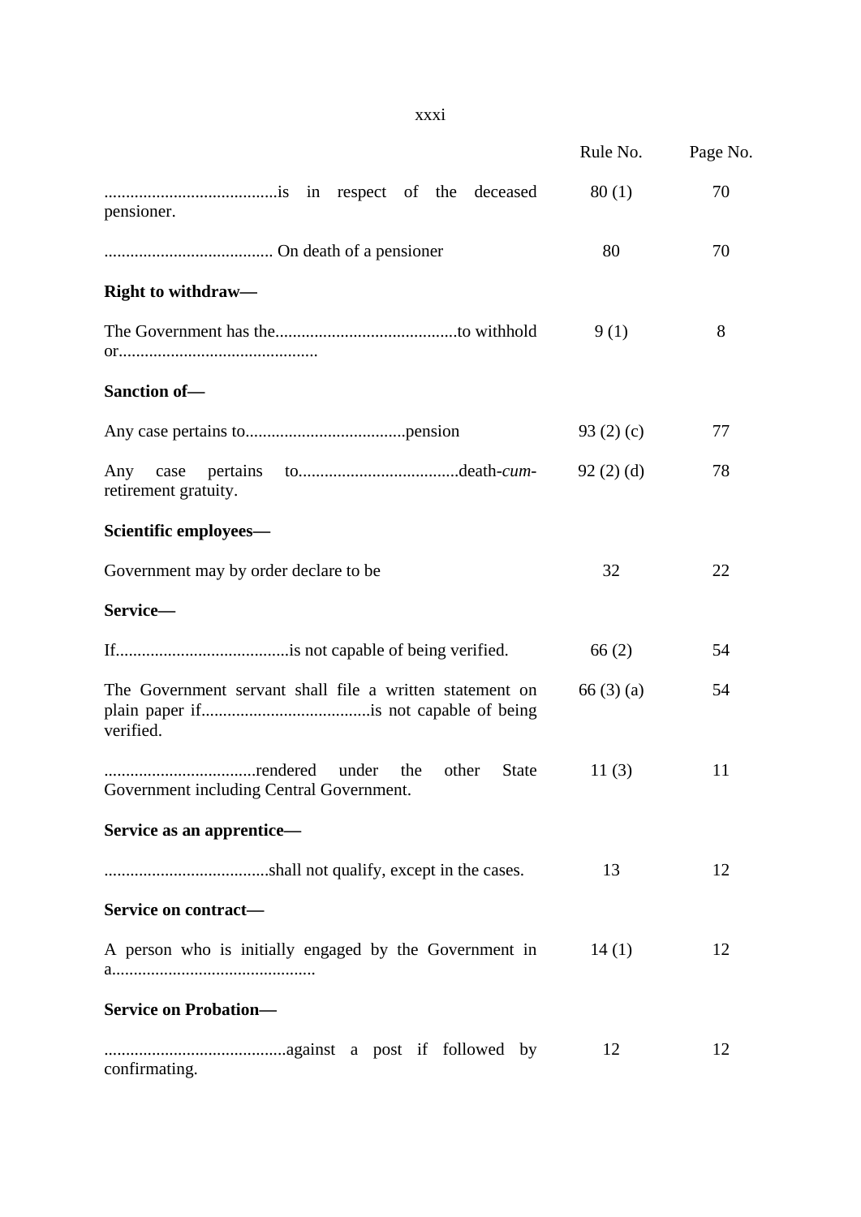| | Rule No. | Page No. |
|---|---|---|
| ........................................is in respect of the deceased pensioner. | 80 (1) | 70 |
| ....................................... On death of a pensioner | 80 | 70 |
| **Right to withdraw—** | | |
| The Government has the..........................................to withhold or............................................. | 9 (1) | 8 |
| **Sanction of—** | | |
| Any case pertains to.....................................pension | 93 (2) (c) | 77 |
| Any case pertains to.....................................death-*cum*-retirement gratuity. | 92 (2) (d) | 78 |
| **Scientific employees—** | | |
| Government may by order declare to be | 32 | 22 |
| **Service—** | | |
| If........................................is not capable of being verified. | 66 (2) | 54 |
| The Government servant shall file a written statement on plain paper if.......................................is not capable of being verified. | 66 (3) (a) | 54 |
| ...................................rendered under the other State Government including Central Government. | 11 (3) | 11 |
| **Service as an apprentice—** | | |
| ......................................shall not qualify, except in the cases. | 13 | 12 |
| **Service on contract—** | | |
| A person who is initially engaged by the Government in a.............................................. | 14 (1) | 12 |
| **Service on Probation—** | | |
| ..........................................against a post if followed by confirmating. | 12 | 12 |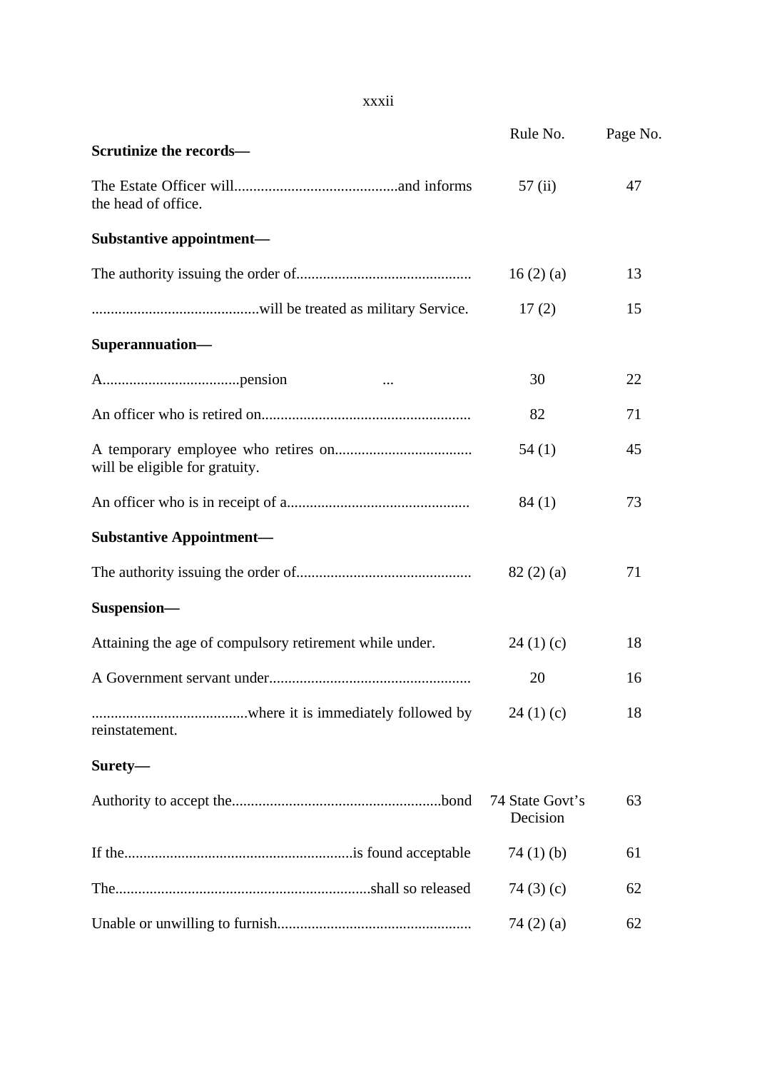| | Rule No. | Page No. |
|---|---|---|
| **Scrutinize the records—** | | |
| The Estate Officer will...........................................and informs the head of office. | 57 (ii) | 47 |
| **Substantive appointment—** | | |
| The authority issuing the order of............................................. | 16 (2) (a) | 13 |
| ............................................will be treated as military Service. | 17 (2) | 15 |
| **Superannuation—** | | |
| A....................................pension ... | 30 | 22 |
| An officer who is retired on....................................................... | 82 | 71 |
| A temporary employee who retires on.................................... will be eligible for gratuity. | 54 (1) | 45 |
| An officer who is in receipt of a................................................ | 84 (1) | 73 |
| **Substantive Appointment—** | | |
| The authority issuing the order of............................................. | 82 (2) (a) | 71 |
| **Suspension—** | | |
| Attaining the age of compulsory retirement while under. | 24 (1) (c) | 18 |
| A Government servant under..................................................... | 20 | 16 |
| .........................................where it is immediately followed by reinstatement. | 24 (1) (c) | 18 |
| **Surety—** | | |
| Authority to accept the.......................................................bond | 74 State Govt's Decision | 63 |
| If the............................................................is found acceptable | 74 (1) (b) | 61 |
| The...................................................................shall so released | 74 (3) (c) | 62 |
| Unable or unwilling to furnish................................................... | 74 (2) (a) | 62 |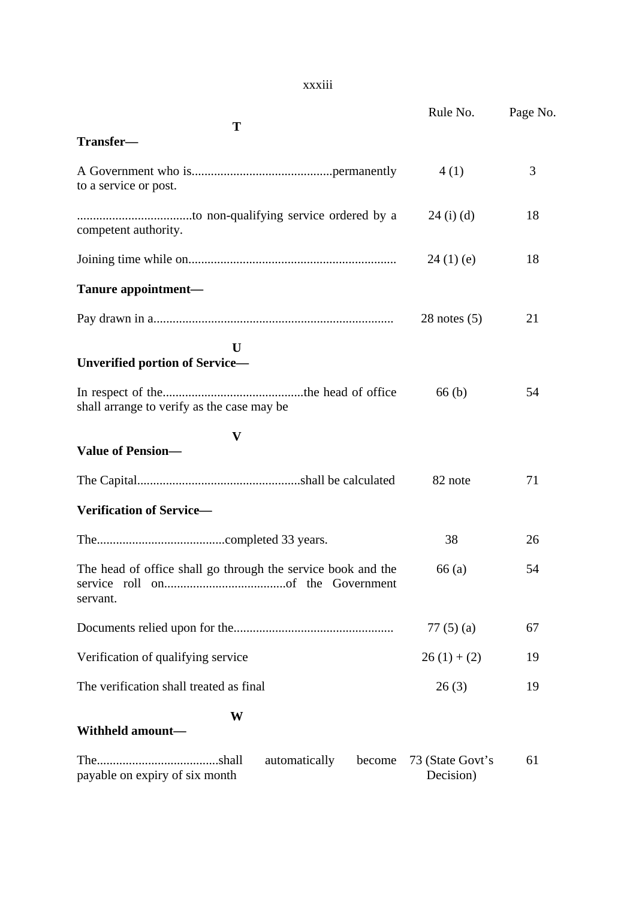| | Rule No. | Page No. |
|---|---|---|
| **T** | | |
| **Transfer—** | | |
| A Government who is............................................permanently to a service or post. | 4 (1) | 3 |
| ....................................to non-qualifying service ordered by a competent authority. | 24 (i) (d) | 18 |
| Joining time while on................................................................ | 24 (1) (e) | 18 |
| **Tanure appointment—** | | |
| Pay drawn in a........................................................................... | 28 notes (5) | 21 |
| **U** | | |
| **Unverified portion of Service—** | | |
| In respect of the............................................the head of office shall arrange to verify as the case may be | 66 (b) | 54 |
| **V** | | |
| **Value of Pension—** | | |
| The Capital...................................................shall be calculated | 82 note | 71 |
| **Verification of Service—** | | |
| The........................................completed 33 years. | 38 | 26 |
| The head of office shall go through the service book and the service roll on......................................of the Government servant. | 66 (a) | 54 |
| Documents relied upon for the................................................. | 77 (5) (a) | 67 |
| Verification of qualifying service | 26 (1) + (2) | 19 |
| The verification shall treated as final | 26 (3) | 19 |
| **W** | | |
| **Withheld amount—** | | |
| The......................................shall automatically become payable on expiry of six month | 73 (State Govt's Decision) | 61 |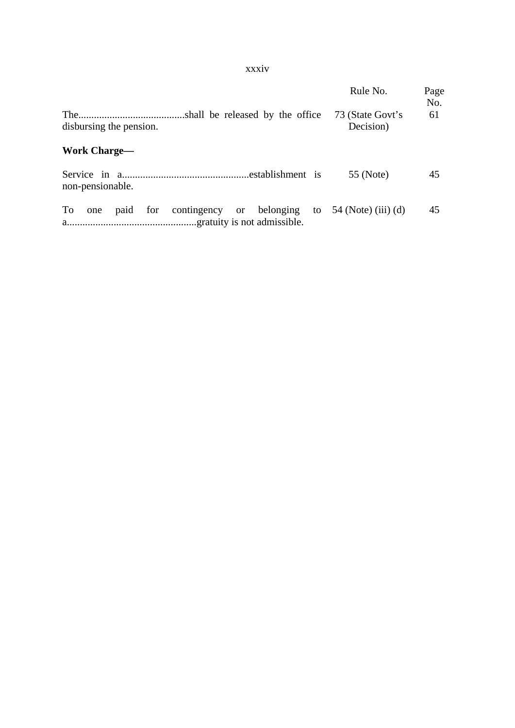| | Rule No. | Page No. |
|---|---|---|
| The.........................................shall be released by the office disbursing the pension. | 73 (State Govt's Decision) | 61 |
| **Work Charge—** | | |
| Service in a.................................................establishment is non-pensionable. | 55 (Note) | 45 |
| To one paid for contingency or belonging to a..................................................gratuity is not admissible. | 54 (Note) (iii) (d) | 45 |